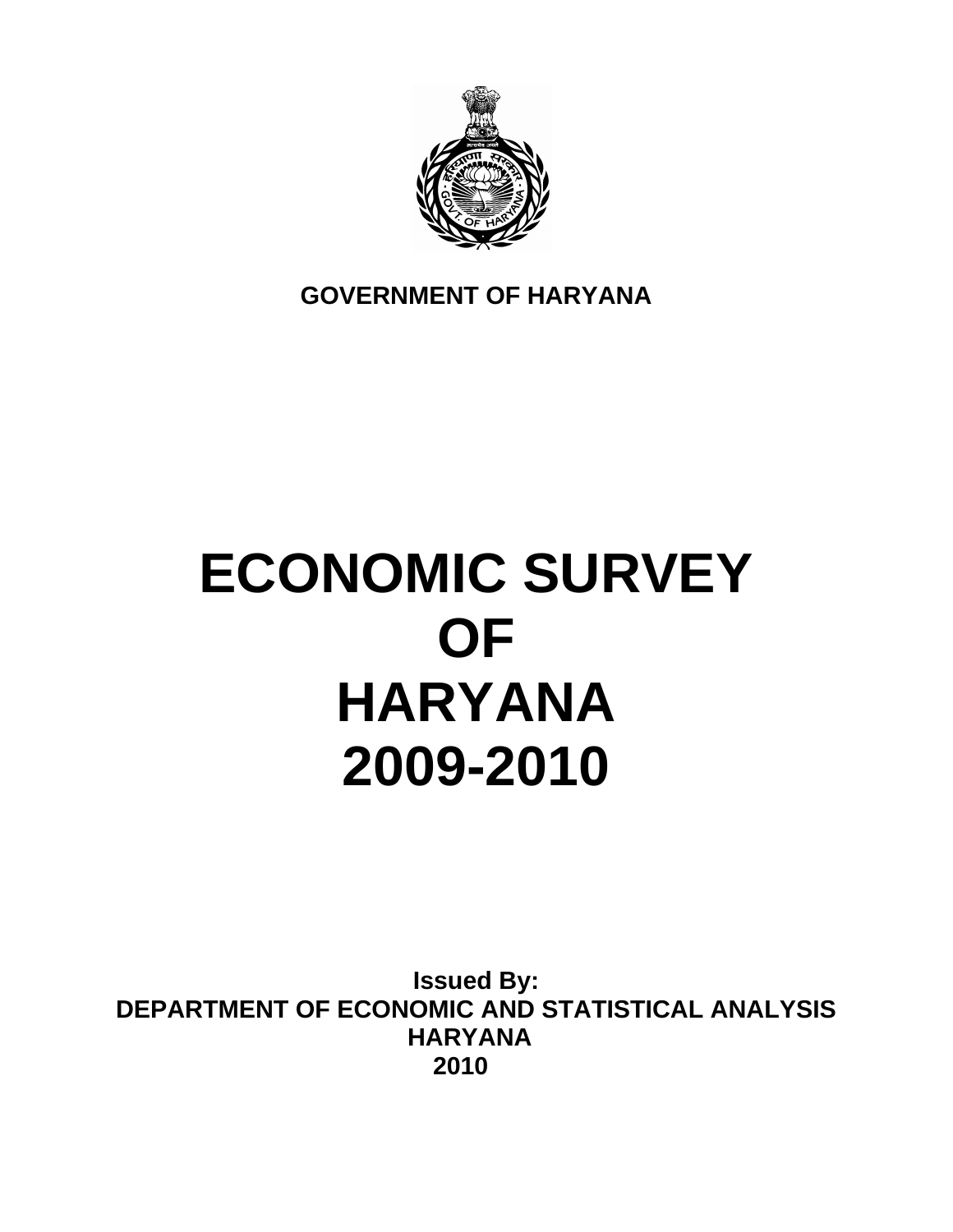**GOVERNMENT OF HARYANA**

# ECONOMIC SURVEY OF HARYANA 2009-2010

**Issued By:**
**DEPARTMENT OF ECONOMIC AND STATISTICAL ANALYSIS**
**HARYANA**
**2010**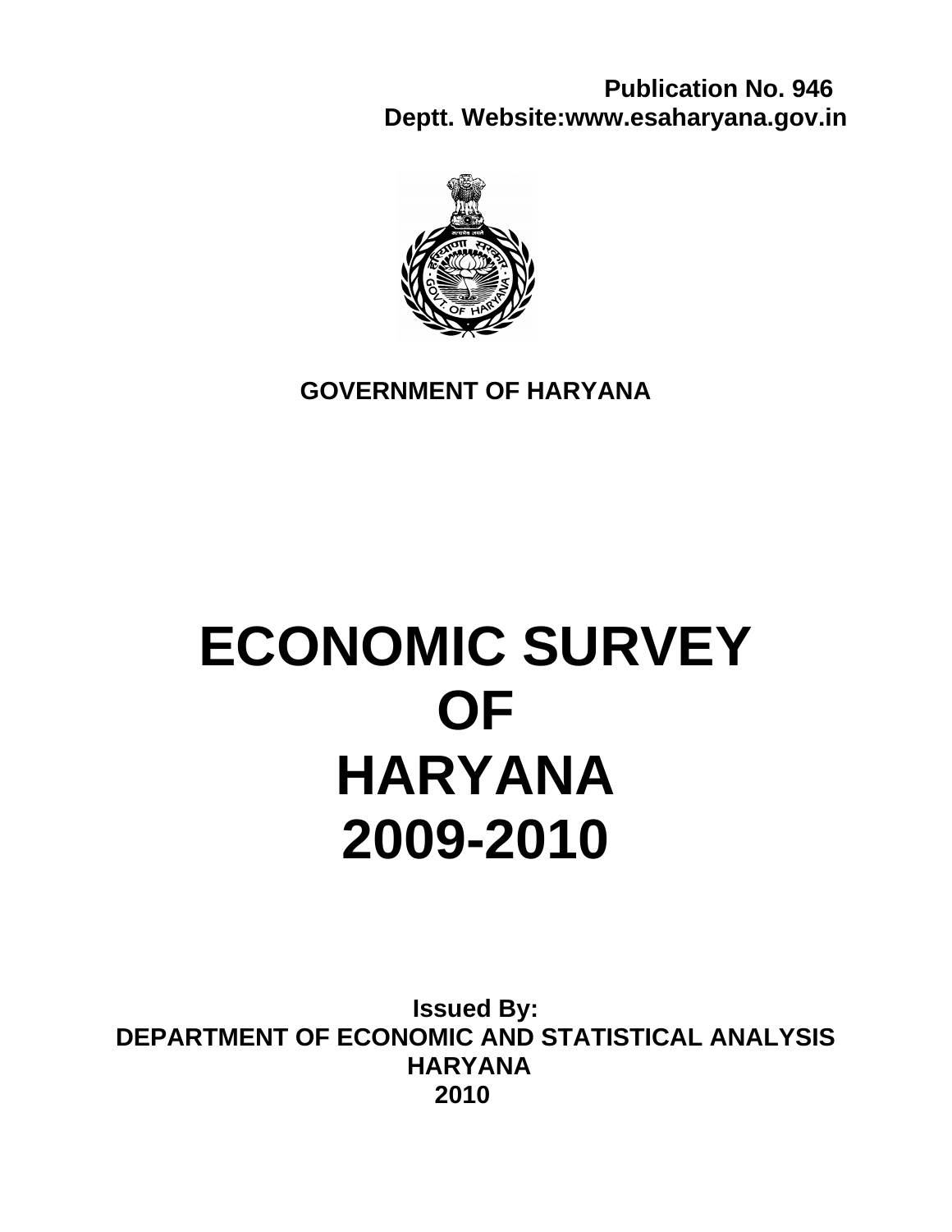**Publication No. 946**
**Deptt. Website:www.esaharyana.gov.in**

**GOVERNMENT OF HARYANA**

# ECONOMIC SURVEY OF HARYANA 2009-2010

**Issued By:**
**DEPARTMENT OF ECONOMIC AND STATISTICAL ANALYSIS**
**HARYANA**
**2010**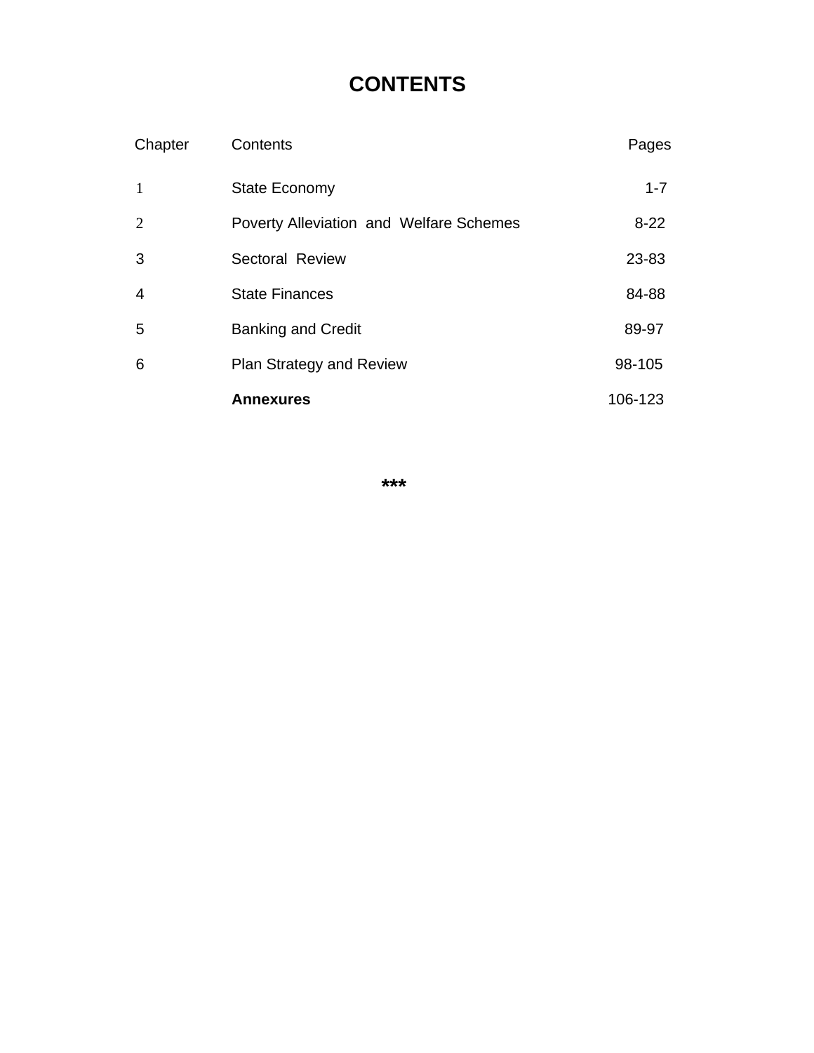# CONTENTS

| Chapter | Contents | Pages |
|---|---|---|
| 1 | State Economy | 1-7 |
| 2 | Poverty Alleviation and Welfare Schemes | 8-22 |
| 3 | Sectoral Review | 23-83 |
| 4 | State Finances | 84-88 |
| 5 | Banking and Credit | 89-97 |
| 6 | Plan Strategy and Review | 98-105 |
| | **Annexures** | 106-123 |

***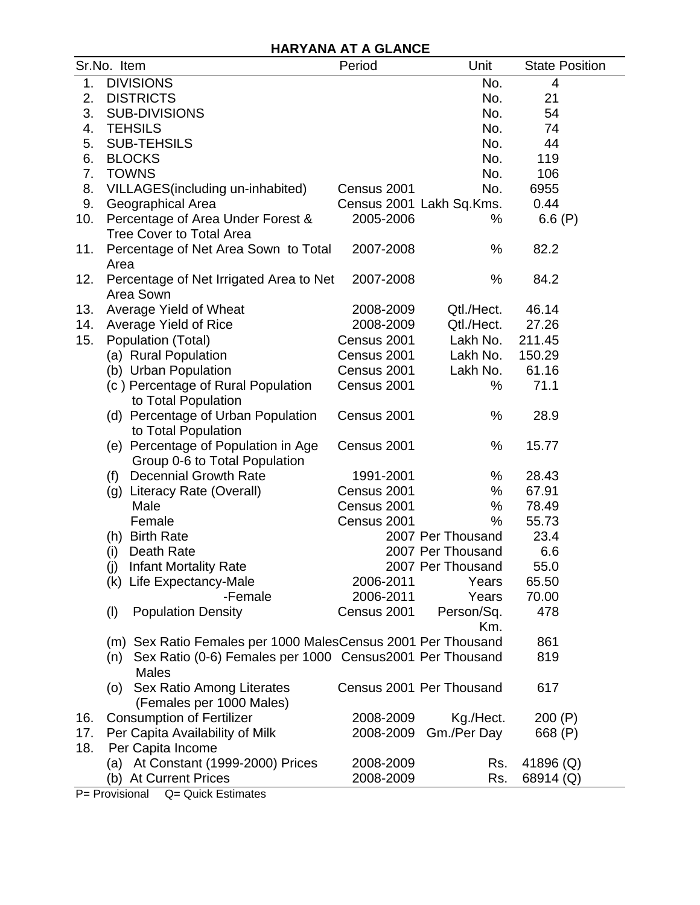# HARYANA AT A GLANCE

| Sr.No. | Item | Period | Unit | State Position |
|---|---|---|---|---|
| 1. | DIVISIONS | | No. | 4 |
| 2. | DISTRICTS | | No. | 21 |
| 3. | SUB-DIVISIONS | | No. | 54 |
| 4. | TEHSILS | | No. | 74 |
| 5. | SUB-TEHSILS | | No. | 44 |
| 6. | BLOCKS | | No. | 119 |
| 7. | TOWNS | | No. | 106 |
| 8. | VILLAGES(including un-inhabited) | Census 2001 | No. | 6955 |
| 9. | Geographical Area | Census 2001 | Lakh Sq.Kms. | 0.44 |
| 10. | Percentage of Area Under Forest & Tree Cover to Total Area | 2005-2006 | % | 6.6 (P) |
| 11. | Percentage of Net Area Sown to Total Area | 2007-2008 | % | 82.2 |
| 12. | Percentage of Net Irrigated Area to Net Area Sown | 2007-2008 | % | 84.2 |
| 13. | Average Yield of Wheat | 2008-2009 | Qtl./Hect. | 46.14 |
| 14. | Average Yield of Rice | 2008-2009 | Qtl./Hect. | 27.26 |
| 15. | Population (Total) | Census 2001 | Lakh No. | 211.45 |
| | (a) Rural Population | Census 2001 | Lakh No. | 150.29 |
| | (b) Urban Population | Census 2001 | Lakh No. | 61.16 |
| | (c ) Percentage of Rural Population to Total Population | Census 2001 | % | 71.1 |
| | (d) Percentage of Urban Population to Total Population | Census 2001 | % | 28.9 |
| | (e) Percentage of Population in Age Group 0-6 to Total Population | Census 2001 | % | 15.77 |
| | (f) Decennial Growth Rate | 1991-2001 | % | 28.43 |
| | (g) Literacy Rate (Overall) | Census 2001 | % | 67.91 |
| | Male | Census 2001 | % | 78.49 |
| | Female | Census 2001 | % | 55.73 |
| | (h) Birth Rate | 2007 | Per Thousand | 23.4 |
| | (i) Death Rate | 2007 | Per Thousand | 6.6 |
| | (j) Infant Mortality Rate | 2007 | Per Thousand | 55.0 |
| | (k) Life Expectancy-Male | 2006-2011 | Years | 65.50 |
| | -Female | 2006-2011 | Years | 70.00 |
| | (l) Population Density | Census 2001 | Person/Sq. Km. | 478 |
| | (m) Sex Ratio Females per 1000 Males | Census 2001 | Per Thousand | 861 |
| | (n) Sex Ratio (0-6) Females per 1000 Males | Census2001 | Per Thousand | 819 |
| | (o) Sex Ratio Among Literates (Females per 1000 Males) | Census 2001 | Per Thousand | 617 |
| 16. | Consumption of Fertilizer | 2008-2009 | Kg./Hect. | 200 (P) |
| 17. | Per Capita Availability of Milk | 2008-2009 | Gm./Per Day | 668 (P) |
| 18. | Per Capita Income | | | |
| | (a) At Constant (1999-2000) Prices | 2008-2009 | Rs. | 41896 (Q) |
| | (b) At Current Prices | 2008-2009 | Rs. | 68914 (Q) |

P= Provisional Q= Quick Estimates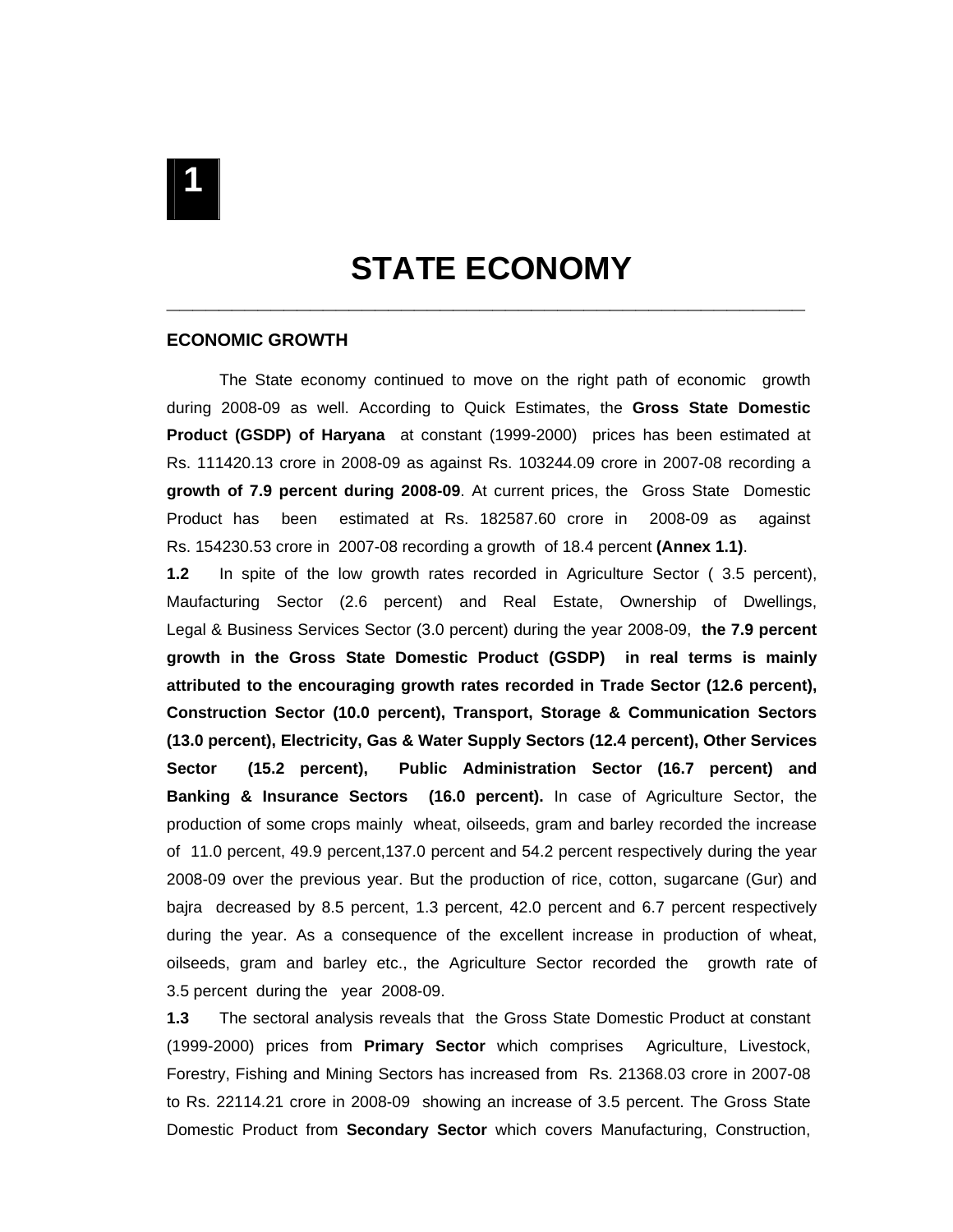# 1

# STATE ECONOMY

## ECONOMIC GROWTH

The State economy continued to move on the right path of economic growth during 2008-09 as well. According to Quick Estimates, the **Gross State Domestic Product (GSDP) of Haryana** at constant (1999-2000) prices has been estimated at Rs. 111420.13 crore in 2008-09 as against Rs. 103244.09 crore in 2007-08 recording a **growth of 7.9 percent during 2008-09**. At current prices, the Gross State Domestic Product has been estimated at Rs. 182587.60 crore in 2008-09 as against Rs. 154230.53 crore in 2007-08 recording a growth of 18.4 percent **(Annex 1.1)**.

**1.2** In spite of the low growth rates recorded in Agriculture Sector ( 3.5 percent), Maufacturing Sector (2.6 percent) and Real Estate, Ownership of Dwellings, Legal & Business Services Sector (3.0 percent) during the year 2008-09, **the 7.9 percent growth in the Gross State Domestic Product (GSDP) in real terms is mainly attributed to the encouraging growth rates recorded in Trade Sector (12.6 percent), Construction Sector (10.0 percent), Transport, Storage & Communication Sectors (13.0 percent), Electricity, Gas & Water Supply Sectors (12.4 percent), Other Services Sector (15.2 percent), Public Administration Sector (16.7 percent) and Banking & Insurance Sectors (16.0 percent).** In case of Agriculture Sector, the production of some crops mainly wheat, oilseeds, gram and barley recorded the increase of 11.0 percent, 49.9 percent,137.0 percent and 54.2 percent respectively during the year 2008-09 over the previous year. But the production of rice, cotton, sugarcane (Gur) and bajra decreased by 8.5 percent, 1.3 percent, 42.0 percent and 6.7 percent respectively during the year. As a consequence of the excellent increase in production of wheat, oilseeds, gram and barley etc., the Agriculture Sector recorded the growth rate of 3.5 percent during the year 2008-09.

**1.3** The sectoral analysis reveals that the Gross State Domestic Product at constant (1999-2000) prices from **Primary Sector** which comprises Agriculture, Livestock, Forestry, Fishing and Mining Sectors has increased from Rs. 21368.03 crore in 2007-08 to Rs. 22114.21 crore in 2008-09 showing an increase of 3.5 percent. The Gross State Domestic Product from **Secondary Sector** which covers Manufacturing, Construction,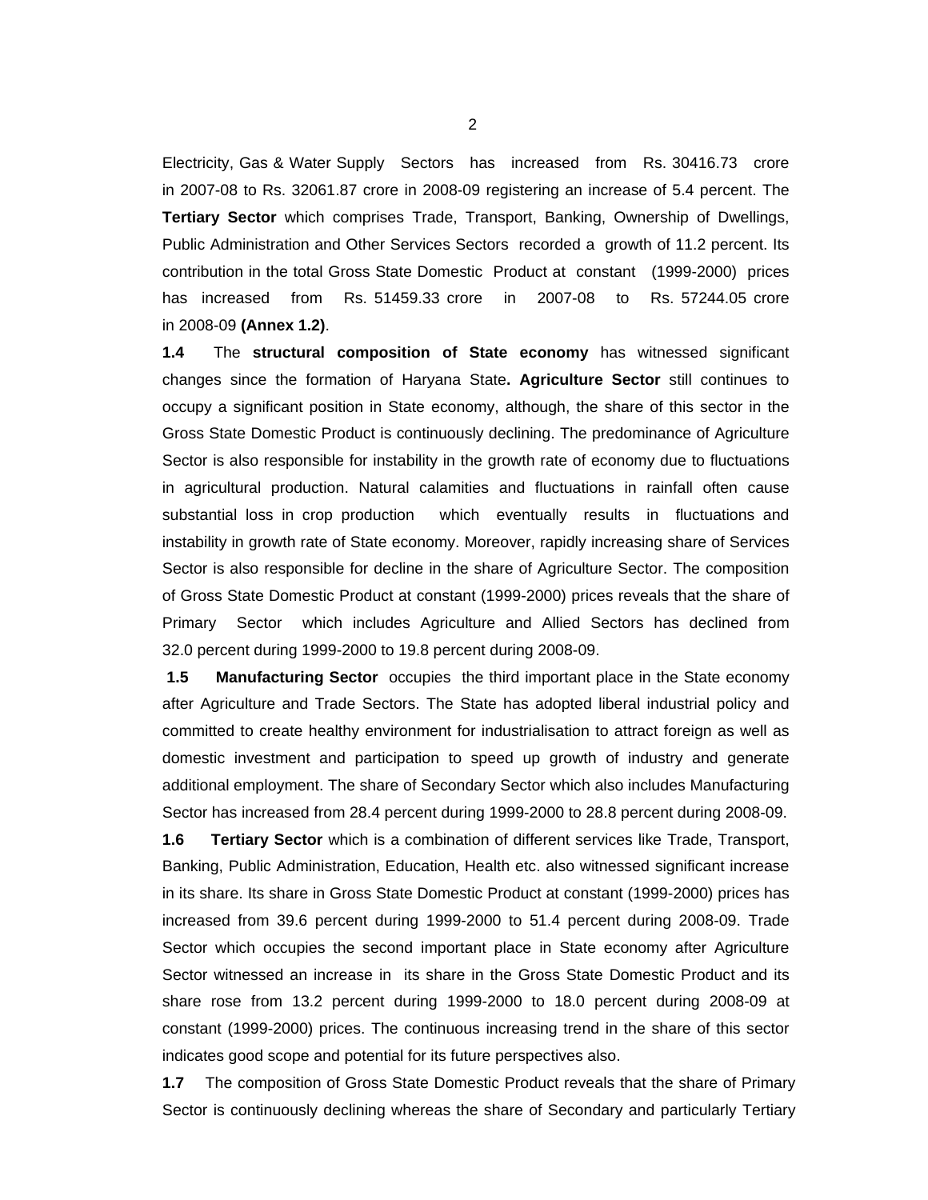Electricity, Gas & Water Supply Sectors has increased from Rs. 30416.73 crore in 2007-08 to Rs. 32061.87 crore in 2008-09 registering an increase of 5.4 percent. The **Tertiary Sector** which comprises Trade, Transport, Banking, Ownership of Dwellings, Public Administration and Other Services Sectors recorded a growth of 11.2 percent. Its contribution in the total Gross State Domestic Product at constant (1999-2000) prices has increased from Rs. 51459.33 crore in 2007-08 to Rs. 57244.05 crore in 2008-09 **(Annex 1.2)**.

**1.4** The **structural composition of State economy** has witnessed significant changes since the formation of Haryana State**. Agriculture Sector** still continues to occupy a significant position in State economy, although, the share of this sector in the Gross State Domestic Product is continuously declining. The predominance of Agriculture Sector is also responsible for instability in the growth rate of economy due to fluctuations in agricultural production. Natural calamities and fluctuations in rainfall often cause substantial loss in crop production which eventually results in fluctuations and instability in growth rate of State economy. Moreover, rapidly increasing share of Services Sector is also responsible for decline in the share of Agriculture Sector. The composition of Gross State Domestic Product at constant (1999-2000) prices reveals that the share of Primary Sector which includes Agriculture and Allied Sectors has declined from 32.0 percent during 1999-2000 to 19.8 percent during 2008-09.

**1.5** **Manufacturing Sector** occupies the third important place in the State economy after Agriculture and Trade Sectors. The State has adopted liberal industrial policy and committed to create healthy environment for industrialisation to attract foreign as well as domestic investment and participation to speed up growth of industry and generate additional employment. The share of Secondary Sector which also includes Manufacturing Sector has increased from 28.4 percent during 1999-2000 to 28.8 percent during 2008-09.

**1.6** **Tertiary Sector** which is a combination of different services like Trade, Transport, Banking, Public Administration, Education, Health etc. also witnessed significant increase in its share. Its share in Gross State Domestic Product at constant (1999-2000) prices has increased from 39.6 percent during 1999-2000 to 51.4 percent during 2008-09. Trade Sector which occupies the second important place in State economy after Agriculture Sector witnessed an increase in its share in the Gross State Domestic Product and its share rose from 13.2 percent during 1999-2000 to 18.0 percent during 2008-09 at constant (1999-2000) prices. The continuous increasing trend in the share of this sector indicates good scope and potential for its future perspectives also.

**1.7** The composition of Gross State Domestic Product reveals that the share of Primary Sector is continuously declining whereas the share of Secondary and particularly Tertiary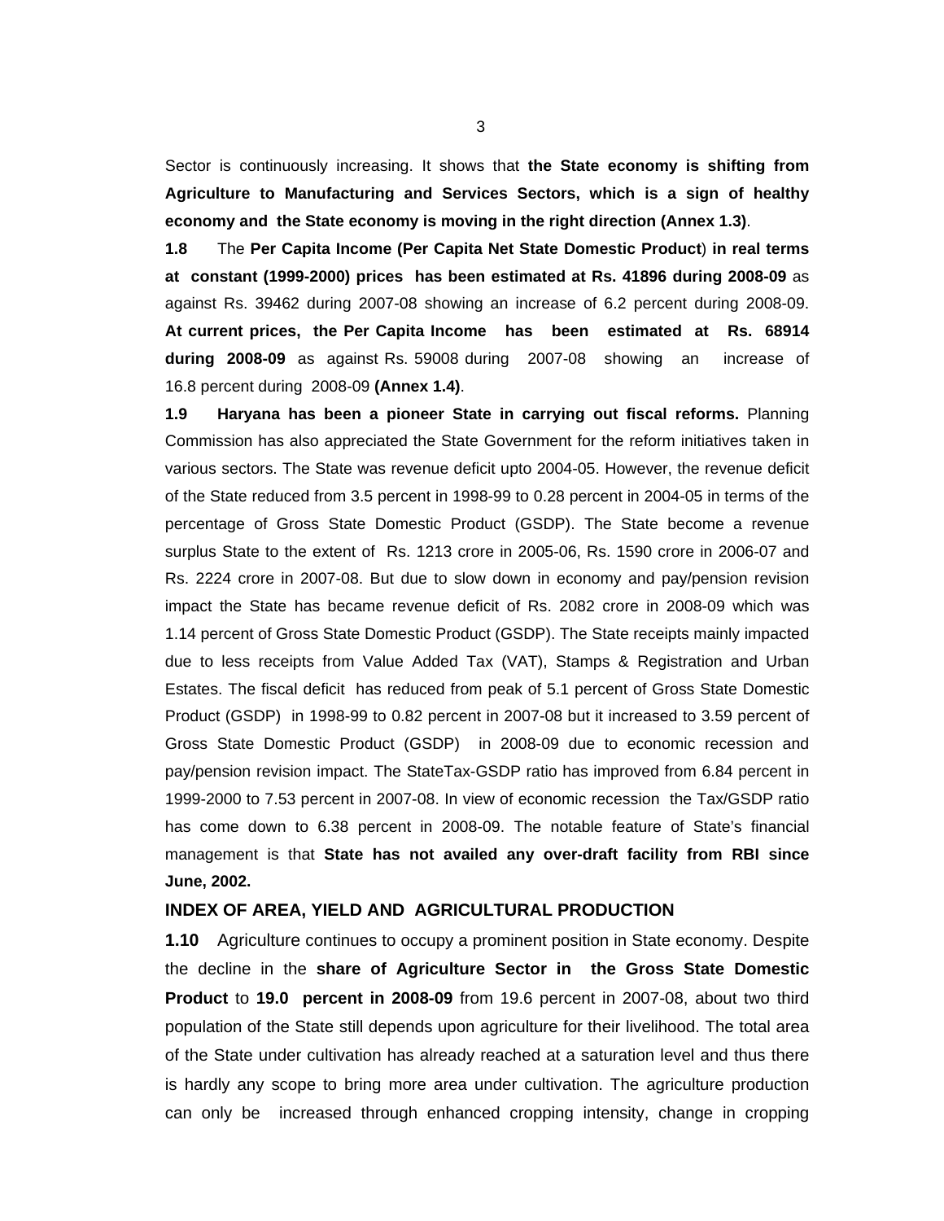Sector is continuously increasing. It shows that **the State economy is shifting from Agriculture to Manufacturing and Services Sectors, which is a sign of healthy economy and the State economy is moving in the right direction (Annex 1.3)**.

**1.8** The **Per Capita Income (Per Capita Net State Domestic Product**) **in real terms at constant (1999-2000) prices has been estimated at Rs. 41896 during 2008-09** as against Rs. 39462 during 2007-08 showing an increase of 6.2 percent during 2008-09. **At current prices, the Per Capita Income has been estimated at Rs. 68914 during 2008-09** as against Rs. 59008 during 2007-08 showing an increase of 16.8 percent during 2008-09 **(Annex 1.4)**.

**1.9 Haryana has been a pioneer State in carrying out fiscal reforms.** Planning Commission has also appreciated the State Government for the reform initiatives taken in various sectors. The State was revenue deficit upto 2004-05. However, the revenue deficit of the State reduced from 3.5 percent in 1998-99 to 0.28 percent in 2004-05 in terms of the percentage of Gross State Domestic Product (GSDP). The State become a revenue surplus State to the extent of Rs. 1213 crore in 2005-06, Rs. 1590 crore in 2006-07 and Rs. 2224 crore in 2007-08. But due to slow down in economy and pay/pension revision impact the State has became revenue deficit of Rs. 2082 crore in 2008-09 which was 1.14 percent of Gross State Domestic Product (GSDP). The State receipts mainly impacted due to less receipts from Value Added Tax (VAT), Stamps & Registration and Urban Estates. The fiscal deficit has reduced from peak of 5.1 percent of Gross State Domestic Product (GSDP) in 1998-99 to 0.82 percent in 2007-08 but it increased to 3.59 percent of Gross State Domestic Product (GSDP) in 2008-09 due to economic recession and pay/pension revision impact. The StateTax-GSDP ratio has improved from 6.84 percent in 1999-2000 to 7.53 percent in 2007-08. In view of economic recession the Tax/GSDP ratio has come down to 6.38 percent in 2008-09. The notable feature of State's financial management is that **State has not availed any over-draft facility from RBI since June, 2002.**

## INDEX OF AREA, YIELD AND AGRICULTURAL PRODUCTION

**1.10** Agriculture continues to occupy a prominent position in State economy. Despite the decline in the **share of Agriculture Sector in the Gross State Domestic Product** to **19.0 percent in 2008-09** from 19.6 percent in 2007-08, about two third population of the State still depends upon agriculture for their livelihood. The total area of the State under cultivation has already reached at a saturation level and thus there is hardly any scope to bring more area under cultivation. The agriculture production can only be increased through enhanced cropping intensity, change in cropping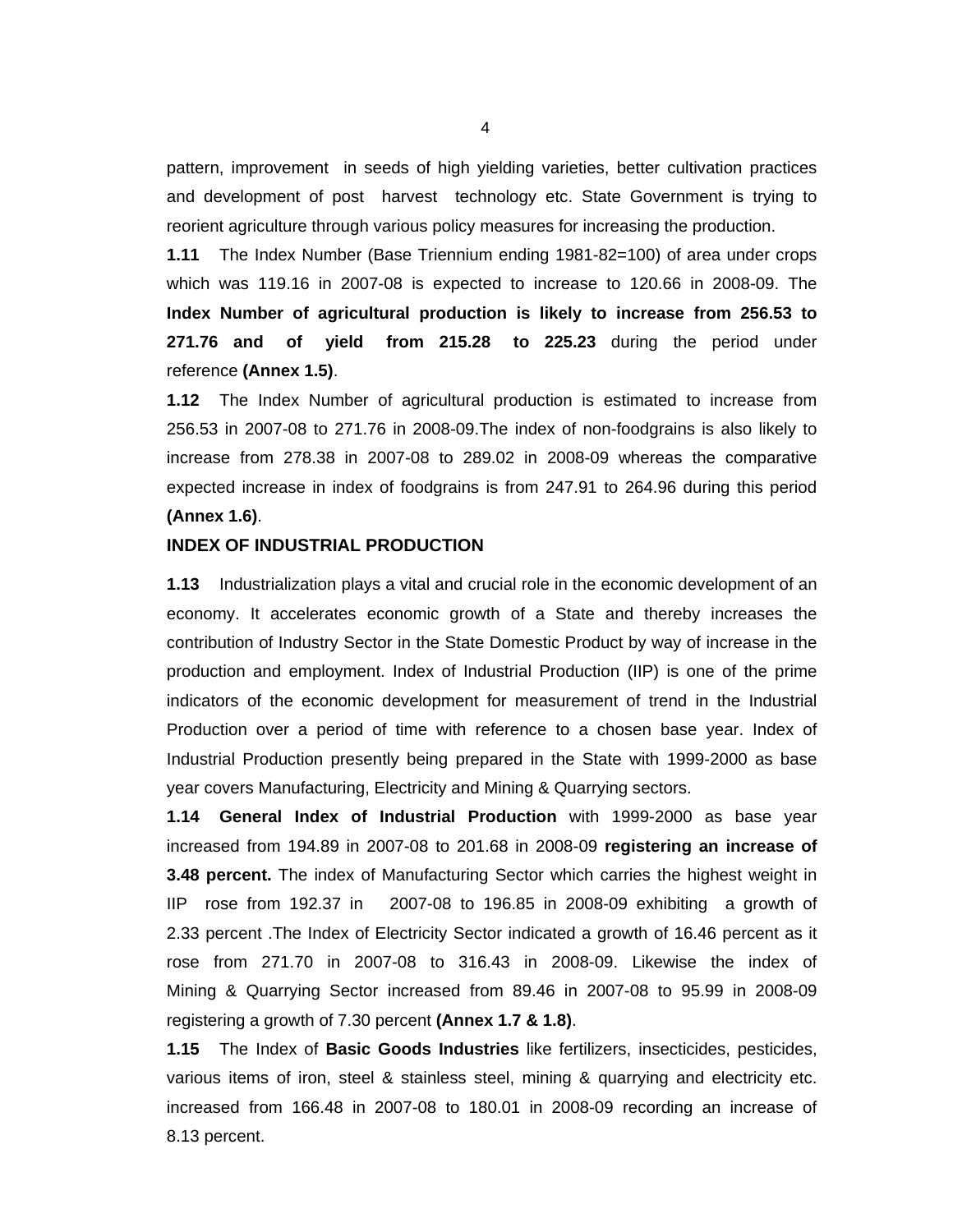pattern, improvement in seeds of high yielding varieties, better cultivation practices and development of post harvest technology etc. State Government is trying to reorient agriculture through various policy measures for increasing the production.

**1.11** The Index Number (Base Triennium ending 1981-82=100) of area under crops which was 119.16 in 2007-08 is expected to increase to 120.66 in 2008-09. The **Index Number of agricultural production is likely to increase from 256.53 to 271.76 and of yield from 215.28 to 225.23** during the period under reference **(Annex 1.5)**.

**1.12** The Index Number of agricultural production is estimated to increase from 256.53 in 2007-08 to 271.76 in 2008-09.The index of non-foodgrains is also likely to increase from 278.38 in 2007-08 to 289.02 in 2008-09 whereas the comparative expected increase in index of foodgrains is from 247.91 to 264.96 during this period **(Annex 1.6)**.

## INDEX OF INDUSTRIAL PRODUCTION

**1.13** Industrialization plays a vital and crucial role in the economic development of an economy. It accelerates economic growth of a State and thereby increases the contribution of Industry Sector in the State Domestic Product by way of increase in the production and employment. Index of Industrial Production (IIP) is one of the prime indicators of the economic development for measurement of trend in the Industrial Production over a period of time with reference to a chosen base year. Index of Industrial Production presently being prepared in the State with 1999-2000 as base year covers Manufacturing, Electricity and Mining & Quarrying sectors.

**1.14 General Index of Industrial Production** with 1999-2000 as base year increased from 194.89 in 2007-08 to 201.68 in 2008-09 **registering an increase of 3.48 percent.** The index of Manufacturing Sector which carries the highest weight in IIP rose from 192.37 in 2007-08 to 196.85 in 2008-09 exhibiting a growth of 2.33 percent .The Index of Electricity Sector indicated a growth of 16.46 percent as it rose from 271.70 in 2007-08 to 316.43 in 2008-09. Likewise the index of Mining & Quarrying Sector increased from 89.46 in 2007-08 to 95.99 in 2008-09 registering a growth of 7.30 percent **(Annex 1.7 & 1.8)**.

**1.15** The Index of **Basic Goods Industries** like fertilizers, insecticides, pesticides, various items of iron, steel & stainless steel, mining & quarrying and electricity etc. increased from 166.48 in 2007-08 to 180.01 in 2008-09 recording an increase of 8.13 percent.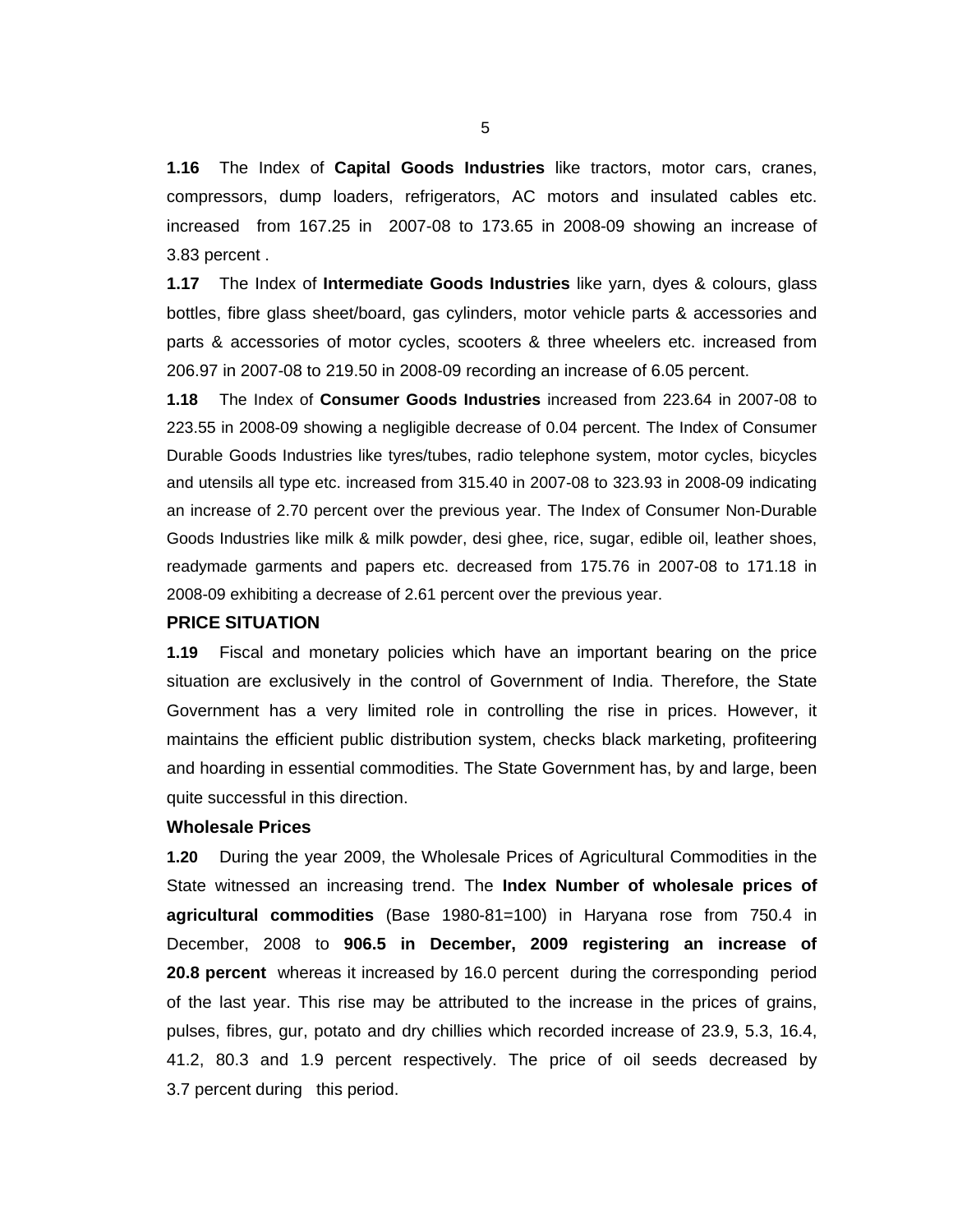**1.16** The Index of **Capital Goods Industries** like tractors, motor cars, cranes, compressors, dump loaders, refrigerators, AC motors and insulated cables etc. increased from 167.25 in 2007-08 to 173.65 in 2008-09 showing an increase of 3.83 percent .

**1.17** The Index of **Intermediate Goods Industries** like yarn, dyes & colours, glass bottles, fibre glass sheet/board, gas cylinders, motor vehicle parts & accessories and parts & accessories of motor cycles, scooters & three wheelers etc. increased from 206.97 in 2007-08 to 219.50 in 2008-09 recording an increase of 6.05 percent.

**1.18** The Index of **Consumer Goods Industries** increased from 223.64 in 2007-08 to 223.55 in 2008-09 showing a negligible decrease of 0.04 percent. The Index of Consumer Durable Goods Industries like tyres/tubes, radio telephone system, motor cycles, bicycles and utensils all type etc. increased from 315.40 in 2007-08 to 323.93 in 2008-09 indicating an increase of 2.70 percent over the previous year. The Index of Consumer Non-Durable Goods Industries like milk & milk powder, desi ghee, rice, sugar, edible oil, leather shoes, readymade garments and papers etc. decreased from 175.76 in 2007-08 to 171.18 in 2008-09 exhibiting a decrease of 2.61 percent over the previous year.

## PRICE SITUATION

**1.19** Fiscal and monetary policies which have an important bearing on the price situation are exclusively in the control of Government of India. Therefore, the State Government has a very limited role in controlling the rise in prices. However, it maintains the efficient public distribution system, checks black marketing, profiteering and hoarding in essential commodities. The State Government has, by and large, been quite successful in this direction.

### Wholesale Prices

**1.20** During the year 2009, the Wholesale Prices of Agricultural Commodities in the State witnessed an increasing trend. The **Index Number of wholesale prices of agricultural commodities** (Base 1980-81=100) in Haryana rose from 750.4 in December, 2008 to **906.5 in December, 2009 registering an increase of 20.8 percent** whereas it increased by 16.0 percent during the corresponding period of the last year. This rise may be attributed to the increase in the prices of grains, pulses, fibres, gur, potato and dry chillies which recorded increase of 23.9, 5.3, 16.4, 41.2, 80.3 and 1.9 percent respectively. The price of oil seeds decreased by 3.7 percent during this period.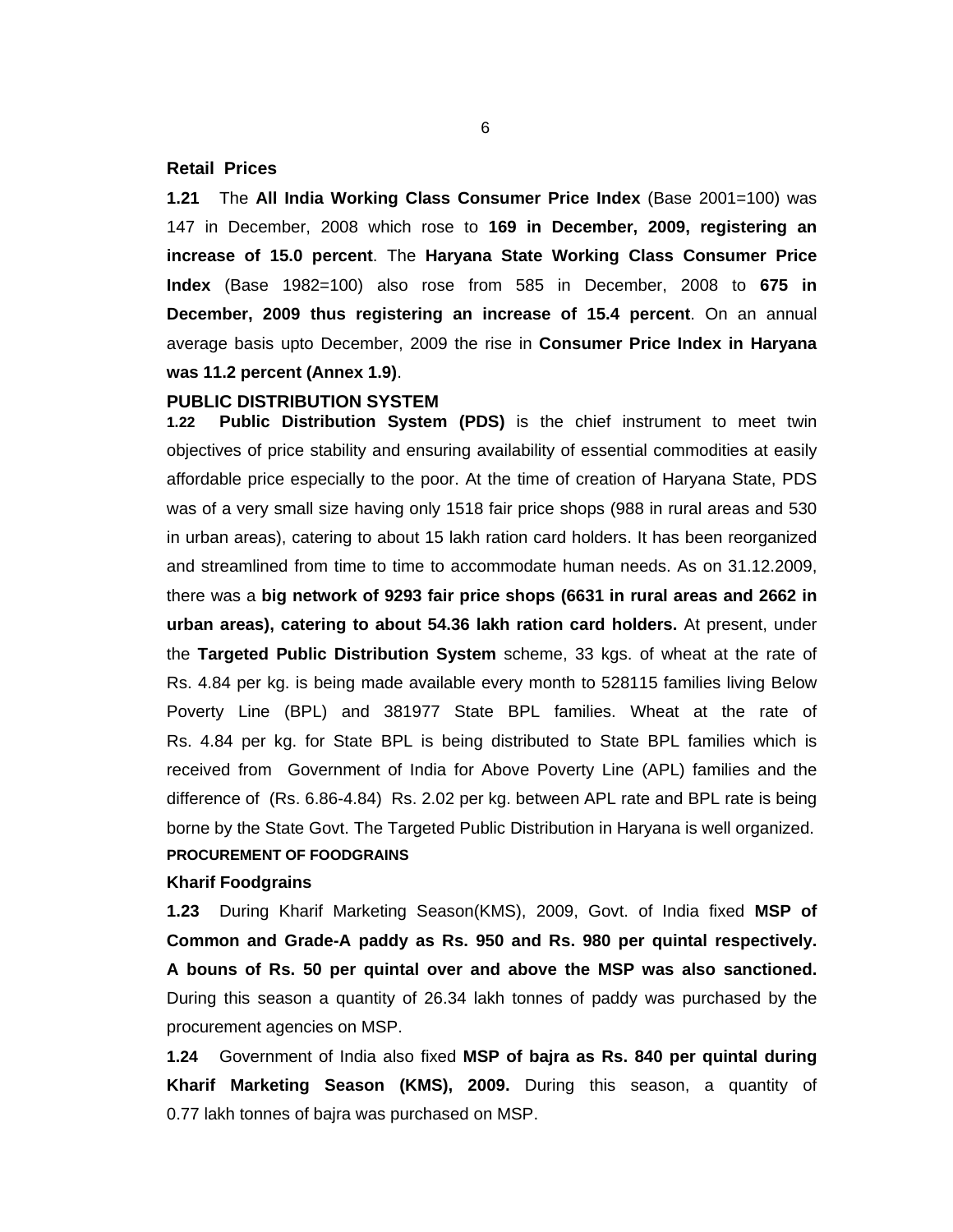## Retail Prices

**1.21** The **All India Working Class Consumer Price Index** (Base 2001=100) was 147 in December, 2008 which rose to **169 in December, 2009, registering an increase of 15.0 percent**. The **Haryana State Working Class Consumer Price Index** (Base 1982=100) also rose from 585 in December, 2008 to **675 in December, 2009 thus registering an increase of 15.4 percent**. On an annual average basis upto December, 2009 the rise in **Consumer Price Index in Haryana was 11.2 percent (Annex 1.9)**.

## PUBLIC DISTRIBUTION SYSTEM

**1.22** **Public Distribution System (PDS)** is the chief instrument to meet twin objectives of price stability and ensuring availability of essential commodities at easily affordable price especially to the poor. At the time of creation of Haryana State, PDS was of a very small size having only 1518 fair price shops (988 in rural areas and 530 in urban areas), catering to about 15 lakh ration card holders. It has been reorganized and streamlined from time to time to accommodate human needs. As on 31.12.2009, there was a **big network of 9293 fair price shops (6631 in rural areas and 2662 in urban areas), catering to about 54.36 lakh ration card holders.** At present, under the **Targeted Public Distribution System** scheme, 33 kgs. of wheat at the rate of Rs. 4.84 per kg. is being made available every month to 528115 families living Below Poverty Line (BPL) and 381977 State BPL families. Wheat at the rate of Rs. 4.84 per kg. for State BPL is being distributed to State BPL families which is received from Government of India for Above Poverty Line (APL) families and the difference of (Rs. 6.86-4.84) Rs. 2.02 per kg. between APL rate and BPL rate is being borne by the State Govt. The Targeted Public Distribution in Haryana is well organized.

## PROCUREMENT OF FOODGRAINS

### Kharif Foodgrains

**1.23** During Kharif Marketing Season(KMS), 2009, Govt. of India fixed **MSP of Common and Grade-A paddy as Rs. 950 and Rs. 980 per quintal respectively. A bouns of Rs. 50 per quintal over and above the MSP was also sanctioned.** During this season a quantity of 26.34 lakh tonnes of paddy was purchased by the procurement agencies on MSP.

**1.24** Government of India also fixed **MSP of bajra as Rs. 840 per quintal during Kharif Marketing Season (KMS), 2009.** During this season, a quantity of 0.77 lakh tonnes of bajra was purchased on MSP.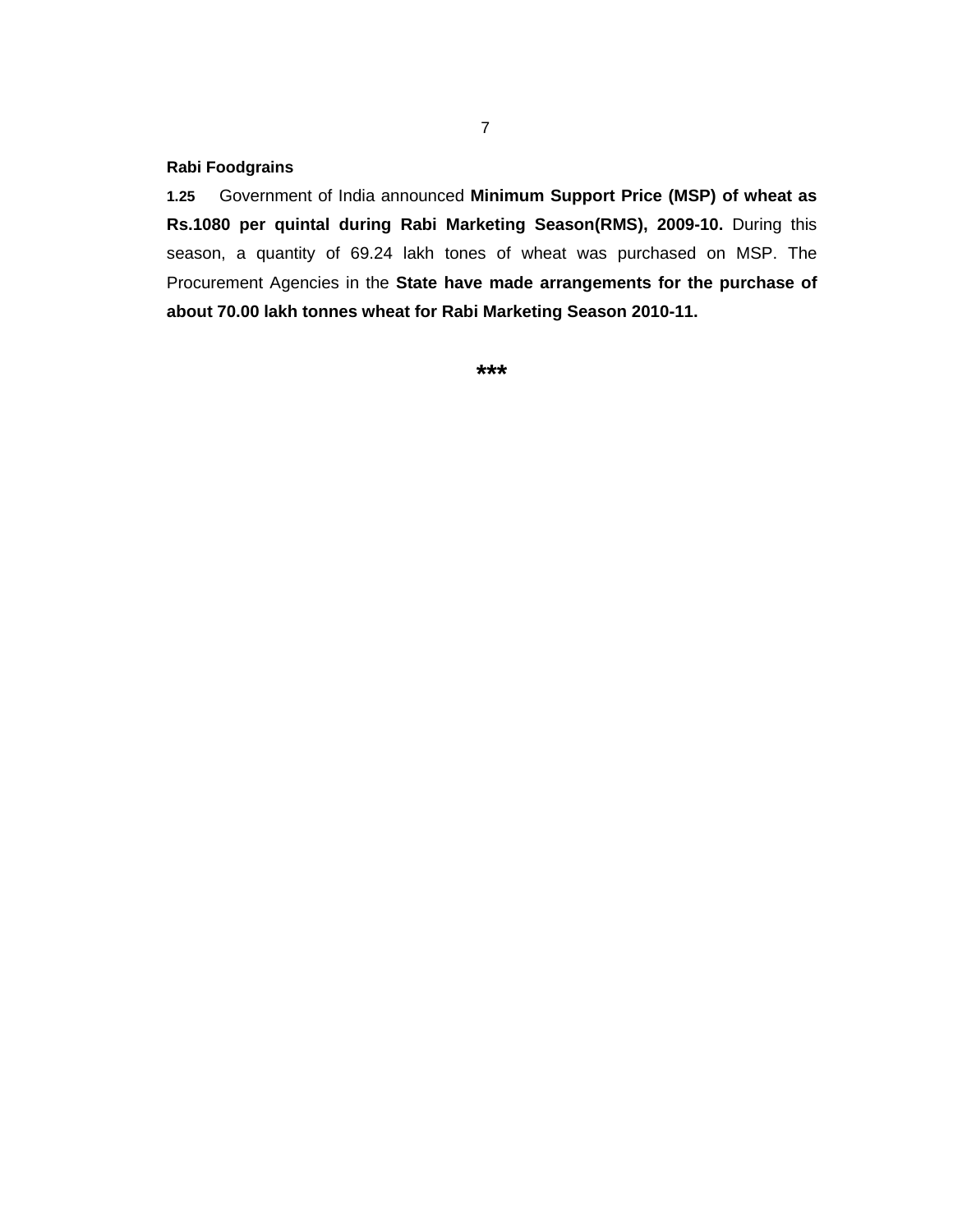**Rabi Foodgrains**

**1.25** Government of India announced **Minimum Support Price (MSP) of wheat as Rs.1080 per quintal during Rabi Marketing Season(RMS), 2009-10.** During this season, a quantity of 69.24 lakh tones of wheat was purchased on MSP. The Procurement Agencies in the **State have made arrangements for the purchase of about 70.00 lakh tonnes wheat for Rabi Marketing Season 2010-11.**

***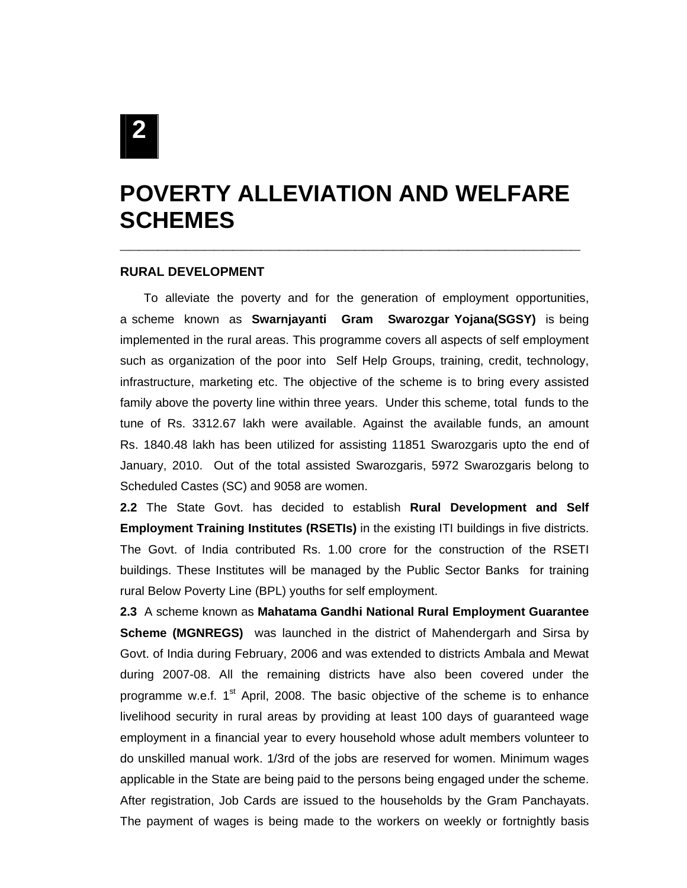# 2

# POVERTY ALLEVIATION AND WELFARE SCHEMES

## RURAL DEVELOPMENT

To alleviate the poverty and for the generation of employment opportunities, a scheme known as **Swarnjayanti Gram Swarozgar Yojana(SGSY)** is being implemented in the rural areas. This programme covers all aspects of self employment such as organization of the poor into Self Help Groups, training, credit, technology, infrastructure, marketing etc. The objective of the scheme is to bring every assisted family above the poverty line within three years. Under this scheme, total funds to the tune of Rs. 3312.67 lakh were available. Against the available funds, an amount Rs. 1840.48 lakh has been utilized for assisting 11851 Swarozgaris upto the end of January, 2010. Out of the total assisted Swarozgaris, 5972 Swarozgaris belong to Scheduled Castes (SC) and 9058 are women.

**2.2** The State Govt. has decided to establish **Rural Development and Self Employment Training Institutes (RSETIs)** in the existing ITI buildings in five districts. The Govt. of India contributed Rs. 1.00 crore for the construction of the RSETI buildings. These Institutes will be managed by the Public Sector Banks for training rural Below Poverty Line (BPL) youths for self employment.

**2.3** A scheme known as **Mahatama Gandhi National Rural Employment Guarantee Scheme (MGNREGS)** was launched in the district of Mahendergarh and Sirsa by Govt. of India during February, 2006 and was extended to districts Ambala and Mewat during 2007-08. All the remaining districts have also been covered under the programme w.e.f. 1st April, 2008. The basic objective of the scheme is to enhance livelihood security in rural areas by providing at least 100 days of guaranteed wage employment in a financial year to every household whose adult members volunteer to do unskilled manual work. 1/3rd of the jobs are reserved for women. Minimum wages applicable in the State are being paid to the persons being engaged under the scheme. After registration, Job Cards are issued to the households by the Gram Panchayats. The payment of wages is being made to the workers on weekly or fortnightly basis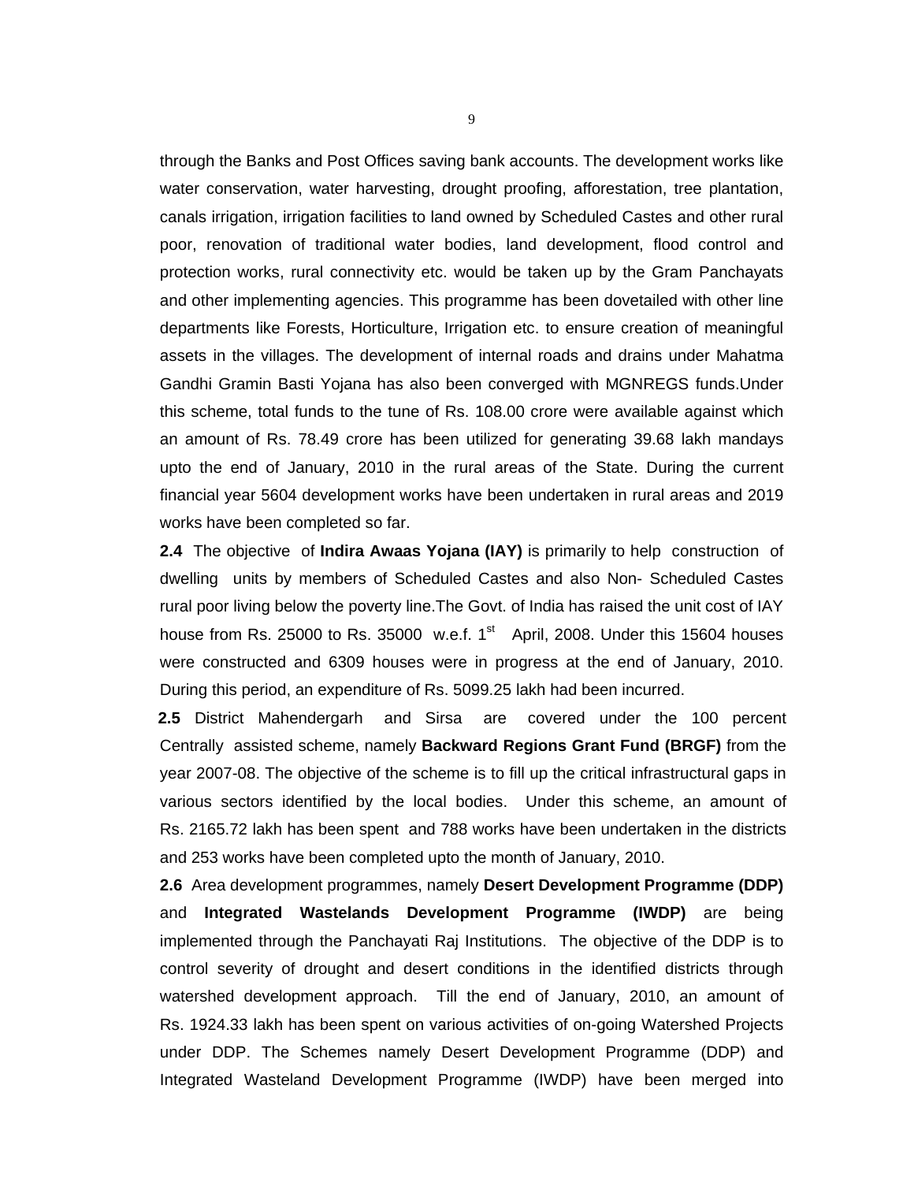through the Banks and Post Offices saving bank accounts. The development works like water conservation, water harvesting, drought proofing, afforestation, tree plantation, canals irrigation, irrigation facilities to land owned by Scheduled Castes and other rural poor, renovation of traditional water bodies, land development, flood control and protection works, rural connectivity etc. would be taken up by the Gram Panchayats and other implementing agencies. This programme has been dovetailed with other line departments like Forests, Horticulture, Irrigation etc. to ensure creation of meaningful assets in the villages. The development of internal roads and drains under Mahatma Gandhi Gramin Basti Yojana has also been converged with MGNREGS funds.Under this scheme, total funds to the tune of Rs. 108.00 crore were available against which an amount of Rs. 78.49 crore has been utilized for generating 39.68 lakh mandays upto the end of January, 2010 in the rural areas of the State. During the current financial year 5604 development works have been undertaken in rural areas and 2019 works have been completed so far.

**2.4** The objective of **Indira Awaas Yojana (IAY)** is primarily to help construction of dwelling units by members of Scheduled Castes and also Non- Scheduled Castes rural poor living below the poverty line.The Govt. of India has raised the unit cost of IAY house from Rs. 25000 to Rs. 35000 w.e.f. 1st April, 2008. Under this 15604 houses were constructed and 6309 houses were in progress at the end of January, 2010. During this period, an expenditure of Rs. 5099.25 lakh had been incurred.

**2.5** District Mahendergarh and Sirsa are covered under the 100 percent Centrally assisted scheme, namely **Backward Regions Grant Fund (BRGF)** from the year 2007-08. The objective of the scheme is to fill up the critical infrastructural gaps in various sectors identified by the local bodies. Under this scheme, an amount of Rs. 2165.72 lakh has been spent and 788 works have been undertaken in the districts and 253 works have been completed upto the month of January, 2010.

**2.6** Area development programmes, namely **Desert Development Programme (DDP)** and **Integrated Wastelands Development Programme (IWDP)** are being implemented through the Panchayati Raj Institutions. The objective of the DDP is to control severity of drought and desert conditions in the identified districts through watershed development approach. Till the end of January, 2010, an amount of Rs. 1924.33 lakh has been spent on various activities of on-going Watershed Projects under DDP. The Schemes namely Desert Development Programme (DDP) and Integrated Wasteland Development Programme (IWDP) have been merged into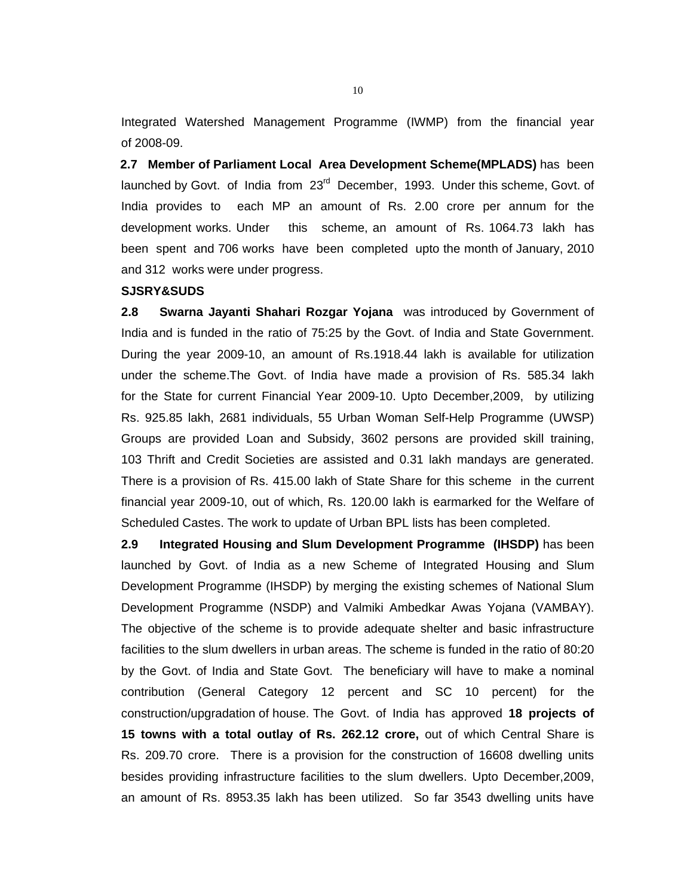Integrated Watershed Management Programme (IWMP) from the financial year of 2008-09.

**2.7 Member of Parliament Local Area Development Scheme(MPLADS)** has been launched by Govt. of India from 23rd December, 1993. Under this scheme, Govt. of India provides to each MP an amount of Rs. 2.00 crore per annum for the development works. Under this scheme, an amount of Rs. 1064.73 lakh has been spent and 706 works have been completed upto the month of January, 2010 and 312 works were under progress.

**SJSRY&SUDS**

**2.8 Swarna Jayanti Shahari Rozgar Yojana** was introduced by Government of India and is funded in the ratio of 75:25 by the Govt. of India and State Government. During the year 2009-10, an amount of Rs.1918.44 lakh is available for utilization under the scheme.The Govt. of India have made a provision of Rs. 585.34 lakh for the State for current Financial Year 2009-10. Upto December,2009, by utilizing Rs. 925.85 lakh, 2681 individuals, 55 Urban Woman Self-Help Programme (UWSP) Groups are provided Loan and Subsidy, 3602 persons are provided skill training, 103 Thrift and Credit Societies are assisted and 0.31 lakh mandays are generated. There is a provision of Rs. 415.00 lakh of State Share for this scheme in the current financial year 2009-10, out of which, Rs. 120.00 lakh is earmarked for the Welfare of Scheduled Castes. The work to update of Urban BPL lists has been completed.

**2.9 Integrated Housing and Slum Development Programme (IHSDP)** has been launched by Govt. of India as a new Scheme of Integrated Housing and Slum Development Programme (IHSDP) by merging the existing schemes of National Slum Development Programme (NSDP) and Valmiki Ambedkar Awas Yojana (VAMBAY). The objective of the scheme is to provide adequate shelter and basic infrastructure facilities to the slum dwellers in urban areas. The scheme is funded in the ratio of 80:20 by the Govt. of India and State Govt. The beneficiary will have to make a nominal contribution (General Category 12 percent and SC 10 percent) for the construction/upgradation of house. The Govt. of India has approved **18 projects of 15 towns with a total outlay of Rs. 262.12 crore,** out of which Central Share is Rs. 209.70 crore. There is a provision for the construction of 16608 dwelling units besides providing infrastructure facilities to the slum dwellers. Upto December,2009, an amount of Rs. 8953.35 lakh has been utilized. So far 3543 dwelling units have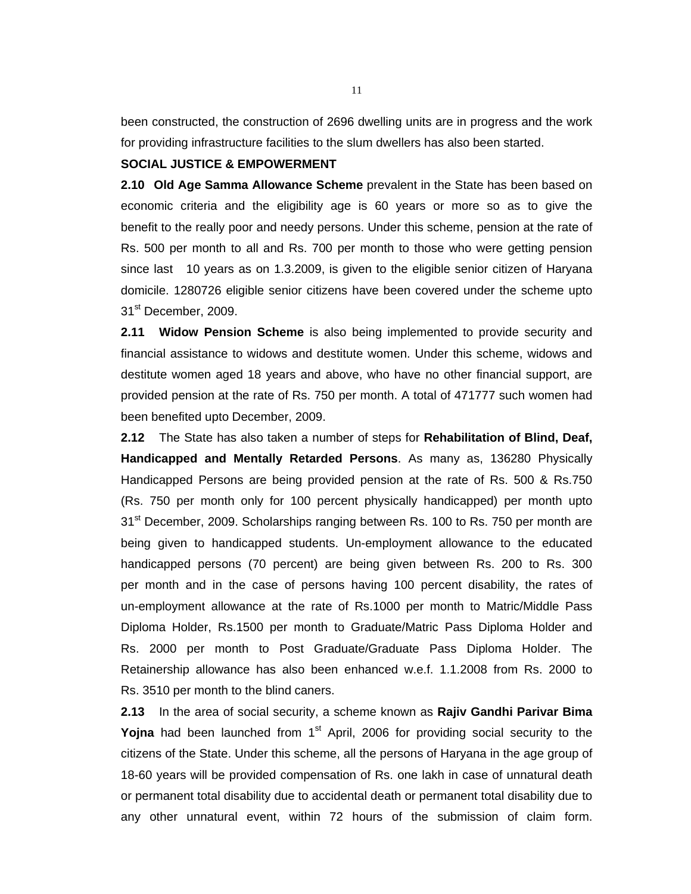been constructed, the construction of 2696 dwelling units are in progress and the work for providing infrastructure facilities to the slum dwellers has also been started.

**SOCIAL JUSTICE & EMPOWERMENT**

**2.10 Old Age Samma Allowance Scheme** prevalent in the State has been based on economic criteria and the eligibility age is 60 years or more so as to give the benefit to the really poor and needy persons. Under this scheme, pension at the rate of Rs. 500 per month to all and Rs. 700 per month to those who were getting pension since last 10 years as on 1.3.2009, is given to the eligible senior citizen of Haryana domicile. 1280726 eligible senior citizens have been covered under the scheme upto 31st December, 2009.

**2.11 Widow Pension Scheme** is also being implemented to provide security and financial assistance to widows and destitute women. Under this scheme, widows and destitute women aged 18 years and above, who have no other financial support, are provided pension at the rate of Rs. 750 per month. A total of 471777 such women had been benefited upto December, 2009.

**2.12** The State has also taken a number of steps for **Rehabilitation of Blind, Deaf, Handicapped and Mentally Retarded Persons**. As many as, 136280 Physically Handicapped Persons are being provided pension at the rate of Rs. 500 & Rs.750 (Rs. 750 per month only for 100 percent physically handicapped) per month upto 31st December, 2009. Scholarships ranging between Rs. 100 to Rs. 750 per month are being given to handicapped students. Un-employment allowance to the educated handicapped persons (70 percent) are being given between Rs. 200 to Rs. 300 per month and in the case of persons having 100 percent disability, the rates of un-employment allowance at the rate of Rs.1000 per month to Matric/Middle Pass Diploma Holder, Rs.1500 per month to Graduate/Matric Pass Diploma Holder and Rs. 2000 per month to Post Graduate/Graduate Pass Diploma Holder. The Retainership allowance has also been enhanced w.e.f. 1.1.2008 from Rs. 2000 to Rs. 3510 per month to the blind caners.

**2.13** In the area of social security, a scheme known as **Rajiv Gandhi Parivar Bima Yojna** had been launched from 1st April, 2006 for providing social security to the citizens of the State. Under this scheme, all the persons of Haryana in the age group of 18-60 years will be provided compensation of Rs. one lakh in case of unnatural death or permanent total disability due to accidental death or permanent total disability due to any other unnatural event, within 72 hours of the submission of claim form.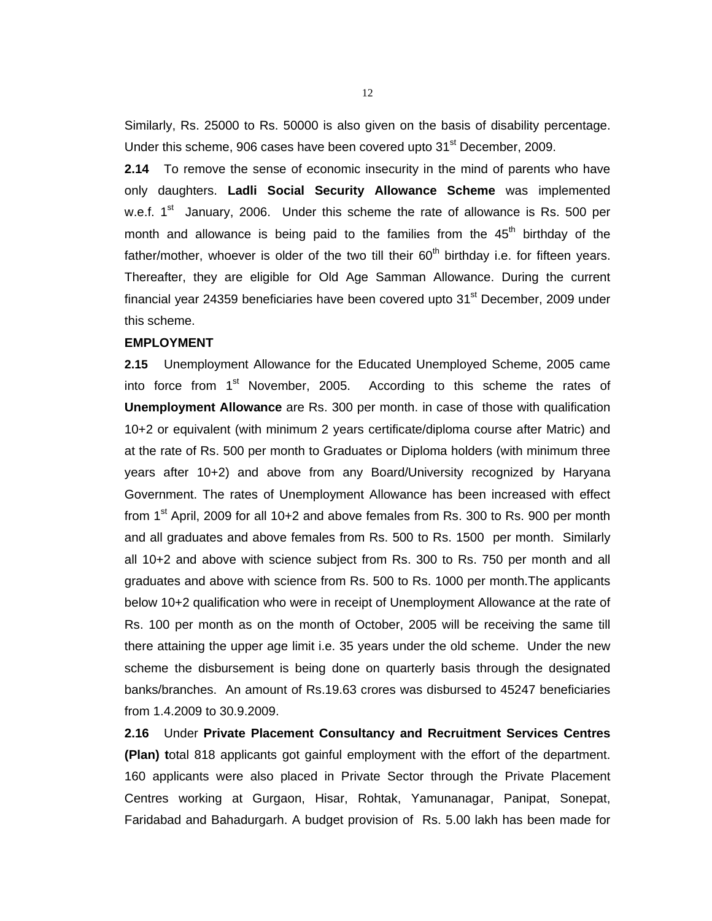Similarly, Rs. 25000 to Rs. 50000 is also given on the basis of disability percentage. Under this scheme, 906 cases have been covered upto 31st December, 2009.

**2.14** To remove the sense of economic insecurity in the mind of parents who have only daughters. **Ladli Social Security Allowance Scheme** was implemented w.e.f. 1st January, 2006. Under this scheme the rate of allowance is Rs. 500 per month and allowance is being paid to the families from the 45th birthday of the father/mother, whoever is older of the two till their 60th birthday i.e. for fifteen years. Thereafter, they are eligible for Old Age Samman Allowance. During the current financial year 24359 beneficiaries have been covered upto 31st December, 2009 under this scheme.

**EMPLOYMENT**

**2.15** Unemployment Allowance for the Educated Unemployed Scheme, 2005 came into force from 1st November, 2005. According to this scheme the rates of **Unemployment Allowance** are Rs. 300 per month. in case of those with qualification 10+2 or equivalent (with minimum 2 years certificate/diploma course after Matric) and at the rate of Rs. 500 per month to Graduates or Diploma holders (with minimum three years after 10+2) and above from any Board/University recognized by Haryana Government. The rates of Unemployment Allowance has been increased with effect from 1st April, 2009 for all 10+2 and above females from Rs. 300 to Rs. 900 per month and all graduates and above females from Rs. 500 to Rs. 1500 per month. Similarly all 10+2 and above with science subject from Rs. 300 to Rs. 750 per month and all graduates and above with science from Rs. 500 to Rs. 1000 per month.The applicants below 10+2 qualification who were in receipt of Unemployment Allowance at the rate of Rs. 100 per month as on the month of October, 2005 will be receiving the same till there attaining the upper age limit i.e. 35 years under the old scheme. Under the new scheme the disbursement is being done on quarterly basis through the designated banks/branches. An amount of Rs.19.63 crores was disbursed to 45247 beneficiaries from 1.4.2009 to 30.9.2009.

**2.16** Under **Private Placement Consultancy and Recruitment Services Centres (Plan) t**otal 818 applicants got gainful employment with the effort of the department. 160 applicants were also placed in Private Sector through the Private Placement Centres working at Gurgaon, Hisar, Rohtak, Yamunanagar, Panipat, Sonepat, Faridabad and Bahadurgarh. A budget provision of Rs. 5.00 lakh has been made for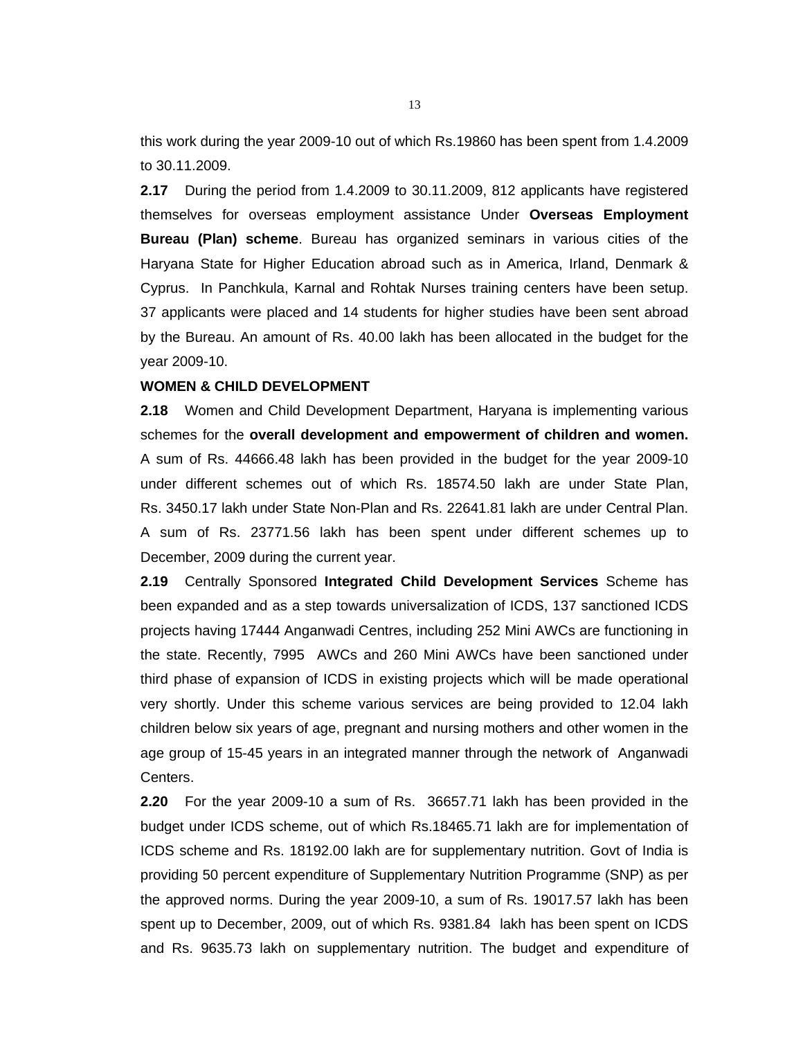this work during the year 2009-10 out of which Rs.19860 has been spent from 1.4.2009 to 30.11.2009.

**2.17** During the period from 1.4.2009 to 30.11.2009, 812 applicants have registered themselves for overseas employment assistance Under **Overseas Employment Bureau (Plan) scheme**. Bureau has organized seminars in various cities of the Haryana State for Higher Education abroad such as in America, Irland, Denmark & Cyprus. In Panchkula, Karnal and Rohtak Nurses training centers have been setup. 37 applicants were placed and 14 students for higher studies have been sent abroad by the Bureau. An amount of Rs. 40.00 lakh has been allocated in the budget for the year 2009-10.

**WOMEN & CHILD DEVELOPMENT**

**2.18** Women and Child Development Department, Haryana is implementing various schemes for the **overall development and empowerment of children and women.** A sum of Rs. 44666.48 lakh has been provided in the budget for the year 2009-10 under different schemes out of which Rs. 18574.50 lakh are under State Plan, Rs. 3450.17 lakh under State Non-Plan and Rs. 22641.81 lakh are under Central Plan. A sum of Rs. 23771.56 lakh has been spent under different schemes up to December, 2009 during the current year.

**2.19** Centrally Sponsored **Integrated Child Development Services** Scheme has been expanded and as a step towards universalization of ICDS, 137 sanctioned ICDS projects having 17444 Anganwadi Centres, including 252 Mini AWCs are functioning in the state. Recently, 7995 AWCs and 260 Mini AWCs have been sanctioned under third phase of expansion of ICDS in existing projects which will be made operational very shortly. Under this scheme various services are being provided to 12.04 lakh children below six years of age, pregnant and nursing mothers and other women in the age group of 15-45 years in an integrated manner through the network of Anganwadi Centers.

**2.20** For the year 2009-10 a sum of Rs. 36657.71 lakh has been provided in the budget under ICDS scheme, out of which Rs.18465.71 lakh are for implementation of ICDS scheme and Rs. 18192.00 lakh are for supplementary nutrition. Govt of India is providing 50 percent expenditure of Supplementary Nutrition Programme (SNP) as per the approved norms. During the year 2009-10, a sum of Rs. 19017.57 lakh has been spent up to December, 2009, out of which Rs. 9381.84 lakh has been spent on ICDS and Rs. 9635.73 lakh on supplementary nutrition. The budget and expenditure of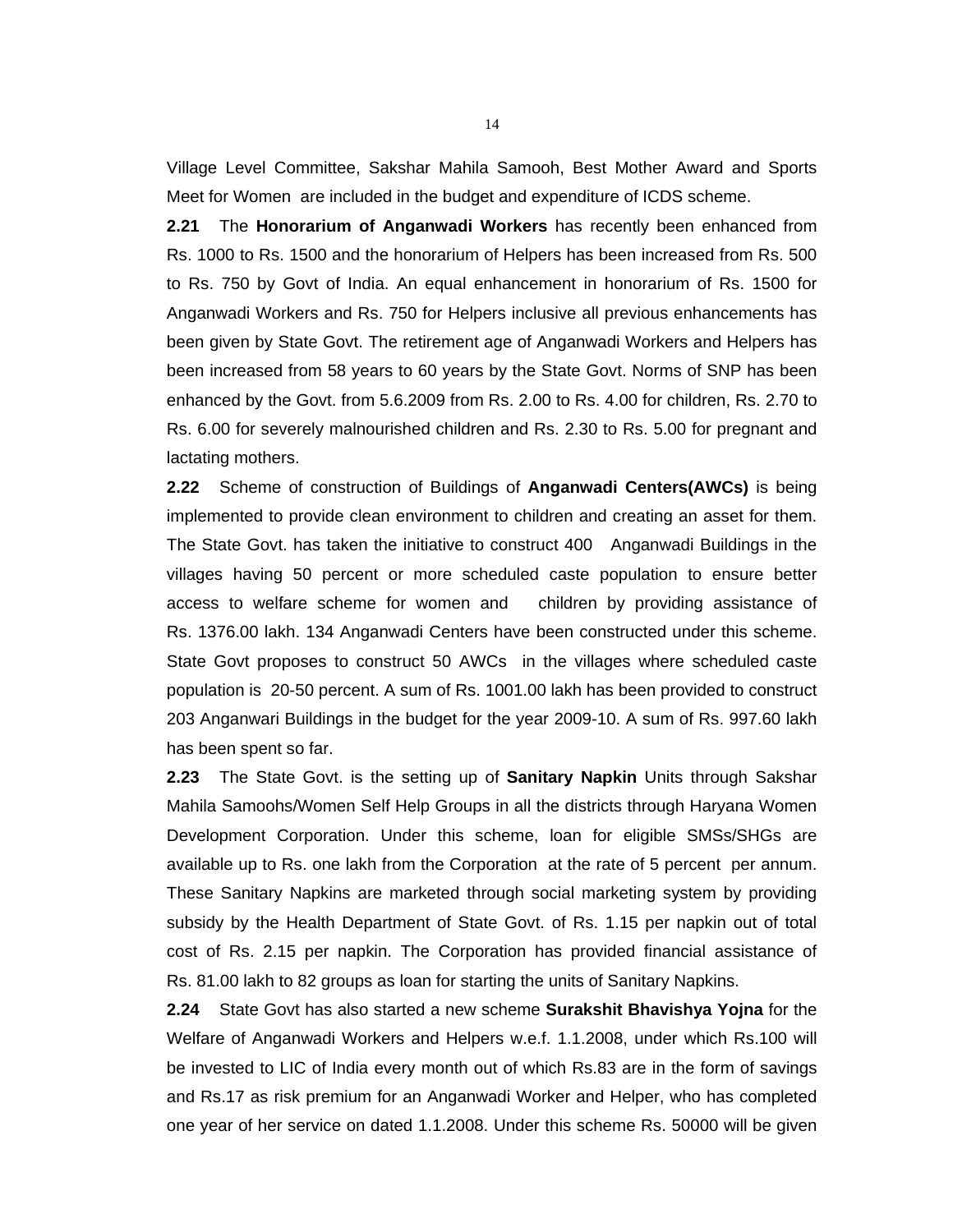Village Level Committee, Sakshar Mahila Samooh, Best Mother Award and Sports Meet for Women are included in the budget and expenditure of ICDS scheme.

**2.21** The **Honorarium of Anganwadi Workers** has recently been enhanced from Rs. 1000 to Rs. 1500 and the honorarium of Helpers has been increased from Rs. 500 to Rs. 750 by Govt of India. An equal enhancement in honorarium of Rs. 1500 for Anganwadi Workers and Rs. 750 for Helpers inclusive all previous enhancements has been given by State Govt. The retirement age of Anganwadi Workers and Helpers has been increased from 58 years to 60 years by the State Govt. Norms of SNP has been enhanced by the Govt. from 5.6.2009 from Rs. 2.00 to Rs. 4.00 for children, Rs. 2.70 to Rs. 6.00 for severely malnourished children and Rs. 2.30 to Rs. 5.00 for pregnant and lactating mothers.

**2.22** Scheme of construction of Buildings of **Anganwadi Centers(AWCs)** is being implemented to provide clean environment to children and creating an asset for them. The State Govt. has taken the initiative to construct 400 Anganwadi Buildings in the villages having 50 percent or more scheduled caste population to ensure better access to welfare scheme for women and children by providing assistance of Rs. 1376.00 lakh. 134 Anganwadi Centers have been constructed under this scheme. State Govt proposes to construct 50 AWCs in the villages where scheduled caste population is 20-50 percent. A sum of Rs. 1001.00 lakh has been provided to construct 203 Anganwari Buildings in the budget for the year 2009-10. A sum of Rs. 997.60 lakh has been spent so far.

**2.23** The State Govt. is the setting up of **Sanitary Napkin** Units through Sakshar Mahila Samoohs/Women Self Help Groups in all the districts through Haryana Women Development Corporation. Under this scheme, loan for eligible SMSs/SHGs are available up to Rs. one lakh from the Corporation at the rate of 5 percent per annum. These Sanitary Napkins are marketed through social marketing system by providing subsidy by the Health Department of State Govt. of Rs. 1.15 per napkin out of total cost of Rs. 2.15 per napkin. The Corporation has provided financial assistance of Rs. 81.00 lakh to 82 groups as loan for starting the units of Sanitary Napkins.

**2.24** State Govt has also started a new scheme **Surakshit Bhavishya Yojna** for the Welfare of Anganwadi Workers and Helpers w.e.f. 1.1.2008, under which Rs.100 will be invested to LIC of India every month out of which Rs.83 are in the form of savings and Rs.17 as risk premium for an Anganwadi Worker and Helper, who has completed one year of her service on dated 1.1.2008. Under this scheme Rs. 50000 will be given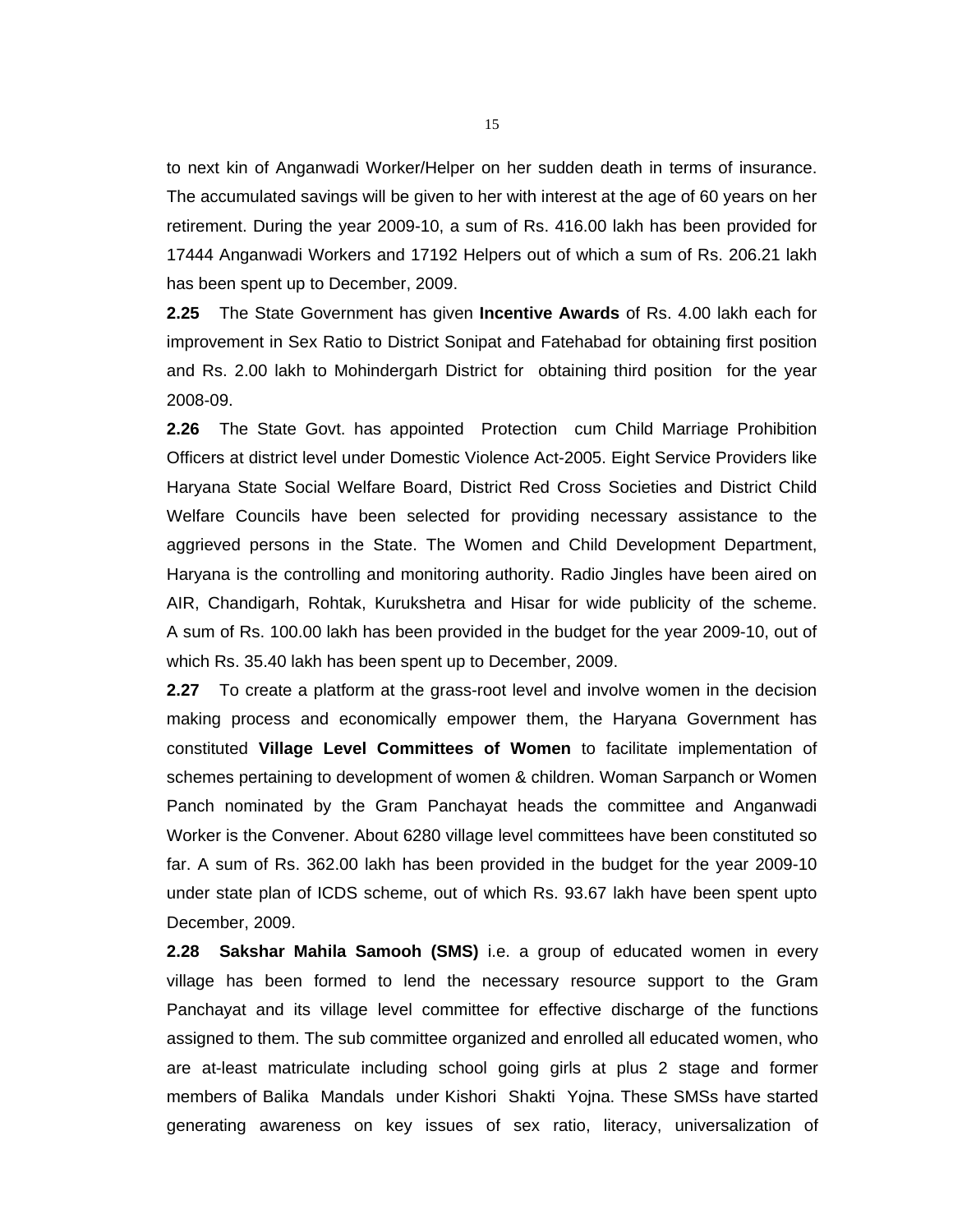to next kin of Anganwadi Worker/Helper on her sudden death in terms of insurance. The accumulated savings will be given to her with interest at the age of 60 years on her retirement. During the year 2009-10, a sum of Rs. 416.00 lakh has been provided for 17444 Anganwadi Workers and 17192 Helpers out of which a sum of Rs. 206.21 lakh has been spent up to December, 2009.

**2.25** The State Government has given **Incentive Awards** of Rs. 4.00 lakh each for improvement in Sex Ratio to District Sonipat and Fatehabad for obtaining first position and Rs. 2.00 lakh to Mohindergarh District for obtaining third position for the year 2008-09.

**2.26** The State Govt. has appointed Protection cum Child Marriage Prohibition Officers at district level under Domestic Violence Act-2005. Eight Service Providers like Haryana State Social Welfare Board, District Red Cross Societies and District Child Welfare Councils have been selected for providing necessary assistance to the aggrieved persons in the State. The Women and Child Development Department, Haryana is the controlling and monitoring authority. Radio Jingles have been aired on AIR, Chandigarh, Rohtak, Kurukshetra and Hisar for wide publicity of the scheme. A sum of Rs. 100.00 lakh has been provided in the budget for the year 2009-10, out of which Rs. 35.40 lakh has been spent up to December, 2009.

**2.27** To create a platform at the grass-root level and involve women in the decision making process and economically empower them, the Haryana Government has constituted **Village Level Committees of Women** to facilitate implementation of schemes pertaining to development of women & children. Woman Sarpanch or Women Panch nominated by the Gram Panchayat heads the committee and Anganwadi Worker is the Convener. About 6280 village level committees have been constituted so far. A sum of Rs. 362.00 lakh has been provided in the budget for the year 2009-10 under state plan of ICDS scheme, out of which Rs. 93.67 lakh have been spent upto December, 2009.

**2.28** **Sakshar Mahila Samooh (SMS)** i.e. a group of educated women in every village has been formed to lend the necessary resource support to the Gram Panchayat and its village level committee for effective discharge of the functions assigned to them. The sub committee organized and enrolled all educated women, who are at-least matriculate including school going girls at plus 2 stage and former members of Balika Mandals under Kishori Shakti Yojna. These SMSs have started generating awareness on key issues of sex ratio, literacy, universalization of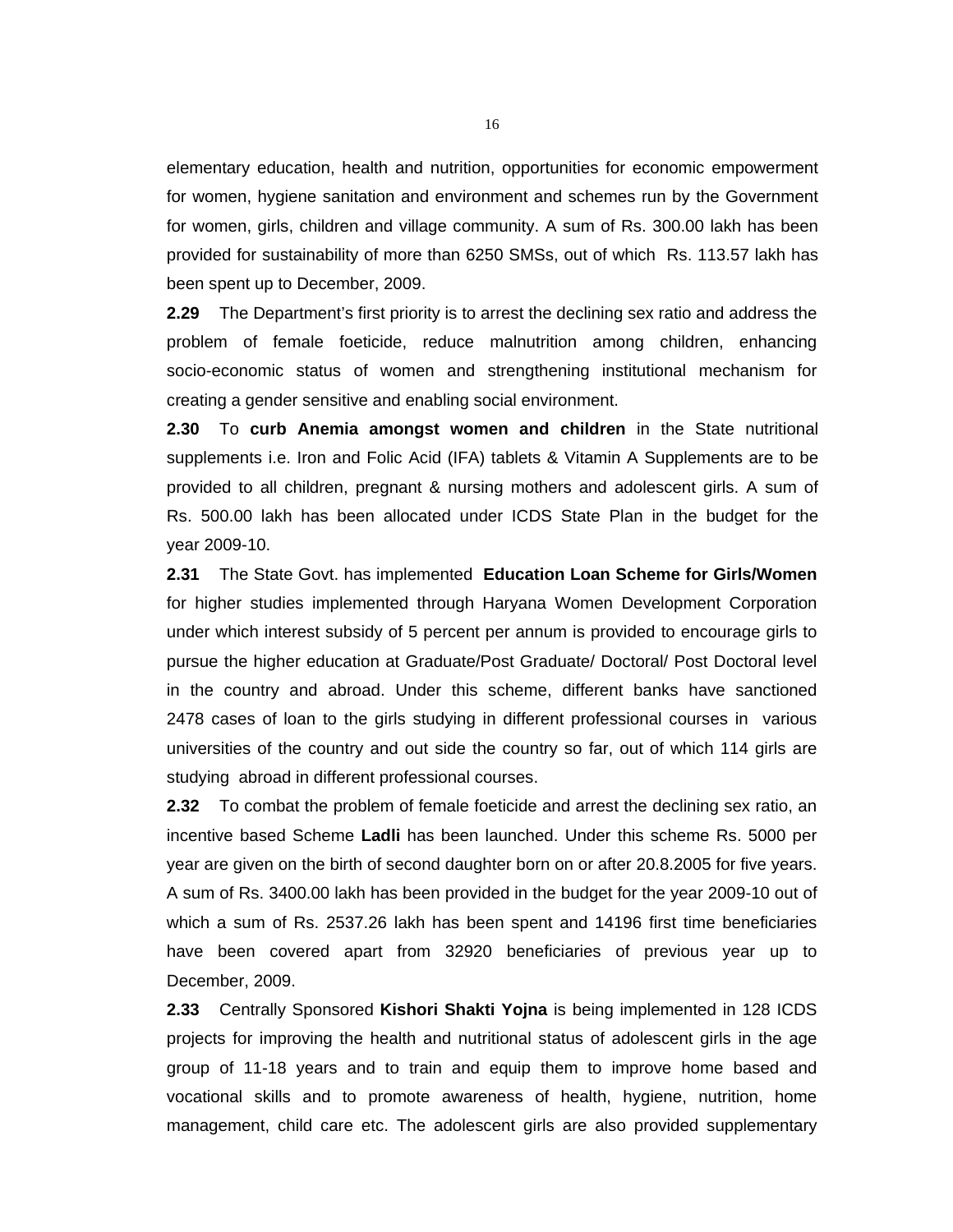elementary education, health and nutrition, opportunities for economic empowerment for women, hygiene sanitation and environment and schemes run by the Government for women, girls, children and village community. A sum of Rs. 300.00 lakh has been provided for sustainability of more than 6250 SMSs, out of which Rs. 113.57 lakh has been spent up to December, 2009.

**2.29** The Department's first priority is to arrest the declining sex ratio and address the problem of female foeticide, reduce malnutrition among children, enhancing socio-economic status of women and strengthening institutional mechanism for creating a gender sensitive and enabling social environment.

**2.30** To **curb Anemia amongst women and children** in the State nutritional supplements i.e. Iron and Folic Acid (IFA) tablets & Vitamin A Supplements are to be provided to all children, pregnant & nursing mothers and adolescent girls. A sum of Rs. 500.00 lakh has been allocated under ICDS State Plan in the budget for the year 2009-10.

**2.31** The State Govt. has implemented **Education Loan Scheme for Girls/Women** for higher studies implemented through Haryana Women Development Corporation under which interest subsidy of 5 percent per annum is provided to encourage girls to pursue the higher education at Graduate/Post Graduate/ Doctoral/ Post Doctoral level in the country and abroad. Under this scheme, different banks have sanctioned 2478 cases of loan to the girls studying in different professional courses in various universities of the country and out side the country so far, out of which 114 girls are studying abroad in different professional courses.

**2.32** To combat the problem of female foeticide and arrest the declining sex ratio, an incentive based Scheme **Ladli** has been launched. Under this scheme Rs. 5000 per year are given on the birth of second daughter born on or after 20.8.2005 for five years. A sum of Rs. 3400.00 lakh has been provided in the budget for the year 2009-10 out of which a sum of Rs. 2537.26 lakh has been spent and 14196 first time beneficiaries have been covered apart from 32920 beneficiaries of previous year up to December, 2009.

**2.33** Centrally Sponsored **Kishori Shakti Yojna** is being implemented in 128 ICDS projects for improving the health and nutritional status of adolescent girls in the age group of 11-18 years and to train and equip them to improve home based and vocational skills and to promote awareness of health, hygiene, nutrition, home management, child care etc. The adolescent girls are also provided supplementary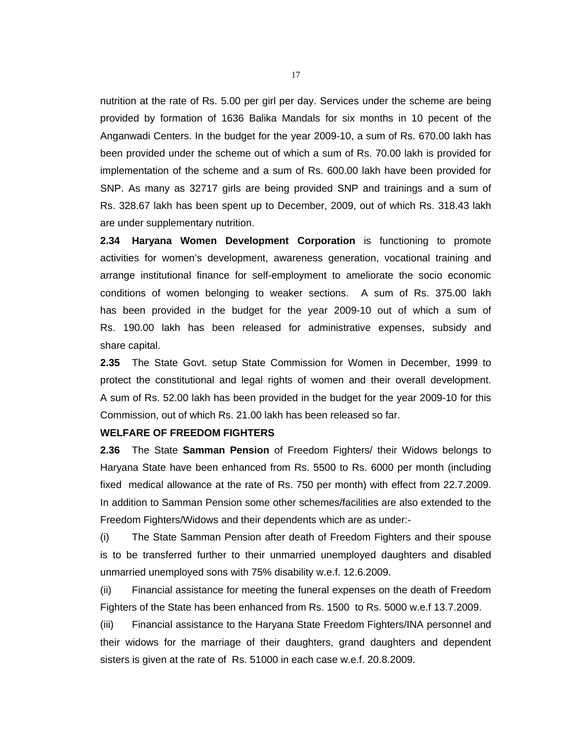nutrition at the rate of Rs. 5.00 per girl per day. Services under the scheme are being provided by formation of 1636 Balika Mandals for six months in 10 pecent of the Anganwadi Centers. In the budget for the year 2009-10, a sum of Rs. 670.00 lakh has been provided under the scheme out of which a sum of Rs. 70.00 lakh is provided for implementation of the scheme and a sum of Rs. 600.00 lakh have been provided for SNP. As many as 32717 girls are being provided SNP and trainings and a sum of Rs. 328.67 lakh has been spent up to December, 2009, out of which Rs. 318.43 lakh are under supplementary nutrition.

**2.34** **Haryana Women Development Corporation** is functioning to promote activities for women's development, awareness generation, vocational training and arrange institutional finance for self-employment to ameliorate the socio economic conditions of women belonging to weaker sections. A sum of Rs. 375.00 lakh has been provided in the budget for the year 2009-10 out of which a sum of Rs. 190.00 lakh has been released for administrative expenses, subsidy and share capital.

**2.35** The State Govt. setup State Commission for Women in December, 1999 to protect the constitutional and legal rights of women and their overall development. A sum of Rs. 52.00 lakh has been provided in the budget for the year 2009-10 for this Commission, out of which Rs. 21.00 lakh has been released so far.

**WELFARE OF FREEDOM FIGHTERS**

**2.36** The State **Samman Pension** of Freedom Fighters/ their Widows belongs to Haryana State have been enhanced from Rs. 5500 to Rs. 6000 per month (including fixed medical allowance at the rate of Rs. 750 per month) with effect from 22.7.2009. In addition to Samman Pension some other schemes/facilities are also extended to the Freedom Fighters/Widows and their dependents which are as under:-

(i) The State Samman Pension after death of Freedom Fighters and their spouse is to be transferred further to their unmarried unemployed daughters and disabled unmarried unemployed sons with 75% disability w.e.f. 12.6.2009.

(ii) Financial assistance for meeting the funeral expenses on the death of Freedom Fighters of the State has been enhanced from Rs. 1500 to Rs. 5000 w.e.f 13.7.2009.

(iii) Financial assistance to the Haryana State Freedom Fighters/INA personnel and their widows for the marriage of their daughters, grand daughters and dependent sisters is given at the rate of Rs. 51000 in each case w.e.f. 20.8.2009.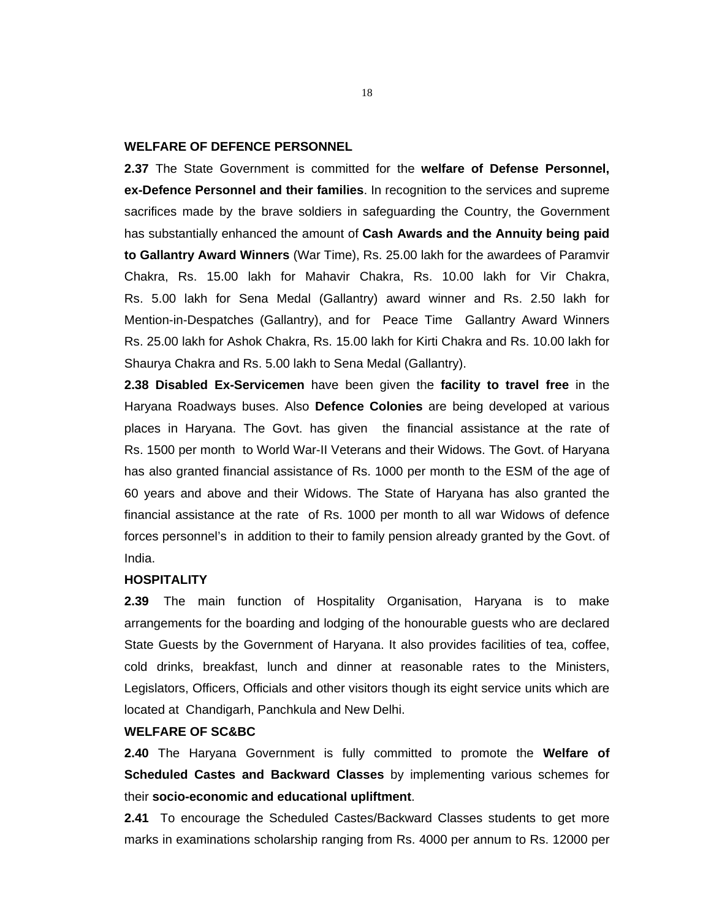**WELFARE OF DEFENCE PERSONNEL**

**2.37** The State Government is committed for the **welfare of Defense Personnel, ex-Defence Personnel and their families**. In recognition to the services and supreme sacrifices made by the brave soldiers in safeguarding the Country, the Government has substantially enhanced the amount of **Cash Awards and the Annuity being paid to Gallantry Award Winners** (War Time), Rs. 25.00 lakh for the awardees of Paramvir Chakra, Rs. 15.00 lakh for Mahavir Chakra, Rs. 10.00 lakh for Vir Chakra, Rs. 5.00 lakh for Sena Medal (Gallantry) award winner and Rs. 2.50 lakh for Mention-in-Despatches (Gallantry), and for Peace Time Gallantry Award Winners Rs. 25.00 lakh for Ashok Chakra, Rs. 15.00 lakh for Kirti Chakra and Rs. 10.00 lakh for Shaurya Chakra and Rs. 5.00 lakh to Sena Medal (Gallantry).

**2.38 Disabled Ex-Servicemen** have been given the **facility to travel free** in the Haryana Roadways buses. Also **Defence Colonies** are being developed at various places in Haryana. The Govt. has given the financial assistance at the rate of Rs. 1500 per month to World War-II Veterans and their Widows. The Govt. of Haryana has also granted financial assistance of Rs. 1000 per month to the ESM of the age of 60 years and above and their Widows. The State of Haryana has also granted the financial assistance at the rate of Rs. 1000 per month to all war Widows of defence forces personnel's in addition to their to family pension already granted by the Govt. of India.

**HOSPITALITY**

**2.39** The main function of Hospitality Organisation, Haryana is to make arrangements for the boarding and lodging of the honourable guests who are declared State Guests by the Government of Haryana. It also provides facilities of tea, coffee, cold drinks, breakfast, lunch and dinner at reasonable rates to the Ministers, Legislators, Officers, Officials and other visitors though its eight service units which are located at Chandigarh, Panchkula and New Delhi.

**WELFARE OF SC&BC**

**2.40** The Haryana Government is fully committed to promote the **Welfare of Scheduled Castes and Backward Classes** by implementing various schemes for their **socio-economic and educational upliftment**.

**2.41** To encourage the Scheduled Castes/Backward Classes students to get more marks in examinations scholarship ranging from Rs. 4000 per annum to Rs. 12000 per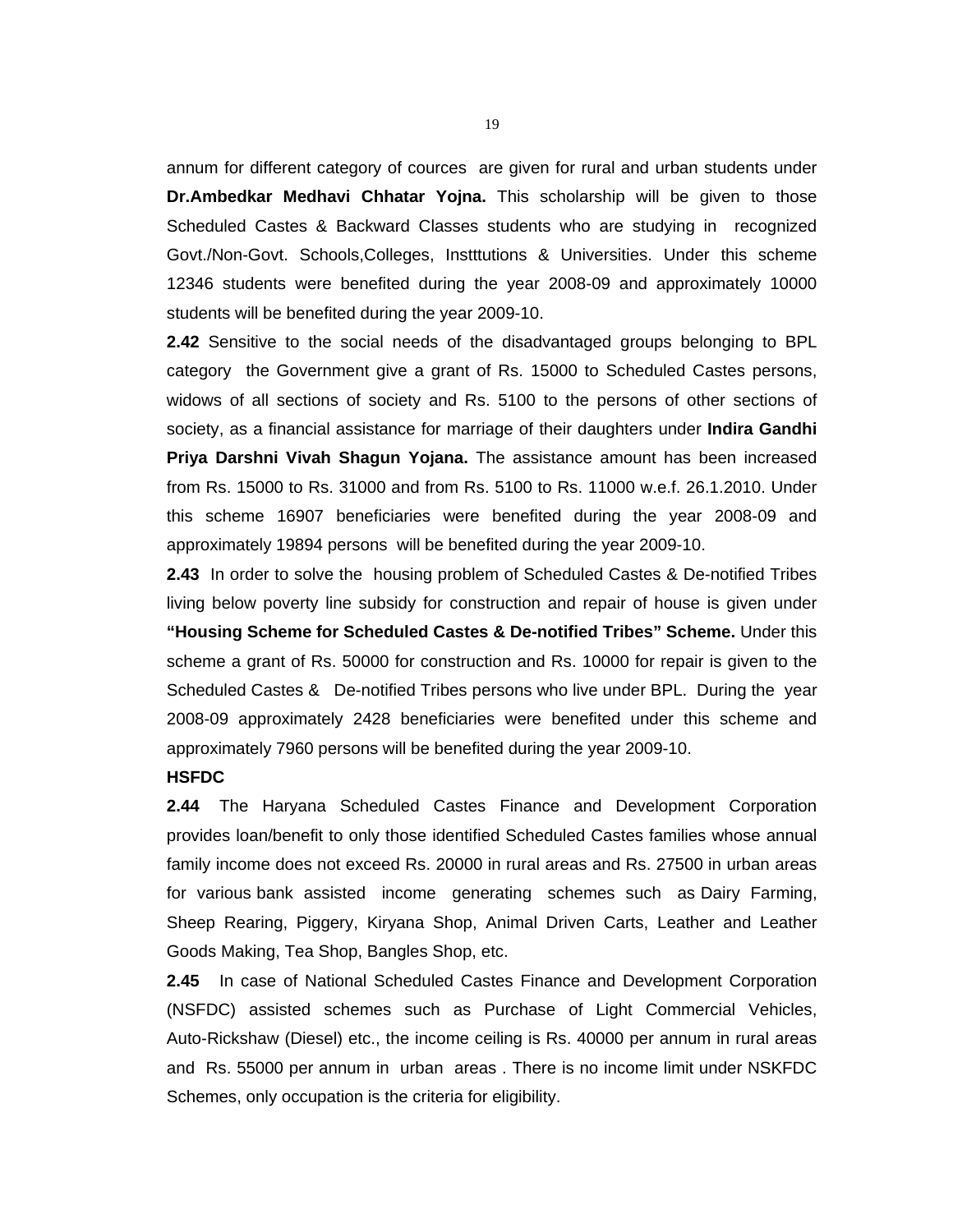annum for different category of cources are given for rural and urban students under **Dr.Ambedkar Medhavi Chhatar Yojna.** This scholarship will be given to those Scheduled Castes & Backward Classes students who are studying in recognized Govt./Non-Govt. Schools,Colleges, Instttutions & Universities. Under this scheme 12346 students were benefited during the year 2008-09 and approximately 10000 students will be benefited during the year 2009-10.

**2.42** Sensitive to the social needs of the disadvantaged groups belonging to BPL category the Government give a grant of Rs. 15000 to Scheduled Castes persons, widows of all sections of society and Rs. 5100 to the persons of other sections of society, as a financial assistance for marriage of their daughters under **Indira Gandhi Priya Darshni Vivah Shagun Yojana.** The assistance amount has been increased from Rs. 15000 to Rs. 31000 and from Rs. 5100 to Rs. 11000 w.e.f. 26.1.2010. Under this scheme 16907 beneficiaries were benefited during the year 2008-09 and approximately 19894 persons will be benefited during the year 2009-10.

**2.43** In order to solve the housing problem of Scheduled Castes & De-notified Tribes living below poverty line subsidy for construction and repair of house is given under **"Housing Scheme for Scheduled Castes & De-notified Tribes" Scheme.** Under this scheme a grant of Rs. 50000 for construction and Rs. 10000 for repair is given to the Scheduled Castes & De-notified Tribes persons who live under BPL. During the year 2008-09 approximately 2428 beneficiaries were benefited under this scheme and approximately 7960 persons will be benefited during the year 2009-10.

**HSFDC**

**2.44** The Haryana Scheduled Castes Finance and Development Corporation provides loan/benefit to only those identified Scheduled Castes families whose annual family income does not exceed Rs. 20000 in rural areas and Rs. 27500 in urban areas for various bank assisted income generating schemes such as Dairy Farming, Sheep Rearing, Piggery, Kiryana Shop, Animal Driven Carts, Leather and Leather Goods Making, Tea Shop, Bangles Shop, etc.

**2.45** In case of National Scheduled Castes Finance and Development Corporation (NSFDC) assisted schemes such as Purchase of Light Commercial Vehicles, Auto-Rickshaw (Diesel) etc., the income ceiling is Rs. 40000 per annum in rural areas and Rs. 55000 per annum in urban areas . There is no income limit under NSKFDC Schemes, only occupation is the criteria for eligibility.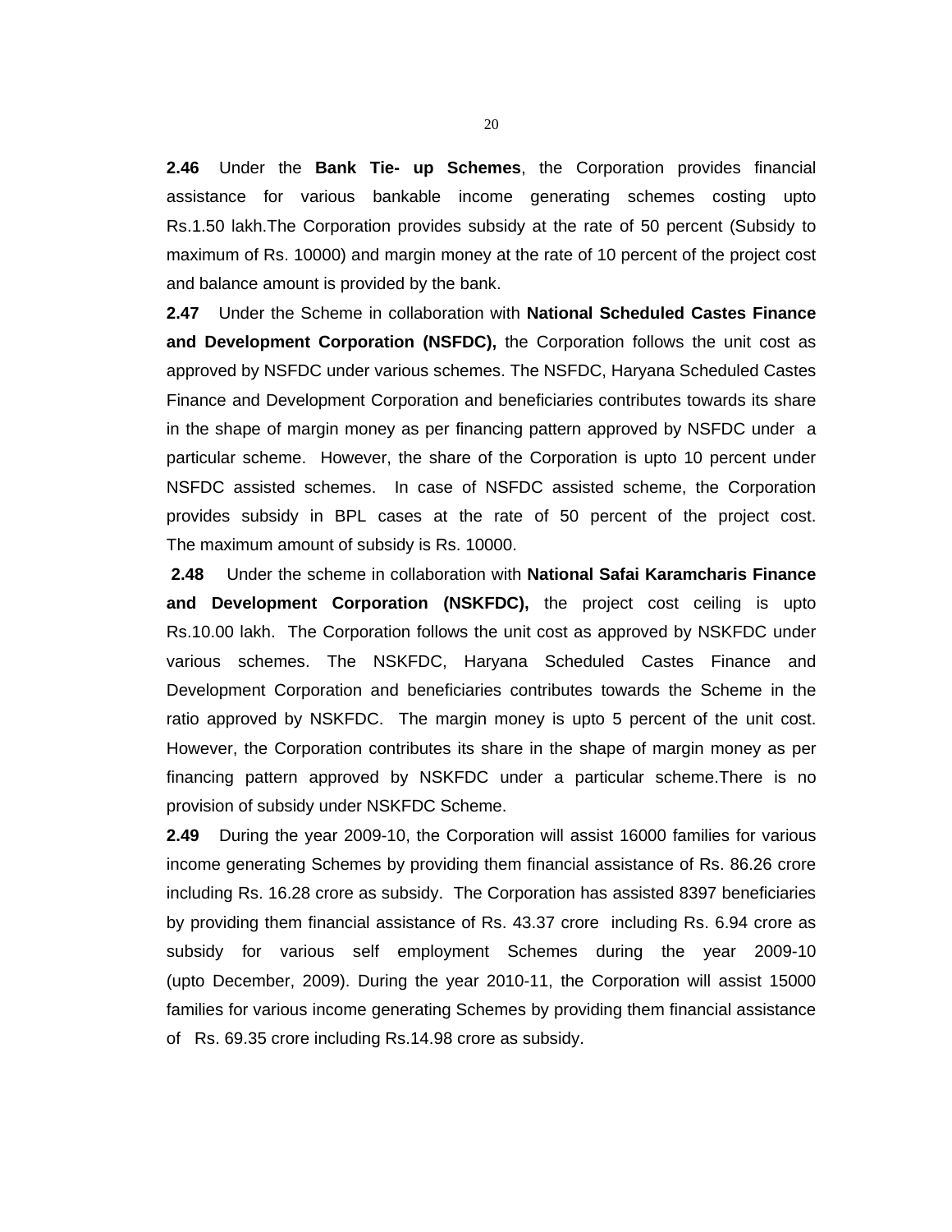**2.46** Under the **Bank Tie- up Schemes**, the Corporation provides financial assistance for various bankable income generating schemes costing upto Rs.1.50 lakh.The Corporation provides subsidy at the rate of 50 percent (Subsidy to maximum of Rs. 10000) and margin money at the rate of 10 percent of the project cost and balance amount is provided by the bank.

**2.47** Under the Scheme in collaboration with **National Scheduled Castes Finance and Development Corporation (NSFDC),** the Corporation follows the unit cost as approved by NSFDC under various schemes. The NSFDC, Haryana Scheduled Castes Finance and Development Corporation and beneficiaries contributes towards its share in the shape of margin money as per financing pattern approved by NSFDC under a particular scheme. However, the share of the Corporation is upto 10 percent under NSFDC assisted schemes. In case of NSFDC assisted scheme, the Corporation provides subsidy in BPL cases at the rate of 50 percent of the project cost. The maximum amount of subsidy is Rs. 10000.

**2.48** Under the scheme in collaboration with **National Safai Karamcharis Finance and Development Corporation (NSKFDC),** the project cost ceiling is upto Rs.10.00 lakh. The Corporation follows the unit cost as approved by NSKFDC under various schemes. The NSKFDC, Haryana Scheduled Castes Finance and Development Corporation and beneficiaries contributes towards the Scheme in the ratio approved by NSKFDC. The margin money is upto 5 percent of the unit cost. However, the Corporation contributes its share in the shape of margin money as per financing pattern approved by NSKFDC under a particular scheme.There is no provision of subsidy under NSKFDC Scheme.

**2.49** During the year 2009-10, the Corporation will assist 16000 families for various income generating Schemes by providing them financial assistance of Rs. 86.26 crore including Rs. 16.28 crore as subsidy. The Corporation has assisted 8397 beneficiaries by providing them financial assistance of Rs. 43.37 crore including Rs. 6.94 crore as subsidy for various self employment Schemes during the year 2009-10 (upto December, 2009). During the year 2010-11, the Corporation will assist 15000 families for various income generating Schemes by providing them financial assistance of Rs. 69.35 crore including Rs.14.98 crore as subsidy.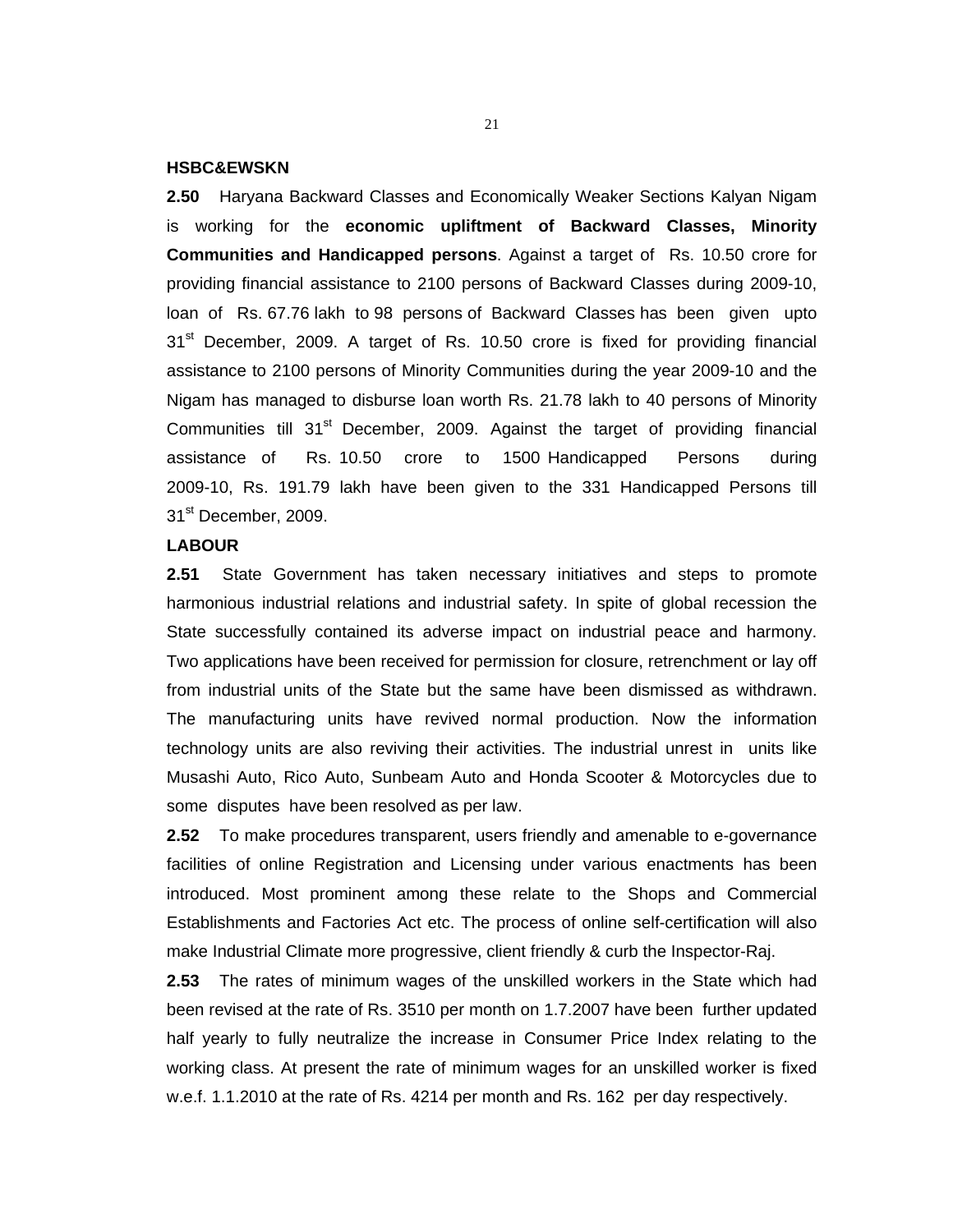**HSBC&EWSKN**

**2.50** Haryana Backward Classes and Economically Weaker Sections Kalyan Nigam is working for the **economic upliftment of Backward Classes, Minority Communities and Handicapped persons**. Against a target of Rs. 10.50 crore for providing financial assistance to 2100 persons of Backward Classes during 2009-10, loan of Rs. 67.76 lakh to 98 persons of Backward Classes has been given upto 31st December, 2009. A target of Rs. 10.50 crore is fixed for providing financial assistance to 2100 persons of Minority Communities during the year 2009-10 and the Nigam has managed to disburse loan worth Rs. 21.78 lakh to 40 persons of Minority Communities till 31st December, 2009. Against the target of providing financial assistance of Rs. 10.50 crore to 1500 Handicapped Persons during 2009-10, Rs. 191.79 lakh have been given to the 331 Handicapped Persons till 31st December, 2009.

**LABOUR**

**2.51** State Government has taken necessary initiatives and steps to promote harmonious industrial relations and industrial safety. In spite of global recession the State successfully contained its adverse impact on industrial peace and harmony. Two applications have been received for permission for closure, retrenchment or lay off from industrial units of the State but the same have been dismissed as withdrawn. The manufacturing units have revived normal production. Now the information technology units are also reviving their activities. The industrial unrest in units like Musashi Auto, Rico Auto, Sunbeam Auto and Honda Scooter & Motorcycles due to some disputes have been resolved as per law.

**2.52** To make procedures transparent, users friendly and amenable to e-governance facilities of online Registration and Licensing under various enactments has been introduced. Most prominent among these relate to the Shops and Commercial Establishments and Factories Act etc. The process of online self-certification will also make Industrial Climate more progressive, client friendly & curb the Inspector-Raj.

**2.53** The rates of minimum wages of the unskilled workers in the State which had been revised at the rate of Rs. 3510 per month on 1.7.2007 have been further updated half yearly to fully neutralize the increase in Consumer Price Index relating to the working class. At present the rate of minimum wages for an unskilled worker is fixed w.e.f. 1.1.2010 at the rate of Rs. 4214 per month and Rs. 162 per day respectively.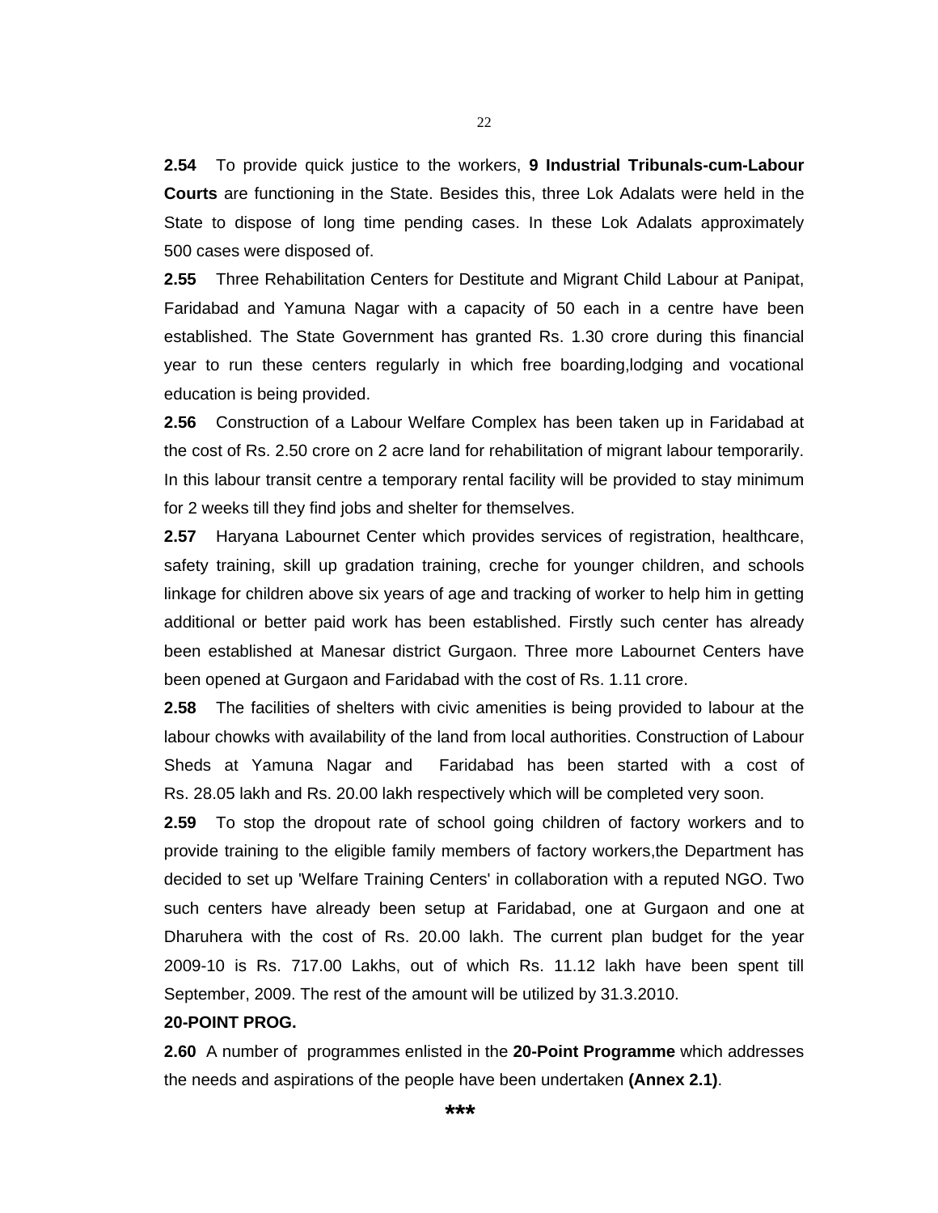**2.54** To provide quick justice to the workers, **9 Industrial Tribunals-cum-Labour Courts** are functioning in the State. Besides this, three Lok Adalats were held in the State to dispose of long time pending cases. In these Lok Adalats approximately 500 cases were disposed of.

**2.55** Three Rehabilitation Centers for Destitute and Migrant Child Labour at Panipat, Faridabad and Yamuna Nagar with a capacity of 50 each in a centre have been established. The State Government has granted Rs. 1.30 crore during this financial year to run these centers regularly in which free boarding,lodging and vocational education is being provided.

**2.56** Construction of a Labour Welfare Complex has been taken up in Faridabad at the cost of Rs. 2.50 crore on 2 acre land for rehabilitation of migrant labour temporarily. In this labour transit centre a temporary rental facility will be provided to stay minimum for 2 weeks till they find jobs and shelter for themselves.

**2.57** Haryana Labournet Center which provides services of registration, healthcare, safety training, skill up gradation training, creche for younger children, and schools linkage for children above six years of age and tracking of worker to help him in getting additional or better paid work has been established. Firstly such center has already been established at Manesar district Gurgaon. Three more Labournet Centers have been opened at Gurgaon and Faridabad with the cost of Rs. 1.11 crore.

**2.58** The facilities of shelters with civic amenities is being provided to labour at the labour chowks with availability of the land from local authorities. Construction of Labour Sheds at Yamuna Nagar and Faridabad has been started with a cost of Rs. 28.05 lakh and Rs. 20.00 lakh respectively which will be completed very soon.

**2.59** To stop the dropout rate of school going children of factory workers and to provide training to the eligible family members of factory workers,the Department has decided to set up 'Welfare Training Centers' in collaboration with a reputed NGO. Two such centers have already been setup at Faridabad, one at Gurgaon and one at Dharuhera with the cost of Rs. 20.00 lakh. The current plan budget for the year 2009-10 is Rs. 717.00 Lakhs, out of which Rs. 11.12 lakh have been spent till September, 2009. The rest of the amount will be utilized by 31.3.2010.

**20-POINT PROG.**

**2.60** A number of programmes enlisted in the **20-Point Programme** which addresses the needs and aspirations of the people have been undertaken **(Annex 2.1)**.

***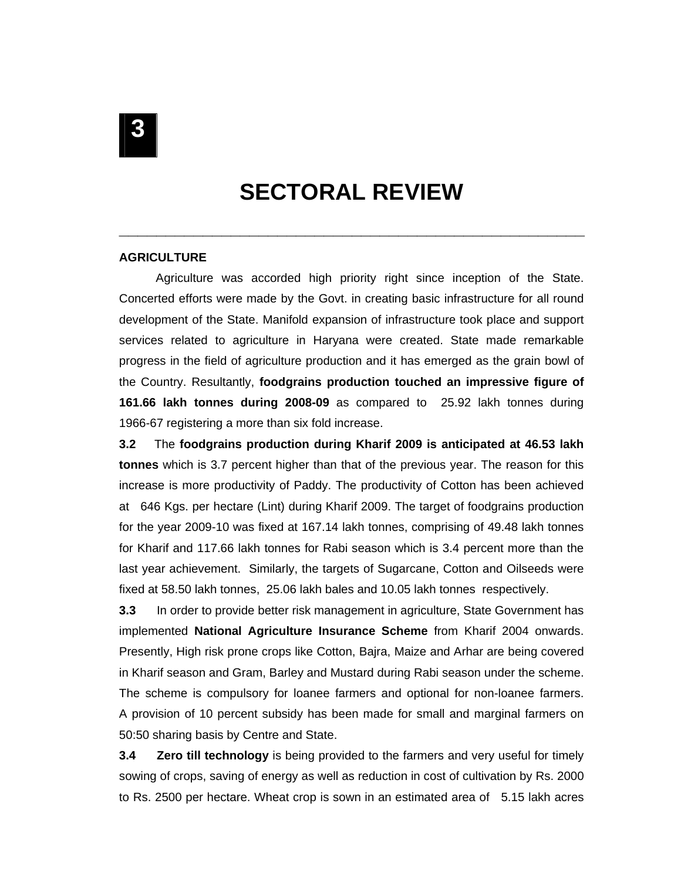# 3

# SECTORAL REVIEW

## AGRICULTURE

Agriculture was accorded high priority right since inception of the State. Concerted efforts were made by the Govt. in creating basic infrastructure for all round development of the State. Manifold expansion of infrastructure took place and support services related to agriculture in Haryana were created. State made remarkable progress in the field of agriculture production and it has emerged as the grain bowl of the Country. Resultantly, **foodgrains production touched an impressive figure of 161.66 lakh tonnes during 2008-09** as compared to 25.92 lakh tonnes during 1966-67 registering a more than six fold increase.

**3.2** The **foodgrains production during Kharif 2009 is anticipated at 46.53 lakh tonnes** which is 3.7 percent higher than that of the previous year. The reason for this increase is more productivity of Paddy. The productivity of Cotton has been achieved at 646 Kgs. per hectare (Lint) during Kharif 2009. The target of foodgrains production for the year 2009-10 was fixed at 167.14 lakh tonnes, comprising of 49.48 lakh tonnes for Kharif and 117.66 lakh tonnes for Rabi season which is 3.4 percent more than the last year achievement. Similarly, the targets of Sugarcane, Cotton and Oilseeds were fixed at 58.50 lakh tonnes, 25.06 lakh bales and 10.05 lakh tonnes respectively.

**3.3** In order to provide better risk management in agriculture, State Government has implemented **National Agriculture Insurance Scheme** from Kharif 2004 onwards. Presently, High risk prone crops like Cotton, Bajra, Maize and Arhar are being covered in Kharif season and Gram, Barley and Mustard during Rabi season under the scheme. The scheme is compulsory for loanee farmers and optional for non-loanee farmers. A provision of 10 percent subsidy has been made for small and marginal farmers on 50:50 sharing basis by Centre and State.

**3.4** **Zero till technology** is being provided to the farmers and very useful for timely sowing of crops, saving of energy as well as reduction in cost of cultivation by Rs. 2000 to Rs. 2500 per hectare. Wheat crop is sown in an estimated area of 5.15 lakh acres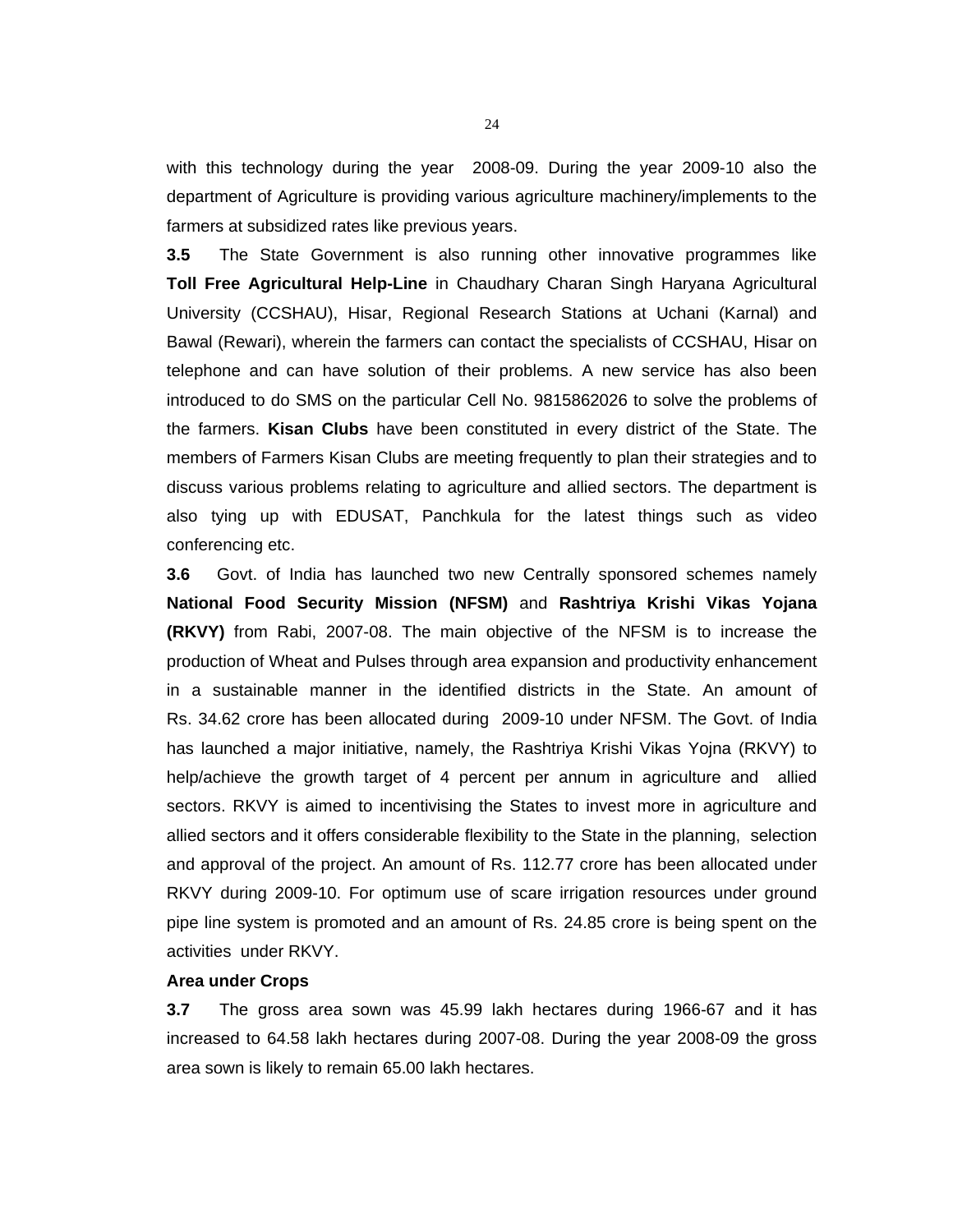with this technology during the year 2008-09. During the year 2009-10 also the department of Agriculture is providing various agriculture machinery/implements to the farmers at subsidized rates like previous years.

**3.5** The State Government is also running other innovative programmes like **Toll Free Agricultural Help-Line** in Chaudhary Charan Singh Haryana Agricultural University (CCSHAU), Hisar, Regional Research Stations at Uchani (Karnal) and Bawal (Rewari), wherein the farmers can contact the specialists of CCSHAU, Hisar on telephone and can have solution of their problems. A new service has also been introduced to do SMS on the particular Cell No. 9815862026 to solve the problems of the farmers. **Kisan Clubs** have been constituted in every district of the State. The members of Farmers Kisan Clubs are meeting frequently to plan their strategies and to discuss various problems relating to agriculture and allied sectors. The department is also tying up with EDUSAT, Panchkula for the latest things such as video conferencing etc.

**3.6** Govt. of India has launched two new Centrally sponsored schemes namely **National Food Security Mission (NFSM)** and **Rashtriya Krishi Vikas Yojana (RKVY)** from Rabi, 2007-08. The main objective of the NFSM is to increase the production of Wheat and Pulses through area expansion and productivity enhancement in a sustainable manner in the identified districts in the State. An amount of Rs. 34.62 crore has been allocated during 2009-10 under NFSM. The Govt. of India has launched a major initiative, namely, the Rashtriya Krishi Vikas Yojna (RKVY) to help/achieve the growth target of 4 percent per annum in agriculture and allied sectors. RKVY is aimed to incentivising the States to invest more in agriculture and allied sectors and it offers considerable flexibility to the State in the planning, selection and approval of the project. An amount of Rs. 112.77 crore has been allocated under RKVY during 2009-10. For optimum use of scare irrigation resources under ground pipe line system is promoted and an amount of Rs. 24.85 crore is being spent on the activities under RKVY.

**Area under Crops**

**3.7** The gross area sown was 45.99 lakh hectares during 1966-67 and it has increased to 64.58 lakh hectares during 2007-08. During the year 2008-09 the gross area sown is likely to remain 65.00 lakh hectares.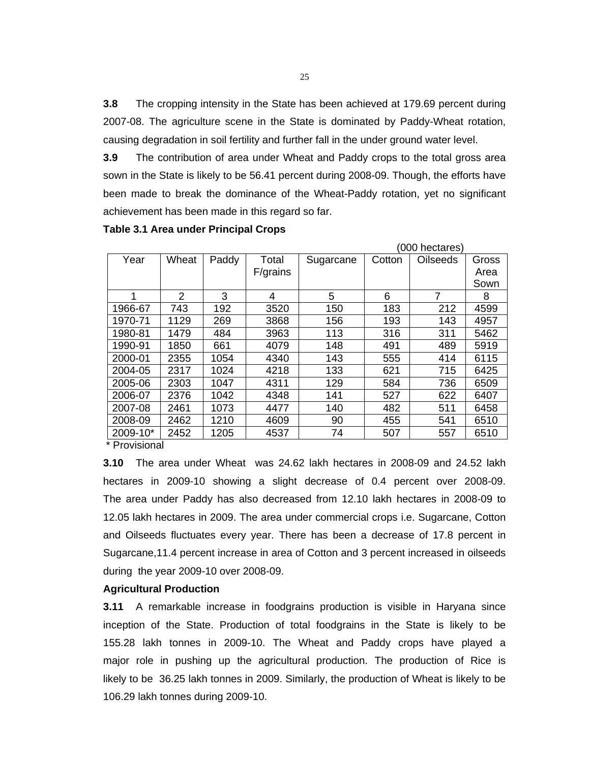**3.8** The cropping intensity in the State has been achieved at 179.69 percent during 2007-08. The agriculture scene in the State is dominated by Paddy-Wheat rotation, causing degradation in soil fertility and further fall in the under ground water level.

**3.9** The contribution of area under Wheat and Paddy crops to the total gross area sown in the State is likely to be 56.41 percent during 2008-09. Though, the efforts have been made to break the dominance of the Wheat-Paddy rotation, yet no significant achievement has been made in this regard so far.

**Table 3.1 Area under Principal Crops**

(000 hectares)

| Year | Wheat | Paddy | Total F/grains | Sugarcane | Cotton | Oilseeds | Gross Area Sown |
|---|---|---|---|---|---|---|---|
| 1 | 2 | 3 | 4 | 5 | 6 | 7 | 8 |
| 1966-67 | 743 | 192 | 3520 | 150 | 183 | 212 | 4599 |
| 1970-71 | 1129 | 269 | 3868 | 156 | 193 | 143 | 4957 |
| 1980-81 | 1479 | 484 | 3963 | 113 | 316 | 311 | 5462 |
| 1990-91 | 1850 | 661 | 4079 | 148 | 491 | 489 | 5919 |
| 2000-01 | 2355 | 1054 | 4340 | 143 | 555 | 414 | 6115 |
| 2004-05 | 2317 | 1024 | 4218 | 133 | 621 | 715 | 6425 |
| 2005-06 | 2303 | 1047 | 4311 | 129 | 584 | 736 | 6509 |
| 2006-07 | 2376 | 1042 | 4348 | 141 | 527 | 622 | 6407 |
| 2007-08 | 2461 | 1073 | 4477 | 140 | 482 | 511 | 6458 |
| 2008-09 | 2462 | 1210 | 4609 | 90 | 455 | 541 | 6510 |
| 2009-10* | 2452 | 1205 | 4537 | 74 | 507 | 557 | 6510 |

\* Provisional

**3.10** The area under Wheat was 24.62 lakh hectares in 2008-09 and 24.52 lakh hectares in 2009-10 showing a slight decrease of 0.4 percent over 2008-09. The area under Paddy has also decreased from 12.10 lakh hectares in 2008-09 to 12.05 lakh hectares in 2009. The area under commercial crops i.e. Sugarcane, Cotton and Oilseeds fluctuates every year. There has been a decrease of 17.8 percent in Sugarcane,11.4 percent increase in area of Cotton and 3 percent increased in oilseeds during the year 2009-10 over 2008-09.

**Agricultural Production**

**3.11** A remarkable increase in foodgrains production is visible in Haryana since inception of the State. Production of total foodgrains in the State is likely to be 155.28 lakh tonnes in 2009-10. The Wheat and Paddy crops have played a major role in pushing up the agricultural production. The production of Rice is likely to be 36.25 lakh tonnes in 2009. Similarly, the production of Wheat is likely to be 106.29 lakh tonnes during 2009-10.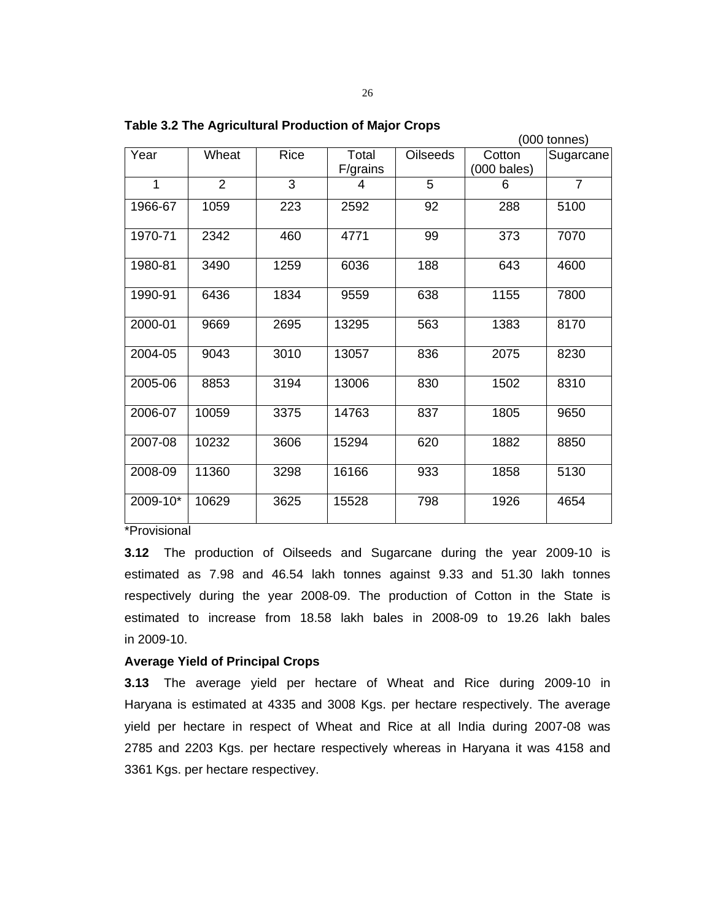**Table 3.2 The Agricultural Production of Major Crops**

(000 tonnes)

| Year | Wheat | Rice | Total F/grains | Oilseeds | Cotton (000 bales) | Sugarcane |
|---|---|---|---|---|---|---|
| 1 | 2 | 3 | 4 | 5 | 6 | 7 |
| 1966-67 | 1059 | 223 | 2592 | 92 | 288 | 5100 |
| 1970-71 | 2342 | 460 | 4771 | 99 | 373 | 7070 |
| 1980-81 | 3490 | 1259 | 6036 | 188 | 643 | 4600 |
| 1990-91 | 6436 | 1834 | 9559 | 638 | 1155 | 7800 |
| 2000-01 | 9669 | 2695 | 13295 | 563 | 1383 | 8170 |
| 2004-05 | 9043 | 3010 | 13057 | 836 | 2075 | 8230 |
| 2005-06 | 8853 | 3194 | 13006 | 830 | 1502 | 8310 |
| 2006-07 | 10059 | 3375 | 14763 | 837 | 1805 | 9650 |
| 2007-08 | 10232 | 3606 | 15294 | 620 | 1882 | 8850 |
| 2008-09 | 11360 | 3298 | 16166 | 933 | 1858 | 5130 |
| 2009-10* | 10629 | 3625 | 15528 | 798 | 1926 | 4654 |

*Provisional

**3.12** The production of Oilseeds and Sugarcane during the year 2009-10 is estimated as 7.98 and 46.54 lakh tonnes against 9.33 and 51.30 lakh tonnes respectively during the year 2008-09. The production of Cotton in the State is estimated to increase from 18.58 lakh bales in 2008-09 to 19.26 lakh bales in 2009-10.

**Average Yield of Principal Crops**

**3.13** The average yield per hectare of Wheat and Rice during 2009-10 in Haryana is estimated at 4335 and 3008 Kgs. per hectare respectively. The average yield per hectare in respect of Wheat and Rice at all India during 2007-08 was 2785 and 2203 Kgs. per hectare respectively whereas in Haryana it was 4158 and 3361 Kgs. per hectare respectivey.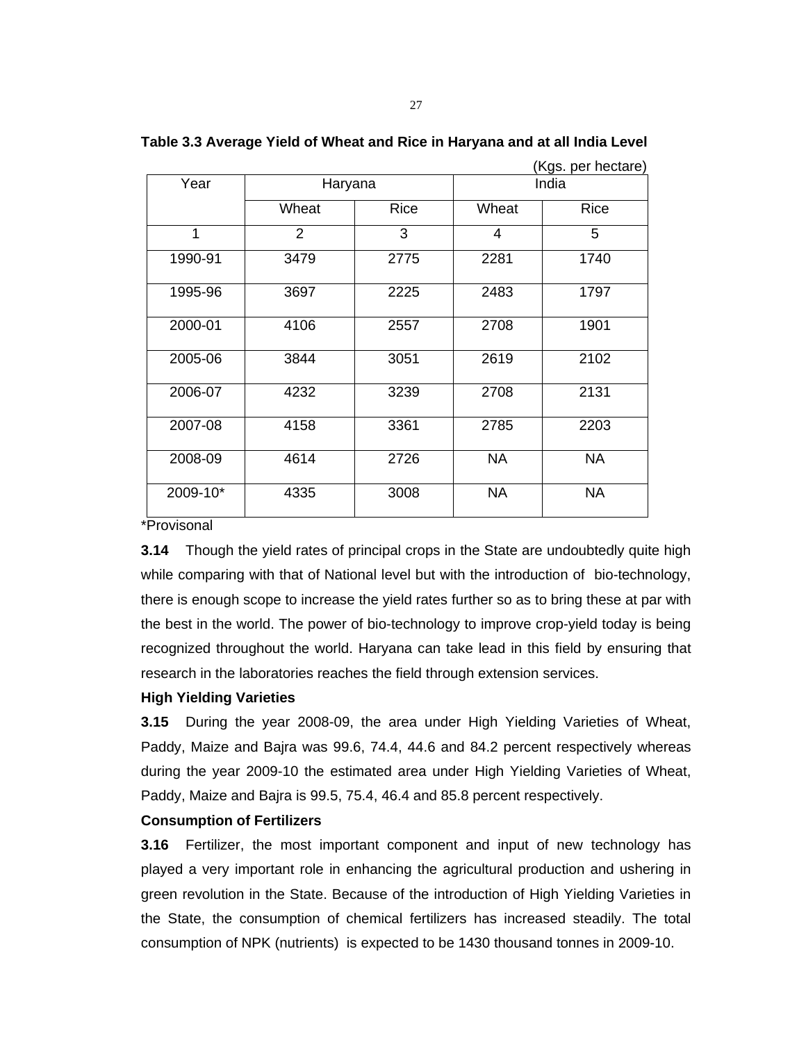**Table 3.3 Average Yield of Wheat and Rice in Haryana and at all India Level**

(Kgs. per hectare)

| Year | Haryana | | India | |
|---|---|---|---|---|
| | Wheat | Rice | Wheat | Rice |
| 1 | 2 | 3 | 4 | 5 |
| 1990-91 | 3479 | 2775 | 2281 | 1740 |
| 1995-96 | 3697 | 2225 | 2483 | 1797 |
| 2000-01 | 4106 | 2557 | 2708 | 1901 |
| 2005-06 | 3844 | 3051 | 2619 | 2102 |
| 2006-07 | 4232 | 3239 | 2708 | 2131 |
| 2007-08 | 4158 | 3361 | 2785 | 2203 |
| 2008-09 | 4614 | 2726 | NA | NA |
| 2009-10* | 4335 | 3008 | NA | NA |

*Provisonal

**3.14** Though the yield rates of principal crops in the State are undoubtedly quite high while comparing with that of National level but with the introduction of bio-technology, there is enough scope to increase the yield rates further so as to bring these at par with the best in the world. The power of bio-technology to improve crop-yield today is being recognized throughout the world. Haryana can take lead in this field by ensuring that research in the laboratories reaches the field through extension services.

**High Yielding Varieties**

**3.15** During the year 2008-09, the area under High Yielding Varieties of Wheat, Paddy, Maize and Bajra was 99.6, 74.4, 44.6 and 84.2 percent respectively whereas during the year 2009-10 the estimated area under High Yielding Varieties of Wheat, Paddy, Maize and Bajra is 99.5, 75.4, 46.4 and 85.8 percent respectively.

**Consumption of Fertilizers**

**3.16** Fertilizer, the most important component and input of new technology has played a very important role in enhancing the agricultural production and ushering in green revolution in the State. Because of the introduction of High Yielding Varieties in the State, the consumption of chemical fertilizers has increased steadily. The total consumption of NPK (nutrients) is expected to be 1430 thousand tonnes in 2009-10.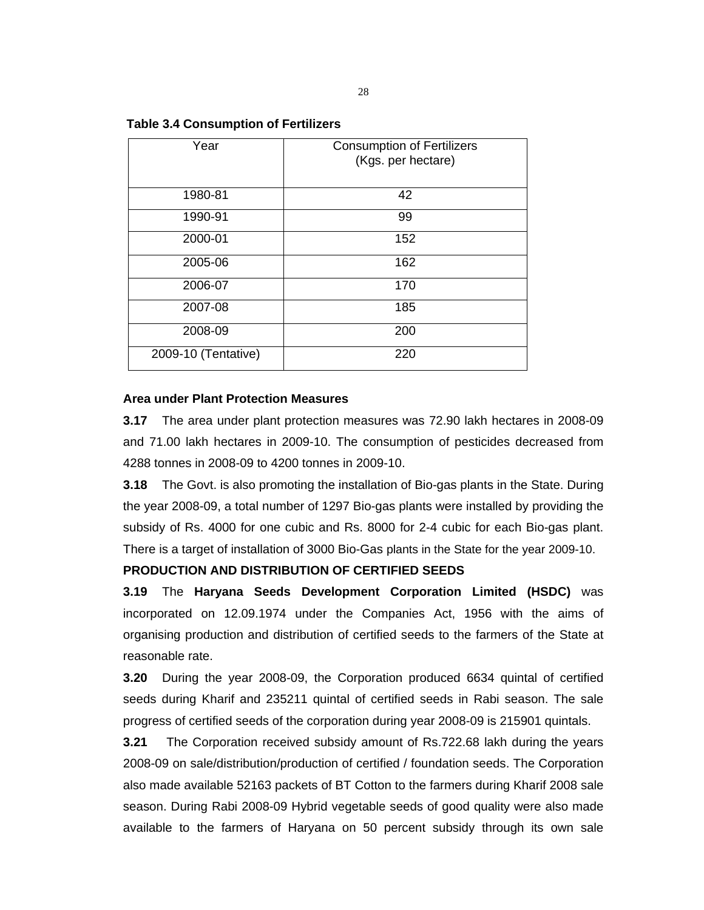**Table 3.4 Consumption of Fertilizers**

| Year | Consumption of Fertilizers (Kgs. per hectare) |
|---|---|
| 1980-81 | 42 |
| 1990-91 | 99 |
| 2000-01 | 152 |
| 2005-06 | 162 |
| 2006-07 | 170 |
| 2007-08 | 185 |
| 2008-09 | 200 |
| 2009-10 (Tentative) | 220 |

**Area under Plant Protection Measures**

**3.17** The area under plant protection measures was 72.90 lakh hectares in 2008-09 and 71.00 lakh hectares in 2009-10. The consumption of pesticides decreased from 4288 tonnes in 2008-09 to 4200 tonnes in 2009-10.

**3.18** The Govt. is also promoting the installation of Bio-gas plants in the State. During the year 2008-09, a total number of 1297 Bio-gas plants were installed by providing the subsidy of Rs. 4000 for one cubic and Rs. 8000 for 2-4 cubic for each Bio-gas plant. There is a target of installation of 3000 Bio-Gas plants in the State for the year 2009-10.

**PRODUCTION AND DISTRIBUTION OF CERTIFIED SEEDS**

**3.19** The **Haryana Seeds Development Corporation Limited (HSDC)** was incorporated on 12.09.1974 under the Companies Act, 1956 with the aims of organising production and distribution of certified seeds to the farmers of the State at reasonable rate.

**3.20** During the year 2008-09, the Corporation produced 6634 quintal of certified seeds during Kharif and 235211 quintal of certified seeds in Rabi season. The sale progress of certified seeds of the corporation during year 2008-09 is 215901 quintals.

**3.21** The Corporation received subsidy amount of Rs.722.68 lakh during the years 2008-09 on sale/distribution/production of certified / foundation seeds. The Corporation also made available 52163 packets of BT Cotton to the farmers during Kharif 2008 sale season. During Rabi 2008-09 Hybrid vegetable seeds of good quality were also made available to the farmers of Haryana on 50 percent subsidy through its own sale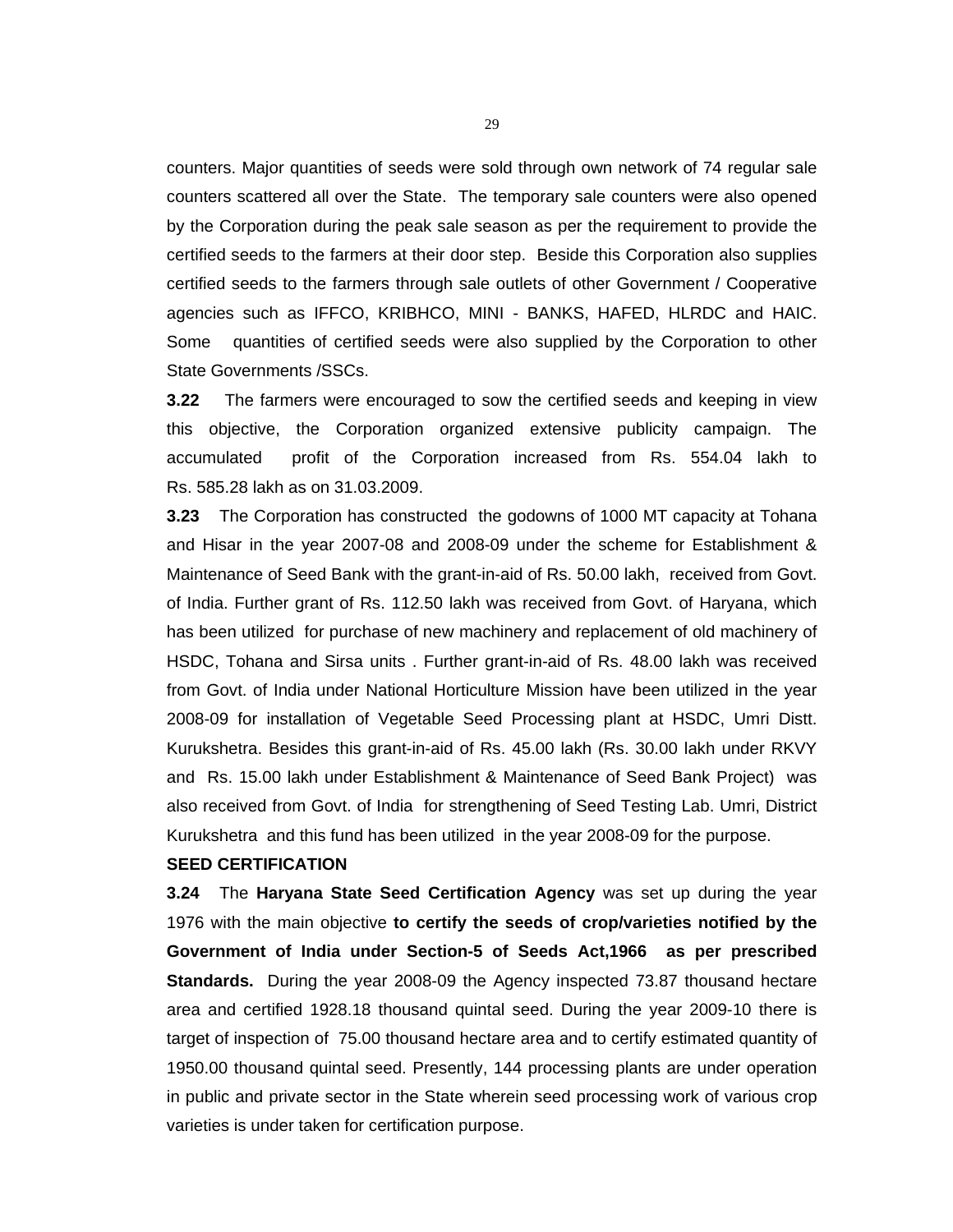counters. Major quantities of seeds were sold through own network of 74 regular sale counters scattered all over the State. The temporary sale counters were also opened by the Corporation during the peak sale season as per the requirement to provide the certified seeds to the farmers at their door step. Beside this Corporation also supplies certified seeds to the farmers through sale outlets of other Government / Cooperative agencies such as IFFCO, KRIBHCO, MINI - BANKS, HAFED, HLRDC and HAIC. Some quantities of certified seeds were also supplied by the Corporation to other State Governments /SSCs.

**3.22** The farmers were encouraged to sow the certified seeds and keeping in view this objective, the Corporation organized extensive publicity campaign. The accumulated profit of the Corporation increased from Rs. 554.04 lakh to Rs. 585.28 lakh as on 31.03.2009.

**3.23** The Corporation has constructed the godowns of 1000 MT capacity at Tohana and Hisar in the year 2007-08 and 2008-09 under the scheme for Establishment & Maintenance of Seed Bank with the grant-in-aid of Rs. 50.00 lakh, received from Govt. of India. Further grant of Rs. 112.50 lakh was received from Govt. of Haryana, which has been utilized for purchase of new machinery and replacement of old machinery of HSDC, Tohana and Sirsa units . Further grant-in-aid of Rs. 48.00 lakh was received from Govt. of India under National Horticulture Mission have been utilized in the year 2008-09 for installation of Vegetable Seed Processing plant at HSDC, Umri Distt. Kurukshetra. Besides this grant-in-aid of Rs. 45.00 lakh (Rs. 30.00 lakh under RKVY and Rs. 15.00 lakh under Establishment & Maintenance of Seed Bank Project) was also received from Govt. of India for strengthening of Seed Testing Lab. Umri, District Kurukshetra and this fund has been utilized in the year 2008-09 for the purpose.

**SEED CERTIFICATION**

**3.24** The **Haryana State Seed Certification Agency** was set up during the year 1976 with the main objective **to certify the seeds of crop/varieties notified by the Government of India under Section-5 of Seeds Act,1966 as per prescribed Standards.** During the year 2008-09 the Agency inspected 73.87 thousand hectare area and certified 1928.18 thousand quintal seed. During the year 2009-10 there is target of inspection of 75.00 thousand hectare area and to certify estimated quantity of 1950.00 thousand quintal seed. Presently, 144 processing plants are under operation in public and private sector in the State wherein seed processing work of various crop varieties is under taken for certification purpose.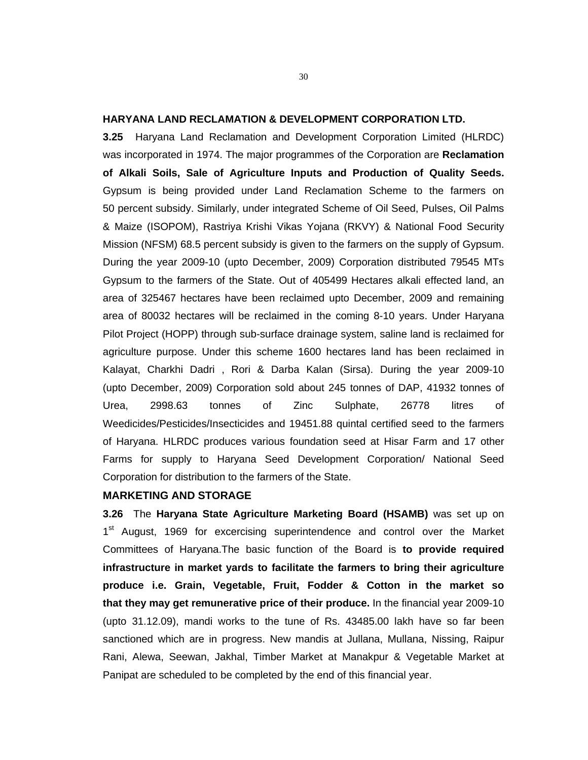## HARYANA LAND RECLAMATION & DEVELOPMENT CORPORATION LTD.

**3.25** Haryana Land Reclamation and Development Corporation Limited (HLRDC) was incorporated in 1974. The major programmes of the Corporation are **Reclamation of Alkali Soils, Sale of Agriculture Inputs and Production of Quality Seeds.** Gypsum is being provided under Land Reclamation Scheme to the farmers on 50 percent subsidy. Similarly, under integrated Scheme of Oil Seed, Pulses, Oil Palms & Maize (ISOPOM), Rastriya Krishi Vikas Yojana (RKVY) & National Food Security Mission (NFSM) 68.5 percent subsidy is given to the farmers on the supply of Gypsum. During the year 2009-10 (upto December, 2009) Corporation distributed 79545 MTs Gypsum to the farmers of the State. Out of 405499 Hectares alkali effected land, an area of 325467 hectares have been reclaimed upto December, 2009 and remaining area of 80032 hectares will be reclaimed in the coming 8-10 years. Under Haryana Pilot Project (HOPP) through sub-surface drainage system, saline land is reclaimed for agriculture purpose. Under this scheme 1600 hectares land has been reclaimed in Kalayat, Charkhi Dadri , Rori & Darba Kalan (Sirsa). During the year 2009-10 (upto December, 2009) Corporation sold about 245 tonnes of DAP, 41932 tonnes of Urea, 2998.63 tonnes of Zinc Sulphate, 26778 litres of Weedicides/Pesticides/Insecticides and 19451.88 quintal certified seed to the farmers of Haryana. HLRDC produces various foundation seed at Hisar Farm and 17 other Farms for supply to Haryana Seed Development Corporation/ National Seed Corporation for distribution to the farmers of the State.

## MARKETING AND STORAGE

**3.26** The **Haryana State Agriculture Marketing Board (HSAMB)** was set up on 1st August, 1969 for excercising superintendence and control over the Market Committees of Haryana.The basic function of the Board is **to provide required infrastructure in market yards to facilitate the farmers to bring their agriculture produce i.e. Grain, Vegetable, Fruit, Fodder & Cotton in the market so that they may get remunerative price of their produce.** In the financial year 2009-10 (upto 31.12.09), mandi works to the tune of Rs. 43485.00 lakh have so far been sanctioned which are in progress. New mandis at Jullana, Mullana, Nissing, Raipur Rani, Alewa, Seewan, Jakhal, Timber Market at Manakpur & Vegetable Market at Panipat are scheduled to be completed by the end of this financial year.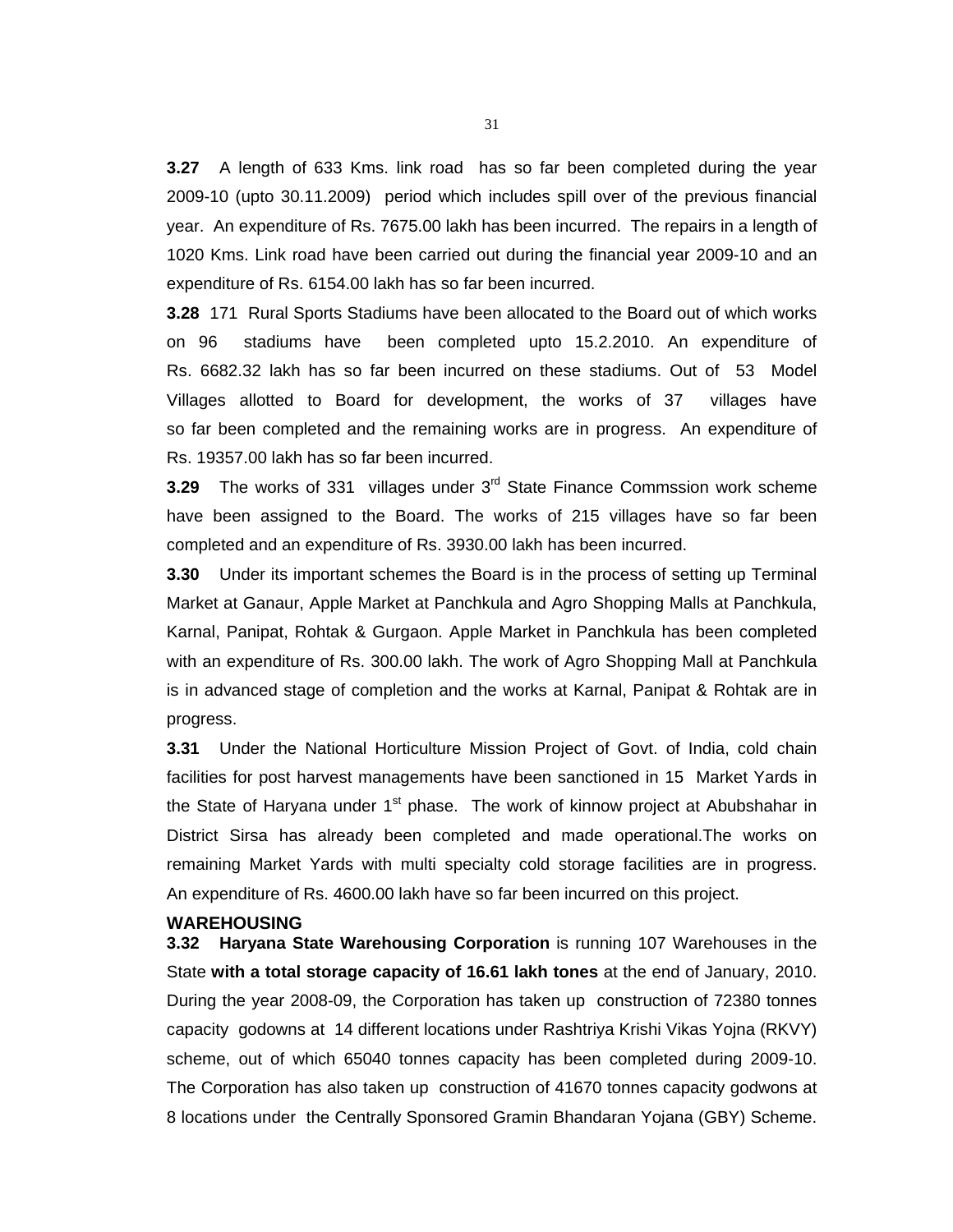**3.27** A length of 633 Kms. link road has so far been completed during the year 2009-10 (upto 30.11.2009) period which includes spill over of the previous financial year. An expenditure of Rs. 7675.00 lakh has been incurred. The repairs in a length of 1020 Kms. Link road have been carried out during the financial year 2009-10 and an expenditure of Rs. 6154.00 lakh has so far been incurred.

**3.28** 171 Rural Sports Stadiums have been allocated to the Board out of which works on 96 stadiums have been completed upto 15.2.2010. An expenditure of Rs. 6682.32 lakh has so far been incurred on these stadiums. Out of 53 Model Villages allotted to Board for development, the works of 37 villages have so far been completed and the remaining works are in progress. An expenditure of Rs. 19357.00 lakh has so far been incurred.

**3.29** The works of 331 villages under 3rd State Finance Commssion work scheme have been assigned to the Board. The works of 215 villages have so far been completed and an expenditure of Rs. 3930.00 lakh has been incurred.

**3.30** Under its important schemes the Board is in the process of setting up Terminal Market at Ganaur, Apple Market at Panchkula and Agro Shopping Malls at Panchkula, Karnal, Panipat, Rohtak & Gurgaon. Apple Market in Panchkula has been completed with an expenditure of Rs. 300.00 lakh. The work of Agro Shopping Mall at Panchkula is in advanced stage of completion and the works at Karnal, Panipat & Rohtak are in progress.

**3.31** Under the National Horticulture Mission Project of Govt. of India, cold chain facilities for post harvest managements have been sanctioned in 15 Market Yards in the State of Haryana under 1st phase. The work of kinnow project at Abubshahar in District Sirsa has already been completed and made operational.The works on remaining Market Yards with multi specialty cold storage facilities are in progress. An expenditure of Rs. 4600.00 lakh have so far been incurred on this project.

**WAREHOUSING**

**3.32** **Haryana State Warehousing Corporation** is running 107 Warehouses in the State **with a total storage capacity of 16.61 lakh tones** at the end of January, 2010. During the year 2008-09, the Corporation has taken up construction of 72380 tonnes capacity godowns at 14 different locations under Rashtriya Krishi Vikas Yojna (RKVY) scheme, out of which 65040 tonnes capacity has been completed during 2009-10. The Corporation has also taken up construction of 41670 tonnes capacity godwons at 8 locations under the Centrally Sponsored Gramin Bhandaran Yojana (GBY) Scheme.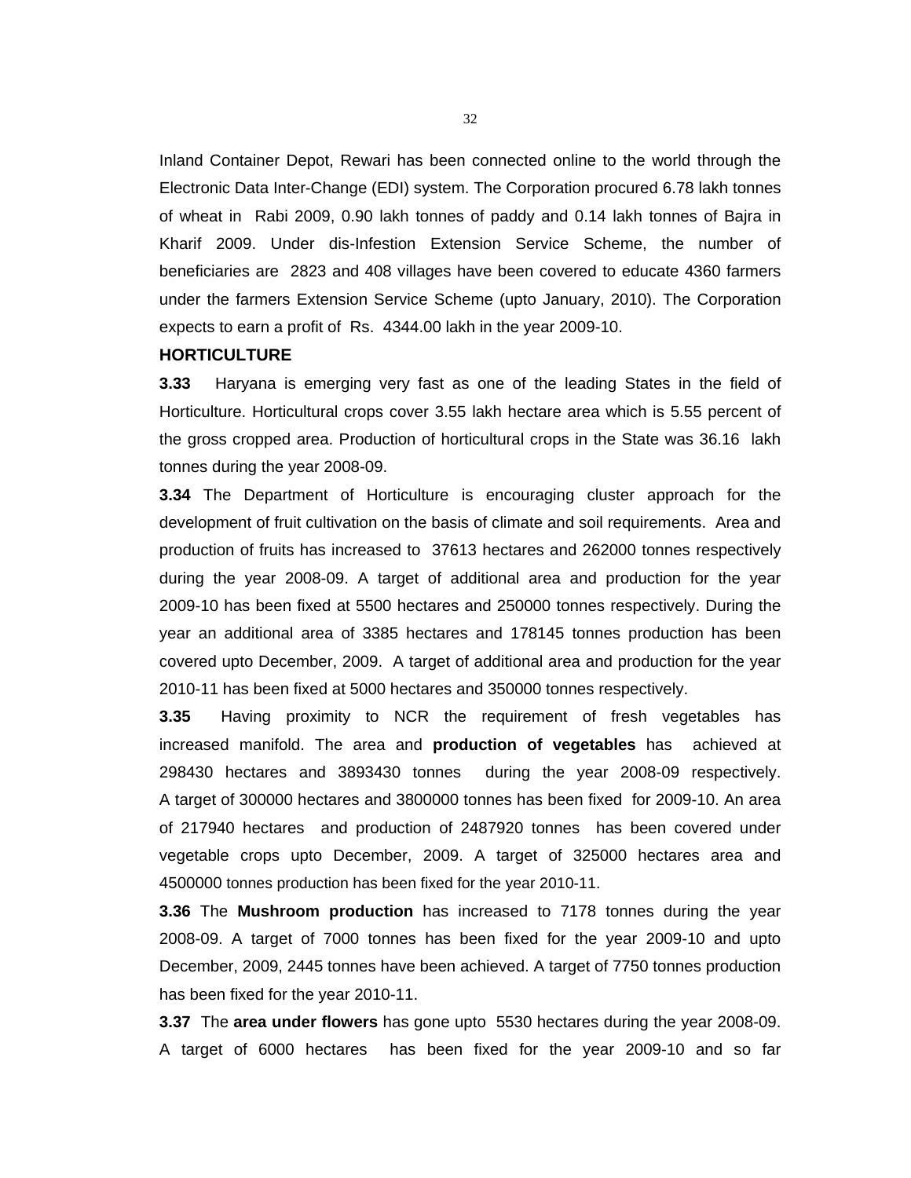Inland Container Depot, Rewari has been connected online to the world through the Electronic Data Inter-Change (EDI) system. The Corporation procured 6.78 lakh tonnes of wheat in Rabi 2009, 0.90 lakh tonnes of paddy and 0.14 lakh tonnes of Bajra in Kharif 2009. Under dis-Infestion Extension Service Scheme, the number of beneficiaries are 2823 and 408 villages have been covered to educate 4360 farmers under the farmers Extension Service Scheme (upto January, 2010). The Corporation expects to earn a profit of Rs. 4344.00 lakh in the year 2009-10.

**HORTICULTURE**

**3.33** Haryana is emerging very fast as one of the leading States in the field of Horticulture. Horticultural crops cover 3.55 lakh hectare area which is 5.55 percent of the gross cropped area. Production of horticultural crops in the State was 36.16 lakh tonnes during the year 2008-09.

**3.34** The Department of Horticulture is encouraging cluster approach for the development of fruit cultivation on the basis of climate and soil requirements. Area and production of fruits has increased to 37613 hectares and 262000 tonnes respectively during the year 2008-09. A target of additional area and production for the year 2009-10 has been fixed at 5500 hectares and 250000 tonnes respectively. During the year an additional area of 3385 hectares and 178145 tonnes production has been covered upto December, 2009. A target of additional area and production for the year 2010-11 has been fixed at 5000 hectares and 350000 tonnes respectively.

**3.35** Having proximity to NCR the requirement of fresh vegetables has increased manifold. The area and **production of vegetables** has achieved at 298430 hectares and 3893430 tonnes during the year 2008-09 respectively. A target of 300000 hectares and 3800000 tonnes has been fixed for 2009-10. An area of 217940 hectares and production of 2487920 tonnes has been covered under vegetable crops upto December, 2009. A target of 325000 hectares area and 4500000 tonnes production has been fixed for the year 2010-11.

**3.36** The **Mushroom production** has increased to 7178 tonnes during the year 2008-09. A target of 7000 tonnes has been fixed for the year 2009-10 and upto December, 2009, 2445 tonnes have been achieved. A target of 7750 tonnes production has been fixed for the year 2010-11.

**3.37** The **area under flowers** has gone upto 5530 hectares during the year 2008-09. A target of 6000 hectares has been fixed for the year 2009-10 and so far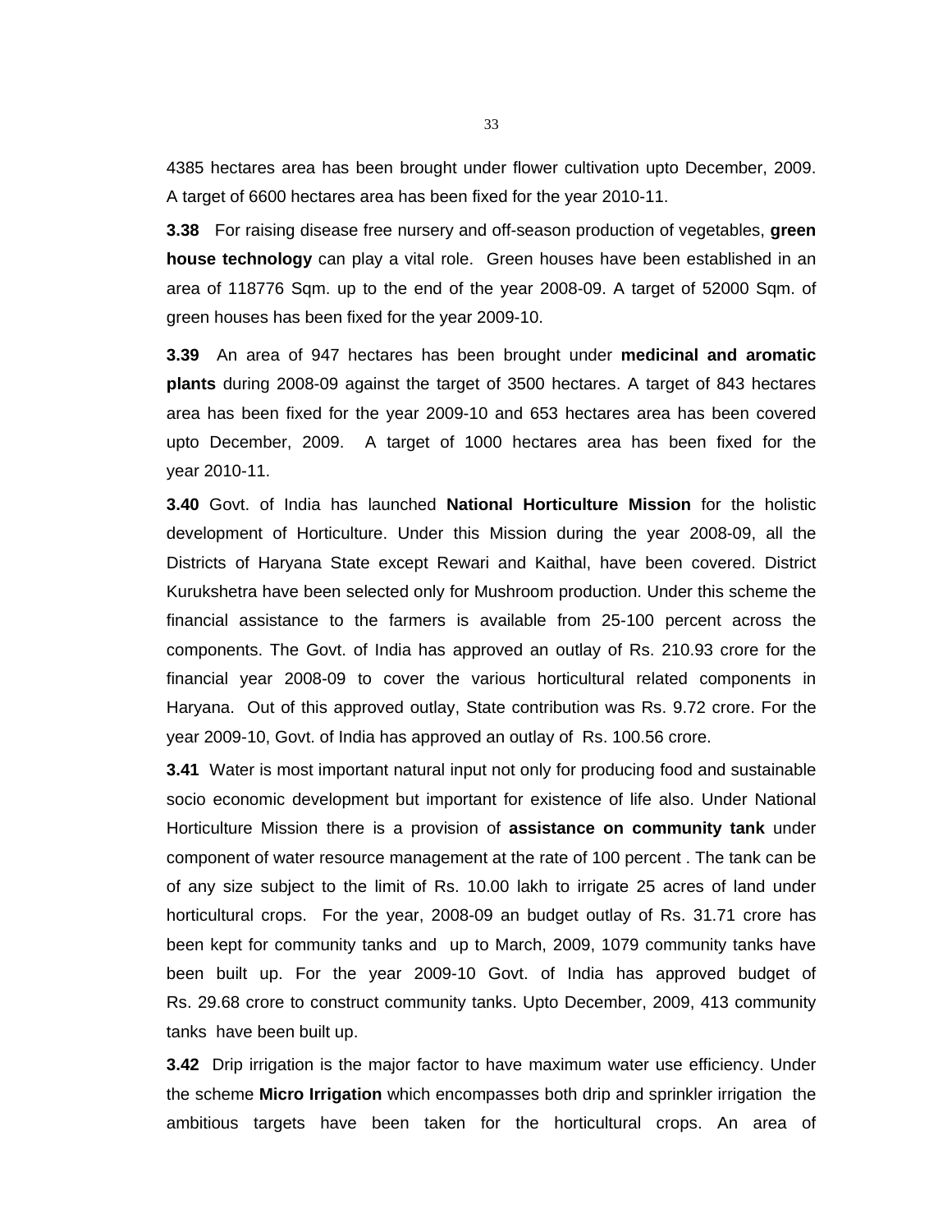4385 hectares area has been brought under flower cultivation upto December, 2009. A target of 6600 hectares area has been fixed for the year 2010-11.

**3.38** For raising disease free nursery and off-season production of vegetables, **green house technology** can play a vital role. Green houses have been established in an area of 118776 Sqm. up to the end of the year 2008-09. A target of 52000 Sqm. of green houses has been fixed for the year 2009-10.

**3.39** An area of 947 hectares has been brought under **medicinal and aromatic plants** during 2008-09 against the target of 3500 hectares. A target of 843 hectares area has been fixed for the year 2009-10 and 653 hectares area has been covered upto December, 2009. A target of 1000 hectares area has been fixed for the year 2010-11.

**3.40** Govt. of India has launched **National Horticulture Mission** for the holistic development of Horticulture. Under this Mission during the year 2008-09, all the Districts of Haryana State except Rewari and Kaithal, have been covered. District Kurukshetra have been selected only for Mushroom production. Under this scheme the financial assistance to the farmers is available from 25-100 percent across the components. The Govt. of India has approved an outlay of Rs. 210.93 crore for the financial year 2008-09 to cover the various horticultural related components in Haryana. Out of this approved outlay, State contribution was Rs. 9.72 crore. For the year 2009-10, Govt. of India has approved an outlay of Rs. 100.56 crore.

**3.41** Water is most important natural input not only for producing food and sustainable socio economic development but important for existence of life also. Under National Horticulture Mission there is a provision of **assistance on community tank** under component of water resource management at the rate of 100 percent . The tank can be of any size subject to the limit of Rs. 10.00 lakh to irrigate 25 acres of land under horticultural crops. For the year, 2008-09 an budget outlay of Rs. 31.71 crore has been kept for community tanks and up to March, 2009, 1079 community tanks have been built up. For the year 2009-10 Govt. of India has approved budget of Rs. 29.68 crore to construct community tanks. Upto December, 2009, 413 community tanks have been built up.

**3.42** Drip irrigation is the major factor to have maximum water use efficiency. Under the scheme **Micro Irrigation** which encompasses both drip and sprinkler irrigation the ambitious targets have been taken for the horticultural crops. An area of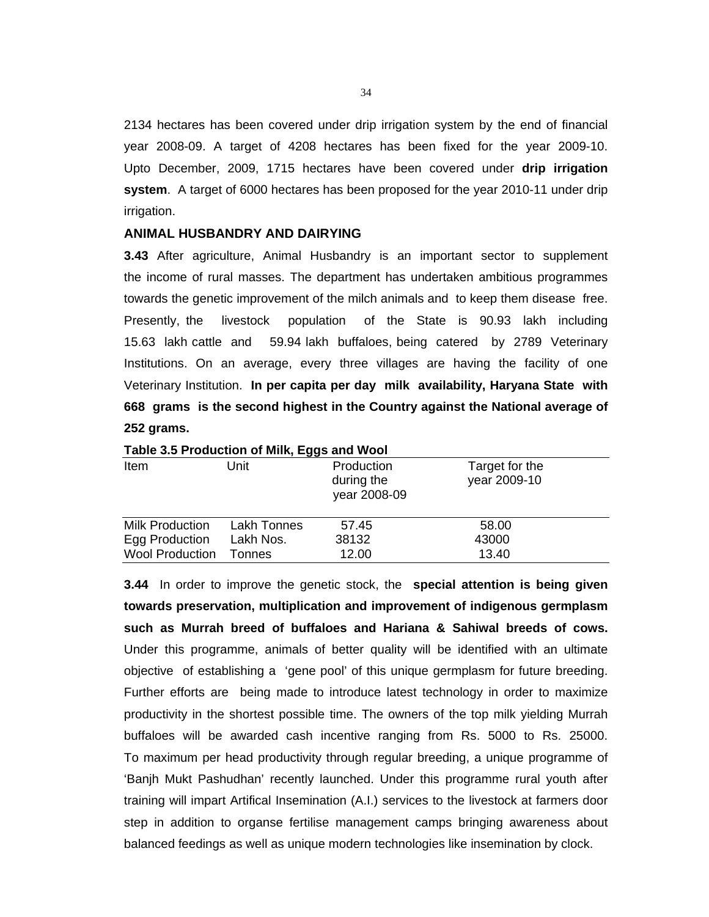2134 hectares has been covered under drip irrigation system by the end of financial year 2008-09. A target of 4208 hectares has been fixed for the year 2009-10. Upto December, 2009, 1715 hectares have been covered under **drip irrigation system**. A target of 6000 hectares has been proposed for the year 2010-11 under drip irrigation.

## ANIMAL HUSBANDRY AND DAIRYING

**3.43** After agriculture, Animal Husbandry is an important sector to supplement the income of rural masses. The department has undertaken ambitious programmes towards the genetic improvement of the milch animals and to keep them disease free. Presently, the livestock population of the State is 90.93 lakh including 15.63 lakh cattle and 59.94 lakh buffaloes, being catered by 2789 Veterinary Institutions. On an average, every three villages are having the facility of one Veterinary Institution. **In per capita per day milk availability, Haryana State with 668 grams is the second highest in the Country against the National average of 252 grams.**

**Table 3.5 Production of Milk, Eggs and Wool**

| Item | Unit | Production during the year 2008-09 | Target for the year 2009-10 |
|---|---|---|---|
| Milk Production | Lakh Tonnes | 57.45 | 58.00 |
| Egg Production | Lakh Nos. | 38132 | 43000 |
| Wool Production | Tonnes | 12.00 | 13.40 |

**3.44** In order to improve the genetic stock, the **special attention is being given towards preservation, multiplication and improvement of indigenous germplasm such as Murrah breed of buffaloes and Hariana & Sahiwal breeds of cows.** Under this programme, animals of better quality will be identified with an ultimate objective of establishing a 'gene pool' of this unique germplasm for future breeding. Further efforts are being made to introduce latest technology in order to maximize productivity in the shortest possible time. The owners of the top milk yielding Murrah buffaloes will be awarded cash incentive ranging from Rs. 5000 to Rs. 25000. To maximum per head productivity through regular breeding, a unique programme of 'Banjh Mukt Pashudhan' recently launched. Under this programme rural youth after training will impart Artifical Insemination (A.I.) services to the livestock at farmers door step in addition to organse fertilise management camps bringing awareness about balanced feedings as well as unique modern technologies like insemination by clock.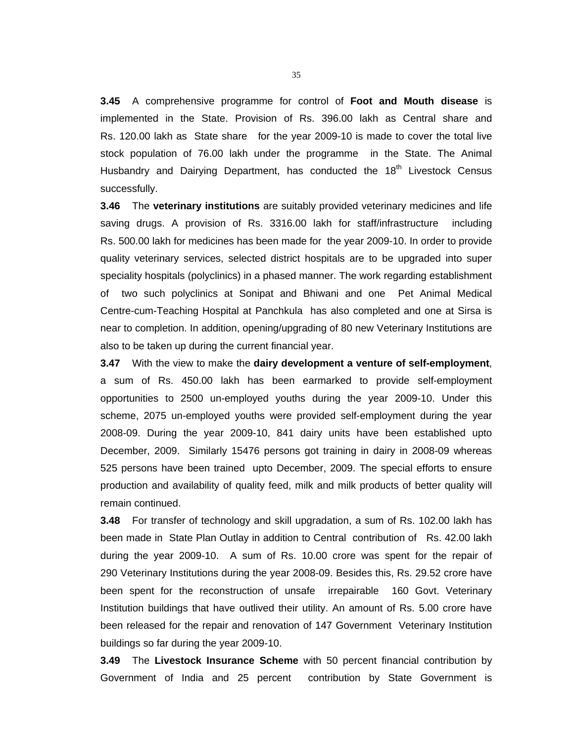**3.45** A comprehensive programme for control of **Foot and Mouth disease** is implemented in the State. Provision of Rs. 396.00 lakh as Central share and Rs. 120.00 lakh as State share for the year 2009-10 is made to cover the total live stock population of 76.00 lakh under the programme in the State. The Animal Husbandry and Dairying Department, has conducted the 18th Livestock Census successfully.

**3.46** The **veterinary institutions** are suitably provided veterinary medicines and life saving drugs. A provision of Rs. 3316.00 lakh for staff/infrastructure including Rs. 500.00 lakh for medicines has been made for the year 2009-10. In order to provide quality veterinary services, selected district hospitals are to be upgraded into super speciality hospitals (polyclinics) in a phased manner. The work regarding establishment of two such polyclinics at Sonipat and Bhiwani and one Pet Animal Medical Centre-cum-Teaching Hospital at Panchkula has also completed and one at Sirsa is near to completion. In addition, opening/upgrading of 80 new Veterinary Institutions are also to be taken up during the current financial year.

**3.47** With the view to make the **dairy development a venture of self-employment**, a sum of Rs. 450.00 lakh has been earmarked to provide self-employment opportunities to 2500 un-employed youths during the year 2009-10. Under this scheme, 2075 un-employed youths were provided self-employment during the year 2008-09. During the year 2009-10, 841 dairy units have been established upto December, 2009. Similarly 15476 persons got training in dairy in 2008-09 whereas 525 persons have been trained upto December, 2009. The special efforts to ensure production and availability of quality feed, milk and milk products of better quality will remain continued.

**3.48** For transfer of technology and skill upgradation, a sum of Rs. 102.00 lakh has been made in State Plan Outlay in addition to Central contribution of Rs. 42.00 lakh during the year 2009-10. A sum of Rs. 10.00 crore was spent for the repair of 290 Veterinary Institutions during the year 2008-09. Besides this, Rs. 29.52 crore have been spent for the reconstruction of unsafe irrepairable 160 Govt. Veterinary Institution buildings that have outlived their utility. An amount of Rs. 5.00 crore have been released for the repair and renovation of 147 Government Veterinary Institution buildings so far during the year 2009-10.

**3.49** The **Livestock Insurance Scheme** with 50 percent financial contribution by Government of India and 25 percent contribution by State Government is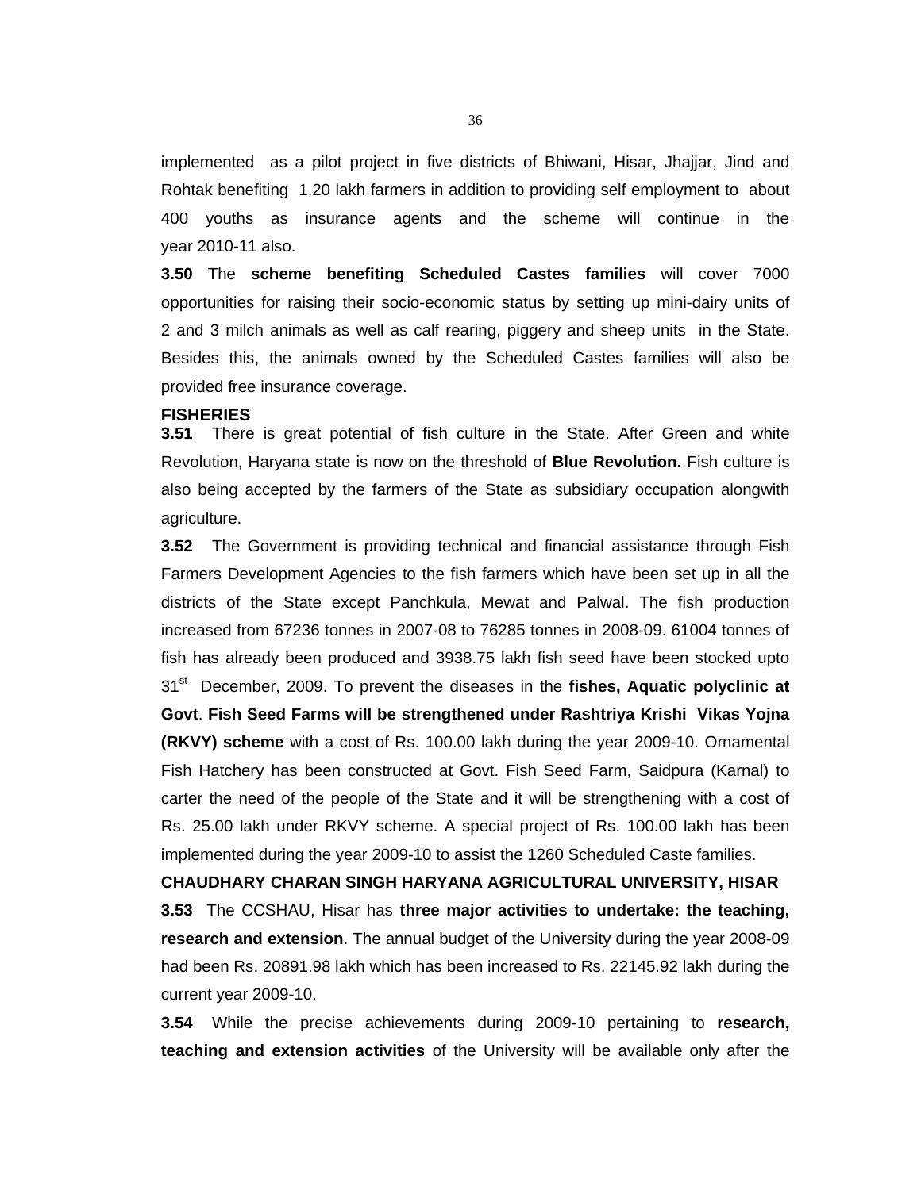implemented as a pilot project in five districts of Bhiwani, Hisar, Jhajjar, Jind and Rohtak benefiting 1.20 lakh farmers in addition to providing self employment to about 400 youths as insurance agents and the scheme will continue in the year 2010-11 also.

**3.50** The **scheme benefiting Scheduled Castes families** will cover 7000 opportunities for raising their socio-economic status by setting up mini-dairy units of 2 and 3 milch animals as well as calf rearing, piggery and sheep units in the State. Besides this, the animals owned by the Scheduled Castes families will also be provided free insurance coverage.

**FISHERIES**

**3.51** There is great potential of fish culture in the State. After Green and white Revolution, Haryana state is now on the threshold of **Blue Revolution.** Fish culture is also being accepted by the farmers of the State as subsidiary occupation alongwith agriculture.

**3.52** The Government is providing technical and financial assistance through Fish Farmers Development Agencies to the fish farmers which have been set up in all the districts of the State except Panchkula, Mewat and Palwal. The fish production increased from 67236 tonnes in 2007-08 to 76285 tonnes in 2008-09. 61004 tonnes of fish has already been produced and 3938.75 lakh fish seed have been stocked upto 31st December, 2009. To prevent the diseases in the **fishes, Aquatic polyclinic at Govt**. **Fish Seed Farms will be strengthened under Rashtriya Krishi Vikas Yojna (RKVY) scheme** with a cost of Rs. 100.00 lakh during the year 2009-10. Ornamental Fish Hatchery has been constructed at Govt. Fish Seed Farm, Saidpura (Karnal) to carter the need of the people of the State and it will be strengthening with a cost of Rs. 25.00 lakh under RKVY scheme. A special project of Rs. 100.00 lakh has been implemented during the year 2009-10 to assist the 1260 Scheduled Caste families.

**CHAUDHARY CHARAN SINGH HARYANA AGRICULTURAL UNIVERSITY, HISAR**

**3.53** The CCSHAU, Hisar has **three major activities to undertake: the teaching, research and extension**. The annual budget of the University during the year 2008-09 had been Rs. 20891.98 lakh which has been increased to Rs. 22145.92 lakh during the current year 2009-10.

**3.54** While the precise achievements during 2009-10 pertaining to **research, teaching and extension activities** of the University will be available only after the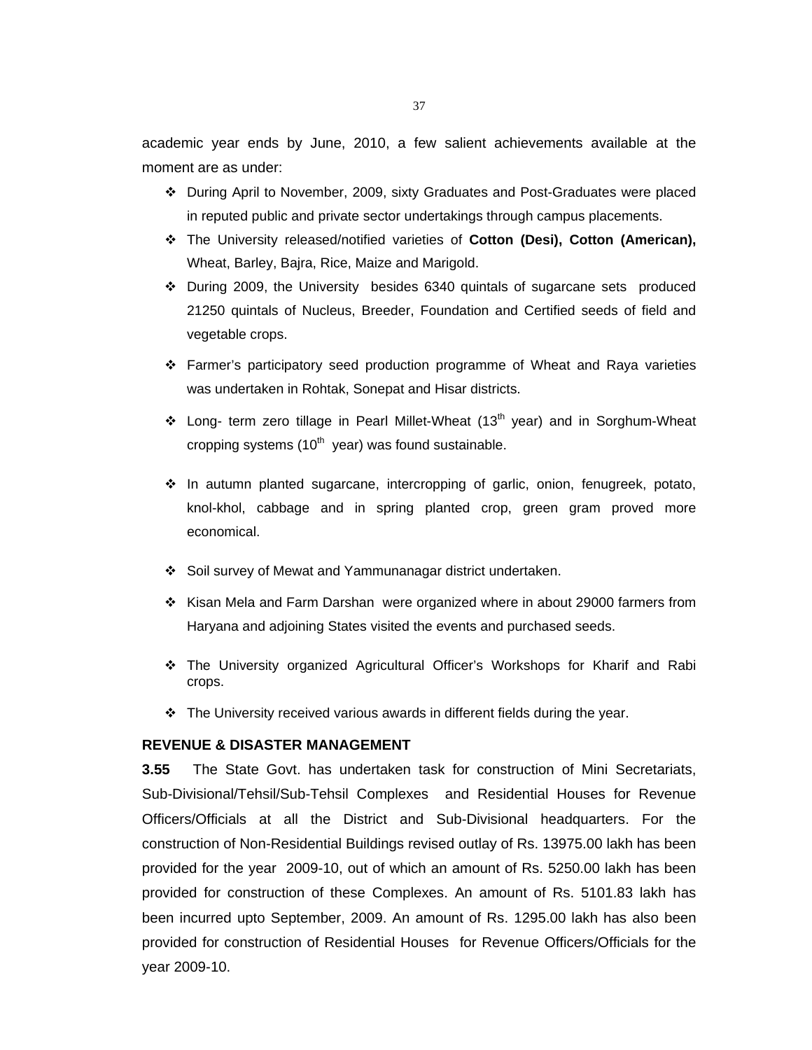academic year ends by June, 2010, a few salient achievements available at the moment are as under:

- During April to November, 2009, sixty Graduates and Post-Graduates were placed in reputed public and private sector undertakings through campus placements.
- The University released/notified varieties of **Cotton (Desi), Cotton (American),** Wheat, Barley, Bajra, Rice, Maize and Marigold.
- During 2009, the University besides 6340 quintals of sugarcane sets produced 21250 quintals of Nucleus, Breeder, Foundation and Certified seeds of field and vegetable crops.
- Farmer's participatory seed production programme of Wheat and Raya varieties was undertaken in Rohtak, Sonepat and Hisar districts.
- Long- term zero tillage in Pearl Millet-Wheat (13th year) and in Sorghum-Wheat cropping systems (10th year) was found sustainable.
- In autumn planted sugarcane, intercropping of garlic, onion, fenugreek, potato, knol-khol, cabbage and in spring planted crop, green gram proved more economical.
- Soil survey of Mewat and Yammunanagar district undertaken.
- Kisan Mela and Farm Darshan were organized where in about 29000 farmers from Haryana and adjoining States visited the events and purchased seeds.
- The University organized Agricultural Officer's Workshops for Kharif and Rabi crops.
- The University received various awards in different fields during the year.

## REVENUE & DISASTER MANAGEMENT

**3.55** The State Govt. has undertaken task for construction of Mini Secretariats, Sub-Divisional/Tehsil/Sub-Tehsil Complexes and Residential Houses for Revenue Officers/Officials at all the District and Sub-Divisional headquarters. For the construction of Non-Residential Buildings revised outlay of Rs. 13975.00 lakh has been provided for the year 2009-10, out of which an amount of Rs. 5250.00 lakh has been provided for construction of these Complexes. An amount of Rs. 5101.83 lakh has been incurred upto September, 2009. An amount of Rs. 1295.00 lakh has also been provided for construction of Residential Houses for Revenue Officers/Officials for the year 2009-10.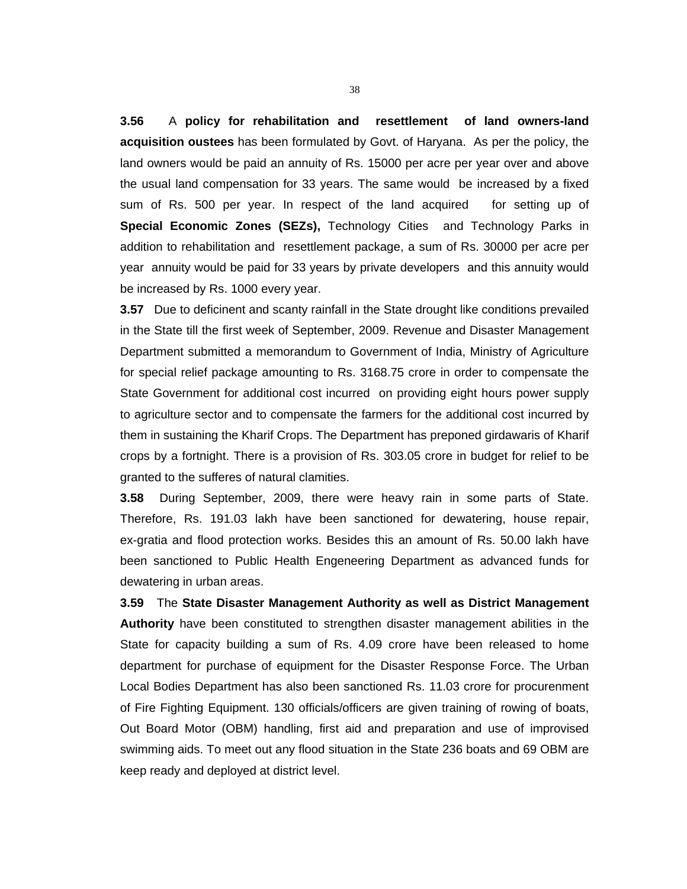**3.56** A **policy for rehabilitation and resettlement of land owners-land acquisition oustees** has been formulated by Govt. of Haryana. As per the policy, the land owners would be paid an annuity of Rs. 15000 per acre per year over and above the usual land compensation for 33 years. The same would be increased by a fixed sum of Rs. 500 per year. In respect of the land acquired for setting up of **Special Economic Zones (SEZs),** Technology Cities and Technology Parks in addition to rehabilitation and resettlement package, a sum of Rs. 30000 per acre per year annuity would be paid for 33 years by private developers and this annuity would be increased by Rs. 1000 every year.

**3.57** Due to deficinent and scanty rainfall in the State drought like conditions prevailed in the State till the first week of September, 2009. Revenue and Disaster Management Department submitted a memorandum to Government of India, Ministry of Agriculture for special relief package amounting to Rs. 3168.75 crore in order to compensate the State Government for additional cost incurred on providing eight hours power supply to agriculture sector and to compensate the farmers for the additional cost incurred by them in sustaining the Kharif Crops. The Department has preponed girdawaris of Kharif crops by a fortnight. There is a provision of Rs. 303.05 crore in budget for relief to be granted to the sufferes of natural clamities.

**3.58** During September, 2009, there were heavy rain in some parts of State. Therefore, Rs. 191.03 lakh have been sanctioned for dewatering, house repair, ex-gratia and flood protection works. Besides this an amount of Rs. 50.00 lakh have been sanctioned to Public Health Engeneering Department as advanced funds for dewatering in urban areas.

**3.59** The **State Disaster Management Authority as well as District Management Authority** have been constituted to strengthen disaster management abilities in the State for capacity building a sum of Rs. 4.09 crore have been released to home department for purchase of equipment for the Disaster Response Force. The Urban Local Bodies Department has also been sanctioned Rs. 11.03 crore for procurenment of Fire Fighting Equipment. 130 officials/officers are given training of rowing of boats, Out Board Motor (OBM) handling, first aid and preparation and use of improvised swimming aids. To meet out any flood situation in the State 236 boats and 69 OBM are keep ready and deployed at district level.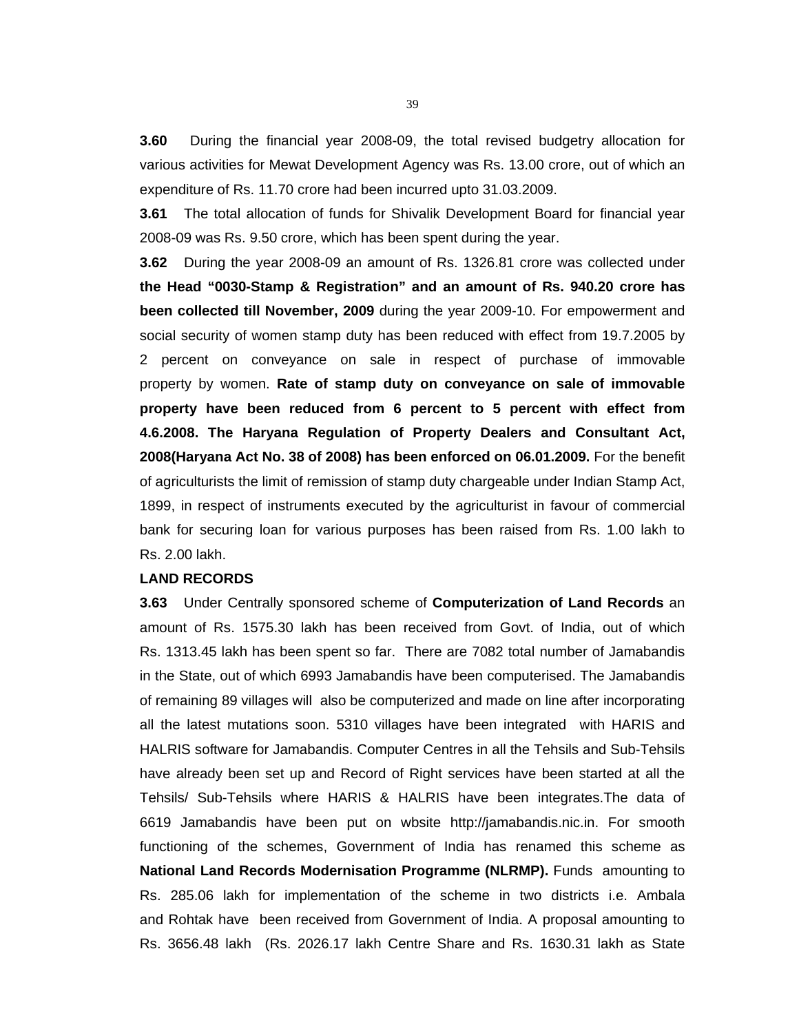**3.60** During the financial year 2008-09, the total revised budgetry allocation for various activities for Mewat Development Agency was Rs. 13.00 crore, out of which an expenditure of Rs. 11.70 crore had been incurred upto 31.03.2009.

**3.61** The total allocation of funds for Shivalik Development Board for financial year 2008-09 was Rs. 9.50 crore, which has been spent during the year.

**3.62** During the year 2008-09 an amount of Rs. 1326.81 crore was collected under **the Head "0030-Stamp & Registration" and an amount of Rs. 940.20 crore has been collected till November, 2009** during the year 2009-10. For empowerment and social security of women stamp duty has been reduced with effect from 19.7.2005 by 2 percent on conveyance on sale in respect of purchase of immovable property by women. **Rate of stamp duty on conveyance on sale of immovable property have been reduced from 6 percent to 5 percent with effect from 4.6.2008. The Haryana Regulation of Property Dealers and Consultant Act, 2008(Haryana Act No. 38 of 2008) has been enforced on 06.01.2009.** For the benefit of agriculturists the limit of remission of stamp duty chargeable under Indian Stamp Act, 1899, in respect of instruments executed by the agriculturist in favour of commercial bank for securing loan for various purposes has been raised from Rs. 1.00 lakh to Rs. 2.00 lakh.

**LAND RECORDS**

**3.63** Under Centrally sponsored scheme of **Computerization of Land Records** an amount of Rs. 1575.30 lakh has been received from Govt. of India, out of which Rs. 1313.45 lakh has been spent so far. There are 7082 total number of Jamabandis in the State, out of which 6993 Jamabandis have been computerised. The Jamabandis of remaining 89 villages will also be computerized and made on line after incorporating all the latest mutations soon. 5310 villages have been integrated with HARIS and HALRIS software for Jamabandis. Computer Centres in all the Tehsils and Sub-Tehsils have already been set up and Record of Right services have been started at all the Tehsils/ Sub-Tehsils where HARIS & HALRIS have been integrates.The data of 6619 Jamabandis have been put on wbsite http://jamabandis.nic.in. For smooth functioning of the schemes, Government of India has renamed this scheme as **National Land Records Modernisation Programme (NLRMP).** Funds amounting to Rs. 285.06 lakh for implementation of the scheme in two districts i.e. Ambala and Rohtak have been received from Government of India. A proposal amounting to Rs. 3656.48 lakh (Rs. 2026.17 lakh Centre Share and Rs. 1630.31 lakh as State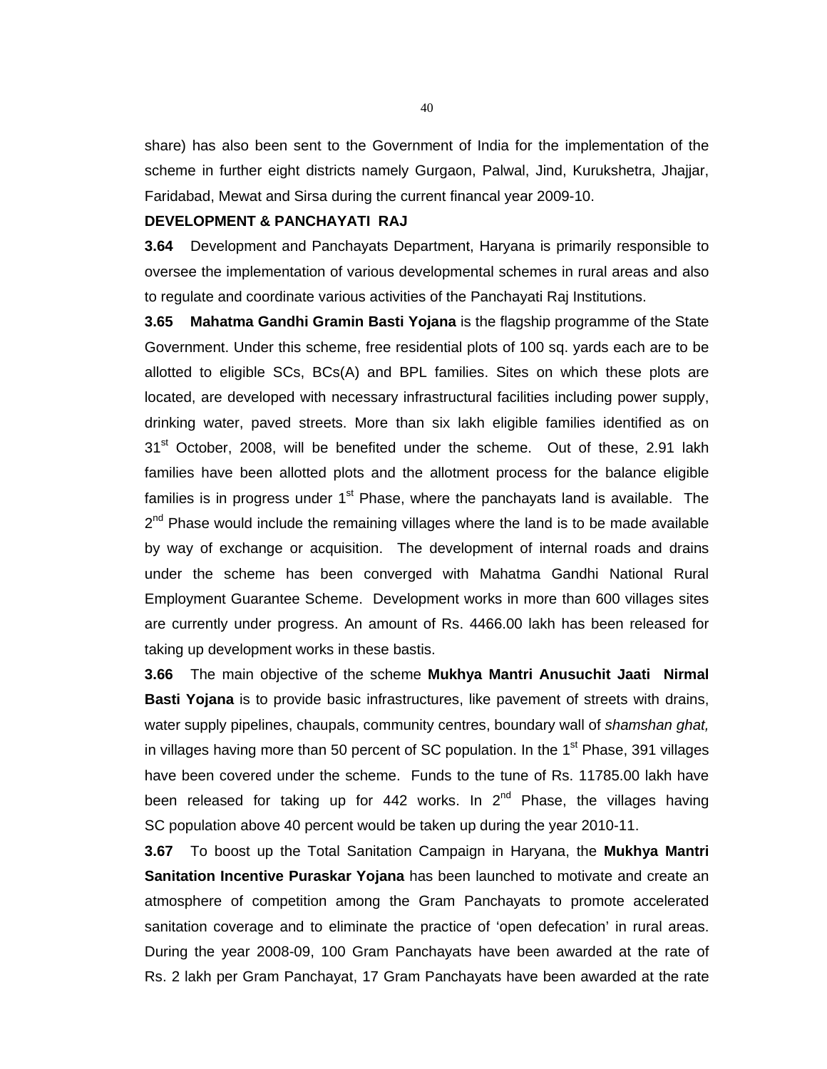share) has also been sent to the Government of India for the implementation of the scheme in further eight districts namely Gurgaon, Palwal, Jind, Kurukshetra, Jhajjar, Faridabad, Mewat and Sirsa during the current financal year 2009-10.

**DEVELOPMENT & PANCHAYATI RAJ**

**3.64** Development and Panchayats Department, Haryana is primarily responsible to oversee the implementation of various developmental schemes in rural areas and also to regulate and coordinate various activities of the Panchayati Raj Institutions.

**3.65** **Mahatma Gandhi Gramin Basti Yojana** is the flagship programme of the State Government. Under this scheme, free residential plots of 100 sq. yards each are to be allotted to eligible SCs, BCs(A) and BPL families. Sites on which these plots are located, are developed with necessary infrastructural facilities including power supply, drinking water, paved streets. More than six lakh eligible families identified as on 31st October, 2008, will be benefited under the scheme. Out of these, 2.91 lakh families have been allotted plots and the allotment process for the balance eligible families is in progress under 1st Phase, where the panchayats land is available. The 2nd Phase would include the remaining villages where the land is to be made available by way of exchange or acquisition. The development of internal roads and drains under the scheme has been converged with Mahatma Gandhi National Rural Employment Guarantee Scheme. Development works in more than 600 villages sites are currently under progress. An amount of Rs. 4466.00 lakh has been released for taking up development works in these bastis.

**3.66** The main objective of the scheme **Mukhya Mantri Anusuchit Jaati Nirmal Basti Yojana** is to provide basic infrastructures, like pavement of streets with drains, water supply pipelines, chaupals, community centres, boundary wall of *shamshan ghat,* in villages having more than 50 percent of SC population. In the 1st Phase, 391 villages have been covered under the scheme. Funds to the tune of Rs. 11785.00 lakh have been released for taking up for 442 works. In 2nd Phase, the villages having SC population above 40 percent would be taken up during the year 2010-11.

**3.67** To boost up the Total Sanitation Campaign in Haryana, the **Mukhya Mantri Sanitation Incentive Puraskar Yojana** has been launched to motivate and create an atmosphere of competition among the Gram Panchayats to promote accelerated sanitation coverage and to eliminate the practice of 'open defecation' in rural areas. During the year 2008-09, 100 Gram Panchayats have been awarded at the rate of Rs. 2 lakh per Gram Panchayat, 17 Gram Panchayats have been awarded at the rate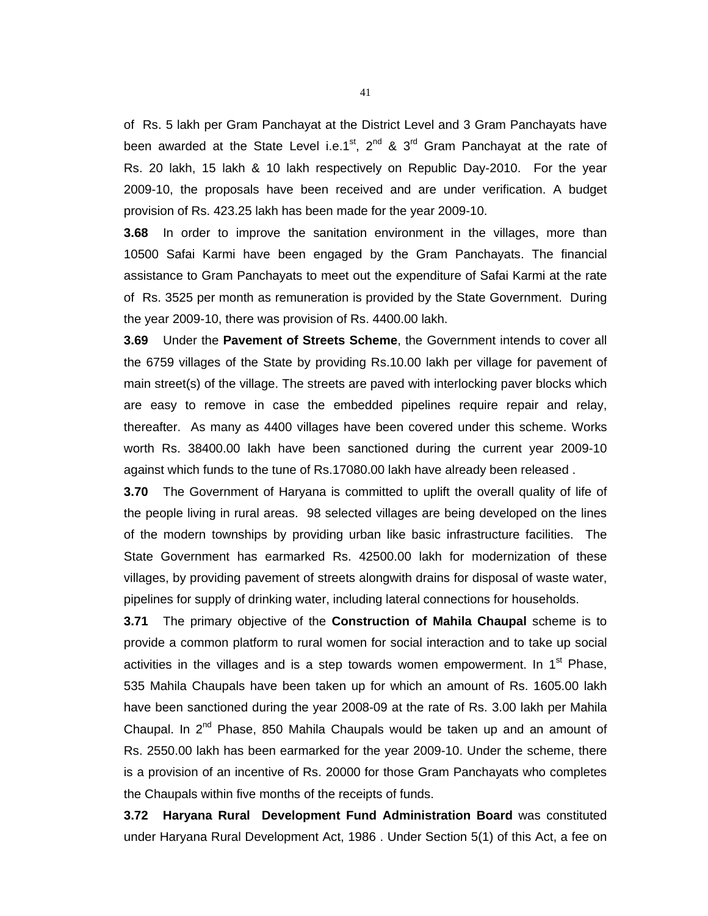of Rs. 5 lakh per Gram Panchayat at the District Level and 3 Gram Panchayats have been awarded at the State Level i.e.1st, 2nd & 3rd Gram Panchayat at the rate of Rs. 20 lakh, 15 lakh & 10 lakh respectively on Republic Day-2010. For the year 2009-10, the proposals have been received and are under verification. A budget provision of Rs. 423.25 lakh has been made for the year 2009-10.

**3.68** In order to improve the sanitation environment in the villages, more than 10500 Safai Karmi have been engaged by the Gram Panchayats. The financial assistance to Gram Panchayats to meet out the expenditure of Safai Karmi at the rate of Rs. 3525 per month as remuneration is provided by the State Government. During the year 2009-10, there was provision of Rs. 4400.00 lakh.

**3.69** Under the **Pavement of Streets Scheme**, the Government intends to cover all the 6759 villages of the State by providing Rs.10.00 lakh per village for pavement of main street(s) of the village. The streets are paved with interlocking paver blocks which are easy to remove in case the embedded pipelines require repair and relay, thereafter. As many as 4400 villages have been covered under this scheme. Works worth Rs. 38400.00 lakh have been sanctioned during the current year 2009-10 against which funds to the tune of Rs.17080.00 lakh have already been released .

**3.70** The Government of Haryana is committed to uplift the overall quality of life of the people living in rural areas. 98 selected villages are being developed on the lines of the modern townships by providing urban like basic infrastructure facilities. The State Government has earmarked Rs. 42500.00 lakh for modernization of these villages, by providing pavement of streets alongwith drains for disposal of waste water, pipelines for supply of drinking water, including lateral connections for households.

**3.71** The primary objective of the **Construction of Mahila Chaupal** scheme is to provide a common platform to rural women for social interaction and to take up social activities in the villages and is a step towards women empowerment. In 1st Phase, 535 Mahila Chaupals have been taken up for which an amount of Rs. 1605.00 lakh have been sanctioned during the year 2008-09 at the rate of Rs. 3.00 lakh per Mahila Chaupal. In 2nd Phase, 850 Mahila Chaupals would be taken up and an amount of Rs. 2550.00 lakh has been earmarked for the year 2009-10. Under the scheme, there is a provision of an incentive of Rs. 20000 for those Gram Panchayats who completes the Chaupals within five months of the receipts of funds.

**3.72** **Haryana Rural Development Fund Administration Board** was constituted under Haryana Rural Development Act, 1986 . Under Section 5(1) of this Act, a fee on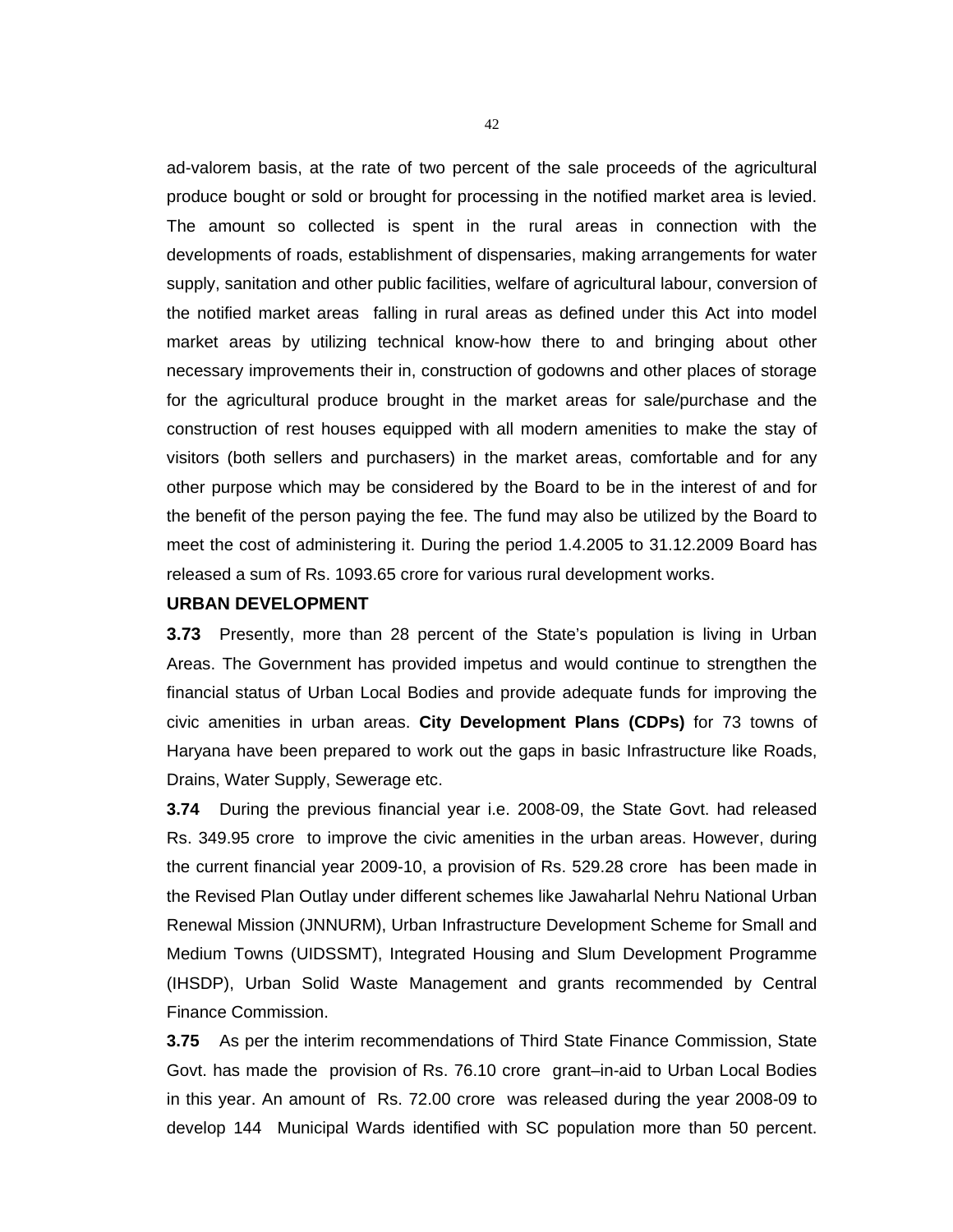ad-valorem basis, at the rate of two percent of the sale proceeds of the agricultural produce bought or sold or brought for processing in the notified market area is levied. The amount so collected is spent in the rural areas in connection with the developments of roads, establishment of dispensaries, making arrangements for water supply, sanitation and other public facilities, welfare of agricultural labour, conversion of the notified market areas falling in rural areas as defined under this Act into model market areas by utilizing technical know-how there to and bringing about other necessary improvements their in, construction of godowns and other places of storage for the agricultural produce brought in the market areas for sale/purchase and the construction of rest houses equipped with all modern amenities to make the stay of visitors (both sellers and purchasers) in the market areas, comfortable and for any other purpose which may be considered by the Board to be in the interest of and for the benefit of the person paying the fee. The fund may also be utilized by the Board to meet the cost of administering it. During the period 1.4.2005 to 31.12.2009 Board has released a sum of Rs. 1093.65 crore for various rural development works.

**URBAN DEVELOPMENT**

**3.73** Presently, more than 28 percent of the State's population is living in Urban Areas. The Government has provided impetus and would continue to strengthen the financial status of Urban Local Bodies and provide adequate funds for improving the civic amenities in urban areas. **City Development Plans (CDPs)** for 73 towns of Haryana have been prepared to work out the gaps in basic Infrastructure like Roads, Drains, Water Supply, Sewerage etc.

**3.74** During the previous financial year i.e. 2008-09, the State Govt. had released Rs. 349.95 crore to improve the civic amenities in the urban areas. However, during the current financial year 2009-10, a provision of Rs. 529.28 crore has been made in the Revised Plan Outlay under different schemes like Jawaharlal Nehru National Urban Renewal Mission (JNNURM), Urban Infrastructure Development Scheme for Small and Medium Towns (UIDSSMT), Integrated Housing and Slum Development Programme (IHSDP), Urban Solid Waste Management and grants recommended by Central Finance Commission.

**3.75** As per the interim recommendations of Third State Finance Commission, State Govt. has made the provision of Rs. 76.10 crore grant–in-aid to Urban Local Bodies in this year. An amount of Rs. 72.00 crore was released during the year 2008-09 to develop 144 Municipal Wards identified with SC population more than 50 percent.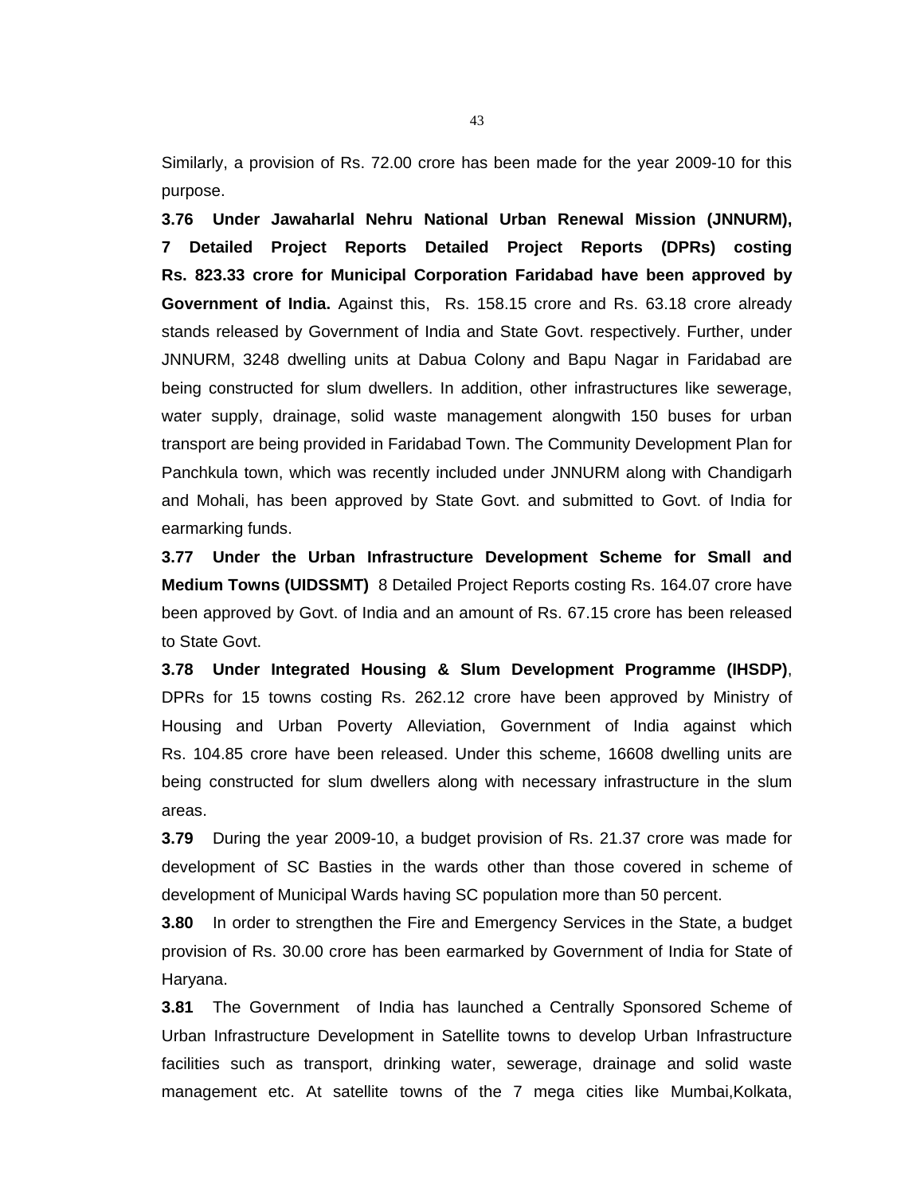Similarly, a provision of Rs. 72.00 crore has been made for the year 2009-10 for this purpose.

**3.76 Under Jawaharlal Nehru National Urban Renewal Mission (JNNURM), 7 Detailed Project Reports Detailed Project Reports (DPRs) costing Rs. 823.33 crore for Municipal Corporation Faridabad have been approved by Government of India.** Against this, Rs. 158.15 crore and Rs. 63.18 crore already stands released by Government of India and State Govt. respectively. Further, under JNNURM, 3248 dwelling units at Dabua Colony and Bapu Nagar in Faridabad are being constructed for slum dwellers. In addition, other infrastructures like sewerage, water supply, drainage, solid waste management alongwith 150 buses for urban transport are being provided in Faridabad Town. The Community Development Plan for Panchkula town, which was recently included under JNNURM along with Chandigarh and Mohali, has been approved by State Govt. and submitted to Govt. of India for earmarking funds.

**3.77 Under the Urban Infrastructure Development Scheme for Small and Medium Towns (UIDSSMT)** 8 Detailed Project Reports costing Rs. 164.07 crore have been approved by Govt. of India and an amount of Rs. 67.15 crore has been released to State Govt.

**3.78 Under Integrated Housing & Slum Development Programme (IHSDP)**, DPRs for 15 towns costing Rs. 262.12 crore have been approved by Ministry of Housing and Urban Poverty Alleviation, Government of India against which Rs. 104.85 crore have been released. Under this scheme, 16608 dwelling units are being constructed for slum dwellers along with necessary infrastructure in the slum areas.

**3.79** During the year 2009-10, a budget provision of Rs. 21.37 crore was made for development of SC Basties in the wards other than those covered in scheme of development of Municipal Wards having SC population more than 50 percent.

**3.80** In order to strengthen the Fire and Emergency Services in the State, a budget provision of Rs. 30.00 crore has been earmarked by Government of India for State of Haryana.

**3.81** The Government of India has launched a Centrally Sponsored Scheme of Urban Infrastructure Development in Satellite towns to develop Urban Infrastructure facilities such as transport, drinking water, sewerage, drainage and solid waste management etc. At satellite towns of the 7 mega cities like Mumbai,Kolkata,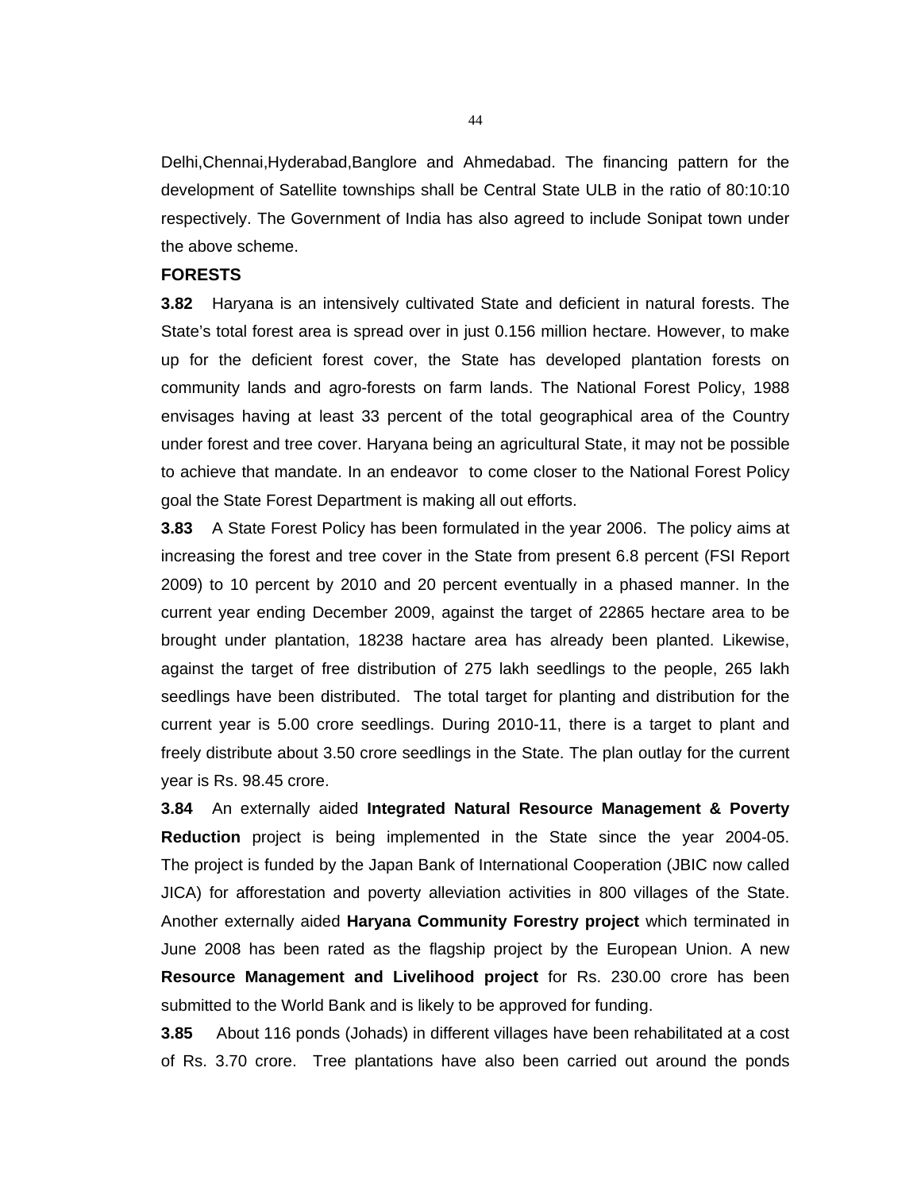Delhi,Chennai,Hyderabad,Banglore and Ahmedabad. The financing pattern for the development of Satellite townships shall be Central State ULB in the ratio of 80:10:10 respectively. The Government of India has also agreed to include Sonipat town under the above scheme.

**FORESTS**

**3.82** Haryana is an intensively cultivated State and deficient in natural forests. The State's total forest area is spread over in just 0.156 million hectare. However, to make up for the deficient forest cover, the State has developed plantation forests on community lands and agro-forests on farm lands. The National Forest Policy, 1988 envisages having at least 33 percent of the total geographical area of the Country under forest and tree cover. Haryana being an agricultural State, it may not be possible to achieve that mandate. In an endeavor to come closer to the National Forest Policy goal the State Forest Department is making all out efforts.

**3.83** A State Forest Policy has been formulated in the year 2006. The policy aims at increasing the forest and tree cover in the State from present 6.8 percent (FSI Report 2009) to 10 percent by 2010 and 20 percent eventually in a phased manner. In the current year ending December 2009, against the target of 22865 hectare area to be brought under plantation, 18238 hactare area has already been planted. Likewise, against the target of free distribution of 275 lakh seedlings to the people, 265 lakh seedlings have been distributed. The total target for planting and distribution for the current year is 5.00 crore seedlings. During 2010-11, there is a target to plant and freely distribute about 3.50 crore seedlings in the State. The plan outlay for the current year is Rs. 98.45 crore.

**3.84** An externally aided **Integrated Natural Resource Management & Poverty Reduction** project is being implemented in the State since the year 2004-05. The project is funded by the Japan Bank of International Cooperation (JBIC now called JICA) for afforestation and poverty alleviation activities in 800 villages of the State. Another externally aided **Haryana Community Forestry project** which terminated in June 2008 has been rated as the flagship project by the European Union. A new **Resource Management and Livelihood project** for Rs. 230.00 crore has been submitted to the World Bank and is likely to be approved for funding.

**3.85** About 116 ponds (Johads) in different villages have been rehabilitated at a cost of Rs. 3.70 crore. Tree plantations have also been carried out around the ponds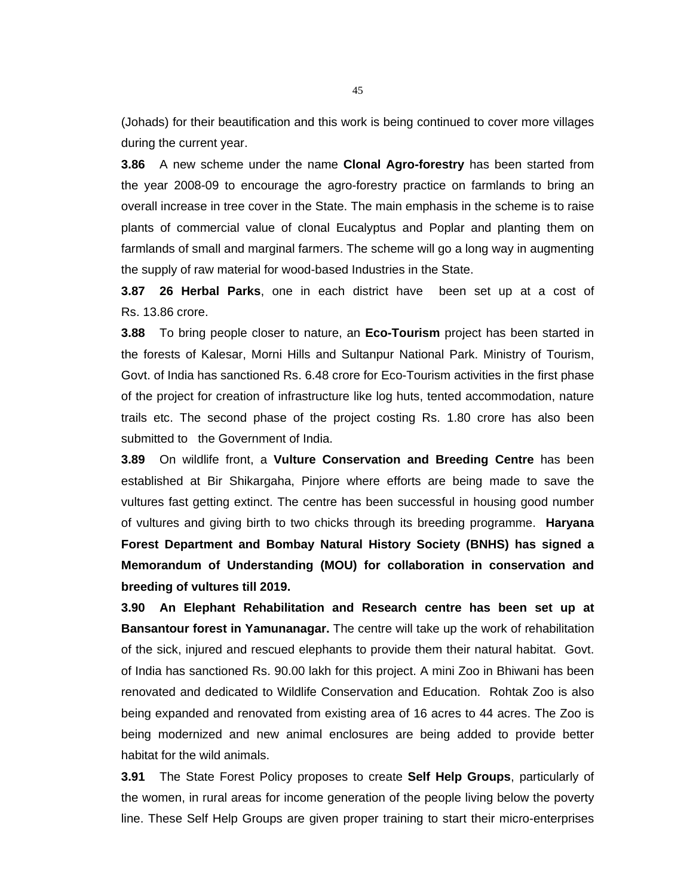(Johads) for their beautification and this work is being continued to cover more villages during the current year.

**3.86** A new scheme under the name **Clonal Agro-forestry** has been started from the year 2008-09 to encourage the agro-forestry practice on farmlands to bring an overall increase in tree cover in the State. The main emphasis in the scheme is to raise plants of commercial value of clonal Eucalyptus and Poplar and planting them on farmlands of small and marginal farmers. The scheme will go a long way in augmenting the supply of raw material for wood-based Industries in the State.

**3.87** **26 Herbal Parks**, one in each district have been set up at a cost of Rs. 13.86 crore.

**3.88** To bring people closer to nature, an **Eco-Tourism** project has been started in the forests of Kalesar, Morni Hills and Sultanpur National Park. Ministry of Tourism, Govt. of India has sanctioned Rs. 6.48 crore for Eco-Tourism activities in the first phase of the project for creation of infrastructure like log huts, tented accommodation, nature trails etc. The second phase of the project costing Rs. 1.80 crore has also been submitted to the Government of India.

**3.89** On wildlife front, a **Vulture Conservation and Breeding Centre** has been established at Bir Shikargaha, Pinjore where efforts are being made to save the vultures fast getting extinct. The centre has been successful in housing good number of vultures and giving birth to two chicks through its breeding programme. **Haryana Forest Department and Bombay Natural History Society (BNHS) has signed a Memorandum of Understanding (MOU) for collaboration in conservation and breeding of vultures till 2019.**

**3.90** **An Elephant Rehabilitation and Research centre has been set up at Bansantour forest in Yamunanagar.** The centre will take up the work of rehabilitation of the sick, injured and rescued elephants to provide them their natural habitat. Govt. of India has sanctioned Rs. 90.00 lakh for this project. A mini Zoo in Bhiwani has been renovated and dedicated to Wildlife Conservation and Education. Rohtak Zoo is also being expanded and renovated from existing area of 16 acres to 44 acres. The Zoo is being modernized and new animal enclosures are being added to provide better habitat for the wild animals.

**3.91** The State Forest Policy proposes to create **Self Help Groups**, particularly of the women, in rural areas for income generation of the people living below the poverty line. These Self Help Groups are given proper training to start their micro-enterprises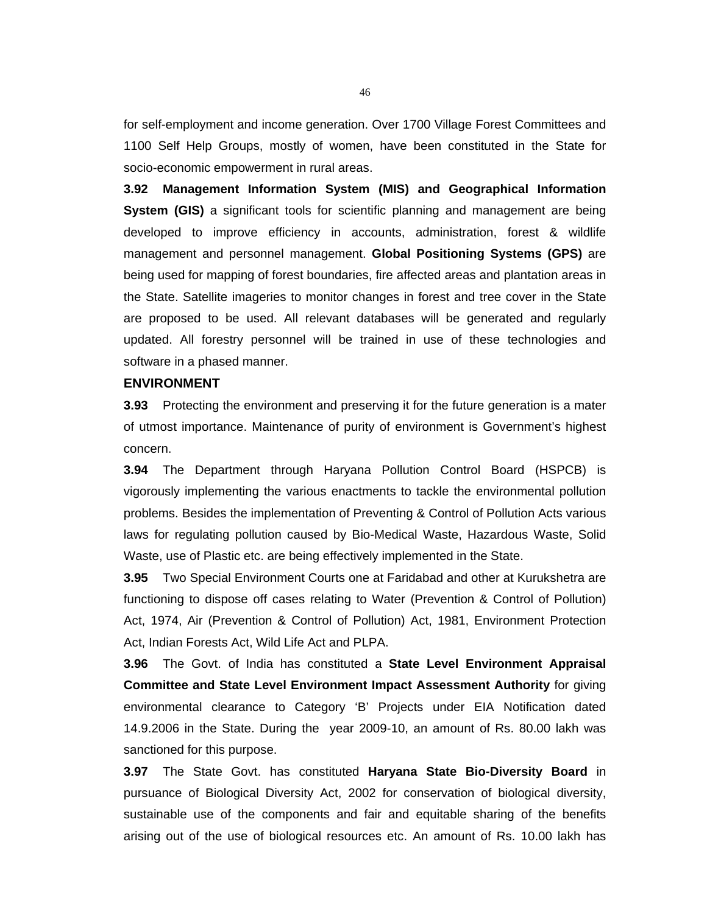for self-employment and income generation. Over 1700 Village Forest Committees and 1100 Self Help Groups, mostly of women, have been constituted in the State for socio-economic empowerment in rural areas.

**3.92 Management Information System (MIS) and Geographical Information System (GIS)** a significant tools for scientific planning and management are being developed to improve efficiency in accounts, administration, forest & wildlife management and personnel management. **Global Positioning Systems (GPS)** are being used for mapping of forest boundaries, fire affected areas and plantation areas in the State. Satellite imageries to monitor changes in forest and tree cover in the State are proposed to be used. All relevant databases will be generated and regularly updated. All forestry personnel will be trained in use of these technologies and software in a phased manner.

**ENVIRONMENT**

**3.93** Protecting the environment and preserving it for the future generation is a mater of utmost importance. Maintenance of purity of environment is Government's highest concern.

**3.94** The Department through Haryana Pollution Control Board (HSPCB) is vigorously implementing the various enactments to tackle the environmental pollution problems. Besides the implementation of Preventing & Control of Pollution Acts various laws for regulating pollution caused by Bio-Medical Waste, Hazardous Waste, Solid Waste, use of Plastic etc. are being effectively implemented in the State.

**3.95** Two Special Environment Courts one at Faridabad and other at Kurukshetra are functioning to dispose off cases relating to Water (Prevention & Control of Pollution) Act, 1974, Air (Prevention & Control of Pollution) Act, 1981, Environment Protection Act, Indian Forests Act, Wild Life Act and PLPA.

**3.96** The Govt. of India has constituted a **State Level Environment Appraisal Committee and State Level Environment Impact Assessment Authority** for giving environmental clearance to Category 'B' Projects under EIA Notification dated 14.9.2006 in the State. During the year 2009-10, an amount of Rs. 80.00 lakh was sanctioned for this purpose.

**3.97** The State Govt. has constituted **Haryana State Bio-Diversity Board** in pursuance of Biological Diversity Act, 2002 for conservation of biological diversity, sustainable use of the components and fair and equitable sharing of the benefits arising out of the use of biological resources etc. An amount of Rs. 10.00 lakh has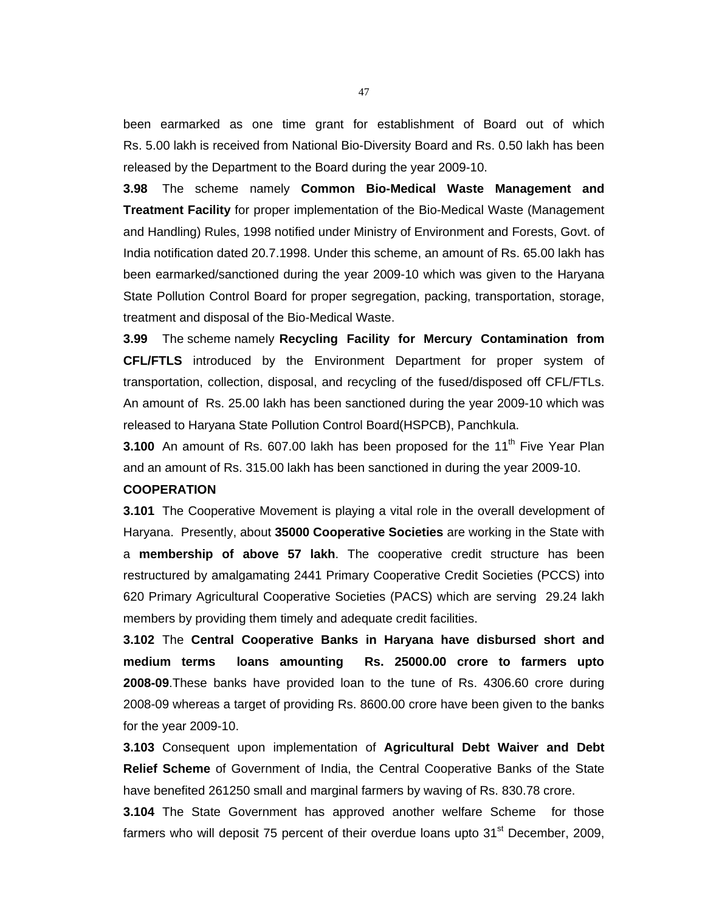been earmarked as one time grant for establishment of Board out of which Rs. 5.00 lakh is received from National Bio-Diversity Board and Rs. 0.50 lakh has been released by the Department to the Board during the year 2009-10.

**3.98** The scheme namely **Common Bio-Medical Waste Management and Treatment Facility** for proper implementation of the Bio-Medical Waste (Management and Handling) Rules, 1998 notified under Ministry of Environment and Forests, Govt. of India notification dated 20.7.1998. Under this scheme, an amount of Rs. 65.00 lakh has been earmarked/sanctioned during the year 2009-10 which was given to the Haryana State Pollution Control Board for proper segregation, packing, transportation, storage, treatment and disposal of the Bio-Medical Waste.

**3.99** The scheme namely **Recycling Facility for Mercury Contamination from CFL/FTLS** introduced by the Environment Department for proper system of transportation, collection, disposal, and recycling of the fused/disposed off CFL/FTLs. An amount of Rs. 25.00 lakh has been sanctioned during the year 2009-10 which was released to Haryana State Pollution Control Board(HSPCB), Panchkula.

**3.100** An amount of Rs. 607.00 lakh has been proposed for the 11th Five Year Plan and an amount of Rs. 315.00 lakh has been sanctioned in during the year 2009-10.

**COOPERATION**

**3.101** The Cooperative Movement is playing a vital role in the overall development of Haryana. Presently, about **35000 Cooperative Societies** are working in the State with a **membership of above 57 lakh**. The cooperative credit structure has been restructured by amalgamating 2441 Primary Cooperative Credit Societies (PCCS) into 620 Primary Agricultural Cooperative Societies (PACS) which are serving 29.24 lakh members by providing them timely and adequate credit facilities.

**3.102** The **Central Cooperative Banks in Haryana have disbursed short and medium terms loans amounting Rs. 25000.00 crore to farmers upto 2008-09**.These banks have provided loan to the tune of Rs. 4306.60 crore during 2008-09 whereas a target of providing Rs. 8600.00 crore have been given to the banks for the year 2009-10.

**3.103** Consequent upon implementation of **Agricultural Debt Waiver and Debt Relief Scheme** of Government of India, the Central Cooperative Banks of the State have benefited 261250 small and marginal farmers by waving of Rs. 830.78 crore.

**3.104** The State Government has approved another welfare Scheme for those farmers who will deposit 75 percent of their overdue loans upto 31st December, 2009,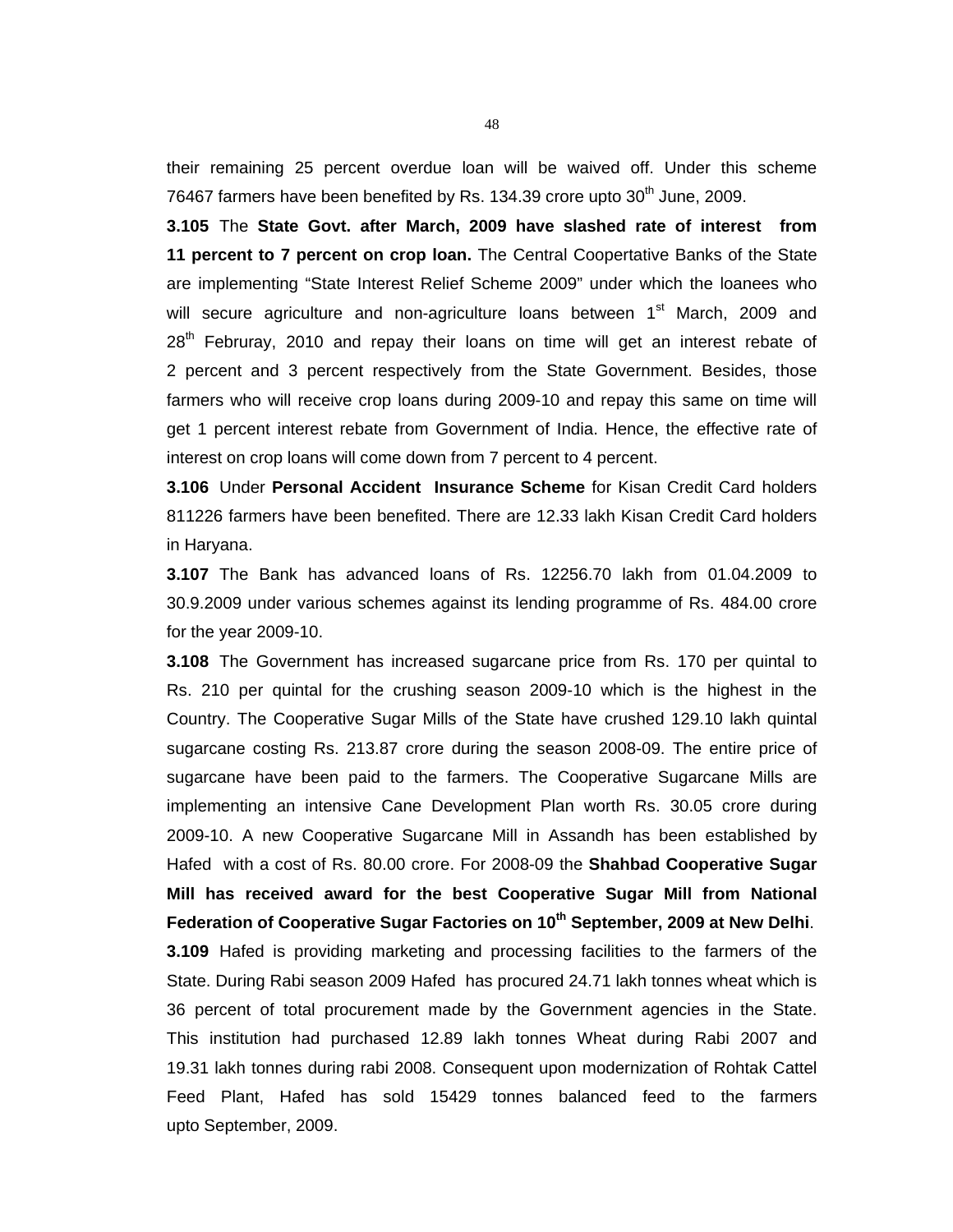their remaining 25 percent overdue loan will be waived off. Under this scheme 76467 farmers have been benefited by Rs. 134.39 crore upto 30th June, 2009.

**3.105** The **State Govt. after March, 2009 have slashed rate of interest from 11 percent to 7 percent on crop loan.** The Central Coopertative Banks of the State are implementing "State Interest Relief Scheme 2009" under which the loanees who will secure agriculture and non-agriculture loans between 1st March, 2009 and 28th Februray, 2010 and repay their loans on time will get an interest rebate of 2 percent and 3 percent respectively from the State Government. Besides, those farmers who will receive crop loans during 2009-10 and repay this same on time will get 1 percent interest rebate from Government of India. Hence, the effective rate of interest on crop loans will come down from 7 percent to 4 percent.

**3.106** Under **Personal Accident Insurance Scheme** for Kisan Credit Card holders 811226 farmers have been benefited. There are 12.33 lakh Kisan Credit Card holders in Haryana.

**3.107** The Bank has advanced loans of Rs. 12256.70 lakh from 01.04.2009 to 30.9.2009 under various schemes against its lending programme of Rs. 484.00 crore for the year 2009-10.

**3.108** The Government has increased sugarcane price from Rs. 170 per quintal to Rs. 210 per quintal for the crushing season 2009-10 which is the highest in the Country. The Cooperative Sugar Mills of the State have crushed 129.10 lakh quintal sugarcane costing Rs. 213.87 crore during the season 2008-09. The entire price of sugarcane have been paid to the farmers. The Cooperative Sugarcane Mills are implementing an intensive Cane Development Plan worth Rs. 30.05 crore during 2009-10. A new Cooperative Sugarcane Mill in Assandh has been established by Hafed with a cost of Rs. 80.00 crore. For 2008-09 the **Shahbad Cooperative Sugar Mill has received award for the best Cooperative Sugar Mill from National Federation of Cooperative Sugar Factories on 10th September, 2009 at New Delhi**.

**3.109** Hafed is providing marketing and processing facilities to the farmers of the State. During Rabi season 2009 Hafed has procured 24.71 lakh tonnes wheat which is 36 percent of total procurement made by the Government agencies in the State. This institution had purchased 12.89 lakh tonnes Wheat during Rabi 2007 and 19.31 lakh tonnes during rabi 2008. Consequent upon modernization of Rohtak Cattel Feed Plant, Hafed has sold 15429 tonnes balanced feed to the farmers upto September, 2009.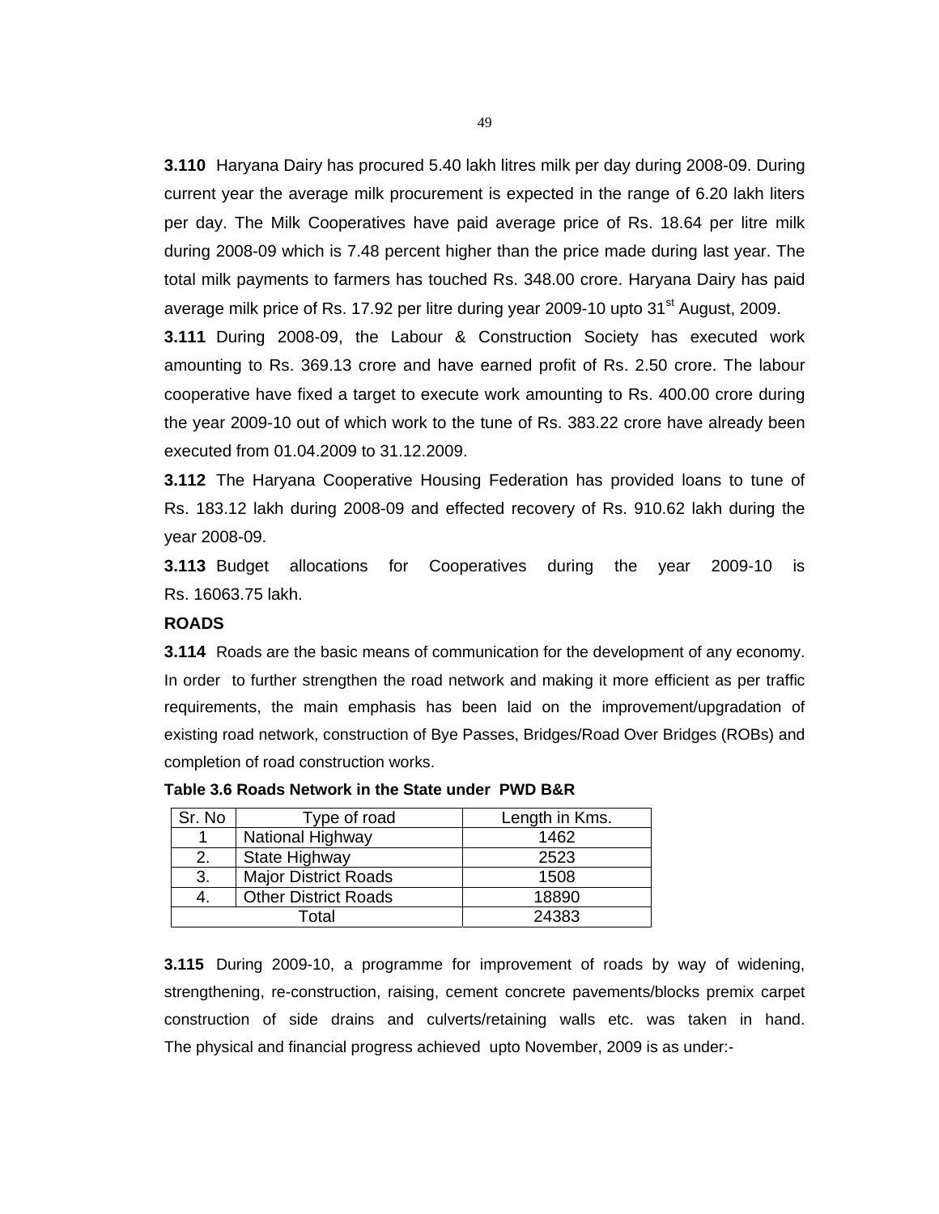**3.110** Haryana Dairy has procured 5.40 lakh litres milk per day during 2008-09. During current year the average milk procurement is expected in the range of 6.20 lakh liters per day. The Milk Cooperatives have paid average price of Rs. 18.64 per litre milk during 2008-09 which is 7.48 percent higher than the price made during last year. The total milk payments to farmers has touched Rs. 348.00 crore. Haryana Dairy has paid average milk price of Rs. 17.92 per litre during year 2009-10 upto 31st August, 2009.

**3.111** During 2008-09, the Labour & Construction Society has executed work amounting to Rs. 369.13 crore and have earned profit of Rs. 2.50 crore. The labour cooperative have fixed a target to execute work amounting to Rs. 400.00 crore during the year 2009-10 out of which work to the tune of Rs. 383.22 crore have already been executed from 01.04.2009 to 31.12.2009.

**3.112** The Haryana Cooperative Housing Federation has provided loans to tune of Rs. 183.12 lakh during 2008-09 and effected recovery of Rs. 910.62 lakh during the year 2008-09.

**3.113** Budget allocations for Cooperatives during the year 2009-10 is Rs. 16063.75 lakh.

## ROADS

**3.114** Roads are the basic means of communication for the development of any economy. In order to further strengthen the road network and making it more efficient as per traffic requirements, the main emphasis has been laid on the improvement/upgradation of existing road network, construction of Bye Passes, Bridges/Road Over Bridges (ROBs) and completion of road construction works.

**Table 3.6 Roads Network in the State under PWD B&R**

| Sr. No | Type of road | Length in Kms. |
|---|---|---|
| 1 | National Highway | 1462 |
| 2. | State Highway | 2523 |
| 3. | Major District Roads | 1508 |
| 4. | Other District Roads | 18890 |
| Total | | 24383 |

**3.115** During 2009-10, a programme for improvement of roads by way of widening, strengthening, re-construction, raising, cement concrete pavements/blocks premix carpet construction of side drains and culverts/retaining walls etc. was taken in hand. The physical and financial progress achieved upto November, 2009 is as under:-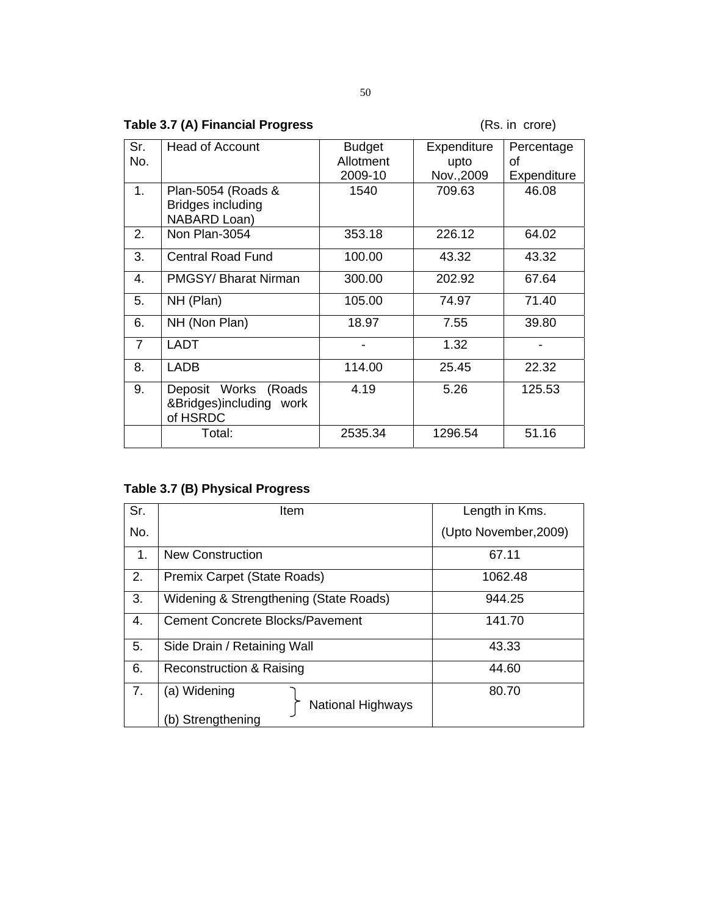**Table 3.7 (A) Financial Progress** (Rs. in crore)

| Sr. No. | Head of Account | Budget Allotment 2009-10 | Expenditure upto Nov.,2009 | Percentage of Expenditure |
|---|---|---|---|---|
| 1. | Plan-5054 (Roads & Bridges including NABARD Loan) | 1540 | 709.63 | 46.08 |
| 2. | Non Plan-3054 | 353.18 | 226.12 | 64.02 |
| 3. | Central Road Fund | 100.00 | 43.32 | 43.32 |
| 4. | PMGSY/ Bharat Nirman | 300.00 | 202.92 | 67.64 |
| 5. | NH (Plan) | 105.00 | 74.97 | 71.40 |
| 6. | NH (Non Plan) | 18.97 | 7.55 | 39.80 |
| 7 | LADT | - | 1.32 | - |
| 8. | LADB | 114.00 | 25.45 | 22.32 |
| 9. | Deposit Works (Roads &Bridges)including work of HSRDC | 4.19 | 5.26 | 125.53 |
| | Total: | 2535.34 | 1296.54 | 51.16 |

**Table 3.7 (B) Physical Progress**

| Sr. No. | Item | Length in Kms. (Upto November,2009) |
|---|---|---|
| 1. | New Construction | 67.11 |
| 2. | Premix Carpet (State Roads) | 1062.48 |
| 3. | Widening & Strengthening (State Roads) | 944.25 |
| 4. | Cement Concrete Blocks/Pavement | 141.70 |
| 5. | Side Drain / Retaining Wall | 43.33 |
| 6. | Reconstruction & Raising | 44.60 |
| 7. | (a) Widening (b) Strengthening } National Highways | 80.70 |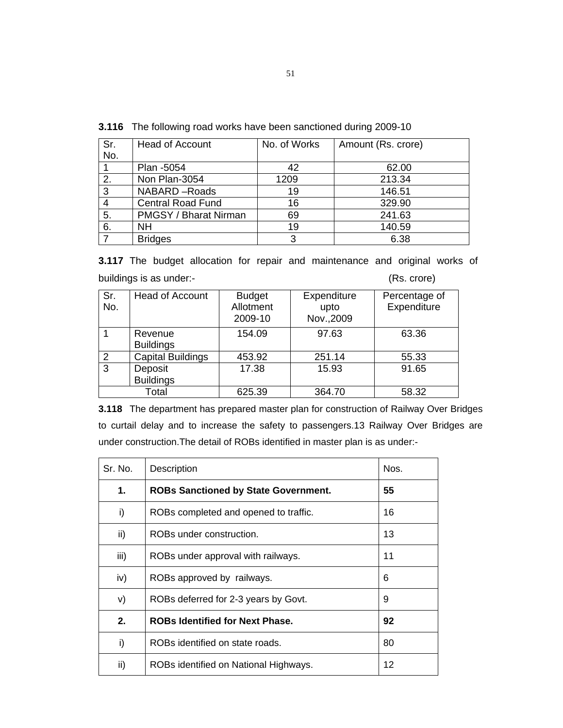**3.116** The following road works have been sanctioned during 2009-10

| Sr. No. | Head of Account | No. of Works | Amount (Rs. crore) |
|---|---|---|---|
| 1 | Plan -5054 | 42 | 62.00 |
| 2. | Non Plan-3054 | 1209 | 213.34 |
| 3 | NABARD –Roads | 19 | 146.51 |
| 4 | Central Road Fund | 16 | 329.90 |
| 5. | PMGSY / Bharat Nirman | 69 | 241.63 |
| 6. | NH | 19 | 140.59 |
| 7 | Bridges | 3 | 6.38 |

**3.117** The budget allocation for repair and maintenance and original works of buildings is as under:- (Rs. crore)

| Sr. No. | Head of Account | Budget Allotment 2009-10 | Expenditure upto Nov.,2009 | Percentage of Expenditure |
|---|---|---|---|---|
| 1 | Revenue Buildings | 154.09 | 97.63 | 63.36 |
| 2 | Capital Buildings | 453.92 | 251.14 | 55.33 |
| 3 | Deposit Buildings | 17.38 | 15.93 | 91.65 |
| Total | | 625.39 | 364.70 | 58.32 |

**3.118** The department has prepared master plan for construction of Railway Over Bridges to curtail delay and to increase the safety to passengers.13 Railway Over Bridges are under construction.The detail of ROBs identified in master plan is as under:-

| Sr. No. | Description | Nos. |
|---|---|---|
| **1.** | **ROBs Sanctioned by State Government.** | **55** |
| i) | ROBs completed and opened to traffic. | 16 |
| ii) | ROBs under construction. | 13 |
| iii) | ROBs under approval with railways. | 11 |
| iv) | ROBs approved by railways. | 6 |
| v) | ROBs deferred for 2-3 years by Govt. | 9 |
| **2.** | **ROBs Identified for Next Phase.** | **92** |
| i) | ROBs identified on state roads. | 80 |
| ii) | ROBs identified on National Highways. | 12 |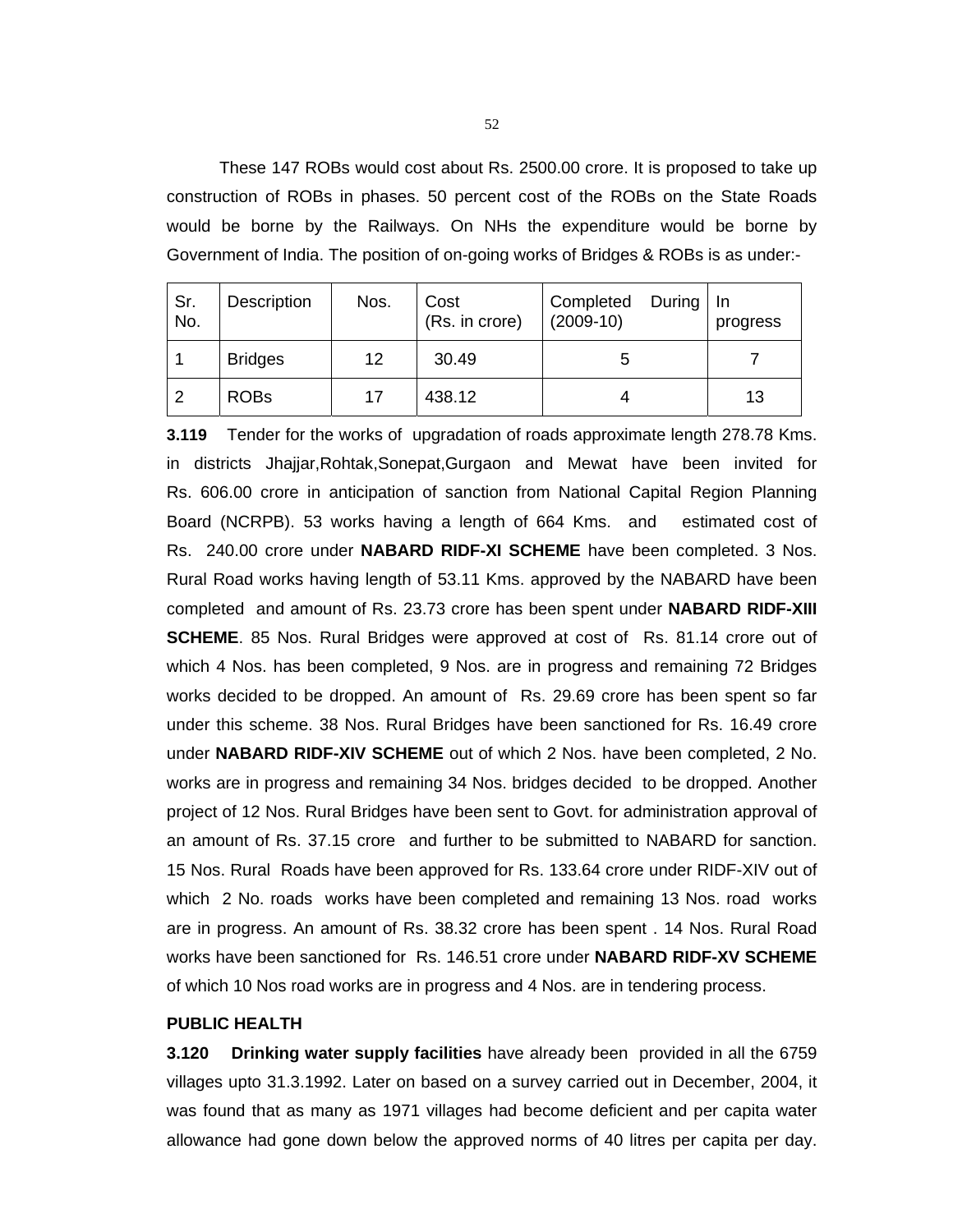These 147 ROBs would cost about Rs. 2500.00 crore. It is proposed to take up construction of ROBs in phases. 50 percent cost of the ROBs on the State Roads would be borne by the Railways. On NHs the expenditure would be borne by Government of India. The position of on-going works of Bridges & ROBs is as under:-

| Sr. No. | Description | Nos. | Cost (Rs. in crore) | Completed During (2009-10) | In progress |
|---|---|---|---|---|---|
| 1 | Bridges | 12 | 30.49 | 5 | 7 |
| 2 | ROBs | 17 | 438.12 | 4 | 13 |

**3.119** Tender for the works of upgradation of roads approximate length 278.78 Kms. in districts Jhajjar,Rohtak,Sonepat,Gurgaon and Mewat have been invited for Rs. 606.00 crore in anticipation of sanction from National Capital Region Planning Board (NCRPB). 53 works having a length of 664 Kms. and estimated cost of Rs. 240.00 crore under **NABARD RIDF-XI SCHEME** have been completed. 3 Nos. Rural Road works having length of 53.11 Kms. approved by the NABARD have been completed and amount of Rs. 23.73 crore has been spent under **NABARD RIDF-XIII SCHEME**. 85 Nos. Rural Bridges were approved at cost of Rs. 81.14 crore out of which 4 Nos. has been completed, 9 Nos. are in progress and remaining 72 Bridges works decided to be dropped. An amount of Rs. 29.69 crore has been spent so far under this scheme. 38 Nos. Rural Bridges have been sanctioned for Rs. 16.49 crore under **NABARD RIDF-XIV SCHEME** out of which 2 Nos. have been completed, 2 No. works are in progress and remaining 34 Nos. bridges decided to be dropped. Another project of 12 Nos. Rural Bridges have been sent to Govt. for administration approval of an amount of Rs. 37.15 crore and further to be submitted to NABARD for sanction. 15 Nos. Rural Roads have been approved for Rs. 133.64 crore under RIDF-XIV out of which 2 No. roads works have been completed and remaining 13 Nos. road works are in progress. An amount of Rs. 38.32 crore has been spent . 14 Nos. Rural Road works have been sanctioned for Rs. 146.51 crore under **NABARD RIDF-XV SCHEME** of which 10 Nos road works are in progress and 4 Nos. are in tendering process.

**PUBLIC HEALTH**

**3.120** **Drinking water supply facilities** have already been provided in all the 6759 villages upto 31.3.1992. Later on based on a survey carried out in December, 2004, it was found that as many as 1971 villages had become deficient and per capita water allowance had gone down below the approved norms of 40 litres per capita per day.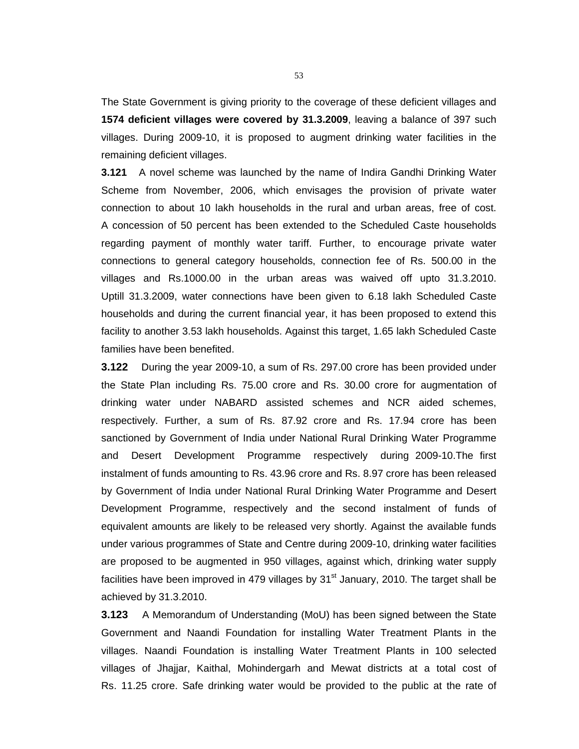The State Government is giving priority to the coverage of these deficient villages and **1574 deficient villages were covered by 31.3.2009**, leaving a balance of 397 such villages. During 2009-10, it is proposed to augment drinking water facilities in the remaining deficient villages.

**3.121** A novel scheme was launched by the name of Indira Gandhi Drinking Water Scheme from November, 2006, which envisages the provision of private water connection to about 10 lakh households in the rural and urban areas, free of cost. A concession of 50 percent has been extended to the Scheduled Caste households regarding payment of monthly water tariff. Further, to encourage private water connections to general category households, connection fee of Rs. 500.00 in the villages and Rs.1000.00 in the urban areas was waived off upto 31.3.2010. Uptill 31.3.2009, water connections have been given to 6.18 lakh Scheduled Caste households and during the current financial year, it has been proposed to extend this facility to another 3.53 lakh households. Against this target, 1.65 lakh Scheduled Caste families have been benefited.

**3.122** During the year 2009-10, a sum of Rs. 297.00 crore has been provided under the State Plan including Rs. 75.00 crore and Rs. 30.00 crore for augmentation of drinking water under NABARD assisted schemes and NCR aided schemes, respectively. Further, a sum of Rs. 87.92 crore and Rs. 17.94 crore has been sanctioned by Government of India under National Rural Drinking Water Programme and Desert Development Programme respectively during 2009-10.The first instalment of funds amounting to Rs. 43.96 crore and Rs. 8.97 crore has been released by Government of India under National Rural Drinking Water Programme and Desert Development Programme, respectively and the second instalment of funds of equivalent amounts are likely to be released very shortly. Against the available funds under various programmes of State and Centre during 2009-10, drinking water facilities are proposed to be augmented in 950 villages, against which, drinking water supply facilities have been improved in 479 villages by 31st January, 2010. The target shall be achieved by 31.3.2010.

**3.123** A Memorandum of Understanding (MoU) has been signed between the State Government and Naandi Foundation for installing Water Treatment Plants in the villages. Naandi Foundation is installing Water Treatment Plants in 100 selected villages of Jhajjar, Kaithal, Mohindergarh and Mewat districts at a total cost of Rs. 11.25 crore. Safe drinking water would be provided to the public at the rate of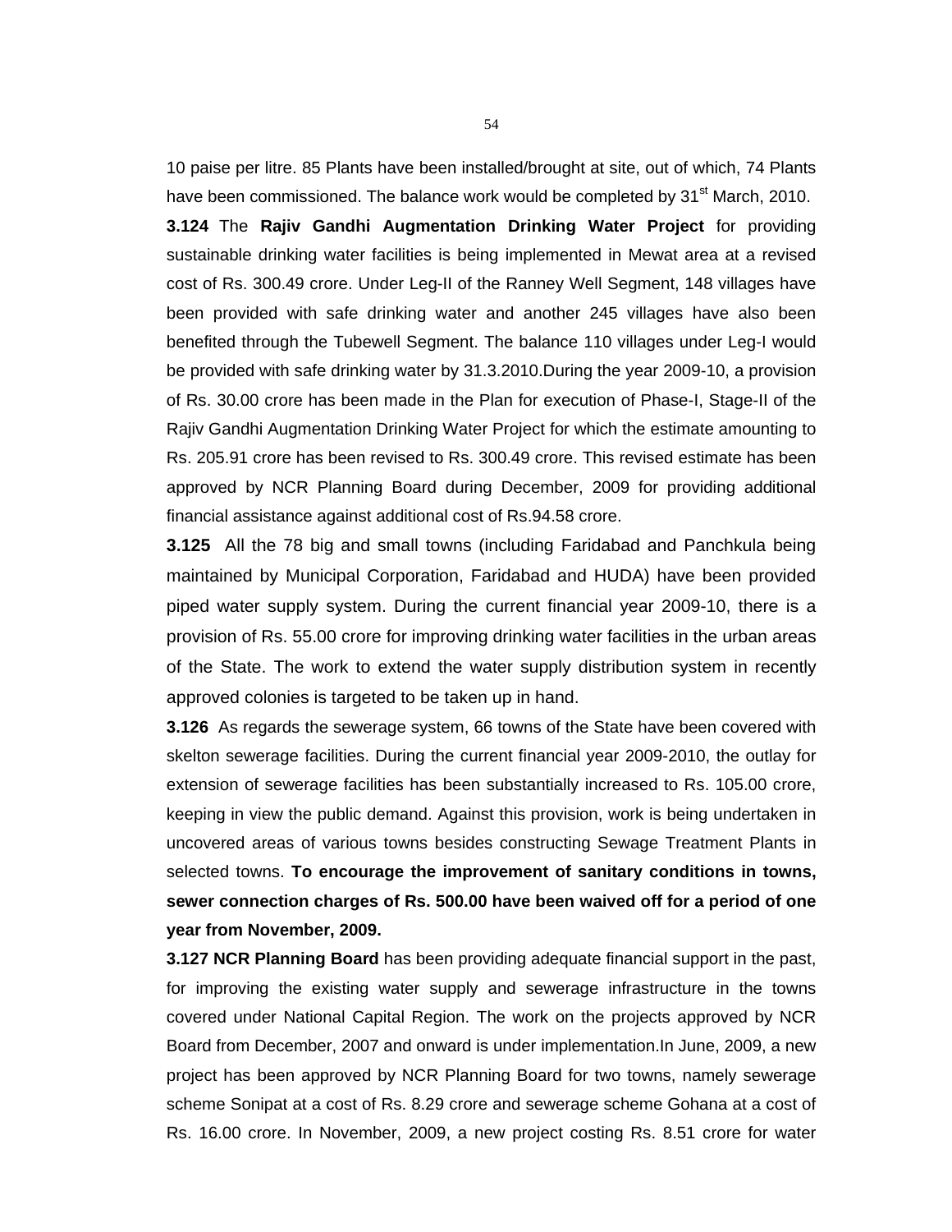10 paise per litre. 85 Plants have been installed/brought at site, out of which, 74 Plants have been commissioned. The balance work would be completed by 31st March, 2010.

**3.124** The **Rajiv Gandhi Augmentation Drinking Water Project** for providing sustainable drinking water facilities is being implemented in Mewat area at a revised cost of Rs. 300.49 crore. Under Leg-II of the Ranney Well Segment, 148 villages have been provided with safe drinking water and another 245 villages have also been benefited through the Tubewell Segment. The balance 110 villages under Leg-I would be provided with safe drinking water by 31.3.2010.During the year 2009-10, a provision of Rs. 30.00 crore has been made in the Plan for execution of Phase-I, Stage-II of the Rajiv Gandhi Augmentation Drinking Water Project for which the estimate amounting to Rs. 205.91 crore has been revised to Rs. 300.49 crore. This revised estimate has been approved by NCR Planning Board during December, 2009 for providing additional financial assistance against additional cost of Rs.94.58 crore.

**3.125** All the 78 big and small towns (including Faridabad and Panchkula being maintained by Municipal Corporation, Faridabad and HUDA) have been provided piped water supply system. During the current financial year 2009-10, there is a provision of Rs. 55.00 crore for improving drinking water facilities in the urban areas of the State. The work to extend the water supply distribution system in recently approved colonies is targeted to be taken up in hand.

**3.126** As regards the sewerage system, 66 towns of the State have been covered with skelton sewerage facilities. During the current financial year 2009-2010, the outlay for extension of sewerage facilities has been substantially increased to Rs. 105.00 crore, keeping in view the public demand. Against this provision, work is being undertaken in uncovered areas of various towns besides constructing Sewage Treatment Plants in selected towns. **To encourage the improvement of sanitary conditions in towns, sewer connection charges of Rs. 500.00 have been waived off for a period of one year from November, 2009.**

**3.127 NCR Planning Board** has been providing adequate financial support in the past, for improving the existing water supply and sewerage infrastructure in the towns covered under National Capital Region. The work on the projects approved by NCR Board from December, 2007 and onward is under implementation.In June, 2009, a new project has been approved by NCR Planning Board for two towns, namely sewerage scheme Sonipat at a cost of Rs. 8.29 crore and sewerage scheme Gohana at a cost of Rs. 16.00 crore. In November, 2009, a new project costing Rs. 8.51 crore for water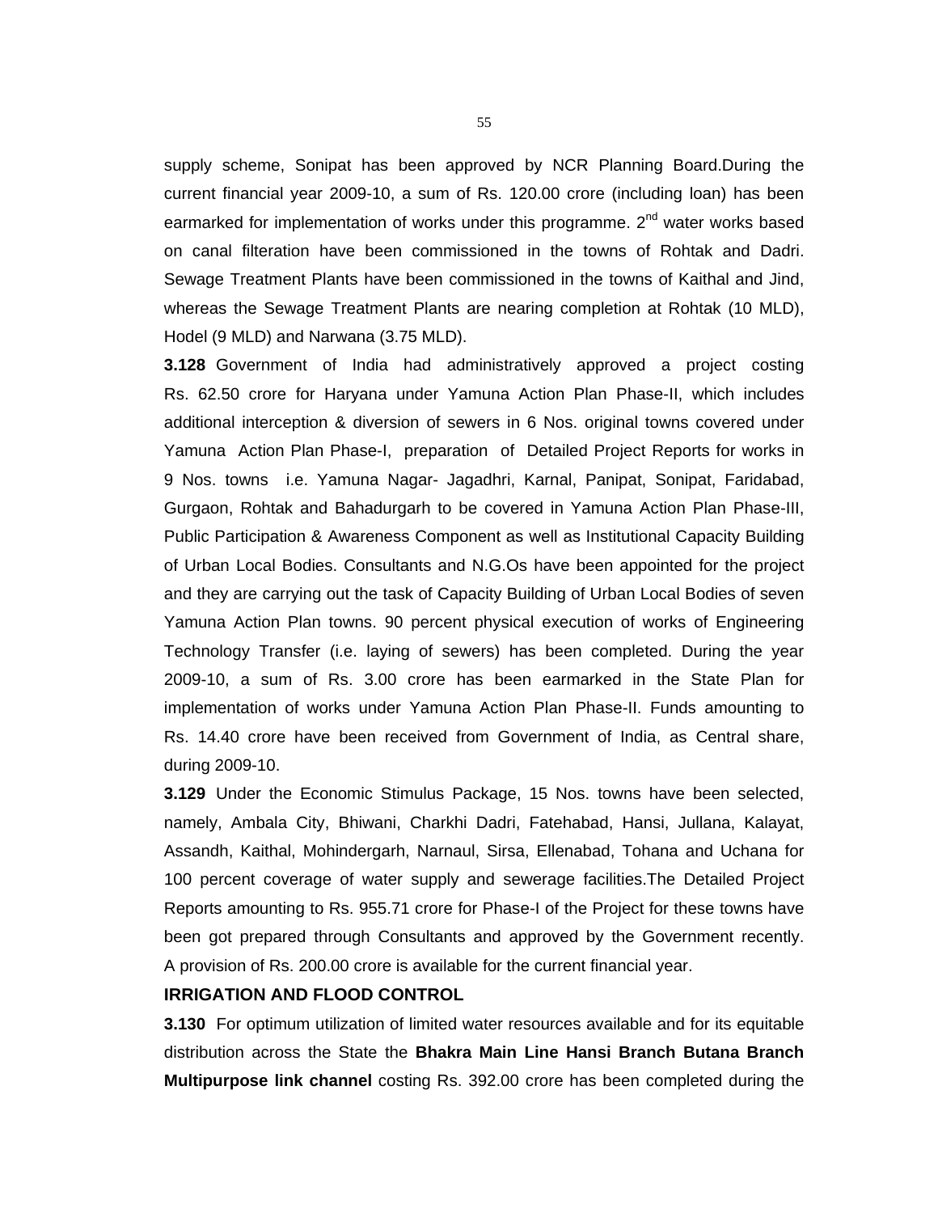supply scheme, Sonipat has been approved by NCR Planning Board.During the current financial year 2009-10, a sum of Rs. 120.00 crore (including loan) has been earmarked for implementation of works under this programme. 2nd water works based on canal filteration have been commissioned in the towns of Rohtak and Dadri. Sewage Treatment Plants have been commissioned in the towns of Kaithal and Jind, whereas the Sewage Treatment Plants are nearing completion at Rohtak (10 MLD), Hodel (9 MLD) and Narwana (3.75 MLD).

**3.128** Government of India had administratively approved a project costing Rs. 62.50 crore for Haryana under Yamuna Action Plan Phase-II, which includes additional interception & diversion of sewers in 6 Nos. original towns covered under Yamuna Action Plan Phase-I, preparation of Detailed Project Reports for works in 9 Nos. towns i.e. Yamuna Nagar- Jagadhri, Karnal, Panipat, Sonipat, Faridabad, Gurgaon, Rohtak and Bahadurgarh to be covered in Yamuna Action Plan Phase-III, Public Participation & Awareness Component as well as Institutional Capacity Building of Urban Local Bodies. Consultants and N.G.Os have been appointed for the project and they are carrying out the task of Capacity Building of Urban Local Bodies of seven Yamuna Action Plan towns. 90 percent physical execution of works of Engineering Technology Transfer (i.e. laying of sewers) has been completed. During the year 2009-10, a sum of Rs. 3.00 crore has been earmarked in the State Plan for implementation of works under Yamuna Action Plan Phase-II. Funds amounting to Rs. 14.40 crore have been received from Government of India, as Central share, during 2009-10.

**3.129** Under the Economic Stimulus Package, 15 Nos. towns have been selected, namely, Ambala City, Bhiwani, Charkhi Dadri, Fatehabad, Hansi, Jullana, Kalayat, Assandh, Kaithal, Mohindergarh, Narnaul, Sirsa, Ellenabad, Tohana and Uchana for 100 percent coverage of water supply and sewerage facilities.The Detailed Project Reports amounting to Rs. 955.71 crore for Phase-I of the Project for these towns have been got prepared through Consultants and approved by the Government recently. A provision of Rs. 200.00 crore is available for the current financial year.

**IRRIGATION AND FLOOD CONTROL**

**3.130** For optimum utilization of limited water resources available and for its equitable distribution across the State the **Bhakra Main Line Hansi Branch Butana Branch Multipurpose link channel** costing Rs. 392.00 crore has been completed during the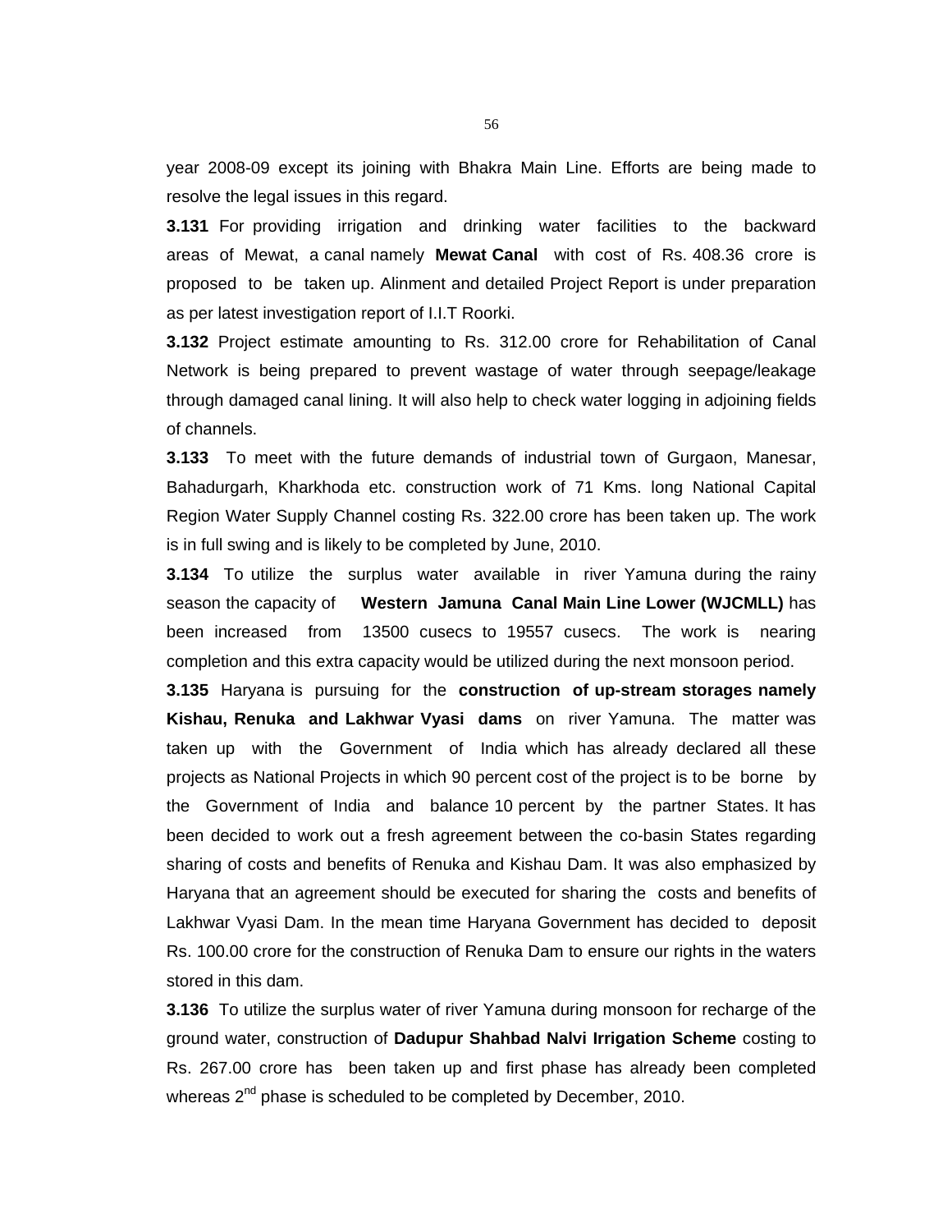year 2008-09 except its joining with Bhakra Main Line. Efforts are being made to resolve the legal issues in this regard.

**3.131** For providing irrigation and drinking water facilities to the backward areas of Mewat, a canal namely **Mewat Canal** with cost of Rs. 408.36 crore is proposed to be taken up. Alinment and detailed Project Report is under preparation as per latest investigation report of I.I.T Roorki.

**3.132** Project estimate amounting to Rs. 312.00 crore for Rehabilitation of Canal Network is being prepared to prevent wastage of water through seepage/leakage through damaged canal lining. It will also help to check water logging in adjoining fields of channels.

**3.133** To meet with the future demands of industrial town of Gurgaon, Manesar, Bahadurgarh, Kharkhoda etc. construction work of 71 Kms. long National Capital Region Water Supply Channel costing Rs. 322.00 crore has been taken up. The work is in full swing and is likely to be completed by June, 2010.

**3.134** To utilize the surplus water available in river Yamuna during the rainy season the capacity of **Western Jamuna Canal Main Line Lower (WJCMLL)** has been increased from 13500 cusecs to 19557 cusecs. The work is nearing completion and this extra capacity would be utilized during the next monsoon period.

**3.135** Haryana is pursuing for the **construction of up-stream storages namely Kishau, Renuka and Lakhwar Vyasi dams** on river Yamuna. The matter was taken up with the Government of India which has already declared all these projects as National Projects in which 90 percent cost of the project is to be borne by the Government of India and balance 10 percent by the partner States. It has been decided to work out a fresh agreement between the co-basin States regarding sharing of costs and benefits of Renuka and Kishau Dam. It was also emphasized by Haryana that an agreement should be executed for sharing the costs and benefits of Lakhwar Vyasi Dam. In the mean time Haryana Government has decided to deposit Rs. 100.00 crore for the construction of Renuka Dam to ensure our rights in the waters stored in this dam.

**3.136** To utilize the surplus water of river Yamuna during monsoon for recharge of the ground water, construction of **Dadupur Shahbad Nalvi Irrigation Scheme** costing to Rs. 267.00 crore has been taken up and first phase has already been completed whereas 2nd phase is scheduled to be completed by December, 2010.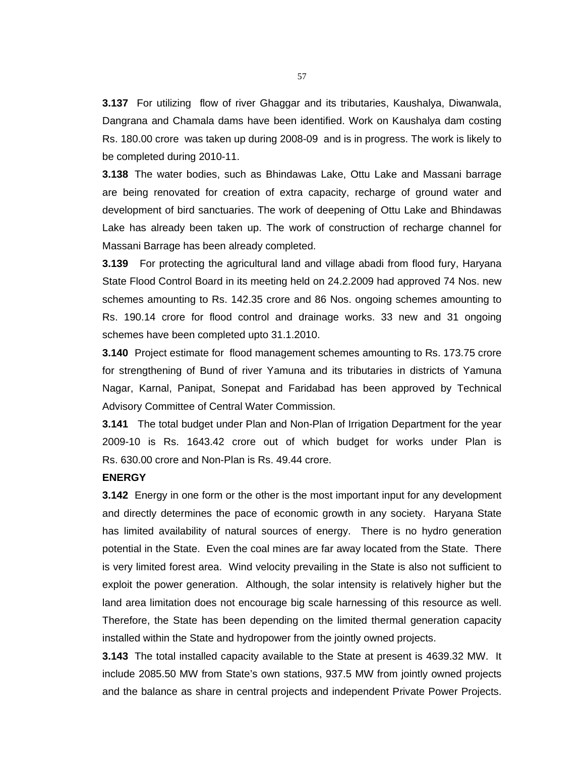**3.137** For utilizing flow of river Ghaggar and its tributaries, Kaushalya, Diwanwala, Dangrana and Chamala dams have been identified. Work on Kaushalya dam costing Rs. 180.00 crore was taken up during 2008-09 and is in progress. The work is likely to be completed during 2010-11.

**3.138** The water bodies, such as Bhindawas Lake, Ottu Lake and Massani barrage are being renovated for creation of extra capacity, recharge of ground water and development of bird sanctuaries. The work of deepening of Ottu Lake and Bhindawas Lake has already been taken up. The work of construction of recharge channel for Massani Barrage has been already completed.

**3.139** For protecting the agricultural land and village abadi from flood fury, Haryana State Flood Control Board in its meeting held on 24.2.2009 had approved 74 Nos. new schemes amounting to Rs. 142.35 crore and 86 Nos. ongoing schemes amounting to Rs. 190.14 crore for flood control and drainage works. 33 new and 31 ongoing schemes have been completed upto 31.1.2010.

**3.140** Project estimate for flood management schemes amounting to Rs. 173.75 crore for strengthening of Bund of river Yamuna and its tributaries in districts of Yamuna Nagar, Karnal, Panipat, Sonepat and Faridabad has been approved by Technical Advisory Committee of Central Water Commission.

**3.141** The total budget under Plan and Non-Plan of Irrigation Department for the year 2009-10 is Rs. 1643.42 crore out of which budget for works under Plan is Rs. 630.00 crore and Non-Plan is Rs. 49.44 crore.

**ENERGY**

**3.142** Energy in one form or the other is the most important input for any development and directly determines the pace of economic growth in any society. Haryana State has limited availability of natural sources of energy. There is no hydro generation potential in the State. Even the coal mines are far away located from the State. There is very limited forest area. Wind velocity prevailing in the State is also not sufficient to exploit the power generation. Although, the solar intensity is relatively higher but the land area limitation does not encourage big scale harnessing of this resource as well. Therefore, the State has been depending on the limited thermal generation capacity installed within the State and hydropower from the jointly owned projects.

**3.143** The total installed capacity available to the State at present is 4639.32 MW. It include 2085.50 MW from State's own stations, 937.5 MW from jointly owned projects and the balance as share in central projects and independent Private Power Projects.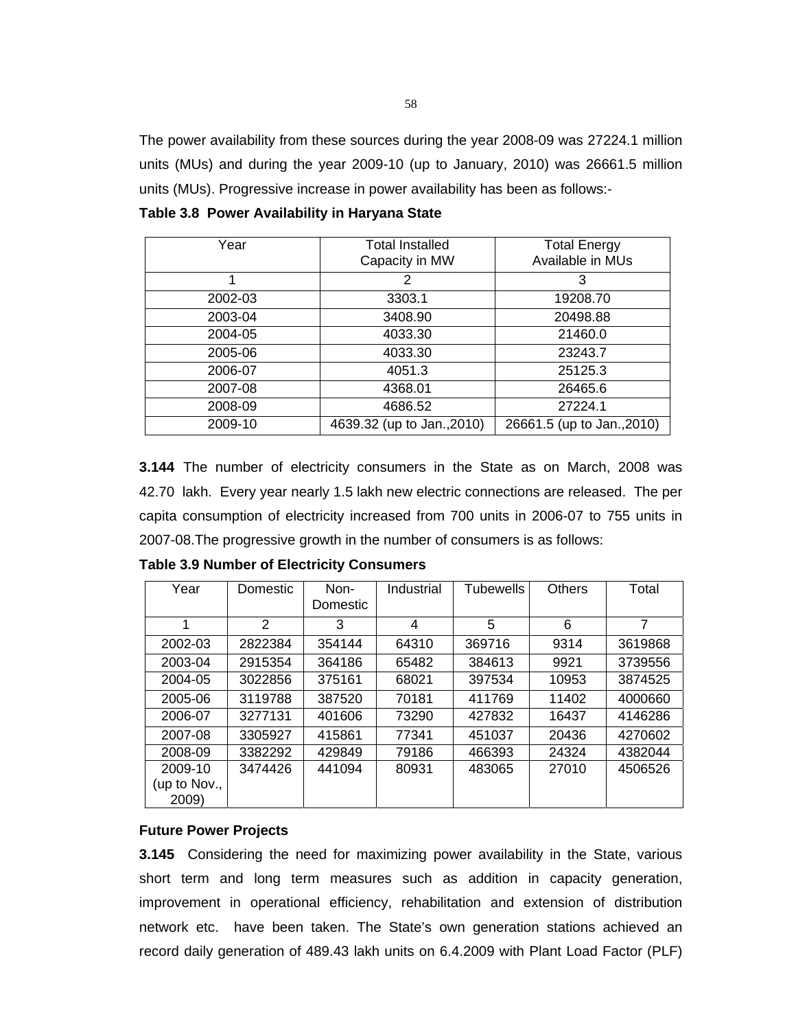The power availability from these sources during the year 2008-09 was 27224.1 million units (MUs) and during the year 2009-10 (up to January, 2010) was 26661.5 million units (MUs). Progressive increase in power availability has been as follows:-

**Table 3.8 Power Availability in Haryana State**

| Year | Total Installed Capacity in MW | Total Energy Available in MUs |
|---|---|---|
| 1 | 2 | 3 |
| 2002-03 | 3303.1 | 19208.70 |
| 2003-04 | 3408.90 | 20498.88 |
| 2004-05 | 4033.30 | 21460.0 |
| 2005-06 | 4033.30 | 23243.7 |
| 2006-07 | 4051.3 | 25125.3 |
| 2007-08 | 4368.01 | 26465.6 |
| 2008-09 | 4686.52 | 27224.1 |
| 2009-10 | 4639.32 (up to Jan.,2010) | 26661.5 (up to Jan.,2010) |

**3.144** The number of electricity consumers in the State as on March, 2008 was 42.70 lakh. Every year nearly 1.5 lakh new electric connections are released. The per capita consumption of electricity increased from 700 units in 2006-07 to 755 units in 2007-08.The progressive growth in the number of consumers is as follows:

**Table 3.9 Number of Electricity Consumers**

| Year | Domestic | Non-Domestic | Industrial | Tubewells | Others | Total |
|---|---|---|---|---|---|---|
| 1 | 2 | 3 | 4 | 5 | 6 | 7 |
| 2002-03 | 2822384 | 354144 | 64310 | 369716 | 9314 | 3619868 |
| 2003-04 | 2915354 | 364186 | 65482 | 384613 | 9921 | 3739556 |
| 2004-05 | 3022856 | 375161 | 68021 | 397534 | 10953 | 3874525 |
| 2005-06 | 3119788 | 387520 | 70181 | 411769 | 11402 | 4000660 |
| 2006-07 | 3277131 | 401606 | 73290 | 427832 | 16437 | 4146286 |
| 2007-08 | 3305927 | 415861 | 77341 | 451037 | 20436 | 4270602 |
| 2008-09 | 3382292 | 429849 | 79186 | 466393 | 24324 | 4382044 |
| 2009-10 (up to Nov., 2009) | 3474426 | 441094 | 80931 | 483065 | 27010 | 4506526 |

**Future Power Projects**

**3.145** Considering the need for maximizing power availability in the State, various short term and long term measures such as addition in capacity generation, improvement in operational efficiency, rehabilitation and extension of distribution network etc. have been taken. The State's own generation stations achieved an record daily generation of 489.43 lakh units on 6.4.2009 with Plant Load Factor (PLF)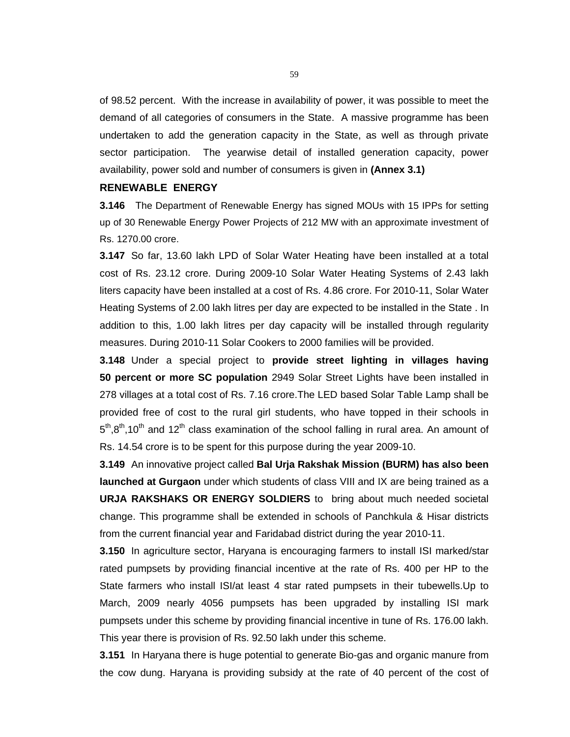of 98.52 percent. With the increase in availability of power, it was possible to meet the demand of all categories of consumers in the State. A massive programme has been undertaken to add the generation capacity in the State, as well as through private sector participation. The yearwise detail of installed generation capacity, power availability, power sold and number of consumers is given in **(Annex 3.1)**

## RENEWABLE ENERGY

**3.146** The Department of Renewable Energy has signed MOUs with 15 IPPs for setting up of 30 Renewable Energy Power Projects of 212 MW with an approximate investment of Rs. 1270.00 crore.

**3.147** So far, 13.60 lakh LPD of Solar Water Heating have been installed at a total cost of Rs. 23.12 crore. During 2009-10 Solar Water Heating Systems of 2.43 lakh liters capacity have been installed at a cost of Rs. 4.86 crore. For 2010-11, Solar Water Heating Systems of 2.00 lakh litres per day are expected to be installed in the State . In addition to this, 1.00 lakh litres per day capacity will be installed through regularity measures. During 2010-11 Solar Cookers to 2000 families will be provided.

**3.148** Under a special project to **provide street lighting in villages having 50 percent or more SC population** 2949 Solar Street Lights have been installed in 278 villages at a total cost of Rs. 7.16 crore.The LED based Solar Table Lamp shall be provided free of cost to the rural girl students, who have topped in their schools in 5th,8th,10th and 12th class examination of the school falling in rural area. An amount of Rs. 14.54 crore is to be spent for this purpose during the year 2009-10.

**3.149** An innovative project called **Bal Urja Rakshak Mission (BURM) has also been launched at Gurgaon** under which students of class VIII and IX are being trained as a **URJA RAKSHAKS OR ENERGY SOLDIERS** to bring about much needed societal change. This programme shall be extended in schools of Panchkula & Hisar districts from the current financial year and Faridabad district during the year 2010-11.

**3.150** In agriculture sector, Haryana is encouraging farmers to install ISI marked/star rated pumpsets by providing financial incentive at the rate of Rs. 400 per HP to the State farmers who install ISI/at least 4 star rated pumpsets in their tubewells.Up to March, 2009 nearly 4056 pumpsets has been upgraded by installing ISI mark pumpsets under this scheme by providing financial incentive in tune of Rs. 176.00 lakh. This year there is provision of Rs. 92.50 lakh under this scheme.

**3.151** In Haryana there is huge potential to generate Bio-gas and organic manure from the cow dung. Haryana is providing subsidy at the rate of 40 percent of the cost of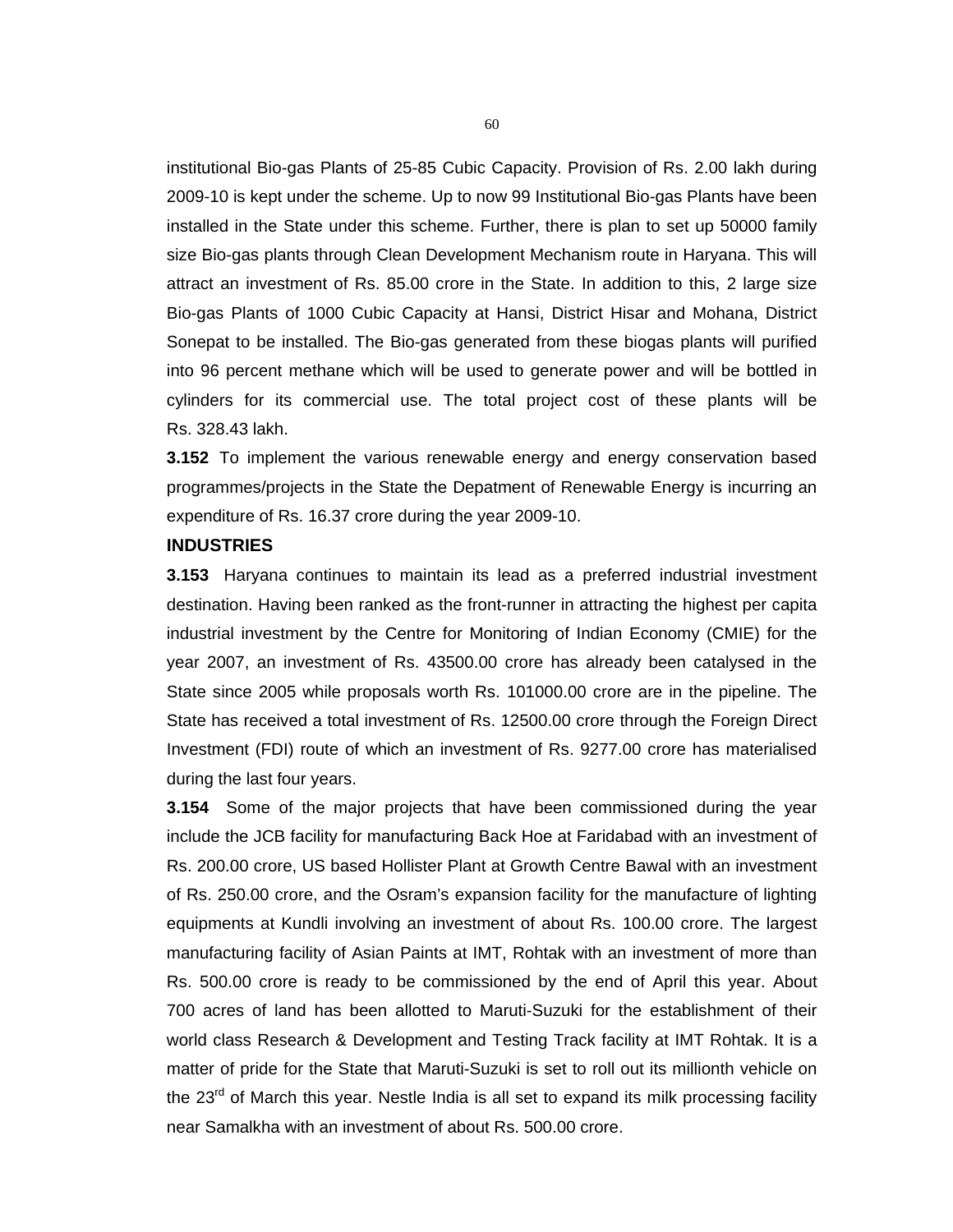institutional Bio-gas Plants of 25-85 Cubic Capacity. Provision of Rs. 2.00 lakh during 2009-10 is kept under the scheme. Up to now 99 Institutional Bio-gas Plants have been installed in the State under this scheme. Further, there is plan to set up 50000 family size Bio-gas plants through Clean Development Mechanism route in Haryana. This will attract an investment of Rs. 85.00 crore in the State. In addition to this, 2 large size Bio-gas Plants of 1000 Cubic Capacity at Hansi, District Hisar and Mohana, District Sonepat to be installed. The Bio-gas generated from these biogas plants will purified into 96 percent methane which will be used to generate power and will be bottled in cylinders for its commercial use. The total project cost of these plants will be Rs. 328.43 lakh.

**3.152** To implement the various renewable energy and energy conservation based programmes/projects in the State the Depatment of Renewable Energy is incurring an expenditure of Rs. 16.37 crore during the year 2009-10.

**INDUSTRIES**

**3.153** Haryana continues to maintain its lead as a preferred industrial investment destination. Having been ranked as the front-runner in attracting the highest per capita industrial investment by the Centre for Monitoring of Indian Economy (CMIE) for the year 2007, an investment of Rs. 43500.00 crore has already been catalysed in the State since 2005 while proposals worth Rs. 101000.00 crore are in the pipeline. The State has received a total investment of Rs. 12500.00 crore through the Foreign Direct Investment (FDI) route of which an investment of Rs. 9277.00 crore has materialised during the last four years.

**3.154** Some of the major projects that have been commissioned during the year include the JCB facility for manufacturing Back Hoe at Faridabad with an investment of Rs. 200.00 crore, US based Hollister Plant at Growth Centre Bawal with an investment of Rs. 250.00 crore, and the Osram's expansion facility for the manufacture of lighting equipments at Kundli involving an investment of about Rs. 100.00 crore. The largest manufacturing facility of Asian Paints at IMT, Rohtak with an investment of more than Rs. 500.00 crore is ready to be commissioned by the end of April this year. About 700 acres of land has been allotted to Maruti-Suzuki for the establishment of their world class Research & Development and Testing Track facility at IMT Rohtak. It is a matter of pride for the State that Maruti-Suzuki is set to roll out its millionth vehicle on the 23rd of March this year. Nestle India is all set to expand its milk processing facility near Samalkha with an investment of about Rs. 500.00 crore.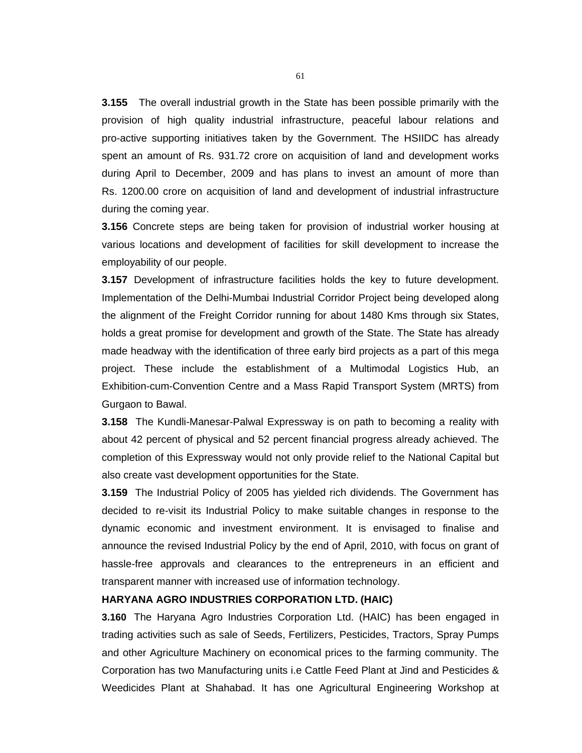**3.155** The overall industrial growth in the State has been possible primarily with the provision of high quality industrial infrastructure, peaceful labour relations and pro-active supporting initiatives taken by the Government. The HSIIDC has already spent an amount of Rs. 931.72 crore on acquisition of land and development works during April to December, 2009 and has plans to invest an amount of more than Rs. 1200.00 crore on acquisition of land and development of industrial infrastructure during the coming year.

**3.156** Concrete steps are being taken for provision of industrial worker housing at various locations and development of facilities for skill development to increase the employability of our people.

**3.157** Development of infrastructure facilities holds the key to future development. Implementation of the Delhi-Mumbai Industrial Corridor Project being developed along the alignment of the Freight Corridor running for about 1480 Kms through six States, holds a great promise for development and growth of the State. The State has already made headway with the identification of three early bird projects as a part of this mega project. These include the establishment of a Multimodal Logistics Hub, an Exhibition-cum-Convention Centre and a Mass Rapid Transport System (MRTS) from Gurgaon to Bawal.

**3.158** The Kundli-Manesar-Palwal Expressway is on path to becoming a reality with about 42 percent of physical and 52 percent financial progress already achieved. The completion of this Expressway would not only provide relief to the National Capital but also create vast development opportunities for the State.

**3.159** The Industrial Policy of 2005 has yielded rich dividends. The Government has decided to re-visit its Industrial Policy to make suitable changes in response to the dynamic economic and investment environment. It is envisaged to finalise and announce the revised Industrial Policy by the end of April, 2010, with focus on grant of hassle-free approvals and clearances to the entrepreneurs in an efficient and transparent manner with increased use of information technology.

**HARYANA AGRO INDUSTRIES CORPORATION LTD. (HAIC)**

**3.160** The Haryana Agro Industries Corporation Ltd. (HAIC) has been engaged in trading activities such as sale of Seeds, Fertilizers, Pesticides, Tractors, Spray Pumps and other Agriculture Machinery on economical prices to the farming community. The Corporation has two Manufacturing units i.e Cattle Feed Plant at Jind and Pesticides & Weedicides Plant at Shahabad. It has one Agricultural Engineering Workshop at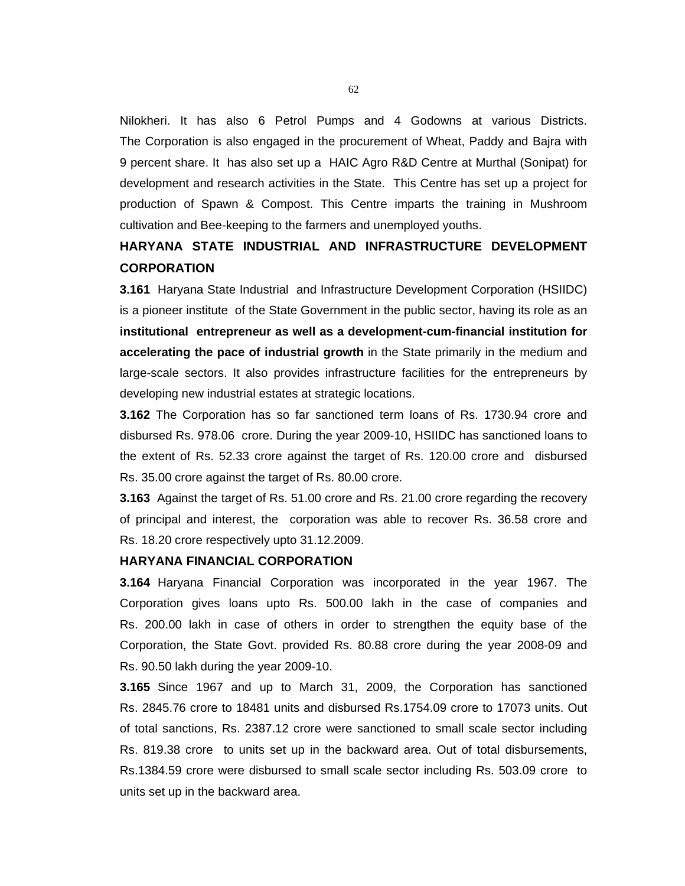Nilokheri. It has also 6 Petrol Pumps and 4 Godowns at various Districts. The Corporation is also engaged in the procurement of Wheat, Paddy and Bajra with 9 percent share. It has also set up a HAIC Agro R&D Centre at Murthal (Sonipat) for development and research activities in the State. This Centre has set up a project for production of Spawn & Compost. This Centre imparts the training in Mushroom cultivation and Bee-keeping to the farmers and unemployed youths.

## HARYANA STATE INDUSTRIAL AND INFRASTRUCTURE DEVELOPMENT CORPORATION

**3.161** Haryana State Industrial and Infrastructure Development Corporation (HSIIDC) is a pioneer institute of the State Government in the public sector, having its role as an **institutional entrepreneur as well as a development-cum-financial institution for accelerating the pace of industrial growth** in the State primarily in the medium and large-scale sectors. It also provides infrastructure facilities for the entrepreneurs by developing new industrial estates at strategic locations.

**3.162** The Corporation has so far sanctioned term loans of Rs. 1730.94 crore and disbursed Rs. 978.06 crore. During the year 2009-10, HSIIDC has sanctioned loans to the extent of Rs. 52.33 crore against the target of Rs. 120.00 crore and disbursed Rs. 35.00 crore against the target of Rs. 80.00 crore.

**3.163** Against the target of Rs. 51.00 crore and Rs. 21.00 crore regarding the recovery of principal and interest, the corporation was able to recover Rs. 36.58 crore and Rs. 18.20 crore respectively upto 31.12.2009.

## HARYANA FINANCIAL CORPORATION

**3.164** Haryana Financial Corporation was incorporated in the year 1967. The Corporation gives loans upto Rs. 500.00 lakh in the case of companies and Rs. 200.00 lakh in case of others in order to strengthen the equity base of the Corporation, the State Govt. provided Rs. 80.88 crore during the year 2008-09 and Rs. 90.50 lakh during the year 2009-10.

**3.165** Since 1967 and up to March 31, 2009, the Corporation has sanctioned Rs. 2845.76 crore to 18481 units and disbursed Rs.1754.09 crore to 17073 units. Out of total sanctions, Rs. 2387.12 crore were sanctioned to small scale sector including Rs. 819.38 crore to units set up in the backward area. Out of total disbursements, Rs.1384.59 crore were disbursed to small scale sector including Rs. 503.09 crore to units set up in the backward area.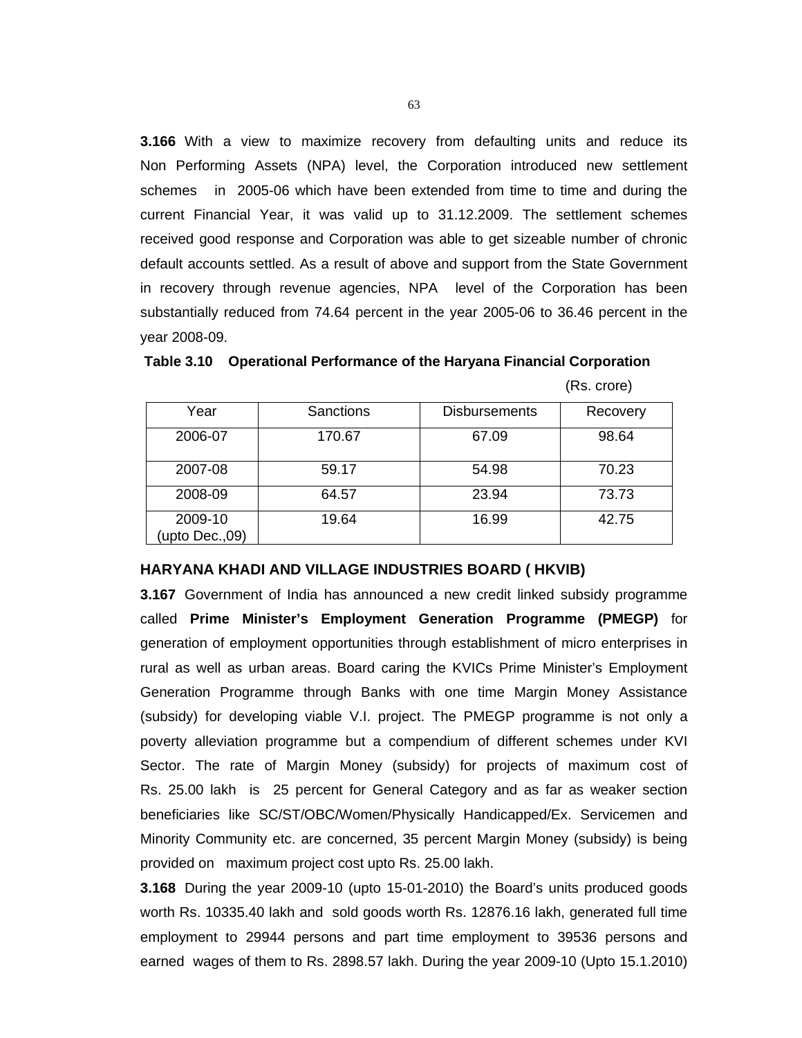**3.166** With a view to maximize recovery from defaulting units and reduce its Non Performing Assets (NPA) level, the Corporation introduced new settlement schemes in 2005-06 which have been extended from time to time and during the current Financial Year, it was valid up to 31.12.2009. The settlement schemes received good response and Corporation was able to get sizeable number of chronic default accounts settled. As a result of above and support from the State Government in recovery through revenue agencies, NPA level of the Corporation has been substantially reduced from 74.64 percent in the year 2005-06 to 36.46 percent in the year 2008-09.

**Table 3.10 Operational Performance of the Haryana Financial Corporation**

(Rs. crore)

| Year | Sanctions | Disbursements | Recovery |
|---|---|---|---|
| 2006-07 | 170.67 | 67.09 | 98.64 |
| 2007-08 | 59.17 | 54.98 | 70.23 |
| 2008-09 | 64.57 | 23.94 | 73.73 |
| 2009-10 (upto Dec.,09) | 19.64 | 16.99 | 42.75 |

## HARYANA KHADI AND VILLAGE INDUSTRIES BOARD ( HKVIB)

**3.167** Government of India has announced a new credit linked subsidy programme called **Prime Minister's Employment Generation Programme (PMEGP)** for generation of employment opportunities through establishment of micro enterprises in rural as well as urban areas. Board caring the KVICs Prime Minister's Employment Generation Programme through Banks with one time Margin Money Assistance (subsidy) for developing viable V.I. project. The PMEGP programme is not only a poverty alleviation programme but a compendium of different schemes under KVI Sector. The rate of Margin Money (subsidy) for projects of maximum cost of Rs. 25.00 lakh is 25 percent for General Category and as far as weaker section beneficiaries like SC/ST/OBC/Women/Physically Handicapped/Ex. Servicemen and Minority Community etc. are concerned, 35 percent Margin Money (subsidy) is being provided on maximum project cost upto Rs. 25.00 lakh.

**3.168** During the year 2009-10 (upto 15-01-2010) the Board's units produced goods worth Rs. 10335.40 lakh and sold goods worth Rs. 12876.16 lakh, generated full time employment to 29944 persons and part time employment to 39536 persons and earned wages of them to Rs. 2898.57 lakh. During the year 2009-10 (Upto 15.1.2010)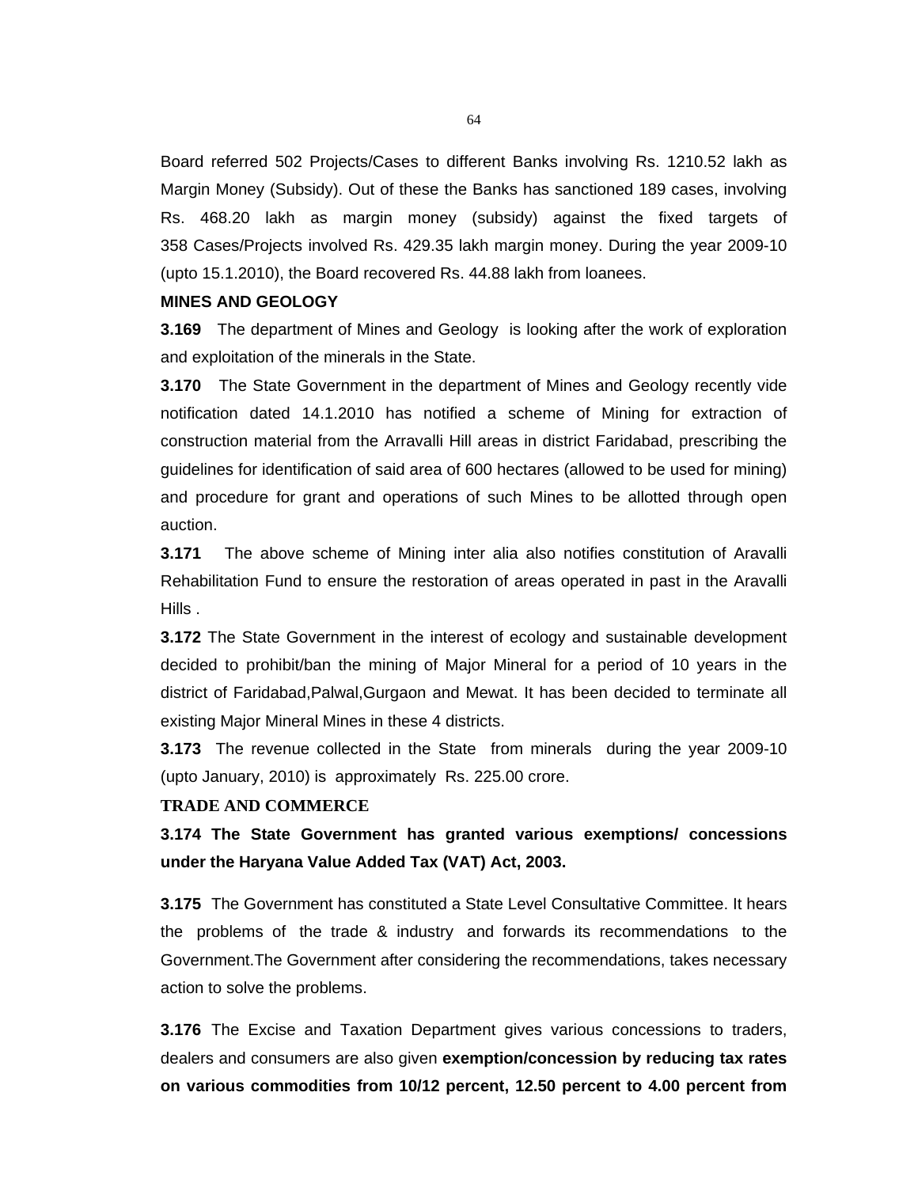Board referred 502 Projects/Cases to different Banks involving Rs. 1210.52 lakh as Margin Money (Subsidy). Out of these the Banks has sanctioned 189 cases, involving Rs. 468.20 lakh as margin money (subsidy) against the fixed targets of 358 Cases/Projects involved Rs. 429.35 lakh margin money. During the year 2009-10 (upto 15.1.2010), the Board recovered Rs. 44.88 lakh from loanees.

**MINES AND GEOLOGY**

**3.169** The department of Mines and Geology is looking after the work of exploration and exploitation of the minerals in the State.

**3.170** The State Government in the department of Mines and Geology recently vide notification dated 14.1.2010 has notified a scheme of Mining for extraction of construction material from the Arravalli Hill areas in district Faridabad, prescribing the guidelines for identification of said area of 600 hectares (allowed to be used for mining) and procedure for grant and operations of such Mines to be allotted through open auction.

**3.171** The above scheme of Mining inter alia also notifies constitution of Aravalli Rehabilitation Fund to ensure the restoration of areas operated in past in the Aravalli Hills .

**3.172** The State Government in the interest of ecology and sustainable development decided to prohibit/ban the mining of Major Mineral for a period of 10 years in the district of Faridabad,Palwal,Gurgaon and Mewat. It has been decided to terminate all existing Major Mineral Mines in these 4 districts.

**3.173** The revenue collected in the State from minerals during the year 2009-10 (upto January, 2010) is approximately Rs. 225.00 crore.

**TRADE AND COMMERCE**

**3.174 The State Government has granted various exemptions/ concessions under the Haryana Value Added Tax (VAT) Act, 2003.**

**3.175** The Government has constituted a State Level Consultative Committee. It hears the problems of the trade & industry and forwards its recommendations to the Government.The Government after considering the recommendations, takes necessary action to solve the problems.

**3.176** The Excise and Taxation Department gives various concessions to traders, dealers and consumers are also given **exemption/concession by reducing tax rates on various commodities from 10/12 percent, 12.50 percent to 4.00 percent from**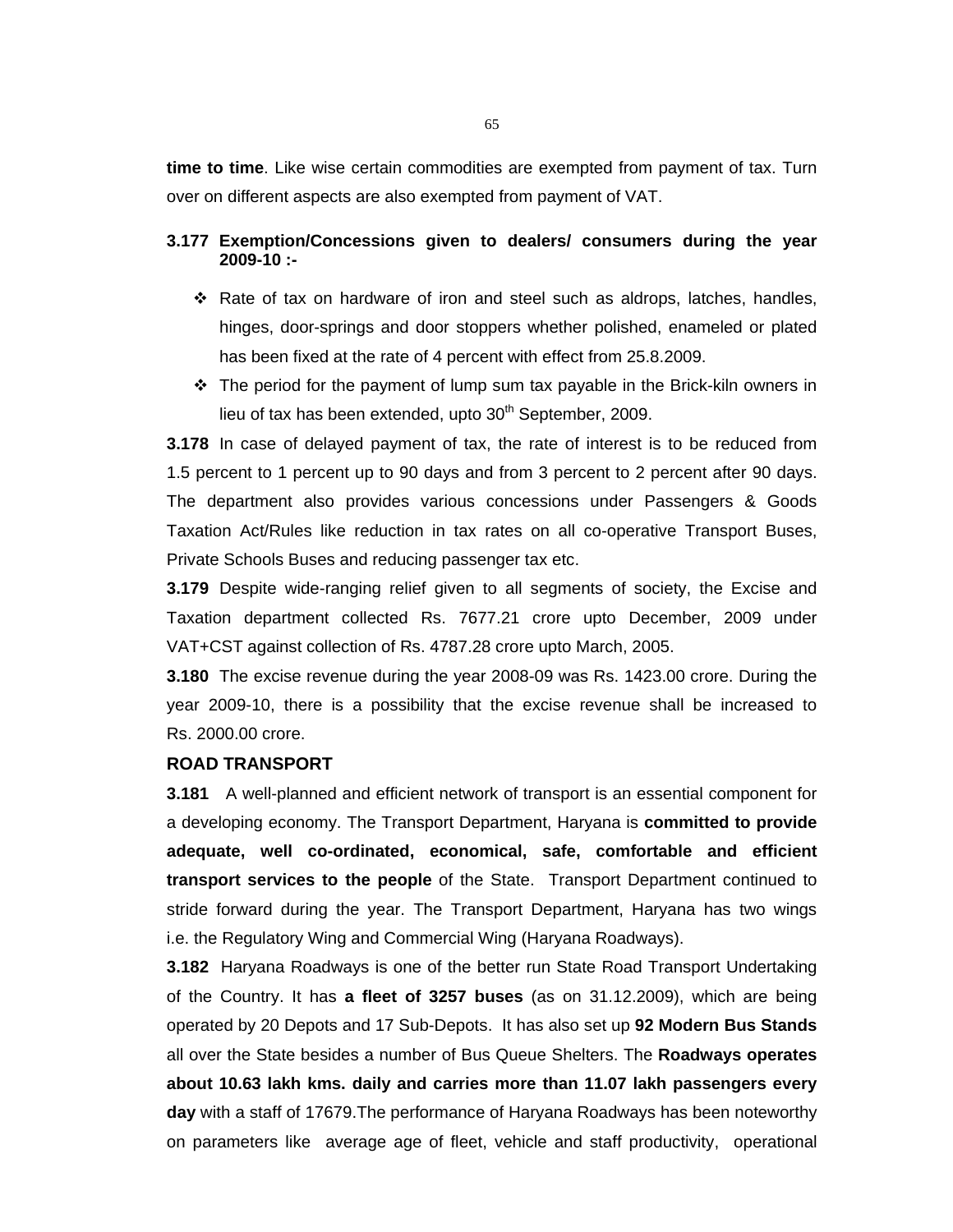**time to time**. Like wise certain commodities are exempted from payment of tax. Turn over on different aspects are also exempted from payment of VAT.

**3.177 Exemption/Concessions given to dealers/ consumers during the year 2009-10 :-**

- Rate of tax on hardware of iron and steel such as aldrops, latches, handles, hinges, door-springs and door stoppers whether polished, enameled or plated has been fixed at the rate of 4 percent with effect from 25.8.2009.
- The period for the payment of lump sum tax payable in the Brick-kiln owners in lieu of tax has been extended, upto 30th September, 2009.

**3.178** In case of delayed payment of tax, the rate of interest is to be reduced from 1.5 percent to 1 percent up to 90 days and from 3 percent to 2 percent after 90 days. The department also provides various concessions under Passengers & Goods Taxation Act/Rules like reduction in tax rates on all co-operative Transport Buses, Private Schools Buses and reducing passenger tax etc.

**3.179** Despite wide-ranging relief given to all segments of society, the Excise and Taxation department collected Rs. 7677.21 crore upto December, 2009 under VAT+CST against collection of Rs. 4787.28 crore upto March, 2005.

**3.180** The excise revenue during the year 2008-09 was Rs. 1423.00 crore. During the year 2009-10, there is a possibility that the excise revenue shall be increased to Rs. 2000.00 crore.

**ROAD TRANSPORT**

**3.181** A well-planned and efficient network of transport is an essential component for a developing economy. The Transport Department, Haryana is **committed to provide adequate, well co-ordinated, economical, safe, comfortable and efficient transport services to the people** of the State. Transport Department continued to stride forward during the year. The Transport Department, Haryana has two wings i.e. the Regulatory Wing and Commercial Wing (Haryana Roadways).

**3.182** Haryana Roadways is one of the better run State Road Transport Undertaking of the Country. It has **a fleet of 3257 buses** (as on 31.12.2009), which are being operated by 20 Depots and 17 Sub-Depots. It has also set up **92 Modern Bus Stands** all over the State besides a number of Bus Queue Shelters. The **Roadways operates about 10.63 lakh kms. daily and carries more than 11.07 lakh passengers every day** with a staff of 17679.The performance of Haryana Roadways has been noteworthy on parameters like average age of fleet, vehicle and staff productivity, operational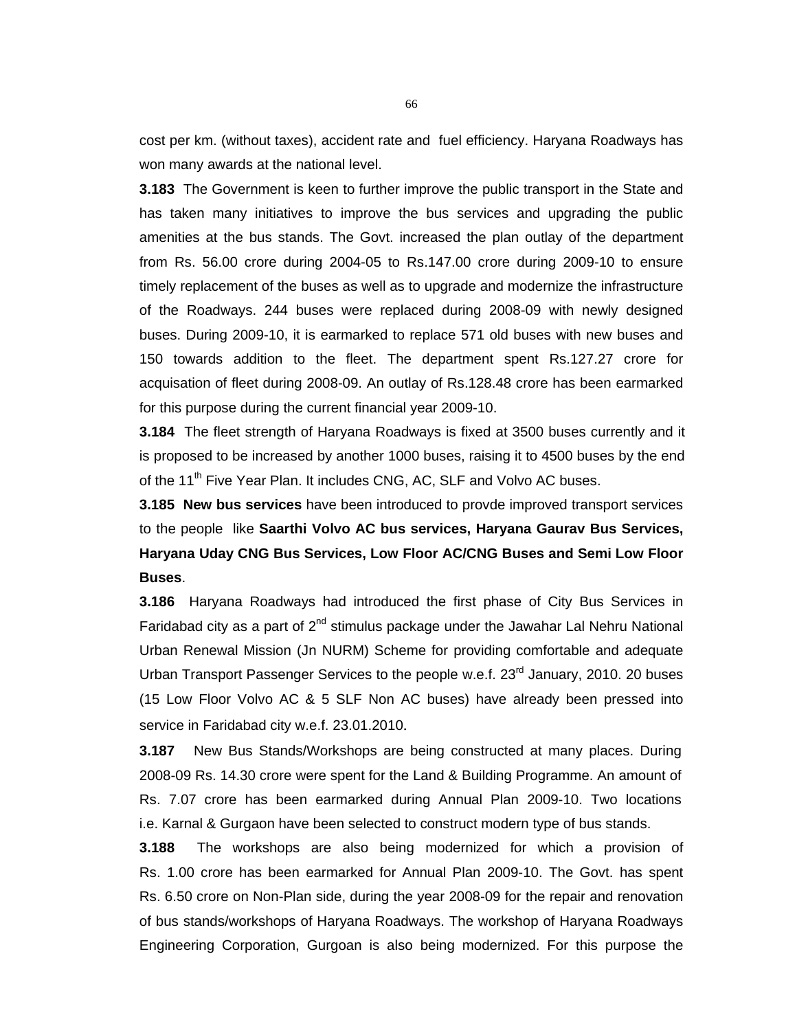cost per km. (without taxes), accident rate and fuel efficiency. Haryana Roadways has won many awards at the national level.

**3.183** The Government is keen to further improve the public transport in the State and has taken many initiatives to improve the bus services and upgrading the public amenities at the bus stands. The Govt. increased the plan outlay of the department from Rs. 56.00 crore during 2004-05 to Rs.147.00 crore during 2009-10 to ensure timely replacement of the buses as well as to upgrade and modernize the infrastructure of the Roadways. 244 buses were replaced during 2008-09 with newly designed buses. During 2009-10, it is earmarked to replace 571 old buses with new buses and 150 towards addition to the fleet. The department spent Rs.127.27 crore for acquisation of fleet during 2008-09. An outlay of Rs.128.48 crore has been earmarked for this purpose during the current financial year 2009-10.

**3.184** The fleet strength of Haryana Roadways is fixed at 3500 buses currently and it is proposed to be increased by another 1000 buses, raising it to 4500 buses by the end of the 11th Five Year Plan. It includes CNG, AC, SLF and Volvo AC buses.

**3.185** **New bus services** have been introduced to provde improved transport services to the people like **Saarthi Volvo AC bus services, Haryana Gaurav Bus Services, Haryana Uday CNG Bus Services, Low Floor AC/CNG Buses and Semi Low Floor Buses**.

**3.186** Haryana Roadways had introduced the first phase of City Bus Services in Faridabad city as a part of 2nd stimulus package under the Jawahar Lal Nehru National Urban Renewal Mission (Jn NURM) Scheme for providing comfortable and adequate Urban Transport Passenger Services to the people w.e.f. 23rd January, 2010. 20 buses (15 Low Floor Volvo AC & 5 SLF Non AC buses) have already been pressed into service in Faridabad city w.e.f. 23.01.2010.

**3.187** New Bus Stands/Workshops are being constructed at many places. During 2008-09 Rs. 14.30 crore were spent for the Land & Building Programme. An amount of Rs. 7.07 crore has been earmarked during Annual Plan 2009-10. Two locations i.e. Karnal & Gurgaon have been selected to construct modern type of bus stands.

**3.188** The workshops are also being modernized for which a provision of Rs. 1.00 crore has been earmarked for Annual Plan 2009-10. The Govt. has spent Rs. 6.50 crore on Non-Plan side, during the year 2008-09 for the repair and renovation of bus stands/workshops of Haryana Roadways. The workshop of Haryana Roadways Engineering Corporation, Gurgoan is also being modernized. For this purpose the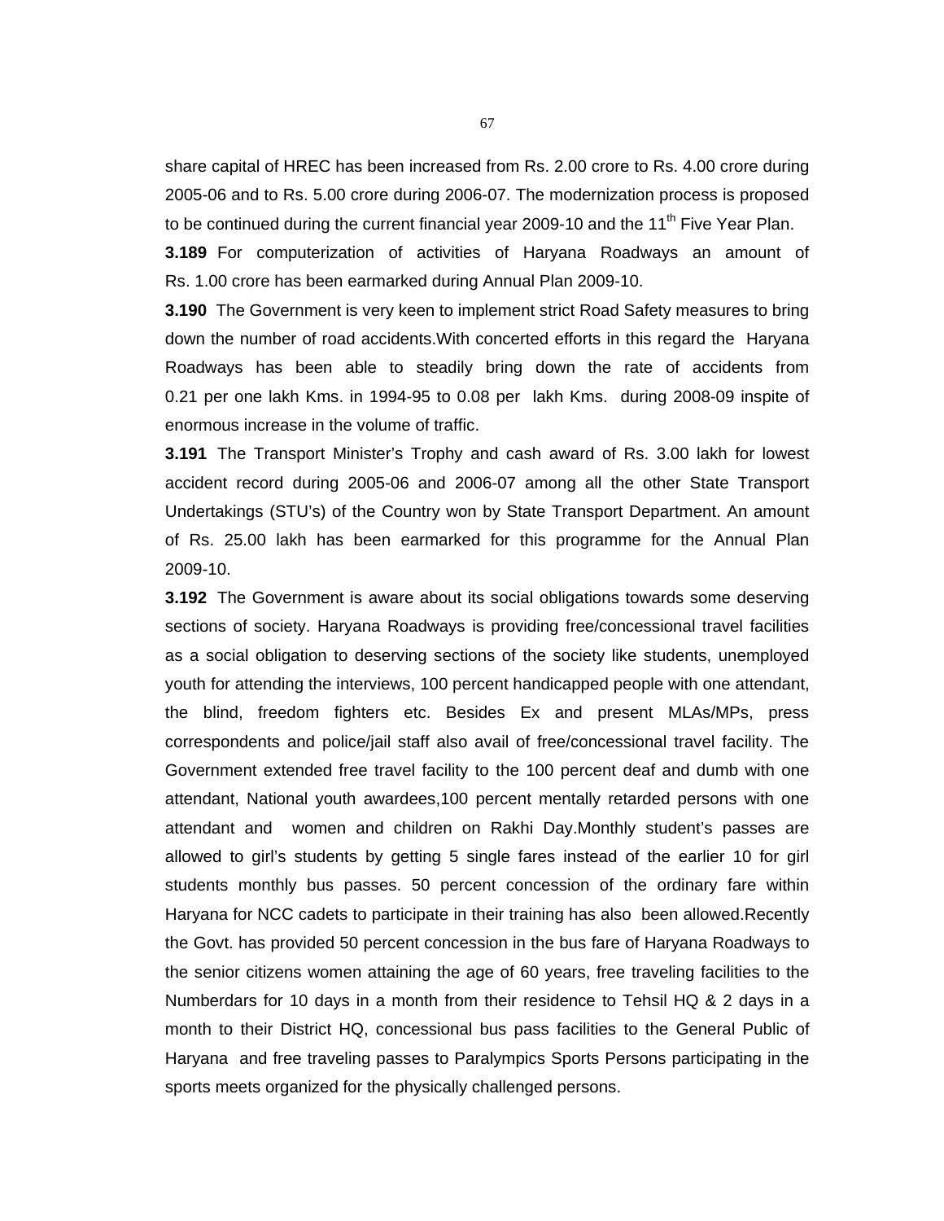share capital of HREC has been increased from Rs. 2.00 crore to Rs. 4.00 crore during 2005-06 and to Rs. 5.00 crore during 2006-07. The modernization process is proposed to be continued during the current financial year 2009-10 and the 11th Five Year Plan.

**3.189** For computerization of activities of Haryana Roadways an amount of Rs. 1.00 crore has been earmarked during Annual Plan 2009-10.

**3.190** The Government is very keen to implement strict Road Safety measures to bring down the number of road accidents.With concerted efforts in this regard the Haryana Roadways has been able to steadily bring down the rate of accidents from 0.21 per one lakh Kms. in 1994-95 to 0.08 per lakh Kms. during 2008-09 inspite of enormous increase in the volume of traffic.

**3.191** The Transport Minister's Trophy and cash award of Rs. 3.00 lakh for lowest accident record during 2005-06 and 2006-07 among all the other State Transport Undertakings (STU's) of the Country won by State Transport Department. An amount of Rs. 25.00 lakh has been earmarked for this programme for the Annual Plan 2009-10.

**3.192** The Government is aware about its social obligations towards some deserving sections of society. Haryana Roadways is providing free/concessional travel facilities as a social obligation to deserving sections of the society like students, unemployed youth for attending the interviews, 100 percent handicapped people with one attendant, the blind, freedom fighters etc. Besides Ex and present MLAs/MPs, press correspondents and police/jail staff also avail of free/concessional travel facility. The Government extended free travel facility to the 100 percent deaf and dumb with one attendant, National youth awardees,100 percent mentally retarded persons with one attendant and women and children on Rakhi Day.Monthly student's passes are allowed to girl's students by getting 5 single fares instead of the earlier 10 for girl students monthly bus passes. 50 percent concession of the ordinary fare within Haryana for NCC cadets to participate in their training has also been allowed.Recently the Govt. has provided 50 percent concession in the bus fare of Haryana Roadways to the senior citizens women attaining the age of 60 years, free traveling facilities to the Numberdars for 10 days in a month from their residence to Tehsil HQ & 2 days in a month to their District HQ, concessional bus pass facilities to the General Public of Haryana and free traveling passes to Paralympics Sports Persons participating in the sports meets organized for the physically challenged persons.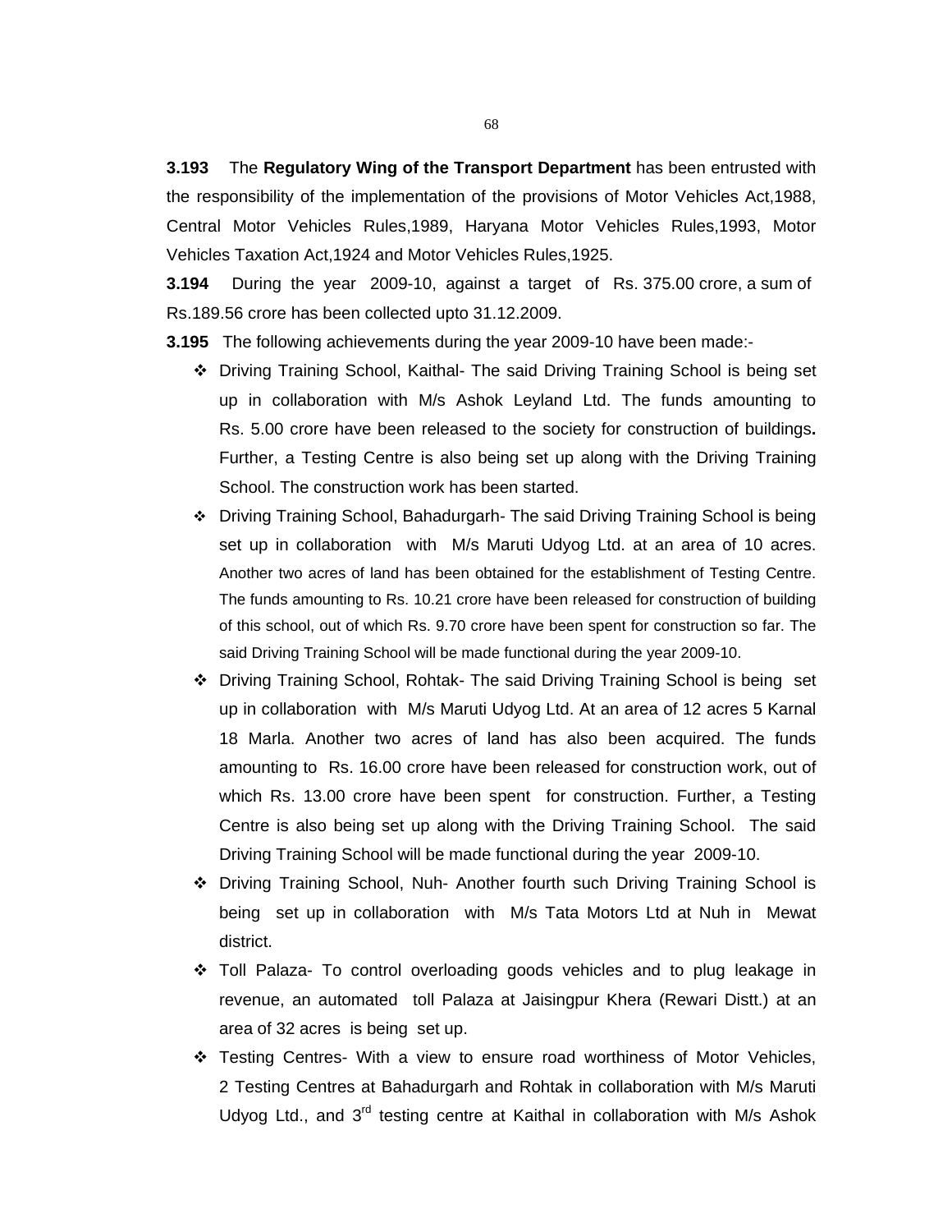**3.193** The **Regulatory Wing of the Transport Department** has been entrusted with the responsibility of the implementation of the provisions of Motor Vehicles Act,1988, Central Motor Vehicles Rules,1989, Haryana Motor Vehicles Rules,1993, Motor Vehicles Taxation Act,1924 and Motor Vehicles Rules,1925.

**3.194** During the year 2009-10, against a target of Rs. 375.00 crore, a sum of Rs.189.56 crore has been collected upto 31.12.2009.

**3.195** The following achievements during the year 2009-10 have been made:-

- Driving Training School, Kaithal- The said Driving Training School is being set up in collaboration with M/s Ashok Leyland Ltd. The funds amounting to Rs. 5.00 crore have been released to the society for construction of buildings**.** Further, a Testing Centre is also being set up along with the Driving Training School. The construction work has been started.
- Driving Training School, Bahadurgarh- The said Driving Training School is being set up in collaboration with M/s Maruti Udyog Ltd. at an area of 10 acres. Another two acres of land has been obtained for the establishment of Testing Centre. The funds amounting to Rs. 10.21 crore have been released for construction of building of this school, out of which Rs. 9.70 crore have been spent for construction so far. The said Driving Training School will be made functional during the year 2009-10.
- Driving Training School, Rohtak- The said Driving Training School is being set up in collaboration with M/s Maruti Udyog Ltd. At an area of 12 acres 5 Karnal 18 Marla. Another two acres of land has also been acquired. The funds amounting to Rs. 16.00 crore have been released for construction work, out of which Rs. 13.00 crore have been spent for construction. Further, a Testing Centre is also being set up along with the Driving Training School. The said Driving Training School will be made functional during the year 2009-10.
- Driving Training School, Nuh- Another fourth such Driving Training School is being set up in collaboration with M/s Tata Motors Ltd at Nuh in Mewat district.
- Toll Palaza- To control overloading goods vehicles and to plug leakage in revenue, an automated toll Palaza at Jaisingpur Khera (Rewari Distt.) at an area of 32 acres is being set up.
- Testing Centres- With a view to ensure road worthiness of Motor Vehicles, 2 Testing Centres at Bahadurgarh and Rohtak in collaboration with M/s Maruti Udyog Ltd., and 3rd testing centre at Kaithal in collaboration with M/s Ashok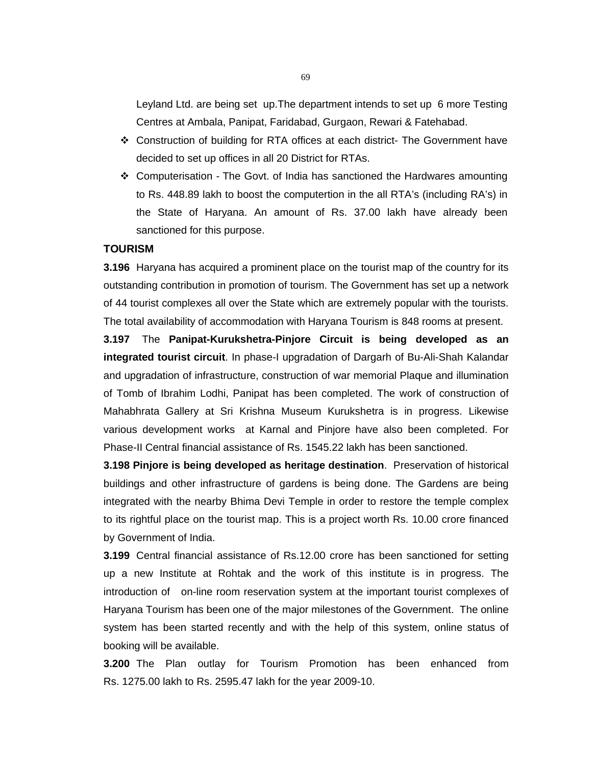Leyland Ltd. are being set up.The department intends to set up 6 more Testing Centres at Ambala, Panipat, Faridabad, Gurgaon, Rewari & Fatehabad.

- Construction of building for RTA offices at each district- The Government have decided to set up offices in all 20 District for RTAs.
- Computerisation - The Govt. of India has sanctioned the Hardwares amounting to Rs. 448.89 lakh to boost the computertion in the all RTA's (including RA's) in the State of Haryana. An amount of Rs. 37.00 lakh have already been sanctioned for this purpose.

**TOURISM**

**3.196** Haryana has acquired a prominent place on the tourist map of the country for its outstanding contribution in promotion of tourism. The Government has set up a network of 44 tourist complexes all over the State which are extremely popular with the tourists. The total availability of accommodation with Haryana Tourism is 848 rooms at present.

**3.197** The **Panipat-Kurukshetra-Pinjore Circuit is being developed as an integrated tourist circuit**. In phase-I upgradation of Dargarh of Bu-Ali-Shah Kalandar and upgradation of infrastructure, construction of war memorial Plaque and illumination of Tomb of Ibrahim Lodhi, Panipat has been completed. The work of construction of Mahabhrata Gallery at Sri Krishna Museum Kurukshetra is in progress. Likewise various development works at Karnal and Pinjore have also been completed. For Phase-II Central financial assistance of Rs. 1545.22 lakh has been sanctioned.

**3.198 Pinjore is being developed as heritage destination**. Preservation of historical buildings and other infrastructure of gardens is being done. The Gardens are being integrated with the nearby Bhima Devi Temple in order to restore the temple complex to its rightful place on the tourist map. This is a project worth Rs. 10.00 crore financed by Government of India.

**3.199** Central financial assistance of Rs.12.00 crore has been sanctioned for setting up a new Institute at Rohtak and the work of this institute is in progress. The introduction of on-line room reservation system at the important tourist complexes of Haryana Tourism has been one of the major milestones of the Government. The online system has been started recently and with the help of this system, online status of booking will be available.

**3.200** The Plan outlay for Tourism Promotion has been enhanced from Rs. 1275.00 lakh to Rs. 2595.47 lakh for the year 2009-10.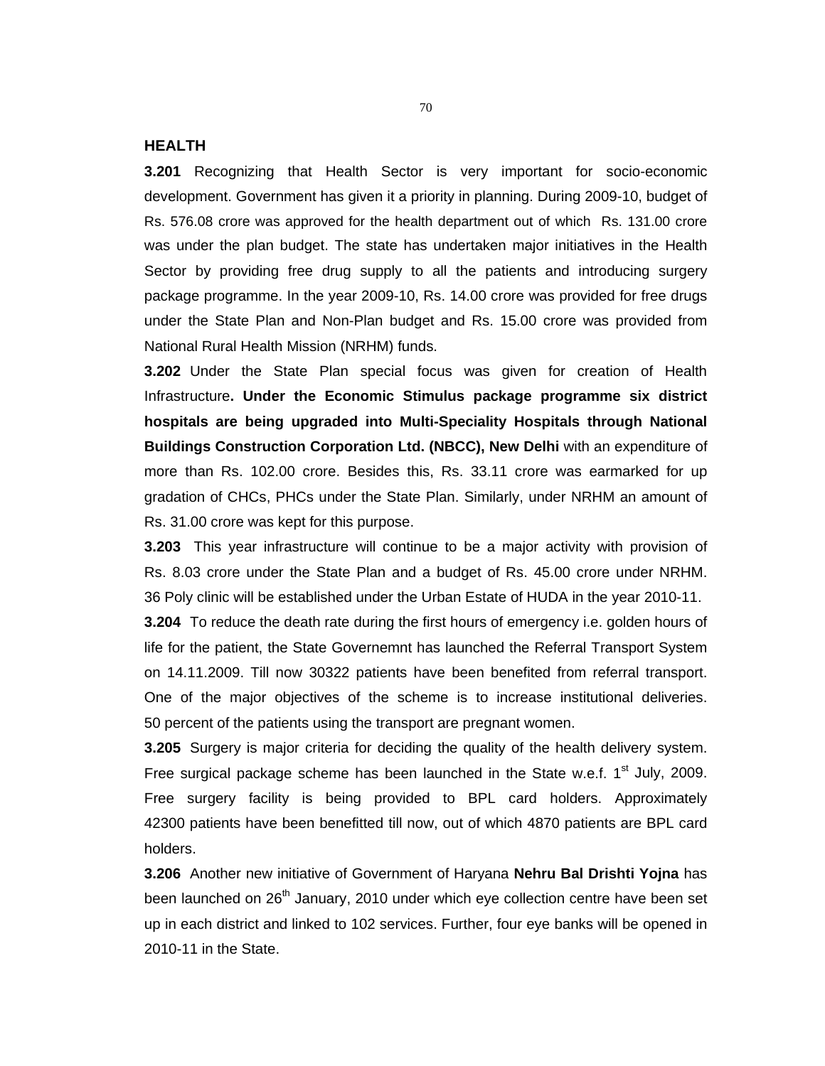## HEALTH

**3.201** Recognizing that Health Sector is very important for socio-economic development. Government has given it a priority in planning. During 2009-10, budget of Rs. 576.08 crore was approved for the health department out of which Rs. 131.00 crore was under the plan budget. The state has undertaken major initiatives in the Health Sector by providing free drug supply to all the patients and introducing surgery package programme. In the year 2009-10, Rs. 14.00 crore was provided for free drugs under the State Plan and Non-Plan budget and Rs. 15.00 crore was provided from National Rural Health Mission (NRHM) funds.

**3.202** Under the State Plan special focus was given for creation of Health Infrastructure**. Under the Economic Stimulus package programme six district hospitals are being upgraded into Multi-Speciality Hospitals through National Buildings Construction Corporation Ltd. (NBCC), New Delhi** with an expenditure of more than Rs. 102.00 crore. Besides this, Rs. 33.11 crore was earmarked for up gradation of CHCs, PHCs under the State Plan. Similarly, under NRHM an amount of Rs. 31.00 crore was kept for this purpose.

**3.203** This year infrastructure will continue to be a major activity with provision of Rs. 8.03 crore under the State Plan and a budget of Rs. 45.00 crore under NRHM. 36 Poly clinic will be established under the Urban Estate of HUDA in the year 2010-11.

**3.204** To reduce the death rate during the first hours of emergency i.e. golden hours of life for the patient, the State Governemnt has launched the Referral Transport System on 14.11.2009. Till now 30322 patients have been benefited from referral transport. One of the major objectives of the scheme is to increase institutional deliveries. 50 percent of the patients using the transport are pregnant women.

**3.205** Surgery is major criteria for deciding the quality of the health delivery system. Free surgical package scheme has been launched in the State w.e.f. 1st July, 2009. Free surgery facility is being provided to BPL card holders. Approximately 42300 patients have been benefitted till now, out of which 4870 patients are BPL card holders.

**3.206** Another new initiative of Government of Haryana **Nehru Bal Drishti Yojna** has been launched on 26th January, 2010 under which eye collection centre have been set up in each district and linked to 102 services. Further, four eye banks will be opened in 2010-11 in the State.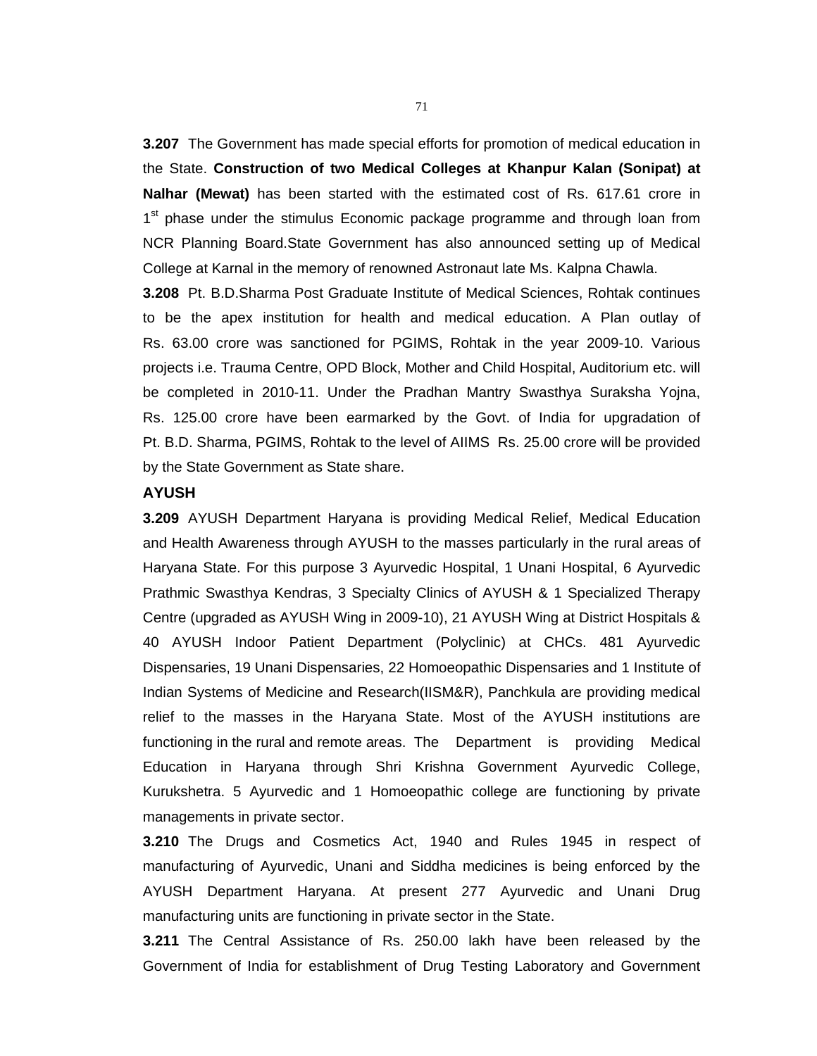**3.207** The Government has made special efforts for promotion of medical education in the State. **Construction of two Medical Colleges at Khanpur Kalan (Sonipat) at Nalhar (Mewat)** has been started with the estimated cost of Rs. 617.61 crore in 1st phase under the stimulus Economic package programme and through loan from NCR Planning Board.State Government has also announced setting up of Medical College at Karnal in the memory of renowned Astronaut late Ms. Kalpna Chawla.

**3.208** Pt. B.D.Sharma Post Graduate Institute of Medical Sciences, Rohtak continues to be the apex institution for health and medical education. A Plan outlay of Rs. 63.00 crore was sanctioned for PGIMS, Rohtak in the year 2009-10. Various projects i.e. Trauma Centre, OPD Block, Mother and Child Hospital, Auditorium etc. will be completed in 2010-11. Under the Pradhan Mantry Swasthya Suraksha Yojna, Rs. 125.00 crore have been earmarked by the Govt. of India for upgradation of Pt. B.D. Sharma, PGIMS, Rohtak to the level of AIIMS Rs. 25.00 crore will be provided by the State Government as State share.

**AYUSH**

**3.209** AYUSH Department Haryana is providing Medical Relief, Medical Education and Health Awareness through AYUSH to the masses particularly in the rural areas of Haryana State. For this purpose 3 Ayurvedic Hospital, 1 Unani Hospital, 6 Ayurvedic Prathmic Swasthya Kendras, 3 Specialty Clinics of AYUSH & 1 Specialized Therapy Centre (upgraded as AYUSH Wing in 2009-10), 21 AYUSH Wing at District Hospitals & 40 AYUSH Indoor Patient Department (Polyclinic) at CHCs. 481 Ayurvedic Dispensaries, 19 Unani Dispensaries, 22 Homoeopathic Dispensaries and 1 Institute of Indian Systems of Medicine and Research(IISM&R), Panchkula are providing medical relief to the masses in the Haryana State. Most of the AYUSH institutions are functioning in the rural and remote areas. The Department is providing Medical Education in Haryana through Shri Krishna Government Ayurvedic College, Kurukshetra. 5 Ayurvedic and 1 Homoeopathic college are functioning by private managements in private sector.

**3.210** The Drugs and Cosmetics Act, 1940 and Rules 1945 in respect of manufacturing of Ayurvedic, Unani and Siddha medicines is being enforced by the AYUSH Department Haryana. At present 277 Ayurvedic and Unani Drug manufacturing units are functioning in private sector in the State.

**3.211** The Central Assistance of Rs. 250.00 lakh have been released by the Government of India for establishment of Drug Testing Laboratory and Government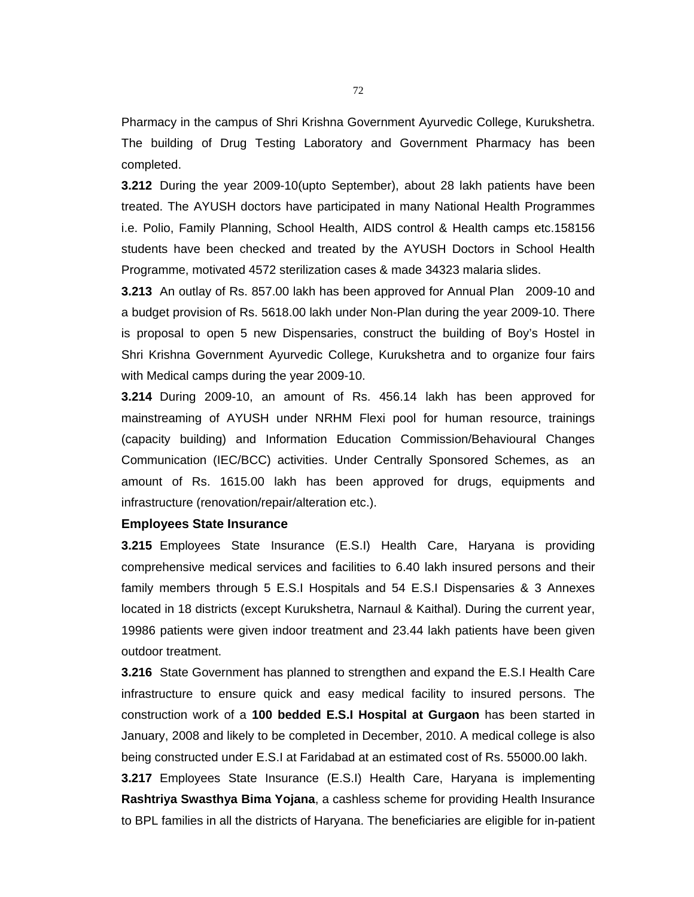Pharmacy in the campus of Shri Krishna Government Ayurvedic College, Kurukshetra. The building of Drug Testing Laboratory and Government Pharmacy has been completed.

**3.212** During the year 2009-10(upto September), about 28 lakh patients have been treated. The AYUSH doctors have participated in many National Health Programmes i.e. Polio, Family Planning, School Health, AIDS control & Health camps etc.158156 students have been checked and treated by the AYUSH Doctors in School Health Programme, motivated 4572 sterilization cases & made 34323 malaria slides.

**3.213** An outlay of Rs. 857.00 lakh has been approved for Annual Plan 2009-10 and a budget provision of Rs. 5618.00 lakh under Non-Plan during the year 2009-10. There is proposal to open 5 new Dispensaries, construct the building of Boy's Hostel in Shri Krishna Government Ayurvedic College, Kurukshetra and to organize four fairs with Medical camps during the year 2009-10.

**3.214** During 2009-10, an amount of Rs. 456.14 lakh has been approved for mainstreaming of AYUSH under NRHM Flexi pool for human resource, trainings (capacity building) and Information Education Commission/Behavioural Changes Communication (IEC/BCC) activities. Under Centrally Sponsored Schemes, as an amount of Rs. 1615.00 lakh has been approved for drugs, equipments and infrastructure (renovation/repair/alteration etc.).

**Employees State Insurance**

**3.215** Employees State Insurance (E.S.I) Health Care, Haryana is providing comprehensive medical services and facilities to 6.40 lakh insured persons and their family members through 5 E.S.I Hospitals and 54 E.S.I Dispensaries & 3 Annexes located in 18 districts (except Kurukshetra, Narnaul & Kaithal). During the current year, 19986 patients were given indoor treatment and 23.44 lakh patients have been given outdoor treatment.

**3.216** State Government has planned to strengthen and expand the E.S.I Health Care infrastructure to ensure quick and easy medical facility to insured persons. The construction work of a **100 bedded E.S.I Hospital at Gurgaon** has been started in January, 2008 and likely to be completed in December, 2010. A medical college is also being constructed under E.S.I at Faridabad at an estimated cost of Rs. 55000.00 lakh.

**3.217** Employees State Insurance (E.S.I) Health Care, Haryana is implementing **Rashtriya Swasthya Bima Yojana**, a cashless scheme for providing Health Insurance to BPL families in all the districts of Haryana. The beneficiaries are eligible for in-patient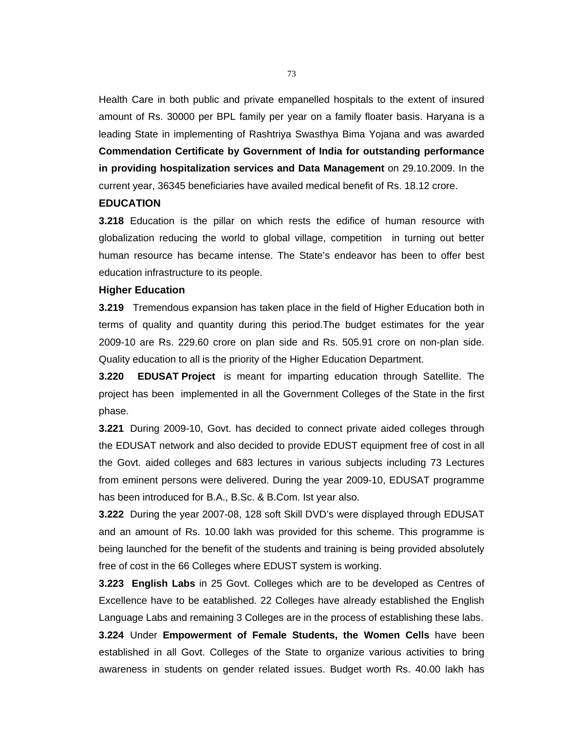Health Care in both public and private empanelled hospitals to the extent of insured amount of Rs. 30000 per BPL family per year on a family floater basis. Haryana is a leading State in implementing of Rashtriya Swasthya Bima Yojana and was awarded **Commendation Certificate by Government of India for outstanding performance in providing hospitalization services and Data Management** on 29.10.2009. In the current year, 36345 beneficiaries have availed medical benefit of Rs. 18.12 crore.

## EDUCATION

**3.218** Education is the pillar on which rests the edifice of human resource with globalization reducing the world to global village, competition in turning out better human resource has became intense. The State's endeavor has been to offer best education infrastructure to its people.

### Higher Education

**3.219** Tremendous expansion has taken place in the field of Higher Education both in terms of quality and quantity during this period.The budget estimates for the year 2009-10 are Rs. 229.60 crore on plan side and Rs. 505.91 crore on non-plan side. Quality education to all is the priority of the Higher Education Department.

**3.220** **EDUSAT Project** is meant for imparting education through Satellite. The project has been implemented in all the Government Colleges of the State in the first phase.

**3.221** During 2009-10, Govt. has decided to connect private aided colleges through the EDUSAT network and also decided to provide EDUST equipment free of cost in all the Govt. aided colleges and 683 lectures in various subjects including 73 Lectures from eminent persons were delivered. During the year 2009-10, EDUSAT programme has been introduced for B.A., B.Sc. & B.Com. Ist year also.

**3.222** During the year 2007-08, 128 soft Skill DVD's were displayed through EDUSAT and an amount of Rs. 10.00 lakh was provided for this scheme. This programme is being launched for the benefit of the students and training is being provided absolutely free of cost in the 66 Colleges where EDUST system is working.

**3.223** **English Labs** in 25 Govt. Colleges which are to be developed as Centres of Excellence have to be eatablished. 22 Colleges have already established the English Language Labs and remaining 3 Colleges are in the process of establishing these labs.

**3.224** Under **Empowerment of Female Students, the Women Cells** have been established in all Govt. Colleges of the State to organize various activities to bring awareness in students on gender related issues. Budget worth Rs. 40.00 lakh has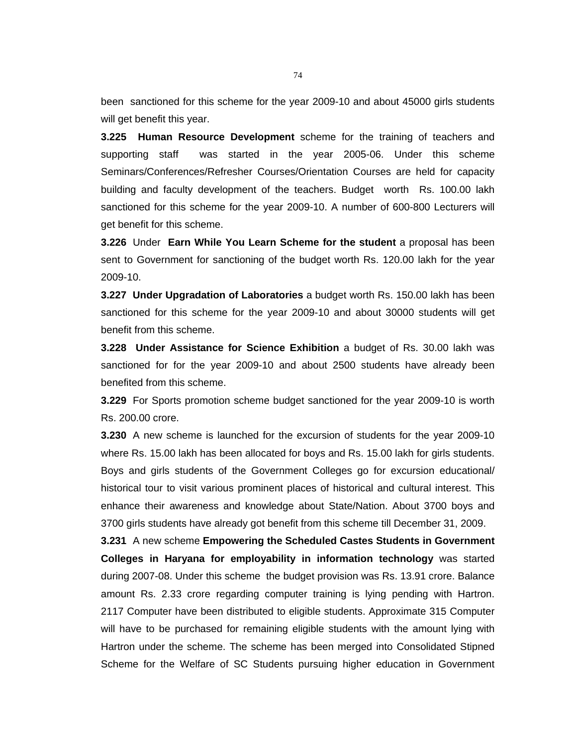been sanctioned for this scheme for the year 2009-10 and about 45000 girls students will get benefit this year.

**3.225** **Human Resource Development** scheme for the training of teachers and supporting staff was started in the year 2005-06. Under this scheme Seminars/Conferences/Refresher Courses/Orientation Courses are held for capacity building and faculty development of the teachers. Budget worth Rs. 100.00 lakh sanctioned for this scheme for the year 2009-10. A number of 600-800 Lecturers will get benefit for this scheme.

**3.226** Under **Earn While You Learn Scheme for the student** a proposal has been sent to Government for sanctioning of the budget worth Rs. 120.00 lakh for the year 2009-10.

**3.227** **Under Upgradation of Laboratories** a budget worth Rs. 150.00 lakh has been sanctioned for this scheme for the year 2009-10 and about 30000 students will get benefit from this scheme.

**3.228** **Under Assistance for Science Exhibition** a budget of Rs. 30.00 lakh was sanctioned for for the year 2009-10 and about 2500 students have already been benefited from this scheme.

**3.229** For Sports promotion scheme budget sanctioned for the year 2009-10 is worth Rs. 200.00 crore.

**3.230** A new scheme is launched for the excursion of students for the year 2009-10 where Rs. 15.00 lakh has been allocated for boys and Rs. 15.00 lakh for girls students. Boys and girls students of the Government Colleges go for excursion educational/ historical tour to visit various prominent places of historical and cultural interest. This enhance their awareness and knowledge about State/Nation. About 3700 boys and 3700 girls students have already got benefit from this scheme till December 31, 2009.

**3.231** A new scheme **Empowering the Scheduled Castes Students in Government Colleges in Haryana for employability in information technology** was started during 2007-08. Under this scheme the budget provision was Rs. 13.91 crore. Balance amount Rs. 2.33 crore regarding computer training is lying pending with Hartron. 2117 Computer have been distributed to eligible students. Approximate 315 Computer will have to be purchased for remaining eligible students with the amount lying with Hartron under the scheme. The scheme has been merged into Consolidated Stipned Scheme for the Welfare of SC Students pursuing higher education in Government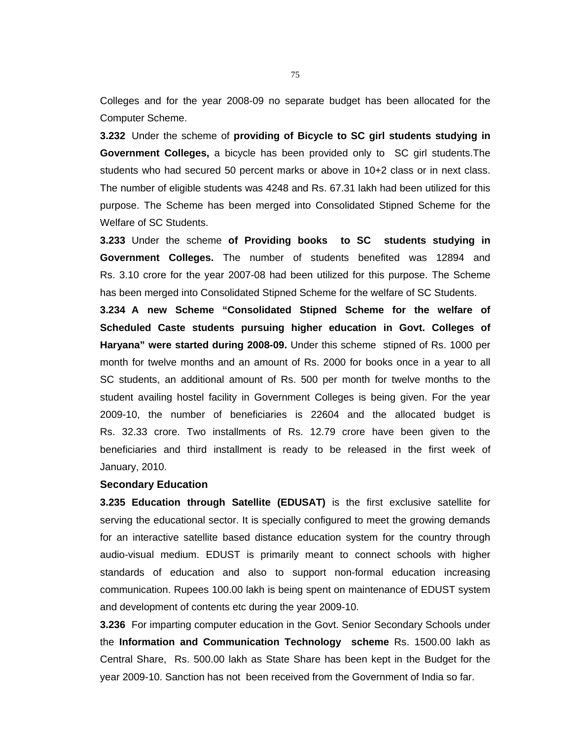Colleges and for the year 2008-09 no separate budget has been allocated for the Computer Scheme.

**3.232** Under the scheme of **providing of Bicycle to SC girl students studying in Government Colleges,** a bicycle has been provided only to SC girl students.The students who had secured 50 percent marks or above in 10+2 class or in next class. The number of eligible students was 4248 and Rs. 67.31 lakh had been utilized for this purpose. The Scheme has been merged into Consolidated Stipned Scheme for the Welfare of SC Students.

**3.233** Under the scheme **of Providing books to SC students studying in Government Colleges.** The number of students benefited was 12894 and Rs. 3.10 crore for the year 2007-08 had been utilized for this purpose. The Scheme has been merged into Consolidated Stipned Scheme for the welfare of SC Students.

**3.234 A new Scheme "Consolidated Stipned Scheme for the welfare of Scheduled Caste students pursuing higher education in Govt. Colleges of Haryana" were started during 2008-09.** Under this scheme stipned of Rs. 1000 per month for twelve months and an amount of Rs. 2000 for books once in a year to all SC students, an additional amount of Rs. 500 per month for twelve months to the student availing hostel facility in Government Colleges is being given. For the year 2009-10, the number of beneficiaries is 22604 and the allocated budget is Rs. 32.33 crore. Two installments of Rs. 12.79 crore have been given to the beneficiaries and third installment is ready to be released in the first week of January, 2010.

**Secondary Education**

**3.235 Education through Satellite (EDUSAT)** is the first exclusive satellite for serving the educational sector. It is specially configured to meet the growing demands for an interactive satellite based distance education system for the country through audio-visual medium. EDUST is primarily meant to connect schools with higher standards of education and also to support non-formal education increasing communication. Rupees 100.00 lakh is being spent on maintenance of EDUST system and development of contents etc during the year 2009-10.

**3.236** For imparting computer education in the Govt. Senior Secondary Schools under the **Information and Communication Technology scheme** Rs. 1500.00 lakh as Central Share, Rs. 500.00 lakh as State Share has been kept in the Budget for the year 2009-10. Sanction has not been received from the Government of India so far.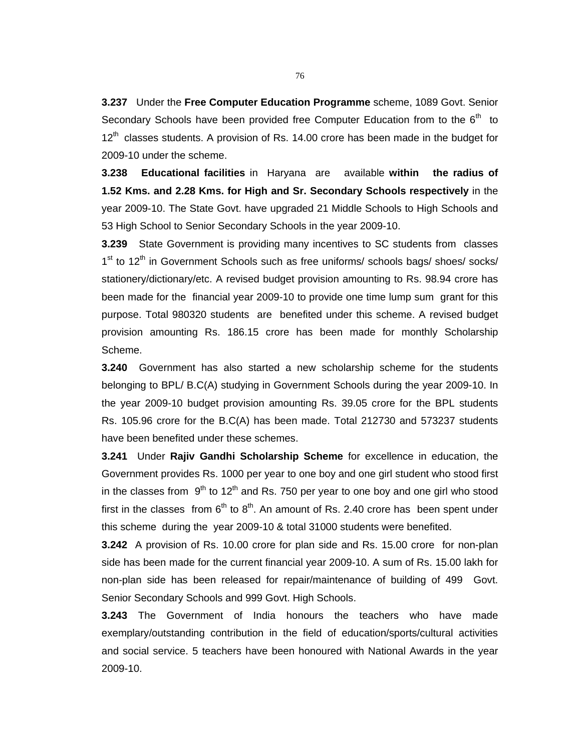**3.237** Under the **Free Computer Education Programme** scheme, 1089 Govt. Senior Secondary Schools have been provided free Computer Education from to the $6^{th}$ to $12^{th}$ classes students. A provision of Rs. 14.00 crore has been made in the budget for 2009-10 under the scheme.

**3.238** **Educational facilities** in Haryana are available **within the radius of 1.52 Kms. and 2.28 Kms. for High and Sr. Secondary Schools respectively** in the year 2009-10. The State Govt. have upgraded 21 Middle Schools to High Schools and 53 High School to Senior Secondary Schools in the year 2009-10.

**3.239** State Government is providing many incentives to SC students from classes $1^{st}$ to $12^{th}$ in Government Schools such as free uniforms/ schools bags/ shoes/ socks/ stationery/dictionary/etc. A revised budget provision amounting to Rs. 98.94 crore has been made for the financial year 2009-10 to provide one time lump sum grant for this purpose. Total 980320 students are benefited under this scheme. A revised budget provision amounting Rs. 186.15 crore has been made for monthly Scholarship Scheme.

**3.240** Government has also started a new scholarship scheme for the students belonging to BPL/ B.C(A) studying in Government Schools during the year 2009-10. In the year 2009-10 budget provision amounting Rs. 39.05 crore for the BPL students Rs. 105.96 crore for the B.C(A) has been made. Total 212730 and 573237 students have been benefited under these schemes.

**3.241** Under **Rajiv Gandhi Scholarship Scheme** for excellence in education, the Government provides Rs. 1000 per year to one boy and one girl student who stood first in the classes from $9^{th}$ to $12^{th}$ and Rs. 750 per year to one boy and one girl who stood first in the classes from $6^{th}$ to $8^{th}$. An amount of Rs. 2.40 crore has been spent under this scheme during the year 2009-10 & total 31000 students were benefited.

**3.242** A provision of Rs. 10.00 crore for plan side and Rs. 15.00 crore for non-plan side has been made for the current financial year 2009-10. A sum of Rs. 15.00 lakh for non-plan side has been released for repair/maintenance of building of 499 Govt. Senior Secondary Schools and 999 Govt. High Schools.

**3.243** The Government of India honours the teachers who have made exemplary/outstanding contribution in the field of education/sports/cultural activities and social service. 5 teachers have been honoured with National Awards in the year 2009-10.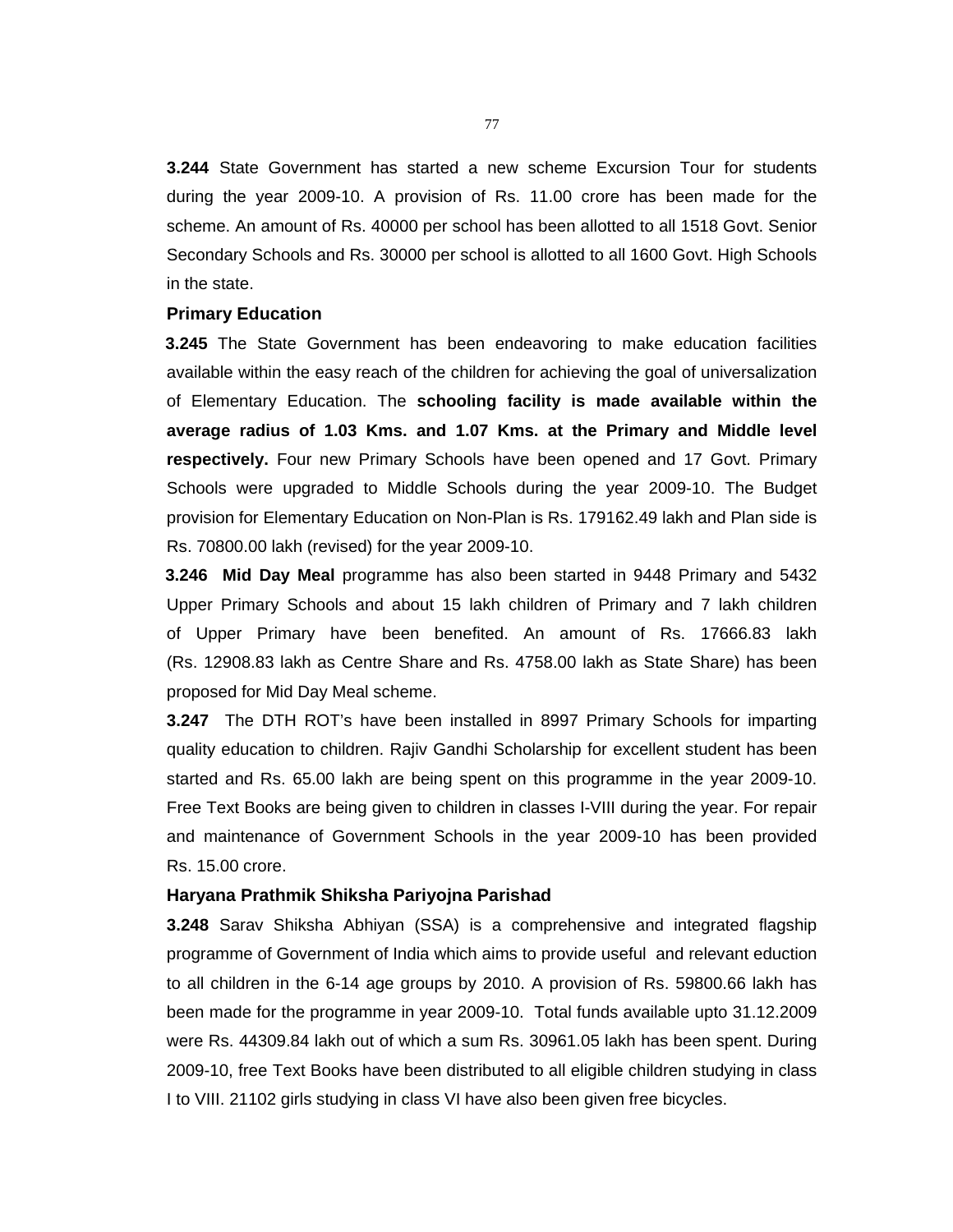**3.244** State Government has started a new scheme Excursion Tour for students during the year 2009-10. A provision of Rs. 11.00 crore has been made for the scheme. An amount of Rs. 40000 per school has been allotted to all 1518 Govt. Senior Secondary Schools and Rs. 30000 per school is allotted to all 1600 Govt. High Schools in the state.

**Primary Education**

**3.245** The State Government has been endeavoring to make education facilities available within the easy reach of the children for achieving the goal of universalization of Elementary Education. The **schooling facility is made available within the average radius of 1.03 Kms. and 1.07 Kms. at the Primary and Middle level respectively.** Four new Primary Schools have been opened and 17 Govt. Primary Schools were upgraded to Middle Schools during the year 2009-10. The Budget provision for Elementary Education on Non-Plan is Rs. 179162.49 lakh and Plan side is Rs. 70800.00 lakh (revised) for the year 2009-10.

**3.246 Mid Day Meal** programme has also been started in 9448 Primary and 5432 Upper Primary Schools and about 15 lakh children of Primary and 7 lakh children of Upper Primary have been benefited. An amount of Rs. 17666.83 lakh (Rs. 12908.83 lakh as Centre Share and Rs. 4758.00 lakh as State Share) has been proposed for Mid Day Meal scheme.

**3.247** The DTH ROT's have been installed in 8997 Primary Schools for imparting quality education to children. Rajiv Gandhi Scholarship for excellent student has been started and Rs. 65.00 lakh are being spent on this programme in the year 2009-10. Free Text Books are being given to children in classes I-VIII during the year. For repair and maintenance of Government Schools in the year 2009-10 has been provided Rs. 15.00 crore.

**Haryana Prathmik Shiksha Pariyojna Parishad**

**3.248** Sarav Shiksha Abhiyan (SSA) is a comprehensive and integrated flagship programme of Government of India which aims to provide useful and relevant eduction to all children in the 6-14 age groups by 2010. A provision of Rs. 59800.66 lakh has been made for the programme in year 2009-10. Total funds available upto 31.12.2009 were Rs. 44309.84 lakh out of which a sum Rs. 30961.05 lakh has been spent. During 2009-10, free Text Books have been distributed to all eligible children studying in class I to VIII. 21102 girls studying in class VI have also been given free bicycles.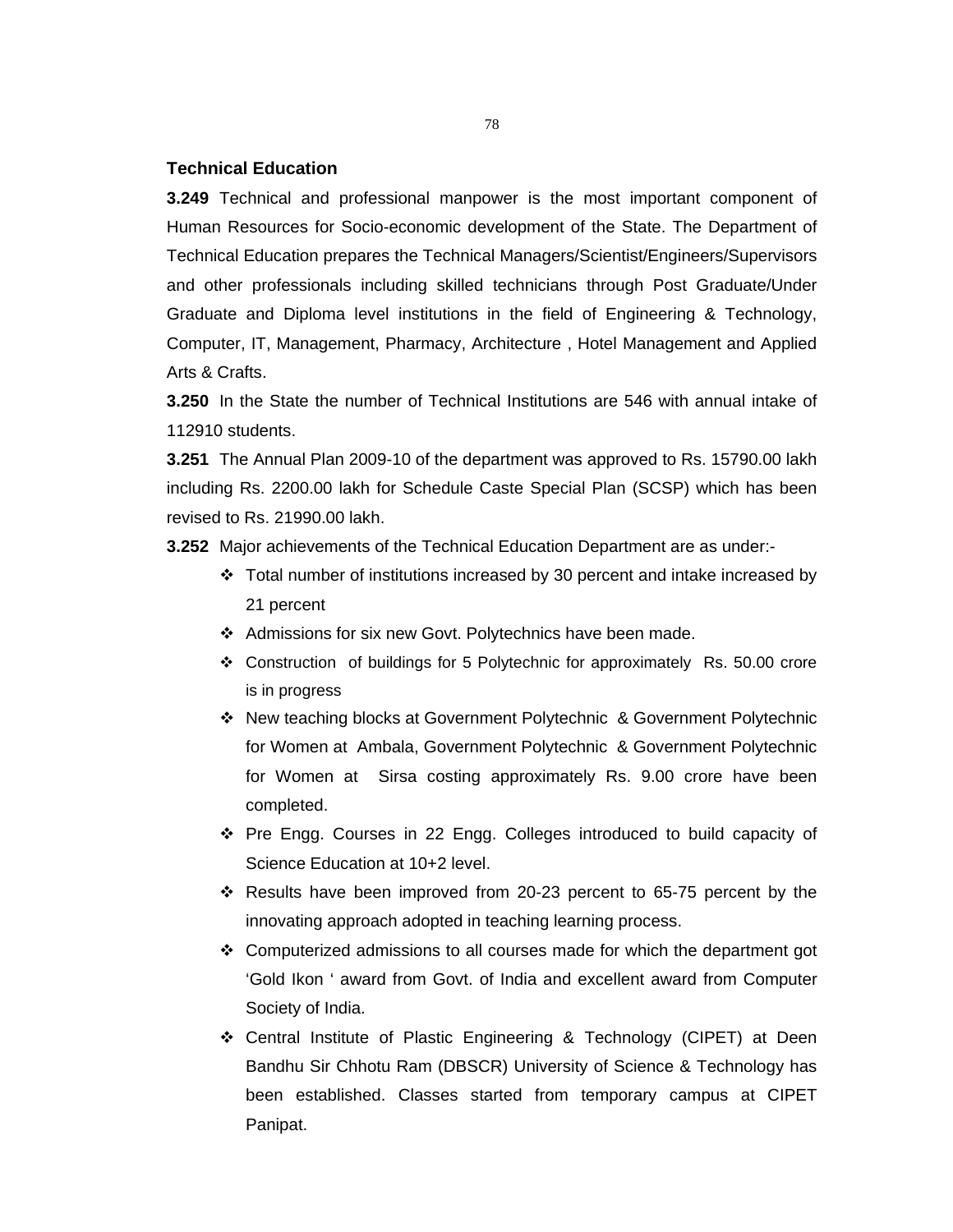## Technical Education

**3.249** Technical and professional manpower is the most important component of Human Resources for Socio-economic development of the State. The Department of Technical Education prepares the Technical Managers/Scientist/Engineers/Supervisors and other professionals including skilled technicians through Post Graduate/Under Graduate and Diploma level institutions in the field of Engineering & Technology, Computer, IT, Management, Pharmacy, Architecture , Hotel Management and Applied Arts & Crafts.

**3.250** In the State the number of Technical Institutions are 546 with annual intake of 112910 students.

**3.251** The Annual Plan 2009-10 of the department was approved to Rs. 15790.00 lakh including Rs. 2200.00 lakh for Schedule Caste Special Plan (SCSP) which has been revised to Rs. 21990.00 lakh.

**3.252** Major achievements of the Technical Education Department are as under:-

- Total number of institutions increased by 30 percent and intake increased by 21 percent
- Admissions for six new Govt. Polytechnics have been made.
- Construction of buildings for 5 Polytechnic for approximately Rs. 50.00 crore is in progress
- New teaching blocks at Government Polytechnic & Government Polytechnic for Women at Ambala, Government Polytechnic & Government Polytechnic for Women at Sirsa costing approximately Rs. 9.00 crore have been completed.
- Pre Engg. Courses in 22 Engg. Colleges introduced to build capacity of Science Education at 10+2 level.
- Results have been improved from 20-23 percent to 65-75 percent by the innovating approach adopted in teaching learning process.
- Computerized admissions to all courses made for which the department got 'Gold Ikon ' award from Govt. of India and excellent award from Computer Society of India.
- Central Institute of Plastic Engineering & Technology (CIPET) at Deen Bandhu Sir Chhotu Ram (DBSCR) University of Science & Technology has been established. Classes started from temporary campus at CIPET Panipat.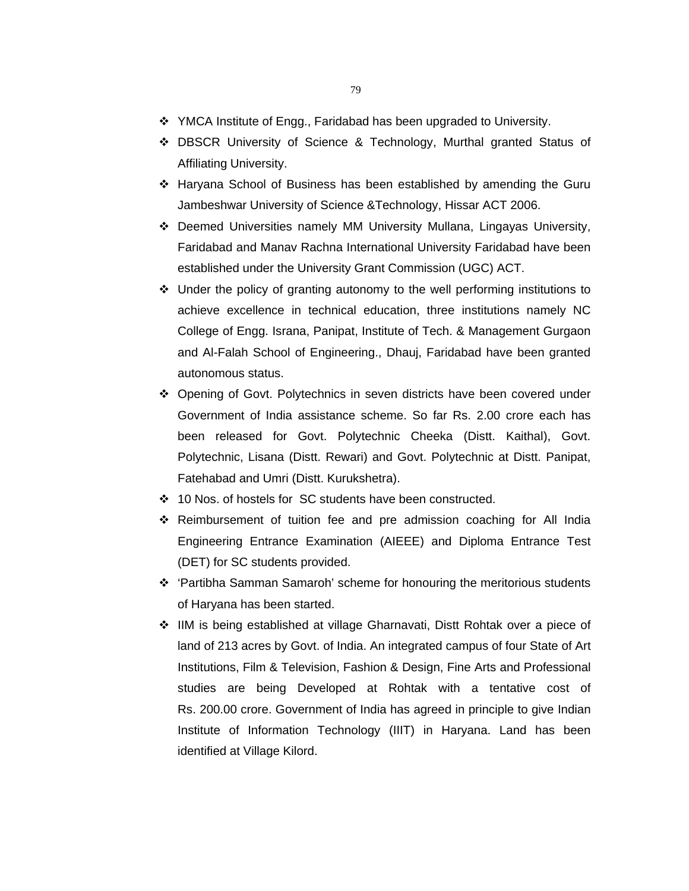- YMCA Institute of Engg., Faridabad has been upgraded to University.
- DBSCR University of Science & Technology, Murthal granted Status of Affiliating University.
- Haryana School of Business has been established by amending the Guru Jambeshwar University of Science &Technology, Hissar ACT 2006.
- Deemed Universities namely MM University Mullana, Lingayas University, Faridabad and Manav Rachna International University Faridabad have been established under the University Grant Commission (UGC) ACT.
- Under the policy of granting autonomy to the well performing institutions to achieve excellence in technical education, three institutions namely NC College of Engg. Israna, Panipat, Institute of Tech. & Management Gurgaon and Al-Falah School of Engineering., Dhauj, Faridabad have been granted autonomous status.
- Opening of Govt. Polytechnics in seven districts have been covered under Government of India assistance scheme. So far Rs. 2.00 crore each has been released for Govt. Polytechnic Cheeka (Distt. Kaithal), Govt. Polytechnic, Lisana (Distt. Rewari) and Govt. Polytechnic at Distt. Panipat, Fatehabad and Umri (Distt. Kurukshetra).
- 10 Nos. of hostels for SC students have been constructed.
- Reimbursement of tuition fee and pre admission coaching for All India Engineering Entrance Examination (AIEEE) and Diploma Entrance Test (DET) for SC students provided.
- 'Partibha Samman Samaroh' scheme for honouring the meritorious students of Haryana has been started.
- IIM is being established at village Gharnavati, Distt Rohtak over a piece of land of 213 acres by Govt. of India. An integrated campus of four State of Art Institutions, Film & Television, Fashion & Design, Fine Arts and Professional studies are being Developed at Rohtak with a tentative cost of Rs. 200.00 crore. Government of India has agreed in principle to give Indian Institute of Information Technology (IIIT) in Haryana. Land has been identified at Village Kilord.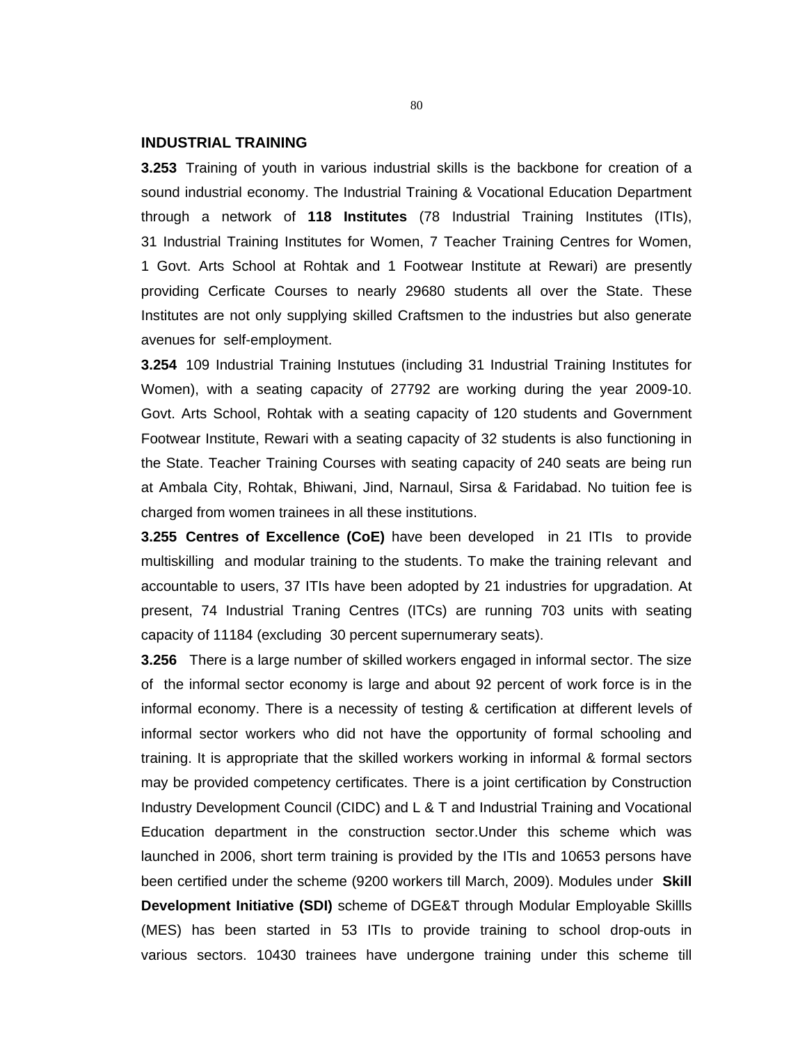## INDUSTRIAL TRAINING

**3.253** Training of youth in various industrial skills is the backbone for creation of a sound industrial economy. The Industrial Training & Vocational Education Department through a network of **118 Institutes** (78 Industrial Training Institutes (ITIs), 31 Industrial Training Institutes for Women, 7 Teacher Training Centres for Women, 1 Govt. Arts School at Rohtak and 1 Footwear Institute at Rewari) are presently providing Cerficate Courses to nearly 29680 students all over the State. These Institutes are not only supplying skilled Craftsmen to the industries but also generate avenues for self-employment.

**3.254** 109 Industrial Training Instutues (including 31 Industrial Training Institutes for Women), with a seating capacity of 27792 are working during the year 2009-10. Govt. Arts School, Rohtak with a seating capacity of 120 students and Government Footwear Institute, Rewari with a seating capacity of 32 students is also functioning in the State. Teacher Training Courses with seating capacity of 240 seats are being run at Ambala City, Rohtak, Bhiwani, Jind, Narnaul, Sirsa & Faridabad. No tuition fee is charged from women trainees in all these institutions.

**3.255 Centres of Excellence (CoE)** have been developed in 21 ITIs to provide multiskilling and modular training to the students. To make the training relevant and accountable to users, 37 ITIs have been adopted by 21 industries for upgradation. At present, 74 Industrial Traning Centres (ITCs) are running 703 units with seating capacity of 11184 (excluding 30 percent supernumerary seats).

**3.256** There is a large number of skilled workers engaged in informal sector. The size of the informal sector economy is large and about 92 percent of work force is in the informal economy. There is a necessity of testing & certification at different levels of informal sector workers who did not have the opportunity of formal schooling and training. It is appropriate that the skilled workers working in informal & formal sectors may be provided competency certificates. There is a joint certification by Construction Industry Development Council (CIDC) and L & T and Industrial Training and Vocational Education department in the construction sector.Under this scheme which was launched in 2006, short term training is provided by the ITIs and 10653 persons have been certified under the scheme (9200 workers till March, 2009). Modules under **Skill Development Initiative (SDI)** scheme of DGE&T through Modular Employable Skillls (MES) has been started in 53 ITIs to provide training to school drop-outs in various sectors. 10430 trainees have undergone training under this scheme till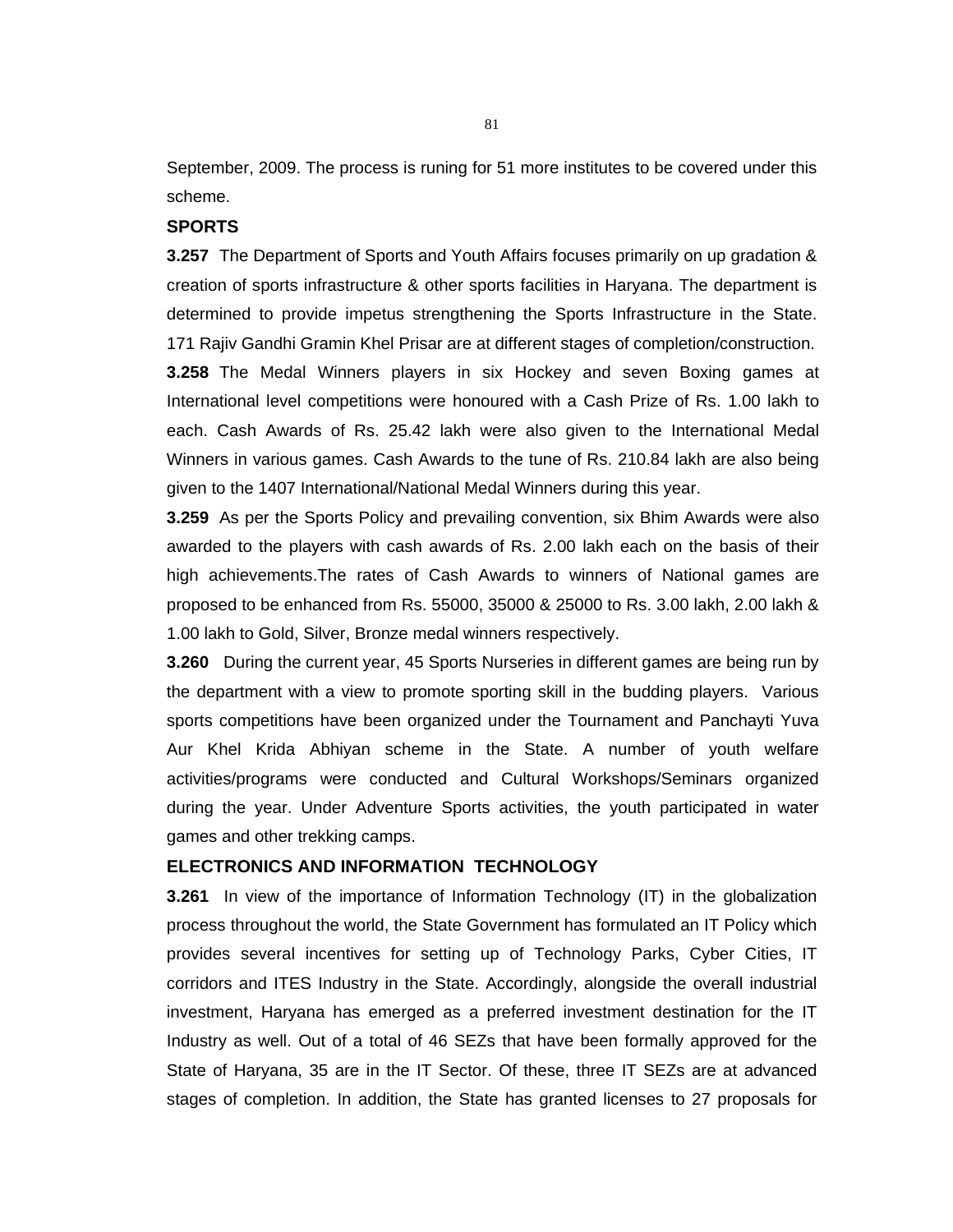September, 2009. The process is runing for 51 more institutes to be covered under this scheme.

## SPORTS

**3.257** The Department of Sports and Youth Affairs focuses primarily on up gradation & creation of sports infrastructure & other sports facilities in Haryana. The department is determined to provide impetus strengthening the Sports Infrastructure in the State. 171 Rajiv Gandhi Gramin Khel Prisar are at different stages of completion/construction.

**3.258** The Medal Winners players in six Hockey and seven Boxing games at International level competitions were honoured with a Cash Prize of Rs. 1.00 lakh to each. Cash Awards of Rs. 25.42 lakh were also given to the International Medal Winners in various games. Cash Awards to the tune of Rs. 210.84 lakh are also being given to the 1407 International/National Medal Winners during this year.

**3.259** As per the Sports Policy and prevailing convention, six Bhim Awards were also awarded to the players with cash awards of Rs. 2.00 lakh each on the basis of their high achievements.The rates of Cash Awards to winners of National games are proposed to be enhanced from Rs. 55000, 35000 & 25000 to Rs. 3.00 lakh, 2.00 lakh & 1.00 lakh to Gold, Silver, Bronze medal winners respectively.

**3.260** During the current year, 45 Sports Nurseries in different games are being run by the department with a view to promote sporting skill in the budding players. Various sports competitions have been organized under the Tournament and Panchayti Yuva Aur Khel Krida Abhiyan scheme in the State. A number of youth welfare activities/programs were conducted and Cultural Workshops/Seminars organized during the year. Under Adventure Sports activities, the youth participated in water games and other trekking camps.

## ELECTRONICS AND INFORMATION TECHNOLOGY

**3.261** In view of the importance of Information Technology (IT) in the globalization process throughout the world, the State Government has formulated an IT Policy which provides several incentives for setting up of Technology Parks, Cyber Cities, IT corridors and ITES Industry in the State. Accordingly, alongside the overall industrial investment, Haryana has emerged as a preferred investment destination for the IT Industry as well. Out of a total of 46 SEZs that have been formally approved for the State of Haryana, 35 are in the IT Sector. Of these, three IT SEZs are at advanced stages of completion. In addition, the State has granted licenses to 27 proposals for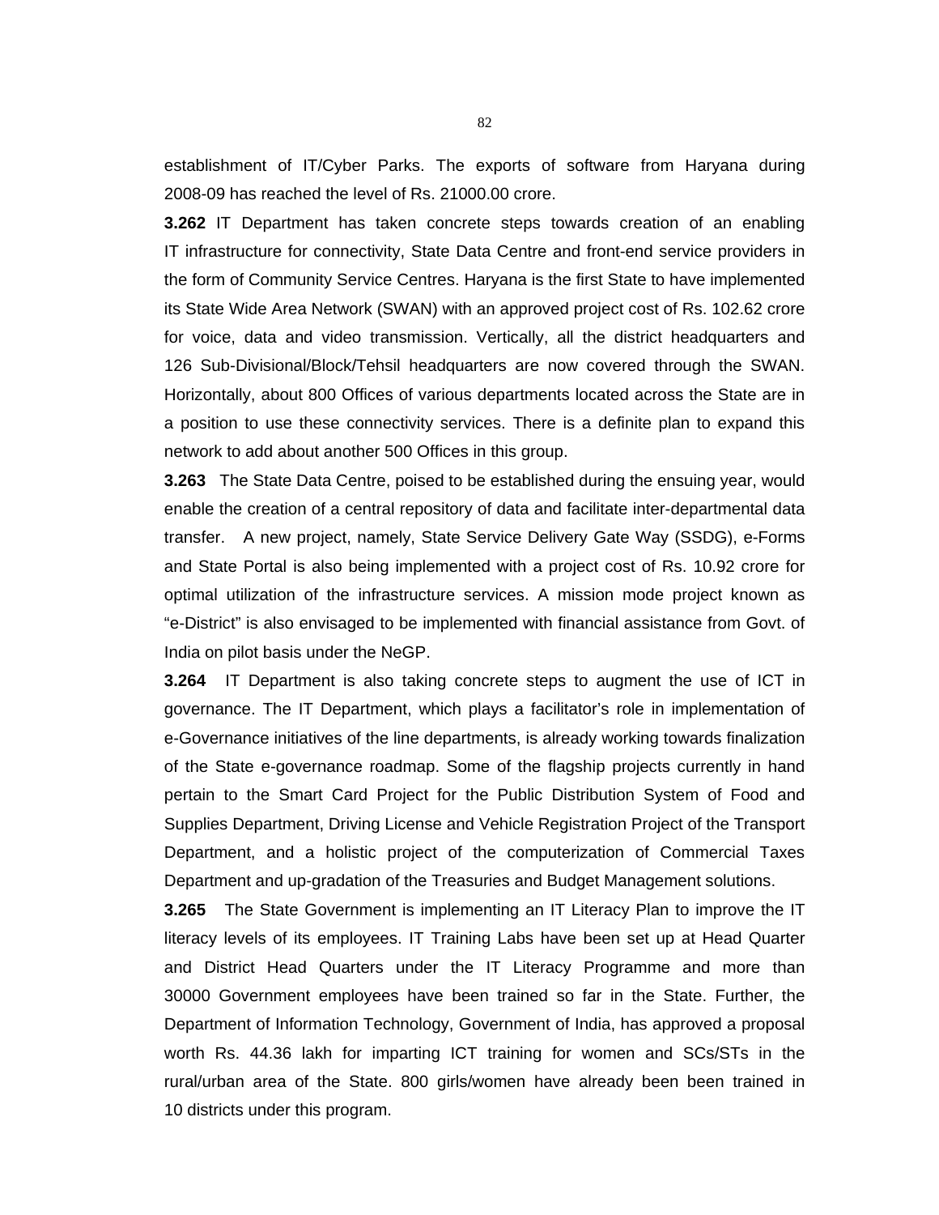establishment of IT/Cyber Parks. The exports of software from Haryana during 2008-09 has reached the level of Rs. 21000.00 crore.

**3.262** IT Department has taken concrete steps towards creation of an enabling IT infrastructure for connectivity, State Data Centre and front-end service providers in the form of Community Service Centres. Haryana is the first State to have implemented its State Wide Area Network (SWAN) with an approved project cost of Rs. 102.62 crore for voice, data and video transmission. Vertically, all the district headquarters and 126 Sub-Divisional/Block/Tehsil headquarters are now covered through the SWAN. Horizontally, about 800 Offices of various departments located across the State are in a position to use these connectivity services. There is a definite plan to expand this network to add about another 500 Offices in this group.

**3.263** The State Data Centre, poised to be established during the ensuing year, would enable the creation of a central repository of data and facilitate inter-departmental data transfer. A new project, namely, State Service Delivery Gate Way (SSDG), e-Forms and State Portal is also being implemented with a project cost of Rs. 10.92 crore for optimal utilization of the infrastructure services. A mission mode project known as "e-District" is also envisaged to be implemented with financial assistance from Govt. of India on pilot basis under the NeGP.

**3.264** IT Department is also taking concrete steps to augment the use of ICT in governance. The IT Department, which plays a facilitator's role in implementation of e-Governance initiatives of the line departments, is already working towards finalization of the State e-governance roadmap. Some of the flagship projects currently in hand pertain to the Smart Card Project for the Public Distribution System of Food and Supplies Department, Driving License and Vehicle Registration Project of the Transport Department, and a holistic project of the computerization of Commercial Taxes Department and up-gradation of the Treasuries and Budget Management solutions.

**3.265** The State Government is implementing an IT Literacy Plan to improve the IT literacy levels of its employees. IT Training Labs have been set up at Head Quarter and District Head Quarters under the IT Literacy Programme and more than 30000 Government employees have been trained so far in the State. Further, the Department of Information Technology, Government of India, has approved a proposal worth Rs. 44.36 lakh for imparting ICT training for women and SCs/STs in the rural/urban area of the State. 800 girls/women have already been been trained in 10 districts under this program.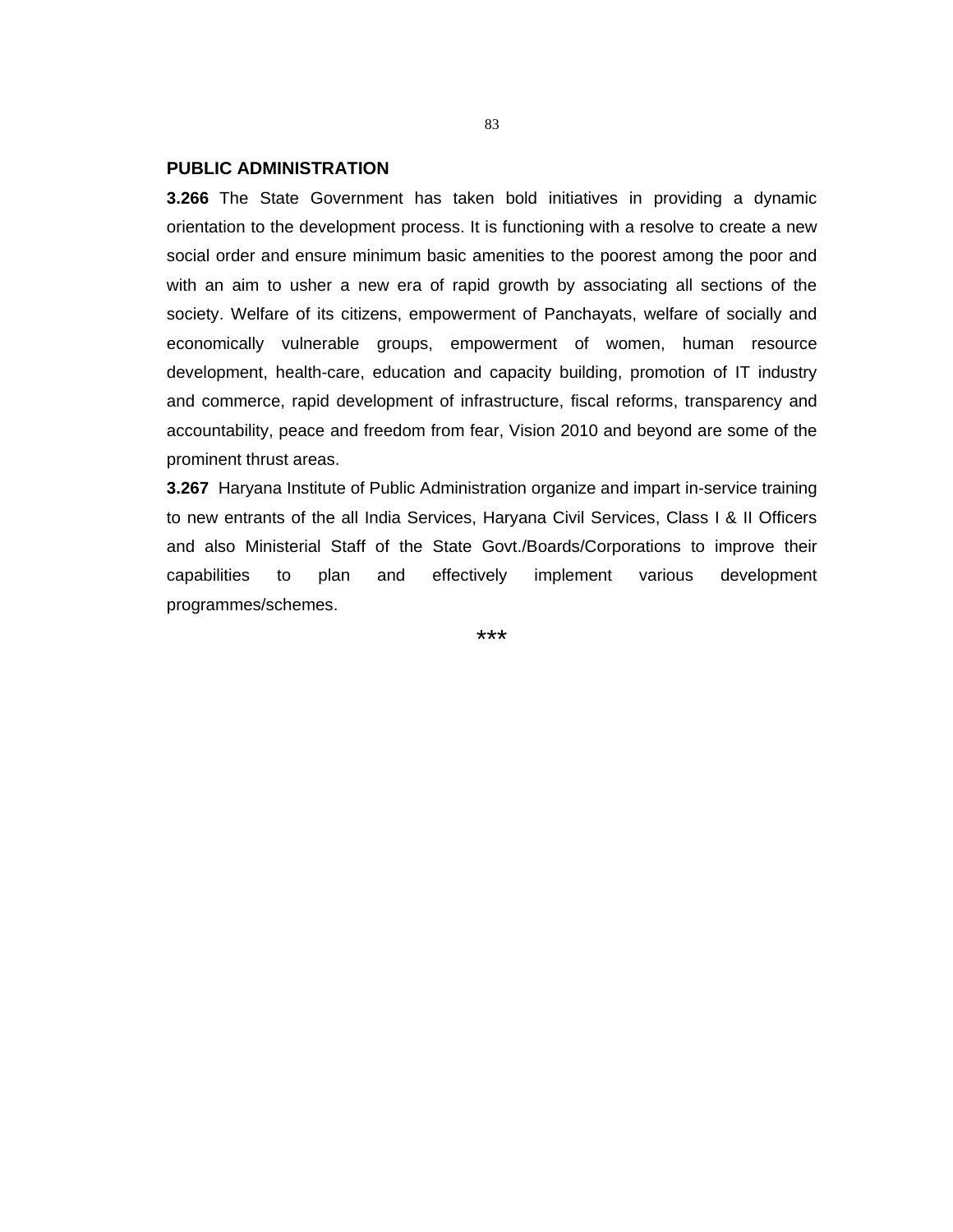## PUBLIC ADMINISTRATION

**3.266** The State Government has taken bold initiatives in providing a dynamic orientation to the development process. It is functioning with a resolve to create a new social order and ensure minimum basic amenities to the poorest among the poor and with an aim to usher a new era of rapid growth by associating all sections of the society. Welfare of its citizens, empowerment of Panchayats, welfare of socially and economically vulnerable groups, empowerment of women, human resource development, health-care, education and capacity building, promotion of IT industry and commerce, rapid development of infrastructure, fiscal reforms, transparency and accountability, peace and freedom from fear, Vision 2010 and beyond are some of the prominent thrust areas.

**3.267** Haryana Institute of Public Administration organize and impart in-service training to new entrants of the all India Services, Haryana Civil Services, Class I & II Officers and also Ministerial Staff of the State Govt./Boards/Corporations to improve their capabilities to plan and effectively implement various development programmes/schemes.

***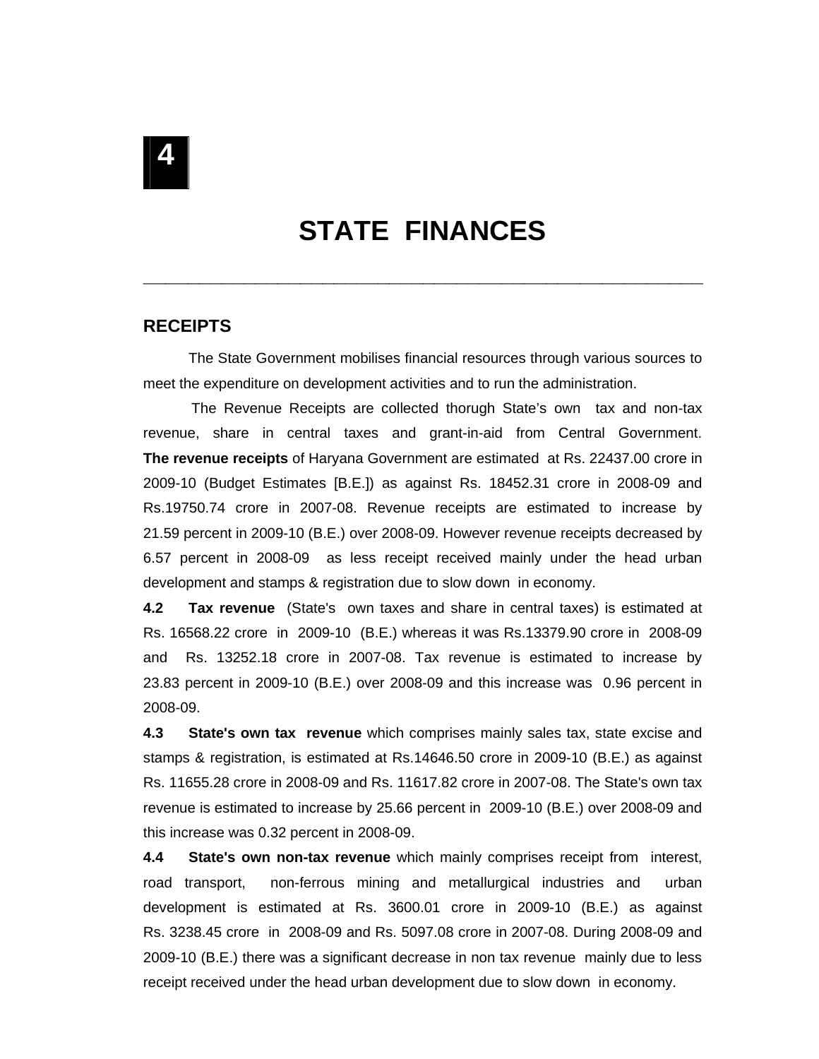# 4

# STATE FINANCES

## RECEIPTS

The State Government mobilises financial resources through various sources to meet the expenditure on development activities and to run the administration.

The Revenue Receipts are collected thorugh State's own tax and non-tax revenue, share in central taxes and grant-in-aid from Central Government. **The revenue receipts** of Haryana Government are estimated at Rs. 22437.00 crore in 2009-10 (Budget Estimates [B.E.]) as against Rs. 18452.31 crore in 2008-09 and Rs.19750.74 crore in 2007-08. Revenue receipts are estimated to increase by 21.59 percent in 2009-10 (B.E.) over 2008-09. However revenue receipts decreased by 6.57 percent in 2008-09 as less receipt received mainly under the head urban development and stamps & registration due to slow down in economy.

**4.2 Tax revenue** (State's own taxes and share in central taxes) is estimated at Rs. 16568.22 crore in 2009-10 (B.E.) whereas it was Rs.13379.90 crore in 2008-09 and Rs. 13252.18 crore in 2007-08. Tax revenue is estimated to increase by 23.83 percent in 2009-10 (B.E.) over 2008-09 and this increase was 0.96 percent in 2008-09.

**4.3 State's own tax revenue** which comprises mainly sales tax, state excise and stamps & registration, is estimated at Rs.14646.50 crore in 2009-10 (B.E.) as against Rs. 11655.28 crore in 2008-09 and Rs. 11617.82 crore in 2007-08. The State's own tax revenue is estimated to increase by 25.66 percent in 2009-10 (B.E.) over 2008-09 and this increase was 0.32 percent in 2008-09.

**4.4 State's own non-tax revenue** which mainly comprises receipt from interest, road transport, non-ferrous mining and metallurgical industries and urban development is estimated at Rs. 3600.01 crore in 2009-10 (B.E.) as against Rs. 3238.45 crore in 2008-09 and Rs. 5097.08 crore in 2007-08. During 2008-09 and 2009-10 (B.E.) there was a significant decrease in non tax revenue mainly due to less receipt received under the head urban development due to slow down in economy.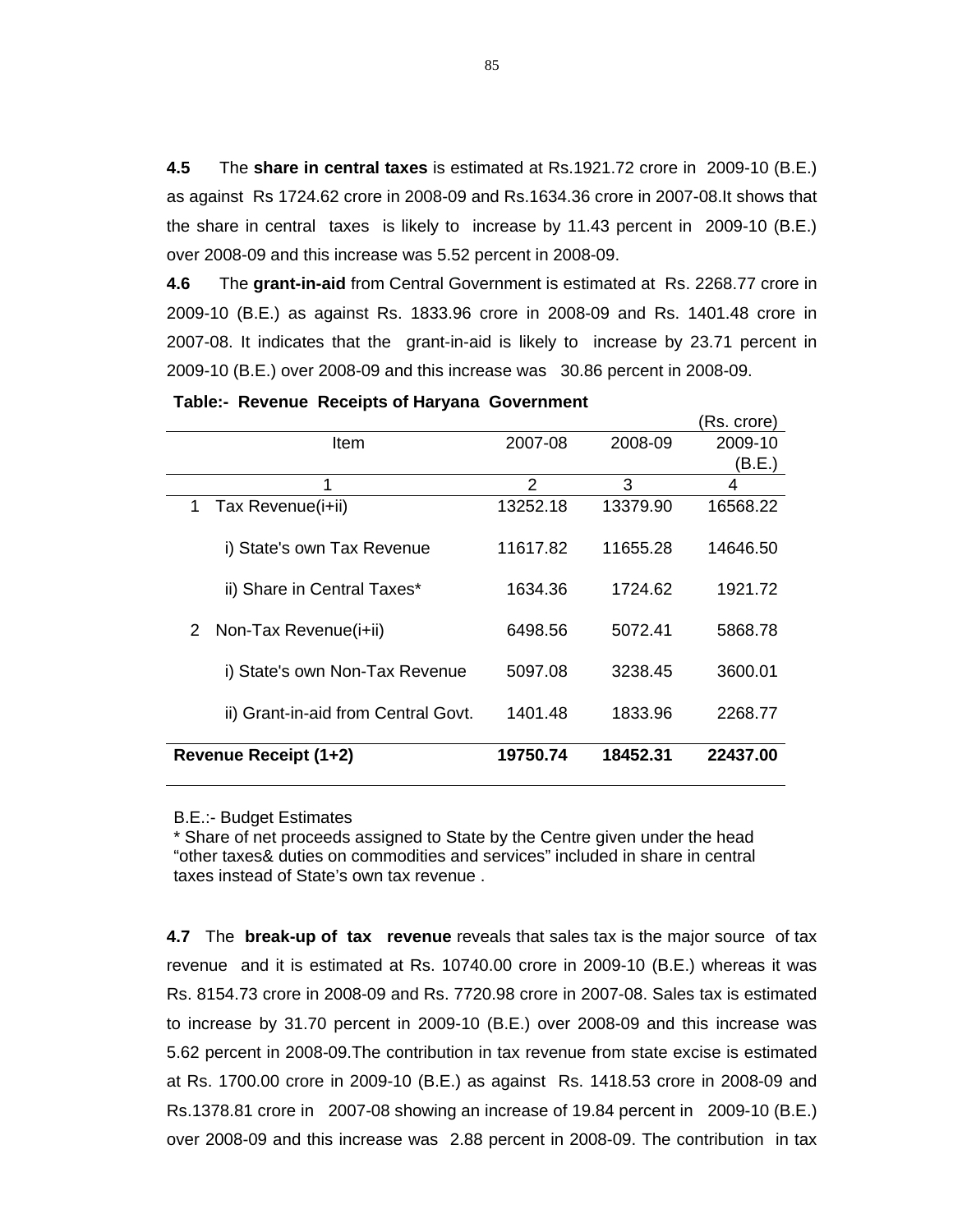**4.5** The **share in central taxes** is estimated at Rs.1921.72 crore in 2009-10 (B.E.) as against Rs 1724.62 crore in 2008-09 and Rs.1634.36 crore in 2007-08.It shows that the share in central taxes is likely to increase by 11.43 percent in 2009-10 (B.E.) over 2008-09 and this increase was 5.52 percent in 2008-09.

**4.6** The **grant-in-aid** from Central Government is estimated at Rs. 2268.77 crore in 2009-10 (B.E.) as against Rs. 1833.96 crore in 2008-09 and Rs. 1401.48 crore in 2007-08. It indicates that the grant-in-aid is likely to increase by 23.71 percent in 2009-10 (B.E.) over 2008-09 and this increase was 30.86 percent in 2008-09.

**Table:- Revenue Receipts of Haryana Government**

(Rs. crore)

| | Item | 2007-08 | 2008-09 | 2009-10 (B.E.) |
|---|---|---|---|---|
| | 1 | 2 | 3 | 4 |
| 1 | Tax Revenue(i+ii) | 13252.18 | 13379.90 | 16568.22 |
| | i) State's own Tax Revenue | 11617.82 | 11655.28 | 14646.50 |
| | ii) Share in Central Taxes* | 1634.36 | 1724.62 | 1921.72 |
| 2 | Non-Tax Revenue(i+ii) | 6498.56 | 5072.41 | 5868.78 |
| | i) State's own Non-Tax Revenue | 5097.08 | 3238.45 | 3600.01 |
| | ii) Grant-in-aid from Central Govt. | 1401.48 | 1833.96 | 2268.77 |
| **Revenue Receipt (1+2)** | | **19750.74** | **18452.31** | **22437.00** |

B.E.:- Budget Estimates

* Share of net proceeds assigned to State by the Centre given under the head "other taxes& duties on commodities and services" included in share in central taxes instead of State's own tax revenue .

**4.7** The **break-up of tax revenue** reveals that sales tax is the major source of tax revenue and it is estimated at Rs. 10740.00 crore in 2009-10 (B.E.) whereas it was Rs. 8154.73 crore in 2008-09 and Rs. 7720.98 crore in 2007-08. Sales tax is estimated to increase by 31.70 percent in 2009-10 (B.E.) over 2008-09 and this increase was 5.62 percent in 2008-09.The contribution in tax revenue from state excise is estimated at Rs. 1700.00 crore in 2009-10 (B.E.) as against Rs. 1418.53 crore in 2008-09 and Rs.1378.81 crore in 2007-08 showing an increase of 19.84 percent in 2009-10 (B.E.) over 2008-09 and this increase was 2.88 percent in 2008-09. The contribution in tax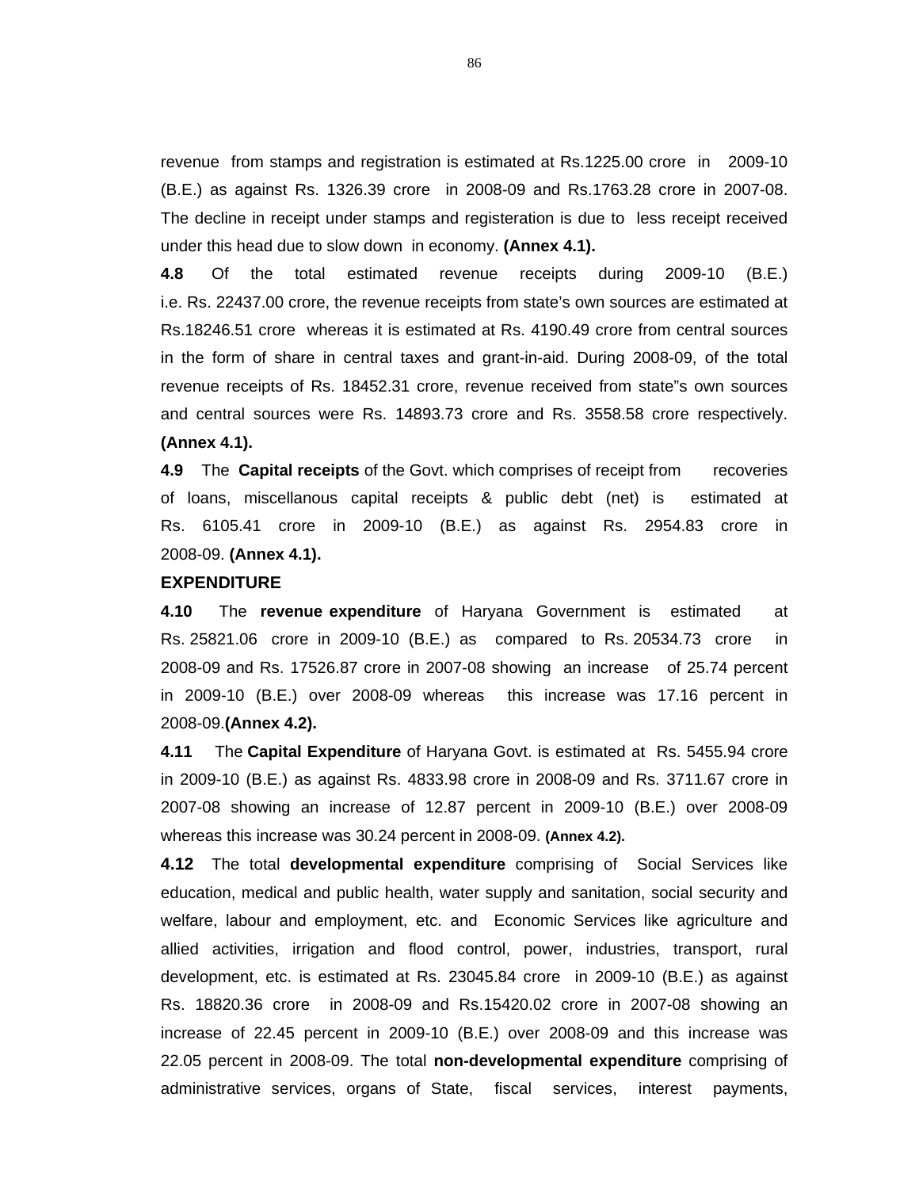revenue from stamps and registration is estimated at Rs.1225.00 crore in 2009-10 (B.E.) as against Rs. 1326.39 crore in 2008-09 and Rs.1763.28 crore in 2007-08. The decline in receipt under stamps and registeration is due to less receipt received under this head due to slow down in economy. **(Annex 4.1).**

**4.8** Of the total estimated revenue receipts during 2009-10 (B.E.) i.e. Rs. 22437.00 crore, the revenue receipts from state's own sources are estimated at Rs.18246.51 crore whereas it is estimated at Rs. 4190.49 crore from central sources in the form of share in central taxes and grant-in-aid. During 2008-09, of the total revenue receipts of Rs. 18452.31 crore, revenue received from state"s own sources and central sources were Rs. 14893.73 crore and Rs. 3558.58 crore respectively. **(Annex 4.1).**

**4.9** The **Capital receipts** of the Govt. which comprises of receipt from recoveries of loans, miscellanous capital receipts & public debt (net) is estimated at Rs. 6105.41 crore in 2009-10 (B.E.) as against Rs. 2954.83 crore in 2008-09. **(Annex 4.1).**

## EXPENDITURE

**4.10** The **revenue expenditure** of Haryana Government is estimated at Rs. 25821.06 crore in 2009-10 (B.E.) as compared to Rs. 20534.73 crore in 2008-09 and Rs. 17526.87 crore in 2007-08 showing an increase of 25.74 percent in 2009-10 (B.E.) over 2008-09 whereas this increase was 17.16 percent in 2008-09.**(Annex 4.2).**

**4.11** The **Capital Expenditure** of Haryana Govt. is estimated at Rs. 5455.94 crore in 2009-10 (B.E.) as against Rs. 4833.98 crore in 2008-09 and Rs. 3711.67 crore in 2007-08 showing an increase of 12.87 percent in 2009-10 (B.E.) over 2008-09 whereas this increase was 30.24 percent in 2008-09. **(Annex 4.2).**

**4.12** The total **developmental expenditure** comprising of Social Services like education, medical and public health, water supply and sanitation, social security and welfare, labour and employment, etc. and Economic Services like agriculture and allied activities, irrigation and flood control, power, industries, transport, rural development, etc. is estimated at Rs. 23045.84 crore in 2009-10 (B.E.) as against Rs. 18820.36 crore in 2008-09 and Rs.15420.02 crore in 2007-08 showing an increase of 22.45 percent in 2009-10 (B.E.) over 2008-09 and this increase was 22.05 percent in 2008-09. The total **non-developmental expenditure** comprising of administrative services, organs of State, fiscal services, interest payments,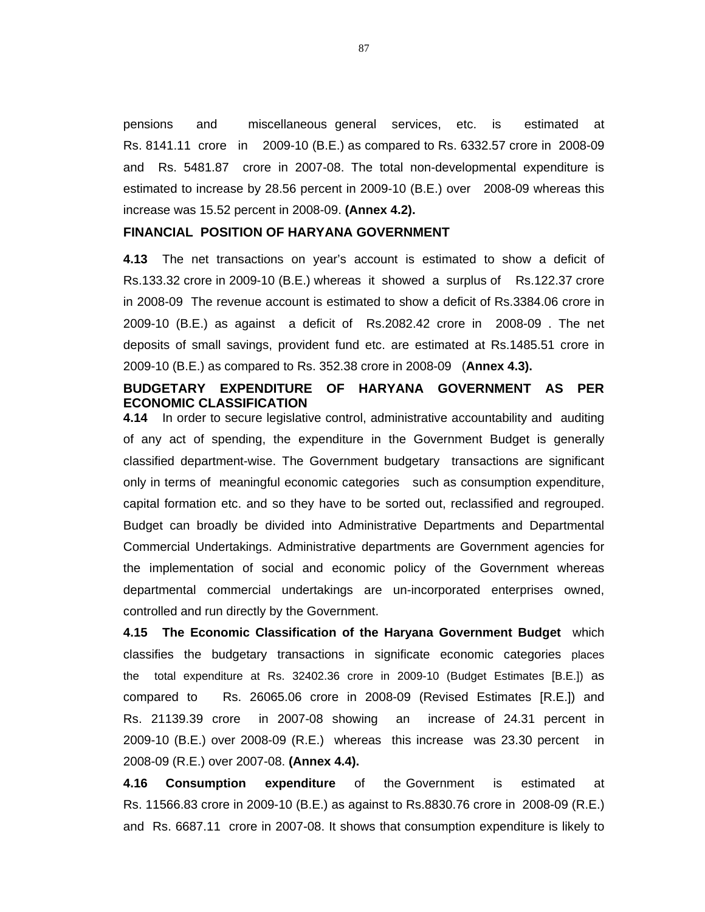pensions and miscellaneous general services, etc. is estimated at Rs. 8141.11 crore in 2009-10 (B.E.) as compared to Rs. 6332.57 crore in 2008-09 and Rs. 5481.87 crore in 2007-08. The total non-developmental expenditure is estimated to increase by 28.56 percent in 2009-10 (B.E.) over 2008-09 whereas this increase was 15.52 percent in 2008-09. **(Annex 4.2).**

## FINANCIAL POSITION OF HARYANA GOVERNMENT

**4.13** The net transactions on year's account is estimated to show a deficit of Rs.133.32 crore in 2009-10 (B.E.) whereas it showed a surplus of Rs.122.37 crore in 2008-09 The revenue account is estimated to show a deficit of Rs.3384.06 crore in 2009-10 (B.E.) as against a deficit of Rs.2082.42 crore in 2008-09 . The net deposits of small savings, provident fund etc. are estimated at Rs.1485.51 crore in 2009-10 (B.E.) as compared to Rs. 352.38 crore in 2008-09 (**Annex 4.3).**

## BUDGETARY EXPENDITURE OF HARYANA GOVERNMENT AS PER ECONOMIC CLASSIFICATION

**4.14** In order to secure legislative control, administrative accountability and auditing of any act of spending, the expenditure in the Government Budget is generally classified department-wise. The Government budgetary transactions are significant only in terms of meaningful economic categories such as consumption expenditure, capital formation etc. and so they have to be sorted out, reclassified and regrouped. Budget can broadly be divided into Administrative Departments and Departmental Commercial Undertakings. Administrative departments are Government agencies for the implementation of social and economic policy of the Government whereas departmental commercial undertakings are un-incorporated enterprises owned, controlled and run directly by the Government.

**4.15 The Economic Classification of the Haryana Government Budget** which classifies the budgetary transactions in significate economic categories places the total expenditure at Rs. 32402.36 crore in 2009-10 (Budget Estimates [B.E.]) as compared to Rs. 26065.06 crore in 2008-09 (Revised Estimates [R.E.]) and Rs. 21139.39 crore in 2007-08 showing an increase of 24.31 percent in 2009-10 (B.E.) over 2008-09 (R.E.) whereas this increase was 23.30 percent in 2008-09 (R.E.) over 2007-08. **(Annex 4.4).**

**4.16 Consumption expenditure** of the Government is estimated at Rs. 11566.83 crore in 2009-10 (B.E.) as against to Rs.8830.76 crore in 2008-09 (R.E.) and Rs. 6687.11 crore in 2007-08. It shows that consumption expenditure is likely to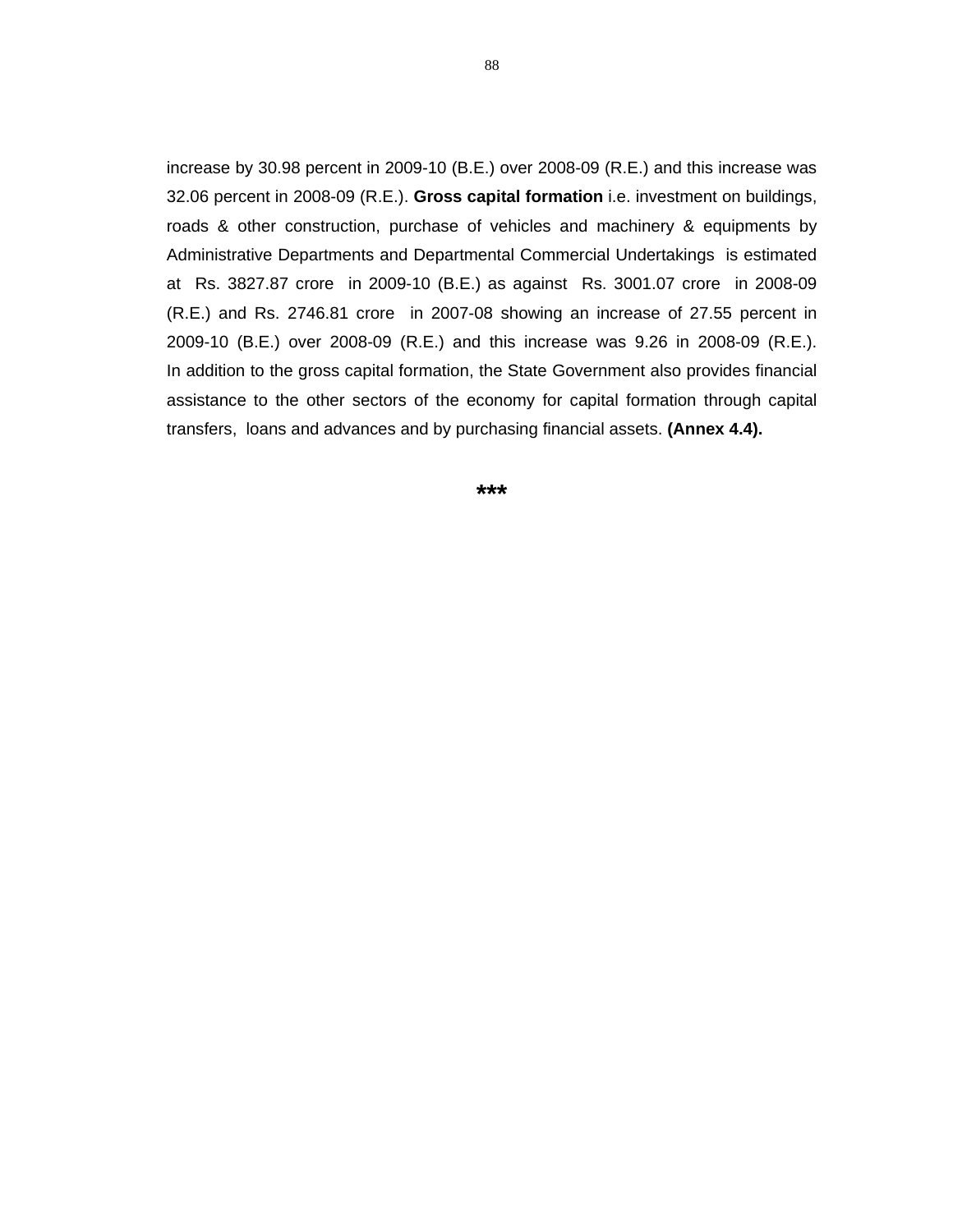increase by 30.98 percent in 2009-10 (B.E.) over 2008-09 (R.E.) and this increase was 32.06 percent in 2008-09 (R.E.). **Gross capital formation** i.e. investment on buildings, roads & other construction, purchase of vehicles and machinery & equipments by Administrative Departments and Departmental Commercial Undertakings is estimated at Rs. 3827.87 crore in 2009-10 (B.E.) as against Rs. 3001.07 crore in 2008-09 (R.E.) and Rs. 2746.81 crore in 2007-08 showing an increase of 27.55 percent in 2009-10 (B.E.) over 2008-09 (R.E.) and this increase was 9.26 in 2008-09 (R.E.). In addition to the gross capital formation, the State Government also provides financial assistance to the other sectors of the economy for capital formation through capital transfers, loans and advances and by purchasing financial assets. **(Annex 4.4).**

**\*\*\***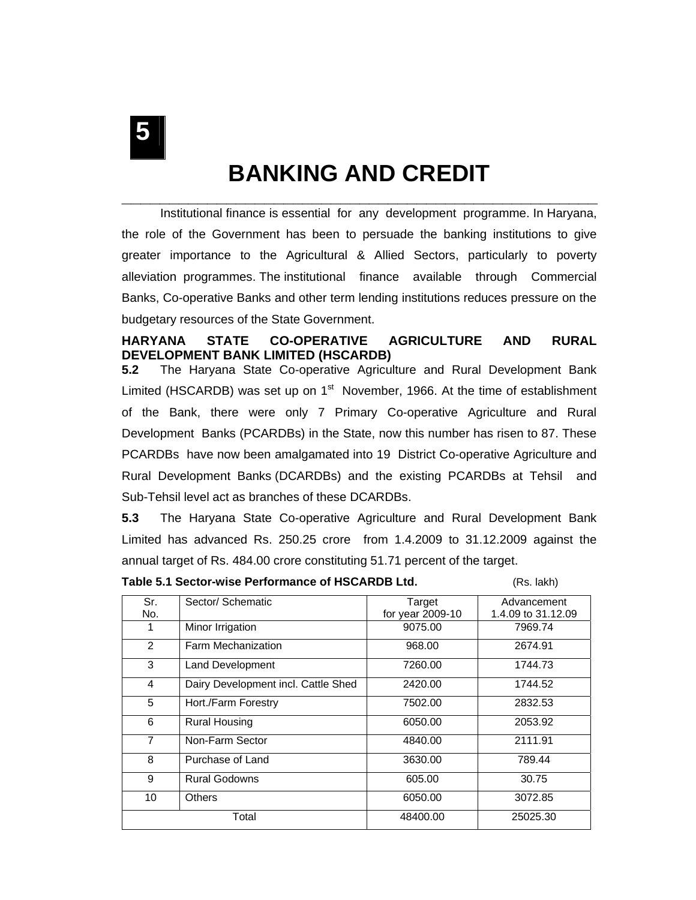# 5

# BANKING AND CREDIT

Institutional finance is essential for any development programme. In Haryana, the role of the Government has been to persuade the banking institutions to give greater importance to the Agricultural & Allied Sectors, particularly to poverty alleviation programmes. The institutional finance available through Commercial Banks, Co-operative Banks and other term lending institutions reduces pressure on the budgetary resources of the State Government.

## HARYANA STATE CO-OPERATIVE AGRICULTURE AND RURAL DEVELOPMENT BANK LIMITED (HSCARDB)

**5.2** The Haryana State Co-operative Agriculture and Rural Development Bank Limited (HSCARDB) was set up on 1st November, 1966. At the time of establishment of the Bank, there were only 7 Primary Co-operative Agriculture and Rural Development Banks (PCARDBs) in the State, now this number has risen to 87. These PCARDBs have now been amalgamated into 19 District Co-operative Agriculture and Rural Development Banks (DCARDBs) and the existing PCARDBs at Tehsil and Sub-Tehsil level act as branches of these DCARDBs.

**5.3** The Haryana State Co-operative Agriculture and Rural Development Bank Limited has advanced Rs. 250.25 crore from 1.4.2009 to 31.12.2009 against the annual target of Rs. 484.00 crore constituting 51.71 percent of the target.

**Table 5.1 Sector-wise Performance of HSCARDB Ltd.** (Rs. lakh)

| Sr. No. | Sector/ Schematic | Target for year 2009-10 | Advancement 1.4.09 to 31.12.09 |
|---|---|---|---|
| 1 | Minor Irrigation | 9075.00 | 7969.74 |
| 2 | Farm Mechanization | 968.00 | 2674.91 |
| 3 | Land Development | 7260.00 | 1744.73 |
| 4 | Dairy Development incl. Cattle Shed | 2420.00 | 1744.52 |
| 5 | Hort./Farm Forestry | 7502.00 | 2832.53 |
| 6 | Rural Housing | 6050.00 | 2053.92 |
| 7 | Non-Farm Sector | 4840.00 | 2111.91 |
| 8 | Purchase of Land | 3630.00 | 789.44 |
| 9 | Rural Godowns | 605.00 | 30.75 |
| 10 | Others | 6050.00 | 3072.85 |
| Total | | 48400.00 | 25025.30 |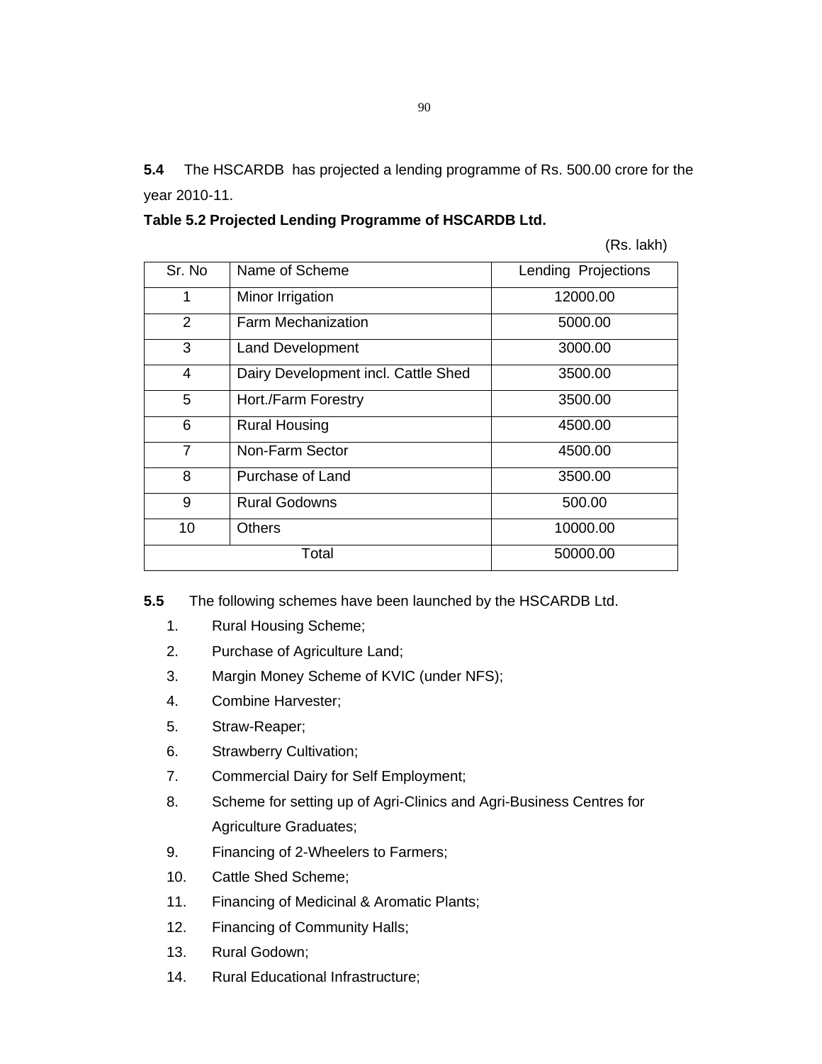**5.4** The HSCARDB has projected a lending programme of Rs. 500.00 crore for the year 2010-11.

**Table 5.2 Projected Lending Programme of HSCARDB Ltd.**

(Rs. lakh)

| Sr. No | Name of Scheme | Lending Projections |
|---|---|---|
| 1 | Minor Irrigation | 12000.00 |
| 2 | Farm Mechanization | 5000.00 |
| 3 | Land Development | 3000.00 |
| 4 | Dairy Development incl. Cattle Shed | 3500.00 |
| 5 | Hort./Farm Forestry | 3500.00 |
| 6 | Rural Housing | 4500.00 |
| 7 | Non-Farm Sector | 4500.00 |
| 8 | Purchase of Land | 3500.00 |
| 9 | Rural Godowns | 500.00 |
| 10 | Others | 10000.00 |
| Total | | 50000.00 |

**5.5** The following schemes have been launched by the HSCARDB Ltd.

1. Rural Housing Scheme;
2. Purchase of Agriculture Land;
3. Margin Money Scheme of KVIC (under NFS);
4. Combine Harvester;
5. Straw-Reaper;
6. Strawberry Cultivation;
7. Commercial Dairy for Self Employment;
8. Scheme for setting up of Agri-Clinics and Agri-Business Centres for Agriculture Graduates;
9. Financing of 2-Wheelers to Farmers;
10. Cattle Shed Scheme;
11. Financing of Medicinal & Aromatic Plants;
12. Financing of Community Halls;
13. Rural Godown;
14. Rural Educational Infrastructure;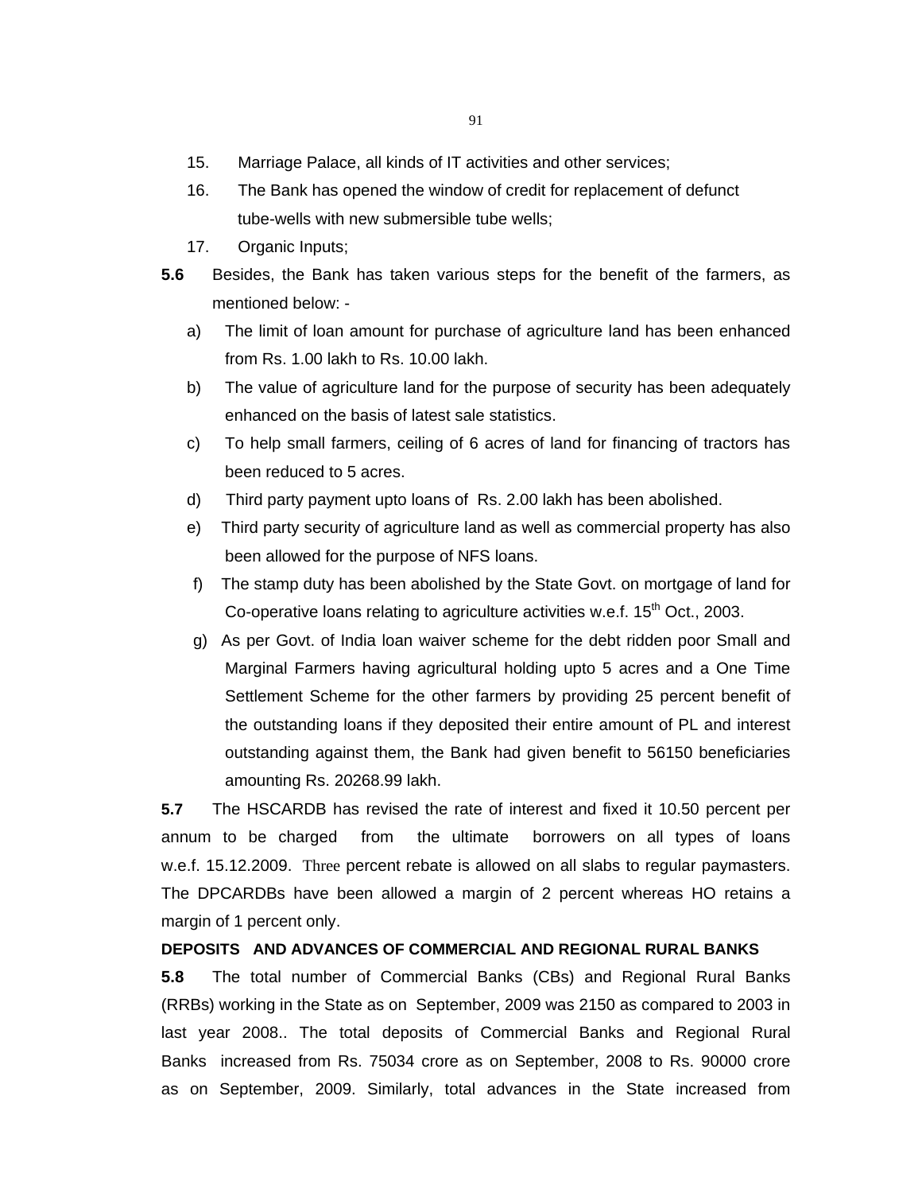15. Marriage Palace, all kinds of IT activities and other services;
16. The Bank has opened the window of credit for replacement of defunct tube-wells with new submersible tube wells;
17. Organic Inputs;

**5.6** Besides, the Bank has taken various steps for the benefit of the farmers, as mentioned below: -

a) The limit of loan amount for purchase of agriculture land has been enhanced from Rs. 1.00 lakh to Rs. 10.00 lakh.

b) The value of agriculture land for the purpose of security has been adequately enhanced on the basis of latest sale statistics.

c) To help small farmers, ceiling of 6 acres of land for financing of tractors has been reduced to 5 acres.

d) Third party payment upto loans of Rs. 2.00 lakh has been abolished.

e) Third party security of agriculture land as well as commercial property has also been allowed for the purpose of NFS loans.

f) The stamp duty has been abolished by the State Govt. on mortgage of land for Co-operative loans relating to agriculture activities w.e.f. 15th Oct., 2003.

g) As per Govt. of India loan waiver scheme for the debt ridden poor Small and Marginal Farmers having agricultural holding upto 5 acres and a One Time Settlement Scheme for the other farmers by providing 25 percent benefit of the outstanding loans if they deposited their entire amount of PL and interest outstanding against them, the Bank had given benefit to 56150 beneficiaries amounting Rs. 20268.99 lakh.

**5.7** The HSCARDB has revised the rate of interest and fixed it 10.50 percent per annum to be charged from the ultimate borrowers on all types of loans w.e.f. 15.12.2009. Three percent rebate is allowed on all slabs to regular paymasters. The DPCARDBs have been allowed a margin of 2 percent whereas HO retains a margin of 1 percent only.

**DEPOSITS AND ADVANCES OF COMMERCIAL AND REGIONAL RURAL BANKS**

**5.8** The total number of Commercial Banks (CBs) and Regional Rural Banks (RRBs) working in the State as on September, 2009 was 2150 as compared to 2003 in last year 2008.. The total deposits of Commercial Banks and Regional Rural Banks increased from Rs. 75034 crore as on September, 2008 to Rs. 90000 crore as on September, 2009. Similarly, total advances in the State increased from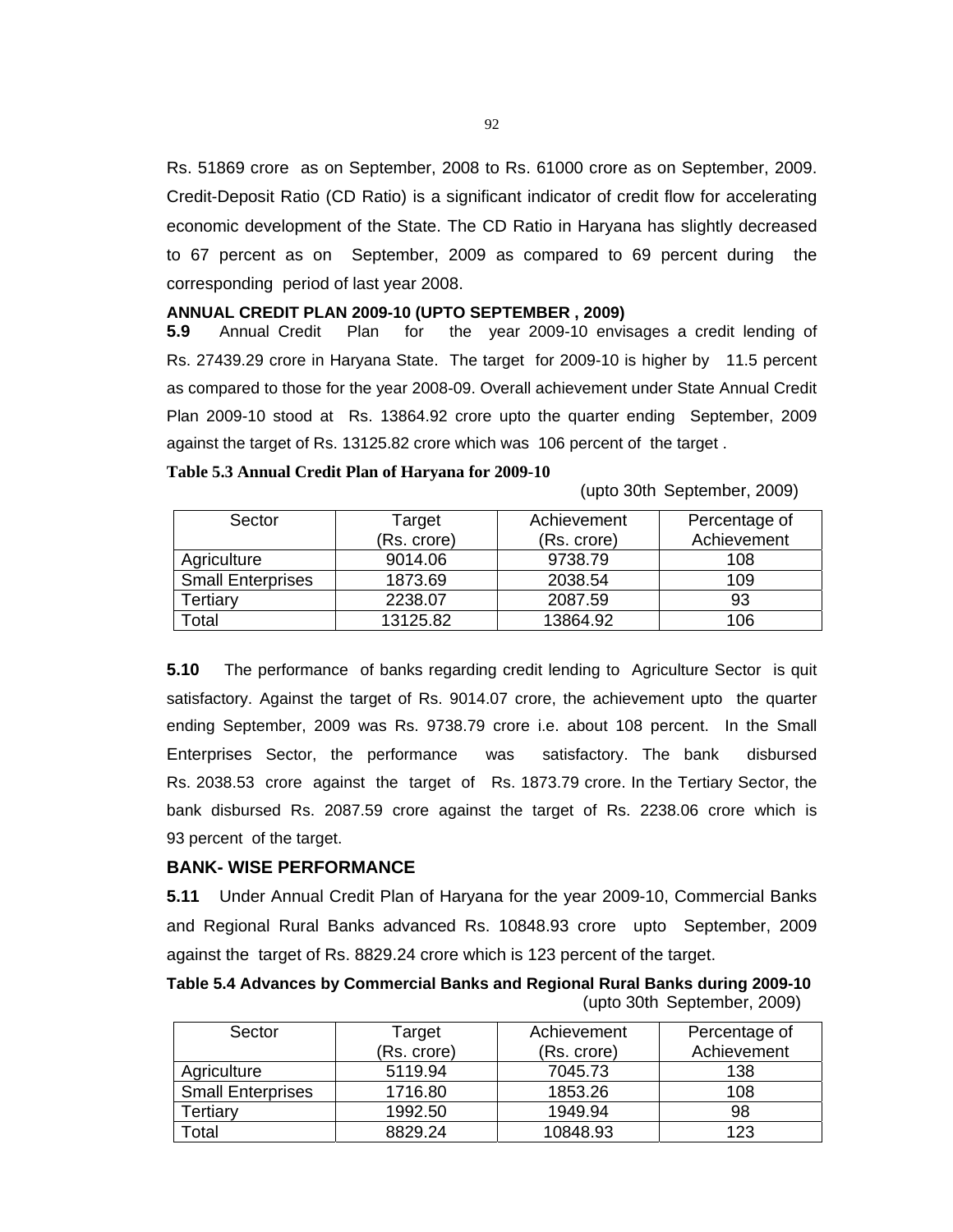Rs. 51869 crore as on September, 2008 to Rs. 61000 crore as on September, 2009. Credit-Deposit Ratio (CD Ratio) is a significant indicator of credit flow for accelerating economic development of the State. The CD Ratio in Haryana has slightly decreased to 67 percent as on September, 2009 as compared to 69 percent during the corresponding period of last year 2008.

### ANNUAL CREDIT PLAN 2009-10 (UPTO SEPTEMBER , 2009)

**5.9** Annual Credit Plan for the year 2009-10 envisages a credit lending of Rs. 27439.29 crore in Haryana State. The target for 2009-10 is higher by 11.5 percent as compared to those for the year 2008-09. Overall achievement under State Annual Credit Plan 2009-10 stood at Rs. 13864.92 crore upto the quarter ending September, 2009 against the target of Rs. 13125.82 crore which was 106 percent of the target .

**Table 5.3 Annual Credit Plan of Haryana for 2009-10**

(upto 30th September, 2009)

| Sector | Target (Rs. crore) | Achievement (Rs. crore) | Percentage of Achievement |
|---|---|---|---|
| Agriculture | 9014.06 | 9738.79 | 108 |
| Small Enterprises | 1873.69 | 2038.54 | 109 |
| Tertiary | 2238.07 | 2087.59 | 93 |
| Total | 13125.82 | 13864.92 | 106 |

**5.10** The performance of banks regarding credit lending to Agriculture Sector is quit satisfactory. Against the target of Rs. 9014.07 crore, the achievement upto the quarter ending September, 2009 was Rs. 9738.79 crore i.e. about 108 percent. In the Small Enterprises Sector, the performance was satisfactory. The bank disbursed Rs. 2038.53 crore against the target of Rs. 1873.79 crore. In the Tertiary Sector, the bank disbursed Rs. 2087.59 crore against the target of Rs. 2238.06 crore which is 93 percent of the target.

### BANK- WISE PERFORMANCE

**5.11** Under Annual Credit Plan of Haryana for the year 2009-10, Commercial Banks and Regional Rural Banks advanced Rs. 10848.93 crore upto September, 2009 against the target of Rs. 8829.24 crore which is 123 percent of the target.

**Table 5.4 Advances by Commercial Banks and Regional Rural Banks during 2009-10**

(upto 30th September, 2009)

| Sector | Target (Rs. crore) | Achievement (Rs. crore) | Percentage of Achievement |
|---|---|---|---|
| Agriculture | 5119.94 | 7045.73 | 138 |
| Small Enterprises | 1716.80 | 1853.26 | 108 |
| Tertiary | 1992.50 | 1949.94 | 98 |
| Total | 8829.24 | 10848.93 | 123 |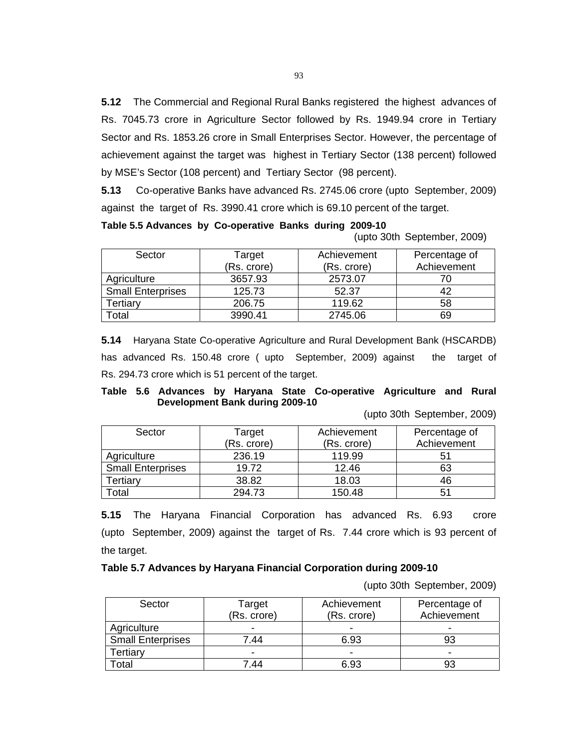**5.12** The Commercial and Regional Rural Banks registered the highest advances of Rs. 7045.73 crore in Agriculture Sector followed by Rs. 1949.94 crore in Tertiary Sector and Rs. 1853.26 crore in Small Enterprises Sector. However, the percentage of achievement against the target was highest in Tertiary Sector (138 percent) followed by MSE's Sector (108 percent) and Tertiary Sector (98 percent).

**5.13** Co-operative Banks have advanced Rs. 2745.06 crore (upto September, 2009) against the target of Rs. 3990.41 crore which is 69.10 percent of the target.

**Table 5.5 Advances by Co-operative Banks during 2009-10**

(upto 30th September, 2009)

| Sector | Target (Rs. crore) | Achievement (Rs. crore) | Percentage of Achievement |
|---|---|---|---|
| Agriculture | 3657.93 | 2573.07 | 70 |
| Small Enterprises | 125.73 | 52.37 | 42 |
| Tertiary | 206.75 | 119.62 | 58 |
| Total | 3990.41 | 2745.06 | 69 |

**5.14** Haryana State Co-operative Agriculture and Rural Development Bank (HSCARDB) has advanced Rs. 150.48 crore ( upto September, 2009) against the target of Rs. 294.73 crore which is 51 percent of the target.

**Table 5.6 Advances by Haryana State Co-operative Agriculture and Rural Development Bank during 2009-10**

(upto 30th September, 2009)

| Sector | Target (Rs. crore) | Achievement (Rs. crore) | Percentage of Achievement |
|---|---|---|---|
| Agriculture | 236.19 | 119.99 | 51 |
| Small Enterprises | 19.72 | 12.46 | 63 |
| Tertiary | 38.82 | 18.03 | 46 |
| Total | 294.73 | 150.48 | 51 |

**5.15** The Haryana Financial Corporation has advanced Rs. 6.93 crore (upto September, 2009) against the target of Rs. 7.44 crore which is 93 percent of the target.

**Table 5.7 Advances by Haryana Financial Corporation during 2009-10**

(upto 30th September, 2009)

| Sector | Target (Rs. crore) | Achievement (Rs. crore) | Percentage of Achievement |
|---|---|---|---|
| Agriculture | - | - | - |
| Small Enterprises | 7.44 | 6.93 | 93 |
| Tertiary | - | - | - |
| Total | 7.44 | 6.93 | 93 |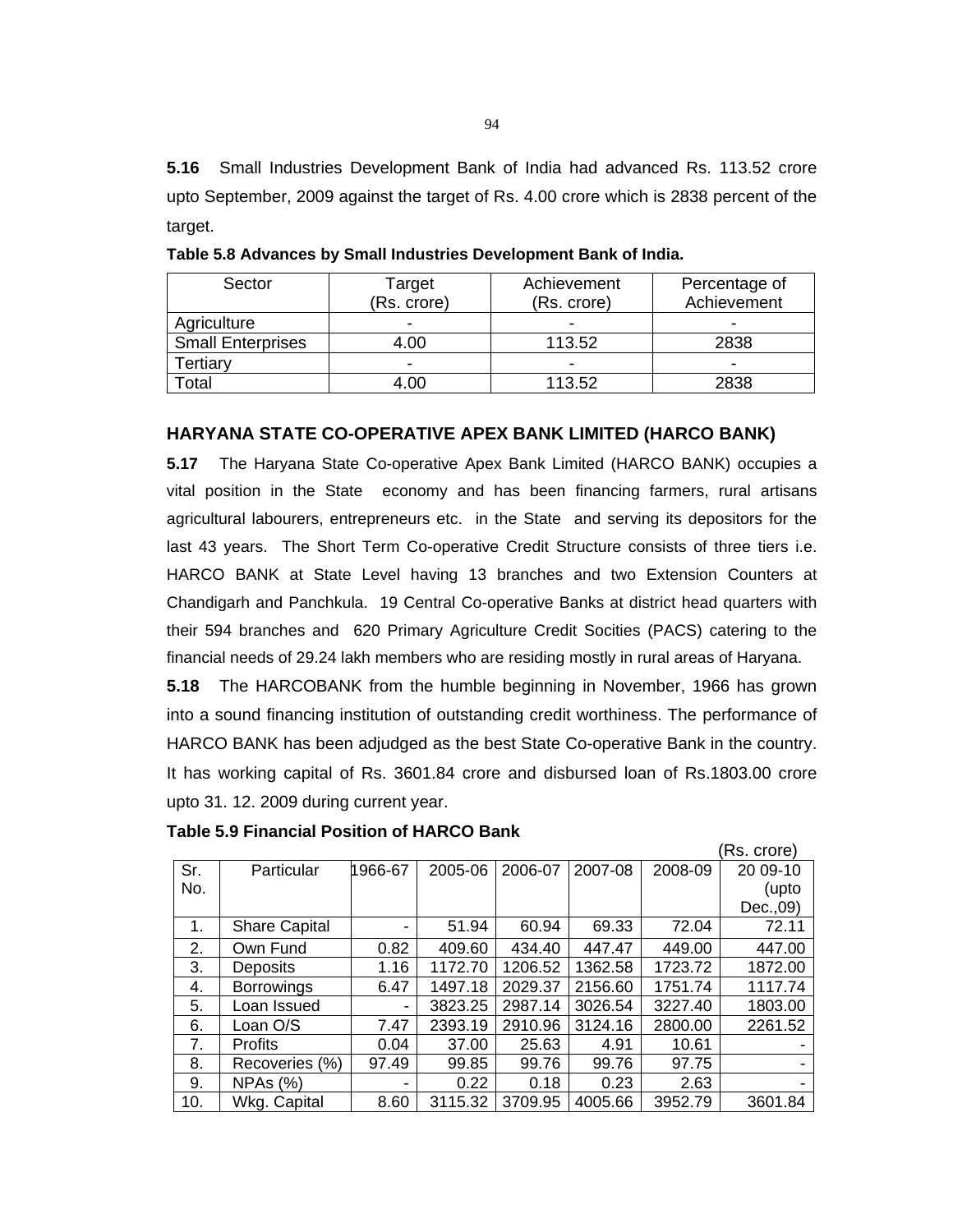**5.16** Small Industries Development Bank of India had advanced Rs. 113.52 crore upto September, 2009 against the target of Rs. 4.00 crore which is 2838 percent of the target.

**Table 5.8 Advances by Small Industries Development Bank of India.**

| Sector | Target (Rs. crore) | Achievement (Rs. crore) | Percentage of Achievement |
|---|---|---|---|
| Agriculture | - | - | - |
| Small Enterprises | 4.00 | 113.52 | 2838 |
| Tertiary | - | - | - |
| Total | 4.00 | 113.52 | 2838 |

### HARYANA STATE CO-OPERATIVE APEX BANK LIMITED (HARCO BANK)

**5.17** The Haryana State Co-operative Apex Bank Limited (HARCO BANK) occupies a vital position in the State economy and has been financing farmers, rural artisans agricultural labourers, entrepreneurs etc. in the State and serving its depositors for the last 43 years. The Short Term Co-operative Credit Structure consists of three tiers i.e. HARCO BANK at State Level having 13 branches and two Extension Counters at Chandigarh and Panchkula. 19 Central Co-operative Banks at district head quarters with their 594 branches and 620 Primary Agriculture Credit Socities (PACS) catering to the financial needs of 29.24 lakh members who are residing mostly in rural areas of Haryana.

**5.18** The HARCOBANK from the humble beginning in November, 1966 has grown into a sound financing institution of outstanding credit worthiness. The performance of HARCO BANK has been adjudged as the best State Co-operative Bank in the country. It has working capital of Rs. 3601.84 crore and disbursed loan of Rs.1803.00 crore upto 31. 12. 2009 during current year.

**Table 5.9 Financial Position of HARCO Bank**

(Rs. crore)

| Sr. No. | Particular | 1966-67 | 2005-06 | 2006-07 | 2007-08 | 2008-09 | 20 09-10 (upto Dec.,09) |
|---|---|---|---|---|---|---|---|
| 1. | Share Capital | - | 51.94 | 60.94 | 69.33 | 72.04 | 72.11 |
| 2. | Own Fund | 0.82 | 409.60 | 434.40 | 447.47 | 449.00 | 447.00 |
| 3. | Deposits | 1.16 | 1172.70 | 1206.52 | 1362.58 | 1723.72 | 1872.00 |
| 4. | Borrowings | 6.47 | 1497.18 | 2029.37 | 2156.60 | 1751.74 | 1117.74 |
| 5. | Loan Issued | - | 3823.25 | 2987.14 | 3026.54 | 3227.40 | 1803.00 |
| 6. | Loan O/S | 7.47 | 2393.19 | 2910.96 | 3124.16 | 2800.00 | 2261.52 |
| 7. | Profits | 0.04 | 37.00 | 25.63 | 4.91 | 10.61 | - |
| 8. | Recoveries (%) | 97.49 | 99.85 | 99.76 | 99.76 | 97.75 | - |
| 9. | NPAs (%) | - | 0.22 | 0.18 | 0.23 | 2.63 | - |
| 10. | Wkg. Capital | 8.60 | 3115.32 | 3709.95 | 4005.66 | 3952.79 | 3601.84 |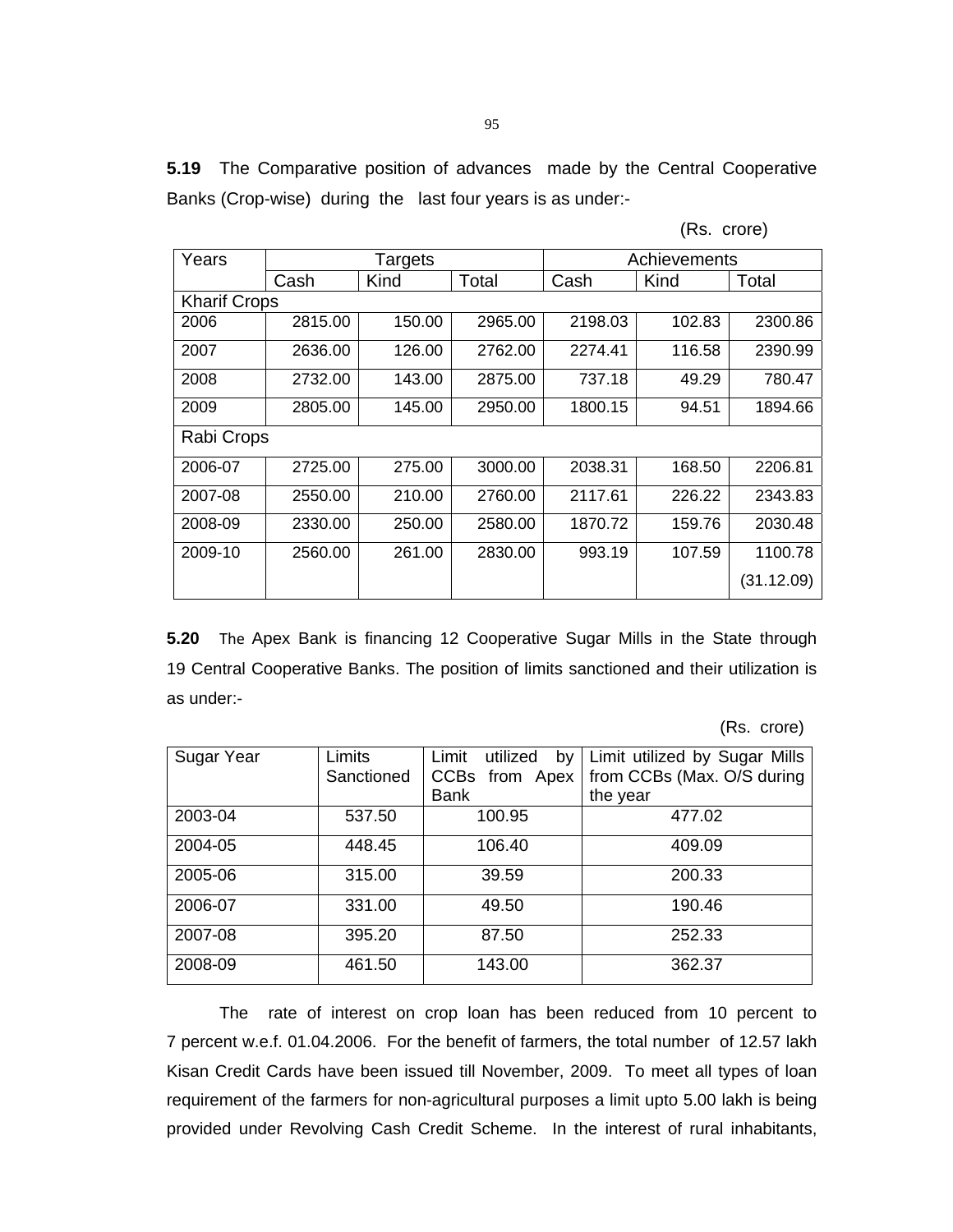**5.19** The Comparative position of advances made by the Central Cooperative Banks (Crop-wise) during the last four years is as under:-

(Rs. crore)

| Years | Targets | | | Achievements | | |
|---|---|---|---|---|---|---|
| | Cash | Kind | Total | Cash | Kind | Total |
| Kharif Crops | | | | | | |
| 2006 | 2815.00 | 150.00 | 2965.00 | 2198.03 | 102.83 | 2300.86 |
| 2007 | 2636.00 | 126.00 | 2762.00 | 2274.41 | 116.58 | 2390.99 |
| 2008 | 2732.00 | 143.00 | 2875.00 | 737.18 | 49.29 | 780.47 |
| 2009 | 2805.00 | 145.00 | 2950.00 | 1800.15 | 94.51 | 1894.66 |
| Rabi Crops | | | | | | |
| 2006-07 | 2725.00 | 275.00 | 3000.00 | 2038.31 | 168.50 | 2206.81 |
| 2007-08 | 2550.00 | 210.00 | 2760.00 | 2117.61 | 226.22 | 2343.83 |
| 2008-09 | 2330.00 | 250.00 | 2580.00 | 1870.72 | 159.76 | 2030.48 |
| 2009-10 | 2560.00 | 261.00 | 2830.00 | 993.19 | 107.59 | 1100.78 (31.12.09) |

**5.20** The Apex Bank is financing 12 Cooperative Sugar Mills in the State through 19 Central Cooperative Banks. The position of limits sanctioned and their utilization is as under:-

(Rs. crore)

| Sugar Year | Limits Sanctioned | Limit utilized by CCBs from Apex Bank | Limit utilized by Sugar Mills from CCBs (Max. O/S during the year |
|---|---|---|---|
| 2003-04 | 537.50 | 100.95 | 477.02 |
| 2004-05 | 448.45 | 106.40 | 409.09 |
| 2005-06 | 315.00 | 39.59 | 200.33 |
| 2006-07 | 331.00 | 49.50 | 190.46 |
| 2007-08 | 395.20 | 87.50 | 252.33 |
| 2008-09 | 461.50 | 143.00 | 362.37 |

The rate of interest on crop loan has been reduced from 10 percent to 7 percent w.e.f. 01.04.2006. For the benefit of farmers, the total number of 12.57 lakh Kisan Credit Cards have been issued till November, 2009. To meet all types of loan requirement of the farmers for non-agricultural purposes a limit upto 5.00 lakh is being provided under Revolving Cash Credit Scheme. In the interest of rural inhabitants,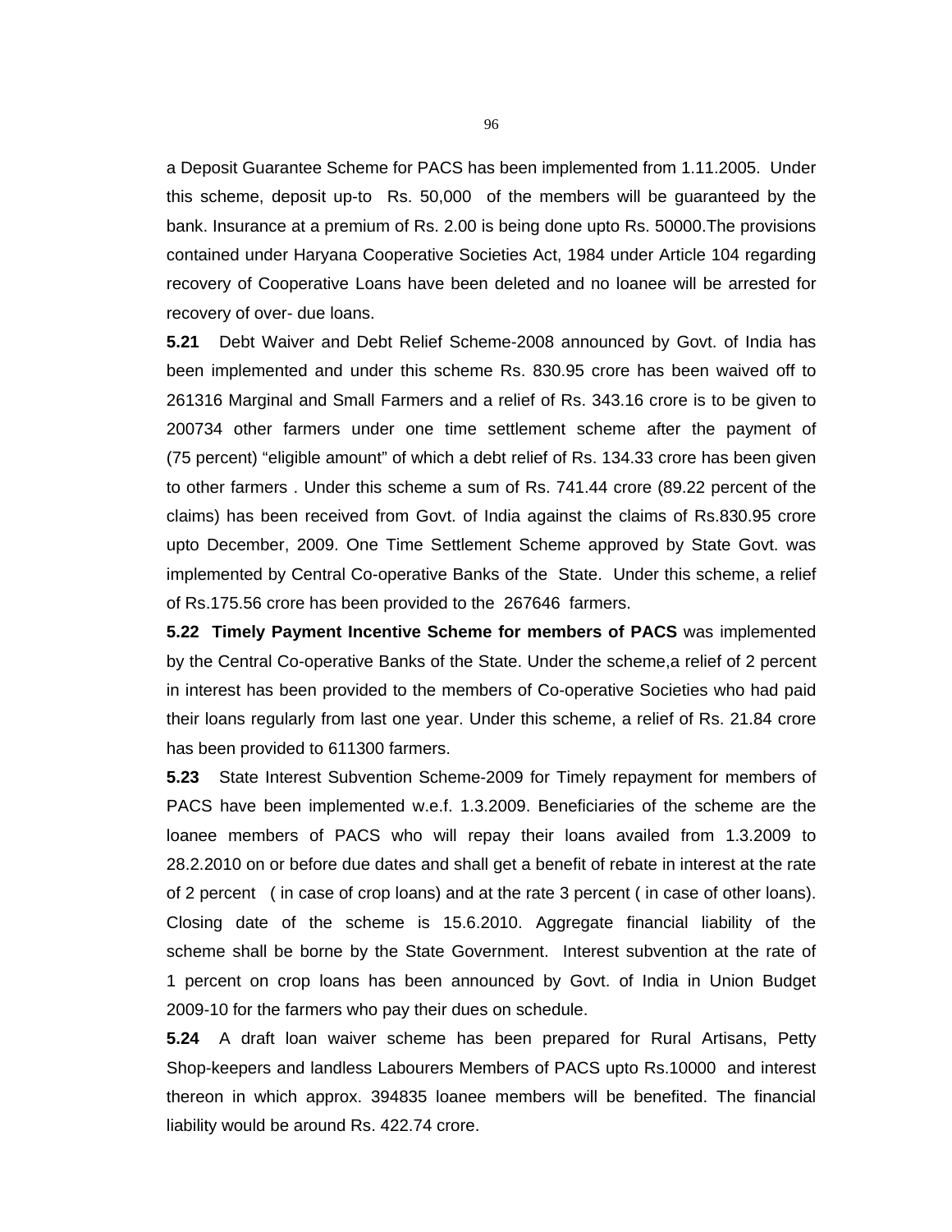a Deposit Guarantee Scheme for PACS has been implemented from 1.11.2005. Under this scheme, deposit up-to Rs. 50,000 of the members will be guaranteed by the bank. Insurance at a premium of Rs. 2.00 is being done upto Rs. 50000.The provisions contained under Haryana Cooperative Societies Act, 1984 under Article 104 regarding recovery of Cooperative Loans have been deleted and no loanee will be arrested for recovery of over- due loans.

**5.21** Debt Waiver and Debt Relief Scheme-2008 announced by Govt. of India has been implemented and under this scheme Rs. 830.95 crore has been waived off to 261316 Marginal and Small Farmers and a relief of Rs. 343.16 crore is to be given to 200734 other farmers under one time settlement scheme after the payment of (75 percent) "eligible amount" of which a debt relief of Rs. 134.33 crore has been given to other farmers . Under this scheme a sum of Rs. 741.44 crore (89.22 percent of the claims) has been received from Govt. of India against the claims of Rs.830.95 crore upto December, 2009. One Time Settlement Scheme approved by State Govt. was implemented by Central Co-operative Banks of the State. Under this scheme, a relief of Rs.175.56 crore has been provided to the 267646 farmers.

**5.22 Timely Payment Incentive Scheme for members of PACS** was implemented by the Central Co-operative Banks of the State. Under the scheme,a relief of 2 percent in interest has been provided to the members of Co-operative Societies who had paid their loans regularly from last one year. Under this scheme, a relief of Rs. 21.84 crore has been provided to 611300 farmers.

**5.23** State Interest Subvention Scheme-2009 for Timely repayment for members of PACS have been implemented w.e.f. 1.3.2009. Beneficiaries of the scheme are the loanee members of PACS who will repay their loans availed from 1.3.2009 to 28.2.2010 on or before due dates and shall get a benefit of rebate in interest at the rate of 2 percent ( in case of crop loans) and at the rate 3 percent ( in case of other loans). Closing date of the scheme is 15.6.2010. Aggregate financial liability of the scheme shall be borne by the State Government. Interest subvention at the rate of 1 percent on crop loans has been announced by Govt. of India in Union Budget 2009-10 for the farmers who pay their dues on schedule.

**5.24** A draft loan waiver scheme has been prepared for Rural Artisans, Petty Shop-keepers and landless Labourers Members of PACS upto Rs.10000 and interest thereon in which approx. 394835 loanee members will be benefited. The financial liability would be around Rs. 422.74 crore.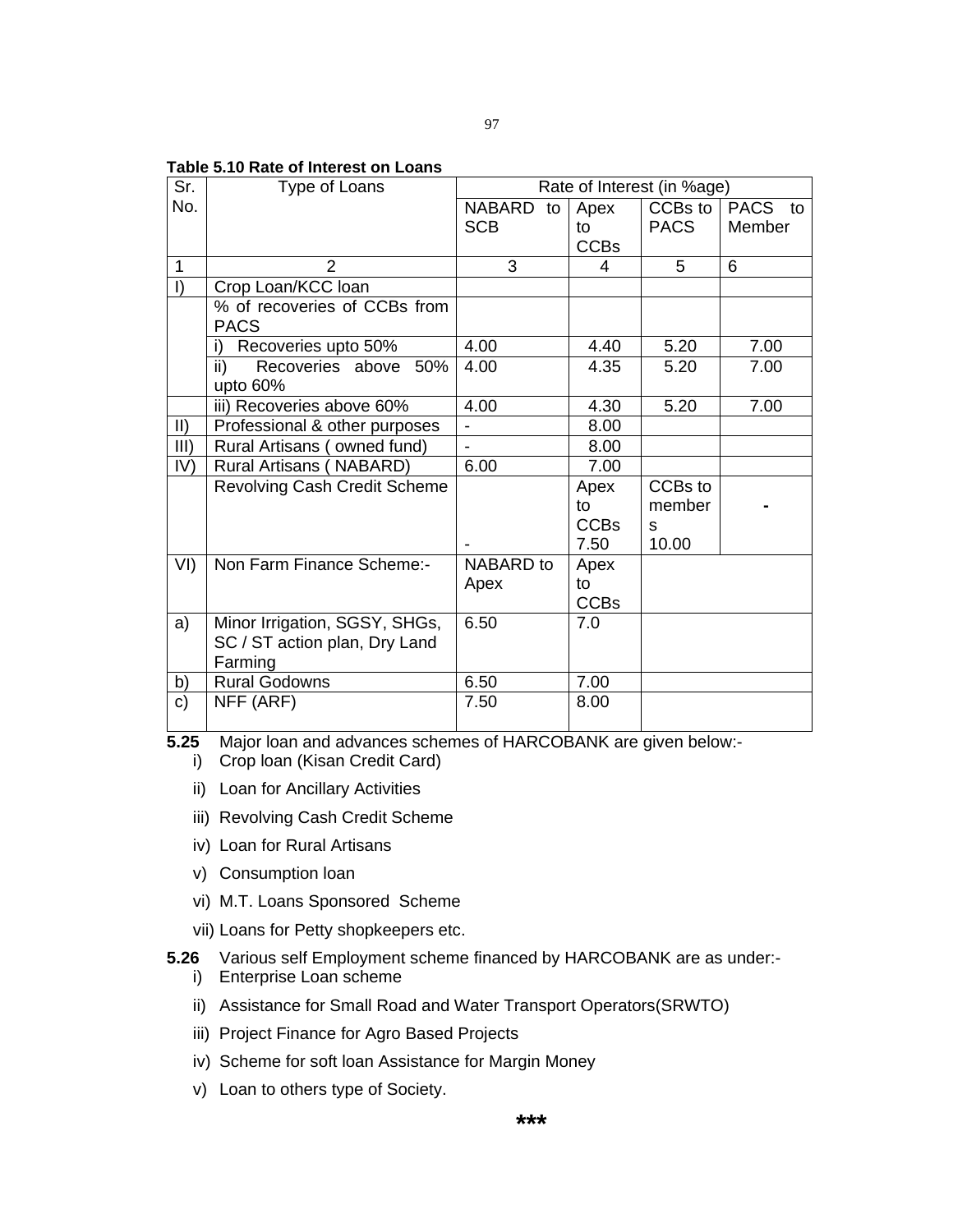**Table 5.10 Rate of Interest on Loans**

| Sr. No. | Type of Loans | Rate of Interest (in %age) | | | |
|---|---|---|---|---|---|
| | | NABARD to SCB | Apex to CCBs | CCBs to PACS | PACS to Member |
| 1 | 2 | 3 | 4 | 5 | 6 |
| I) | Crop Loan/KCC loan | | | | |
| | % of recoveries of CCBs from PACS | | | | |
| | i) Recoveries upto 50% | 4.00 | 4.40 | 5.20 | 7.00 |
| | ii) Recoveries above 50% upto 60% | 4.00 | 4.35 | 5.20 | 7.00 |
| | iii) Recoveries above 60% | 4.00 | 4.30 | 5.20 | 7.00 |
| II) | Professional & other purposes | - | 8.00 | | |
| III) | Rural Artisans ( owned fund) | - | 8.00 | | |
| IV) | Rural Artisans ( NABARD) | 6.00 | 7.00 | | |
| | Revolving Cash Credit Scheme | - | Apex to CCBs 7.50 | CCBs to members 10.00 | - |
| VI) | Non Farm Finance Scheme:- | NABARD to Apex | Apex to CCBs | | |
| a) | Minor Irrigation, SGSY, SHGs, SC / ST action plan, Dry Land Farming | 6.50 | 7.0 | | |
| b) | Rural Godowns | 6.50 | 7.00 | | |
| c) | NFF (ARF) | 7.50 | 8.00 | | |

**5.25** Major loan and advances schemes of HARCOBANK are given below:-

i) Crop loan (Kisan Credit Card)

ii) Loan for Ancillary Activities

iii) Revolving Cash Credit Scheme

iv) Loan for Rural Artisans

v) Consumption loan

vi) M.T. Loans Sponsored Scheme

vii) Loans for Petty shopkeepers etc.

**5.26** Various self Employment scheme financed by HARCOBANK are as under:-

i) Enterprise Loan scheme

ii) Assistance for Small Road and Water Transport Operators(SRWTO)

iii) Project Finance for Agro Based Projects

iv) Scheme for soft loan Assistance for Margin Money

v) Loan to others type of Society.

***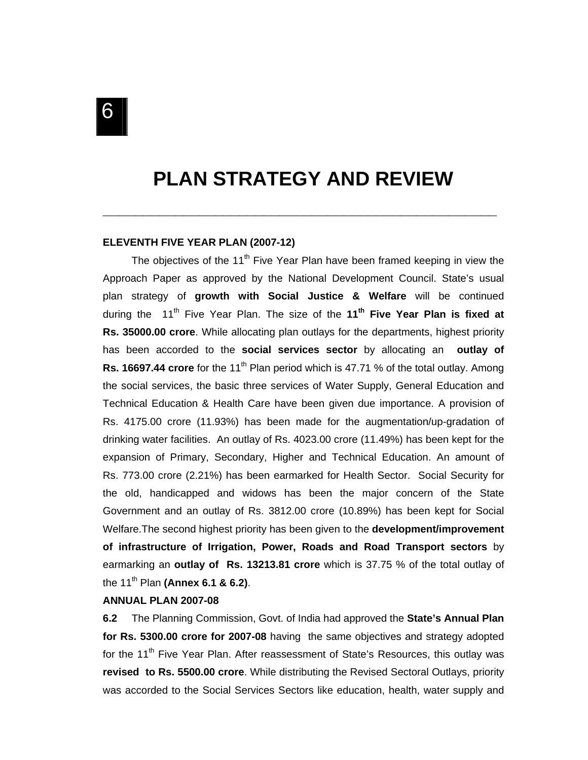6

# PLAN STRATEGY AND REVIEW

---

**ELEVENTH FIVE YEAR PLAN (2007-12)**

The objectives of the 11th Five Year Plan have been framed keeping in view the Approach Paper as approved by the National Development Council. State's usual plan strategy of **growth with Social Justice & Welfare** will be continued during the 11th Five Year Plan. The size of the **11th Five Year Plan is fixed at Rs. 35000.00 crore**. While allocating plan outlays for the departments, highest priority has been accorded to the **social services sector** by allocating an **outlay of Rs. 16697.44 crore** for the 11th Plan period which is 47.71 % of the total outlay. Among the social services, the basic three services of Water Supply, General Education and Technical Education & Health Care have been given due importance. A provision of Rs. 4175.00 crore (11.93%) has been made for the augmentation/up-gradation of drinking water facilities. An outlay of Rs. 4023.00 crore (11.49%) has been kept for the expansion of Primary, Secondary, Higher and Technical Education. An amount of Rs. 773.00 crore (2.21%) has been earmarked for Health Sector. Social Security for the old, handicapped and widows has been the major concern of the State Government and an outlay of Rs. 3812.00 crore (10.89%) has been kept for Social Welfare.The second highest priority has been given to the **development/improvement of infrastructure of Irrigation, Power, Roads and Road Transport sectors** by earmarking an **outlay of Rs. 13213.81 crore** which is 37.75 % of the total outlay of the 11th Plan **(Annex 6.1 & 6.2)**.

**ANNUAL PLAN 2007-08**

**6.2** The Planning Commission, Govt. of India had approved the **State's Annual Plan for Rs. 5300.00 crore for 2007-08** having the same objectives and strategy adopted for the 11th Five Year Plan. After reassessment of State's Resources, this outlay was **revised to Rs. 5500.00 crore**. While distributing the Revised Sectoral Outlays, priority was accorded to the Social Services Sectors like education, health, water supply and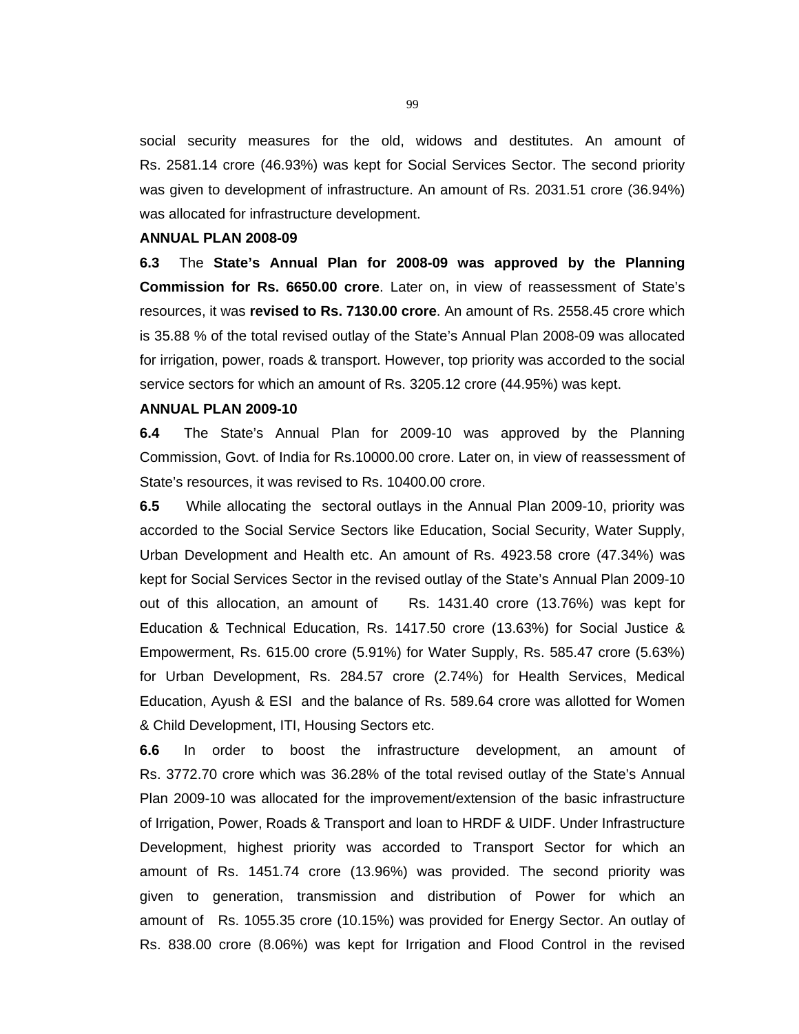social security measures for the old, widows and destitutes. An amount of Rs. 2581.14 crore (46.93%) was kept for Social Services Sector. The second priority was given to development of infrastructure. An amount of Rs. 2031.51 crore (36.94%) was allocated for infrastructure development.

**ANNUAL PLAN 2008-09**

**6.3** The **State's Annual Plan for 2008-09 was approved by the Planning Commission for Rs. 6650.00 crore**. Later on, in view of reassessment of State's resources, it was **revised to Rs. 7130.00 crore**. An amount of Rs. 2558.45 crore which is 35.88 % of the total revised outlay of the State's Annual Plan 2008-09 was allocated for irrigation, power, roads & transport. However, top priority was accorded to the social service sectors for which an amount of Rs. 3205.12 crore (44.95%) was kept.

**ANNUAL PLAN 2009-10**

**6.4** The State's Annual Plan for 2009-10 was approved by the Planning Commission, Govt. of India for Rs.10000.00 crore. Later on, in view of reassessment of State's resources, it was revised to Rs. 10400.00 crore.

**6.5** While allocating the sectoral outlays in the Annual Plan 2009-10, priority was accorded to the Social Service Sectors like Education, Social Security, Water Supply, Urban Development and Health etc. An amount of Rs. 4923.58 crore (47.34%) was kept for Social Services Sector in the revised outlay of the State's Annual Plan 2009-10 out of this allocation, an amount of Rs. 1431.40 crore (13.76%) was kept for Education & Technical Education, Rs. 1417.50 crore (13.63%) for Social Justice & Empowerment, Rs. 615.00 crore (5.91%) for Water Supply, Rs. 585.47 crore (5.63%) for Urban Development, Rs. 284.57 crore (2.74%) for Health Services, Medical Education, Ayush & ESI and the balance of Rs. 589.64 crore was allotted for Women & Child Development, ITI, Housing Sectors etc.

**6.6** In order to boost the infrastructure development, an amount of Rs. 3772.70 crore which was 36.28% of the total revised outlay of the State's Annual Plan 2009-10 was allocated for the improvement/extension of the basic infrastructure of Irrigation, Power, Roads & Transport and loan to HRDF & UIDF. Under Infrastructure Development, highest priority was accorded to Transport Sector for which an amount of Rs. 1451.74 crore (13.96%) was provided. The second priority was given to generation, transmission and distribution of Power for which an amount of Rs. 1055.35 crore (10.15%) was provided for Energy Sector. An outlay of Rs. 838.00 crore (8.06%) was kept for Irrigation and Flood Control in the revised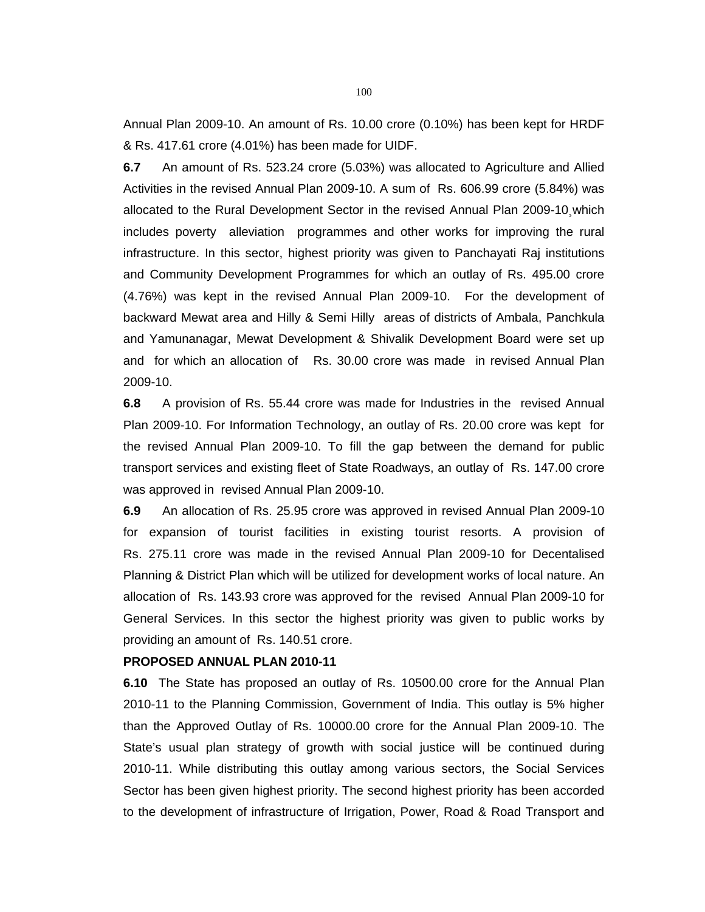Annual Plan 2009-10. An amount of Rs. 10.00 crore (0.10%) has been kept for HRDF & Rs. 417.61 crore (4.01%) has been made for UIDF.

**6.7** An amount of Rs. 523.24 crore (5.03%) was allocated to Agriculture and Allied Activities in the revised Annual Plan 2009-10. A sum of Rs. 606.99 crore (5.84%) was allocated to the Rural Development Sector in the revised Annual Plan 2009-10¸which includes poverty alleviation programmes and other works for improving the rural infrastructure. In this sector, highest priority was given to Panchayati Raj institutions and Community Development Programmes for which an outlay of Rs. 495.00 crore (4.76%) was kept in the revised Annual Plan 2009-10. For the development of backward Mewat area and Hilly & Semi Hilly areas of districts of Ambala, Panchkula and Yamunanagar, Mewat Development & Shivalik Development Board were set up and for which an allocation of Rs. 30.00 crore was made in revised Annual Plan 2009-10.

**6.8** A provision of Rs. 55.44 crore was made for Industries in the revised Annual Plan 2009-10. For Information Technology, an outlay of Rs. 20.00 crore was kept for the revised Annual Plan 2009-10. To fill the gap between the demand for public transport services and existing fleet of State Roadways, an outlay of Rs. 147.00 crore was approved in revised Annual Plan 2009-10.

**6.9** An allocation of Rs. 25.95 crore was approved in revised Annual Plan 2009-10 for expansion of tourist facilities in existing tourist resorts. A provision of Rs. 275.11 crore was made in the revised Annual Plan 2009-10 for Decentalised Planning & District Plan which will be utilized for development works of local nature. An allocation of Rs. 143.93 crore was approved for the revised Annual Plan 2009-10 for General Services. In this sector the highest priority was given to public works by providing an amount of Rs. 140.51 crore.

**PROPOSED ANNUAL PLAN 2010-11**

**6.10** The State has proposed an outlay of Rs. 10500.00 crore for the Annual Plan 2010-11 to the Planning Commission, Government of India. This outlay is 5% higher than the Approved Outlay of Rs. 10000.00 crore for the Annual Plan 2009-10. The State's usual plan strategy of growth with social justice will be continued during 2010-11. While distributing this outlay among various sectors, the Social Services Sector has been given highest priority. The second highest priority has been accorded to the development of infrastructure of Irrigation, Power, Road & Road Transport and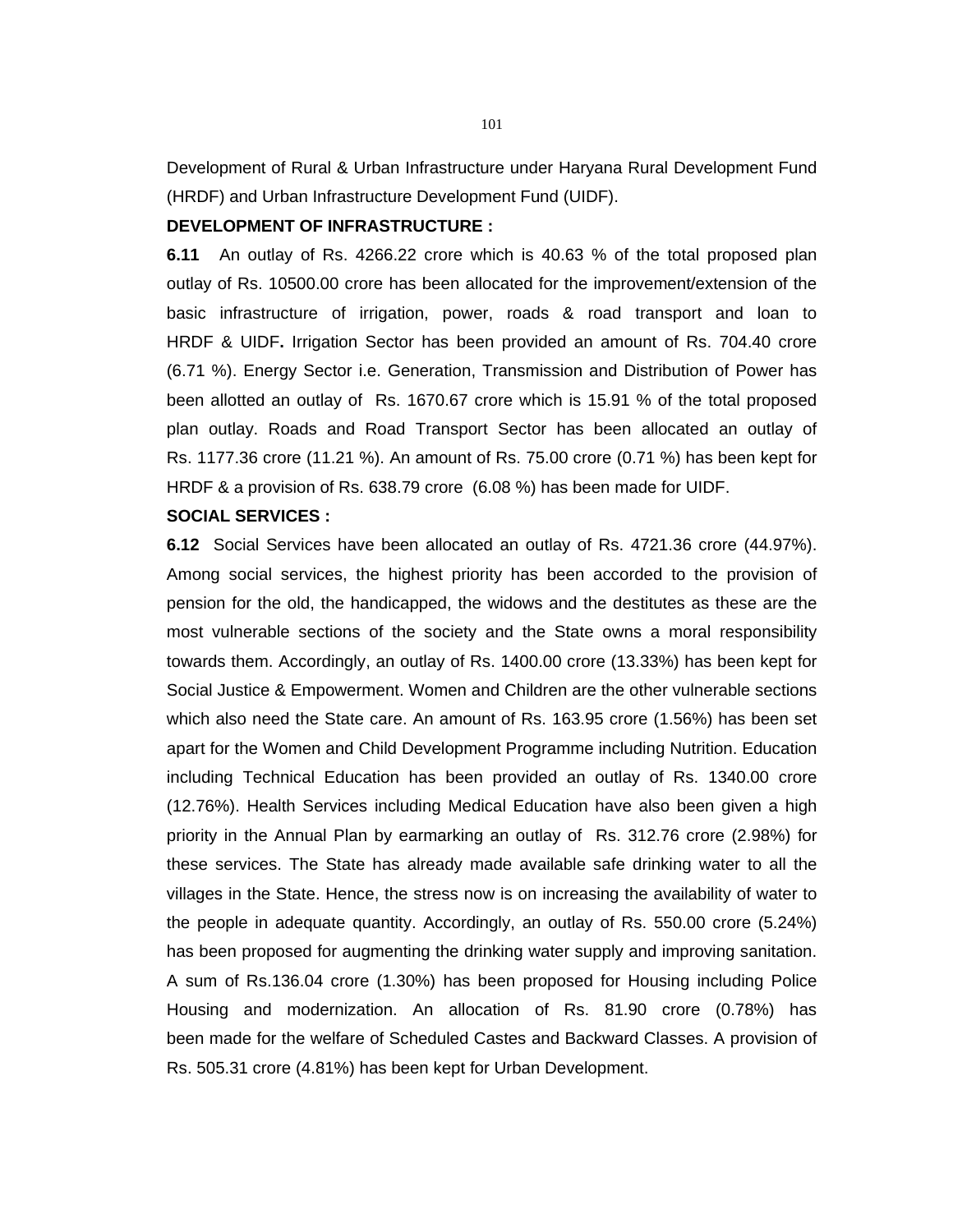Development of Rural & Urban Infrastructure under Haryana Rural Development Fund (HRDF) and Urban Infrastructure Development Fund (UIDF).

**DEVELOPMENT OF INFRASTRUCTURE :**

**6.11** An outlay of Rs. 4266.22 crore which is 40.63 % of the total proposed plan outlay of Rs. 10500.00 crore has been allocated for the improvement/extension of the basic infrastructure of irrigation, power, roads & road transport and loan to HRDF & UIDF**.** Irrigation Sector has been provided an amount of Rs. 704.40 crore (6.71 %). Energy Sector i.e. Generation, Transmission and Distribution of Power has been allotted an outlay of Rs. 1670.67 crore which is 15.91 % of the total proposed plan outlay. Roads and Road Transport Sector has been allocated an outlay of Rs. 1177.36 crore (11.21 %). An amount of Rs. 75.00 crore (0.71 %) has been kept for HRDF & a provision of Rs. 638.79 crore (6.08 %) has been made for UIDF.

**SOCIAL SERVICES :**

**6.12** Social Services have been allocated an outlay of Rs. 4721.36 crore (44.97%). Among social services, the highest priority has been accorded to the provision of pension for the old, the handicapped, the widows and the destitutes as these are the most vulnerable sections of the society and the State owns a moral responsibility towards them. Accordingly, an outlay of Rs. 1400.00 crore (13.33%) has been kept for Social Justice & Empowerment. Women and Children are the other vulnerable sections which also need the State care. An amount of Rs. 163.95 crore (1.56%) has been set apart for the Women and Child Development Programme including Nutrition. Education including Technical Education has been provided an outlay of Rs. 1340.00 crore (12.76%). Health Services including Medical Education have also been given a high priority in the Annual Plan by earmarking an outlay of Rs. 312.76 crore (2.98%) for these services. The State has already made available safe drinking water to all the villages in the State. Hence, the stress now is on increasing the availability of water to the people in adequate quantity. Accordingly, an outlay of Rs. 550.00 crore (5.24%) has been proposed for augmenting the drinking water supply and improving sanitation. A sum of Rs.136.04 crore (1.30%) has been proposed for Housing including Police Housing and modernization. An allocation of Rs. 81.90 crore (0.78%) has been made for the welfare of Scheduled Castes and Backward Classes. A provision of Rs. 505.31 crore (4.81%) has been kept for Urban Development.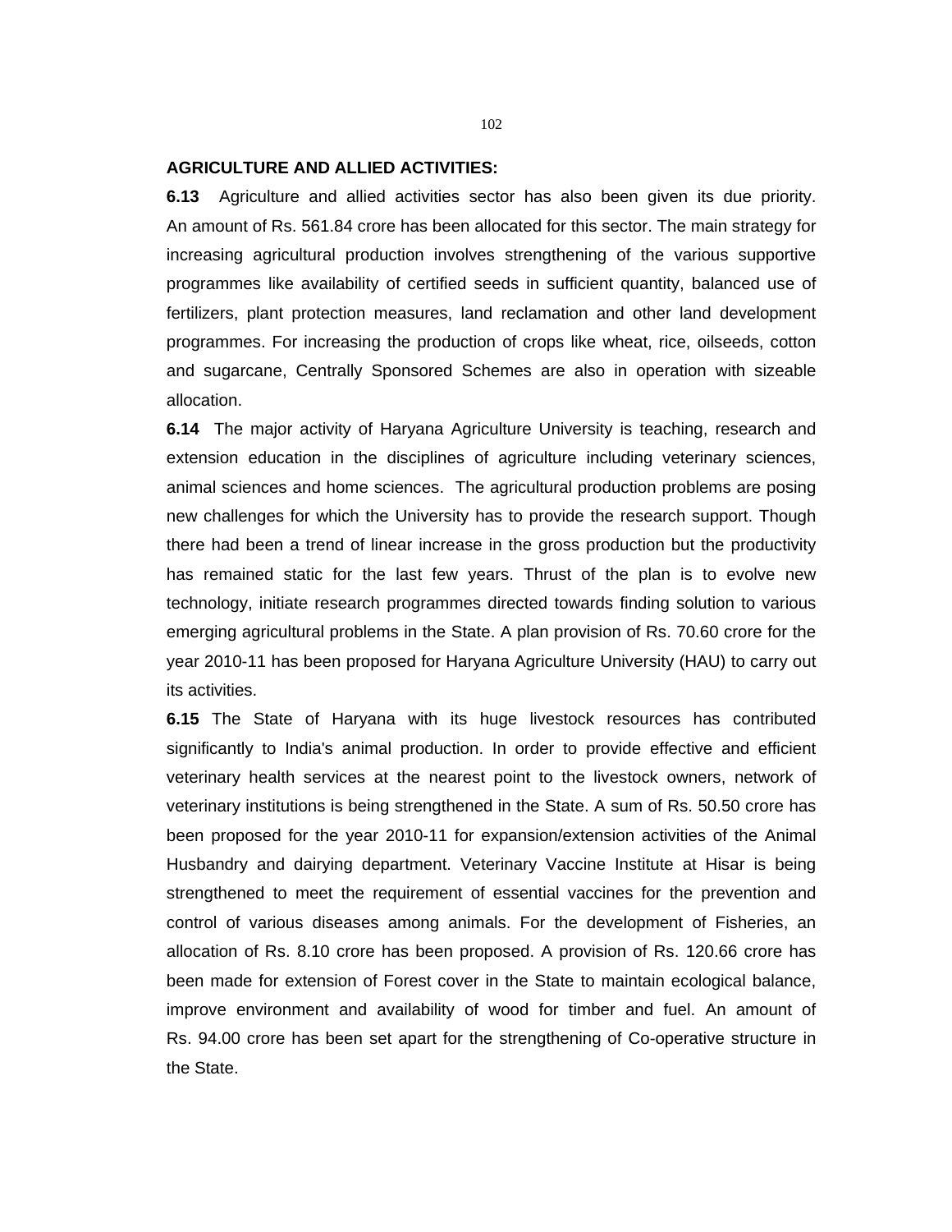**AGRICULTURE AND ALLIED ACTIVITIES:**

**6.13** Agriculture and allied activities sector has also been given its due priority. An amount of Rs. 561.84 crore has been allocated for this sector. The main strategy for increasing agricultural production involves strengthening of the various supportive programmes like availability of certified seeds in sufficient quantity, balanced use of fertilizers, plant protection measures, land reclamation and other land development programmes. For increasing the production of crops like wheat, rice, oilseeds, cotton and sugarcane, Centrally Sponsored Schemes are also in operation with sizeable allocation.

**6.14** The major activity of Haryana Agriculture University is teaching, research and extension education in the disciplines of agriculture including veterinary sciences, animal sciences and home sciences. The agricultural production problems are posing new challenges for which the University has to provide the research support. Though there had been a trend of linear increase in the gross production but the productivity has remained static for the last few years. Thrust of the plan is to evolve new technology, initiate research programmes directed towards finding solution to various emerging agricultural problems in the State. A plan provision of Rs. 70.60 crore for the year 2010-11 has been proposed for Haryana Agriculture University (HAU) to carry out its activities.

**6.15** The State of Haryana with its huge livestock resources has contributed significantly to India's animal production. In order to provide effective and efficient veterinary health services at the nearest point to the livestock owners, network of veterinary institutions is being strengthened in the State. A sum of Rs. 50.50 crore has been proposed for the year 2010-11 for expansion/extension activities of the Animal Husbandry and dairying department. Veterinary Vaccine Institute at Hisar is being strengthened to meet the requirement of essential vaccines for the prevention and control of various diseases among animals. For the development of Fisheries, an allocation of Rs. 8.10 crore has been proposed. A provision of Rs. 120.66 crore has been made for extension of Forest cover in the State to maintain ecological balance, improve environment and availability of wood for timber and fuel. An amount of Rs. 94.00 crore has been set apart for the strengthening of Co-operative structure in the State.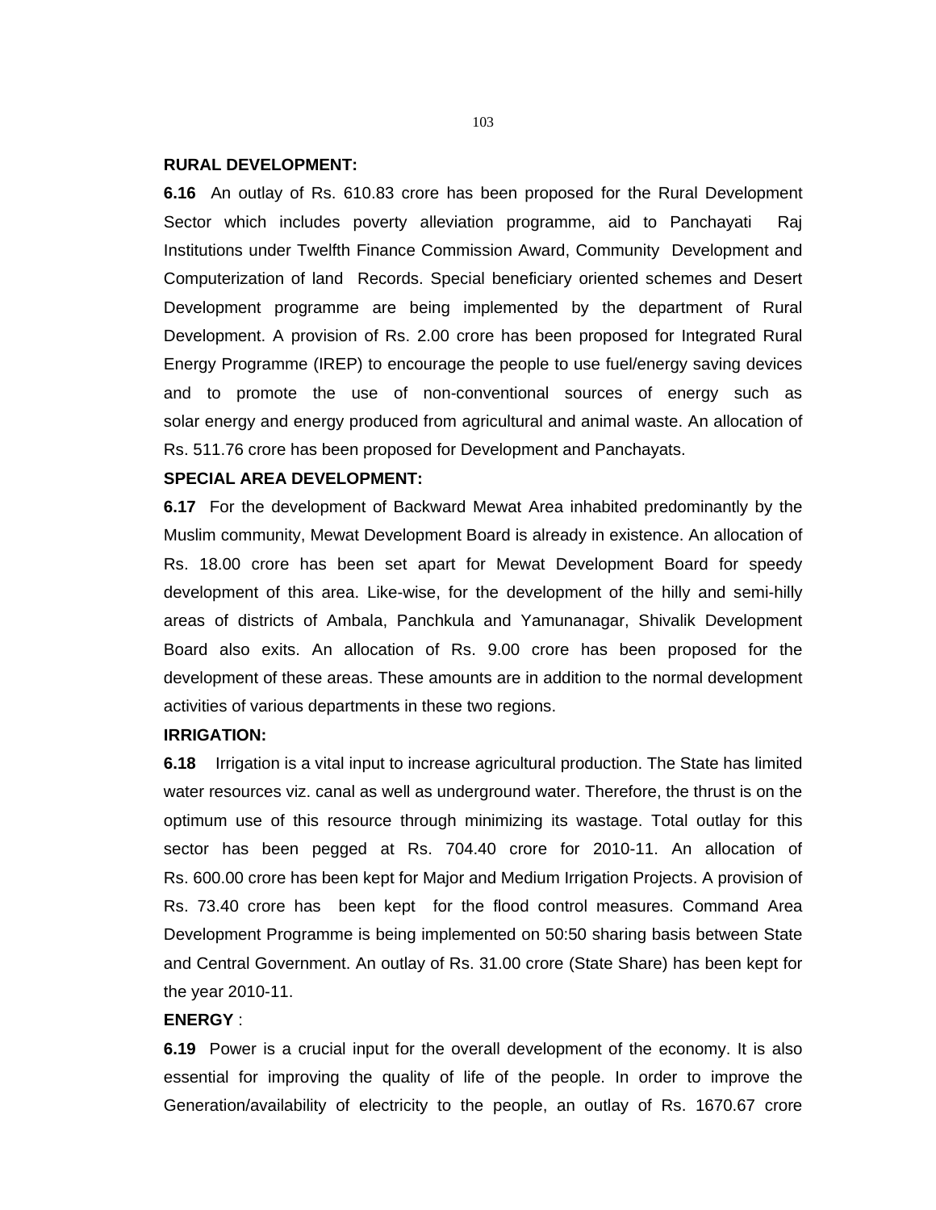**RURAL DEVELOPMENT:**

**6.16** An outlay of Rs. 610.83 crore has been proposed for the Rural Development Sector which includes poverty alleviation programme, aid to Panchayati Raj Institutions under Twelfth Finance Commission Award, Community Development and Computerization of land Records. Special beneficiary oriented schemes and Desert Development programme are being implemented by the department of Rural Development. A provision of Rs. 2.00 crore has been proposed for Integrated Rural Energy Programme (IREP) to encourage the people to use fuel/energy saving devices and to promote the use of non-conventional sources of energy such as solar energy and energy produced from agricultural and animal waste. An allocation of Rs. 511.76 crore has been proposed for Development and Panchayats.

**SPECIAL AREA DEVELOPMENT:**

**6.17** For the development of Backward Mewat Area inhabited predominantly by the Muslim community, Mewat Development Board is already in existence. An allocation of Rs. 18.00 crore has been set apart for Mewat Development Board for speedy development of this area. Like-wise, for the development of the hilly and semi-hilly areas of districts of Ambala, Panchkula and Yamunanagar, Shivalik Development Board also exits. An allocation of Rs. 9.00 crore has been proposed for the development of these areas. These amounts are in addition to the normal development activities of various departments in these two regions.

**IRRIGATION:**

**6.18** Irrigation is a vital input to increase agricultural production. The State has limited water resources viz. canal as well as underground water. Therefore, the thrust is on the optimum use of this resource through minimizing its wastage. Total outlay for this sector has been pegged at Rs. 704.40 crore for 2010-11. An allocation of Rs. 600.00 crore has been kept for Major and Medium Irrigation Projects. A provision of Rs. 73.40 crore has been kept for the flood control measures. Command Area Development Programme is being implemented on 50:50 sharing basis between State and Central Government. An outlay of Rs. 31.00 crore (State Share) has been kept for the year 2010-11.

**ENERGY** :

**6.19** Power is a crucial input for the overall development of the economy. It is also essential for improving the quality of life of the people. In order to improve the Generation/availability of electricity to the people, an outlay of Rs. 1670.67 crore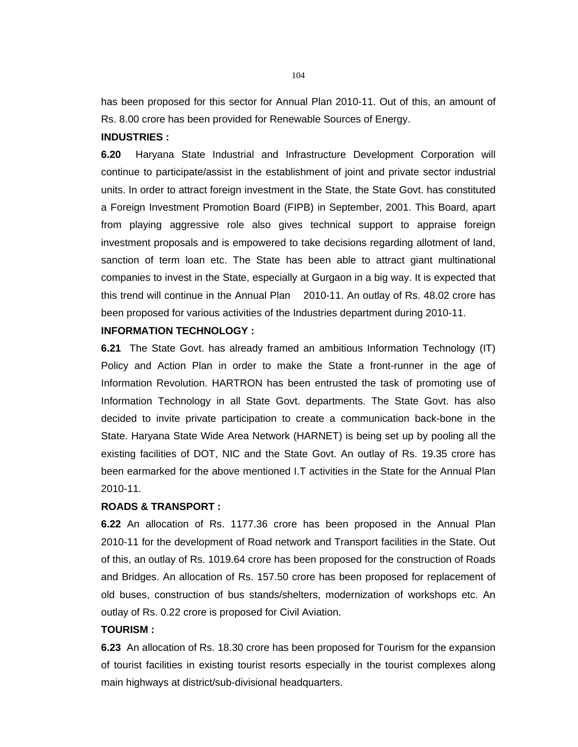has been proposed for this sector for Annual Plan 2010-11. Out of this, an amount of Rs. 8.00 crore has been provided for Renewable Sources of Energy.

**INDUSTRIES :**

**6.20** Haryana State Industrial and Infrastructure Development Corporation will continue to participate/assist in the establishment of joint and private sector industrial units. In order to attract foreign investment in the State, the State Govt. has constituted a Foreign Investment Promotion Board (FIPB) in September, 2001. This Board, apart from playing aggressive role also gives technical support to appraise foreign investment proposals and is empowered to take decisions regarding allotment of land, sanction of term loan etc. The State has been able to attract giant multinational companies to invest in the State, especially at Gurgaon in a big way. It is expected that this trend will continue in the Annual Plan 2010-11. An outlay of Rs. 48.02 crore has been proposed for various activities of the Industries department during 2010-11.

**INFORMATION TECHNOLOGY :**

**6.21** The State Govt. has already framed an ambitious Information Technology (IT) Policy and Action Plan in order to make the State a front-runner in the age of Information Revolution. HARTRON has been entrusted the task of promoting use of Information Technology in all State Govt. departments. The State Govt. has also decided to invite private participation to create a communication back-bone in the State. Haryana State Wide Area Network (HARNET) is being set up by pooling all the existing facilities of DOT, NIC and the State Govt. An outlay of Rs. 19.35 crore has been earmarked for the above mentioned I.T activities in the State for the Annual Plan 2010-11.

**ROADS & TRANSPORT :**

**6.22** An allocation of Rs. 1177.36 crore has been proposed in the Annual Plan 2010-11 for the development of Road network and Transport facilities in the State. Out of this, an outlay of Rs. 1019.64 crore has been proposed for the construction of Roads and Bridges. An allocation of Rs. 157.50 crore has been proposed for replacement of old buses, construction of bus stands/shelters, modernization of workshops etc. An outlay of Rs. 0.22 crore is proposed for Civil Aviation.

**TOURISM :**

**6.23** An allocation of Rs. 18.30 crore has been proposed for Tourism for the expansion of tourist facilities in existing tourist resorts especially in the tourist complexes along main highways at district/sub-divisional headquarters.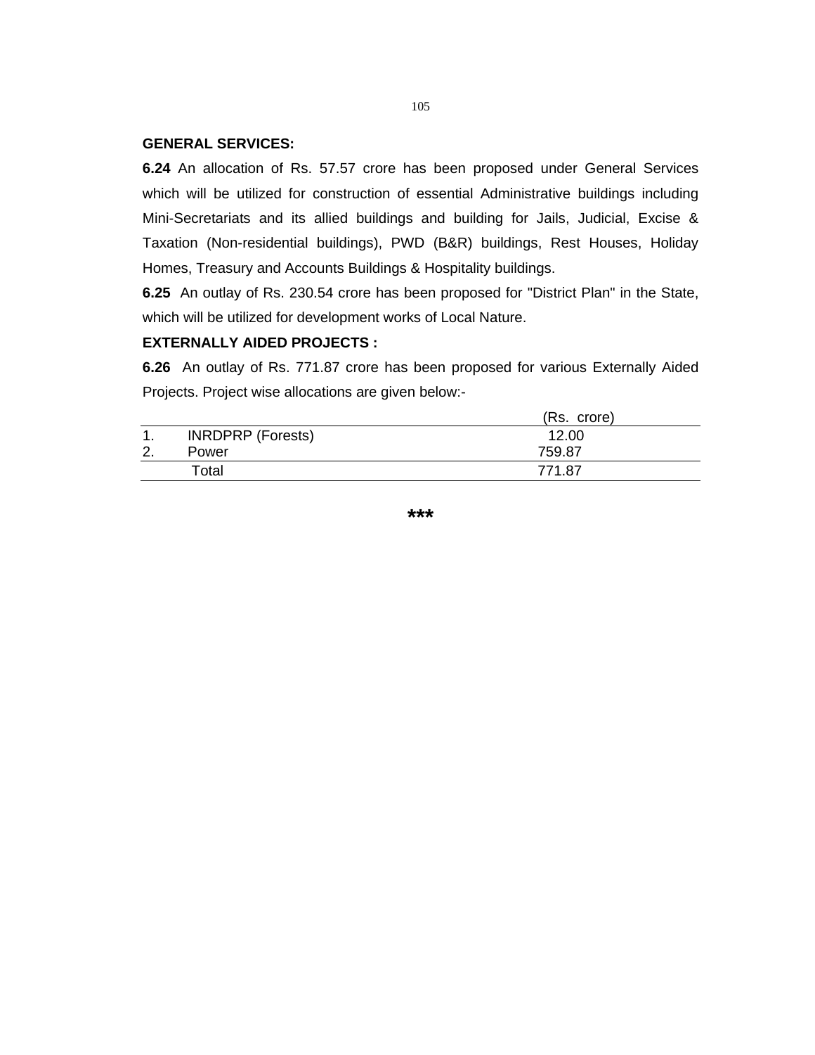**GENERAL SERVICES:**

**6.24** An allocation of Rs. 57.57 crore has been proposed under General Services which will be utilized for construction of essential Administrative buildings including Mini-Secretariats and its allied buildings and building for Jails, Judicial, Excise & Taxation (Non-residential buildings), PWD (B&R) buildings, Rest Houses, Holiday Homes, Treasury and Accounts Buildings & Hospitality buildings.

**6.25** An outlay of Rs. 230.54 crore has been proposed for "District Plan" in the State, which will be utilized for development works of Local Nature.

**EXTERNALLY AIDED PROJECTS :**

**6.26** An outlay of Rs. 771.87 crore has been proposed for various Externally Aided Projects. Project wise allocations are given below:-

| | | (Rs. crore) |
|---|---|---|
| 1. | INRDPRP (Forests) | 12.00 |
| 2. | Power | 759.87 |
| | Total | 771.87 |

***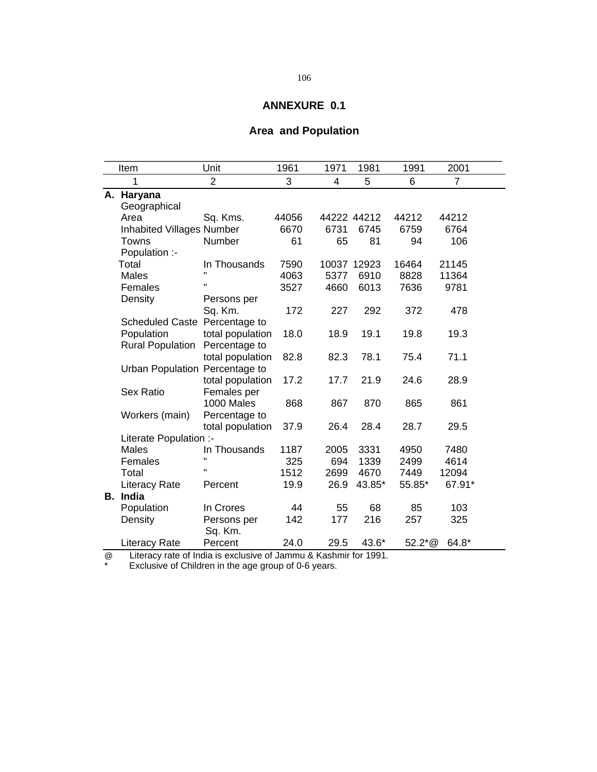## ANNEXURE 0.1

### Area and Population

| Item | Unit | 1961 | 1971 | 1981 | 1991 | 2001 |
|---|---|---|---|---|---|---|
| 1 | 2 | 3 | 4 | 5 | 6 | 7 |
| **A. Haryana** | | | | | | |
| Geographical Area | Sq. Kms. | 44056 | 44222 | 44212 | 44212 | 44212 |
| Inhabited Villages | Number | 6670 | 6731 | 6745 | 6759 | 6764 |
| Towns | Number | 61 | 65 | 81 | 94 | 106 |
| Population :- | | | | | | |
| Total | In Thousands | 7590 | 10037 | 12923 | 16464 | 21145 |
| Males | " | 4063 | 5377 | 6910 | 8828 | 11364 |
| Females | " | 3527 | 4660 | 6013 | 7636 | 9781 |
| Density | Persons per Sq. Km. | 172 | 227 | 292 | 372 | 478 |
| Scheduled Caste Population | Percentage to total population | 18.0 | 18.9 | 19.1 | 19.8 | 19.3 |
| Rural Population | Percentage to total population | 82.8 | 82.3 | 78.1 | 75.4 | 71.1 |
| Urban Population | Percentage to total population | 17.2 | 17.7 | 21.9 | 24.6 | 28.9 |
| Sex Ratio | Females per 1000 Males | 868 | 867 | 870 | 865 | 861 |
| Workers (main) | Percentage to total population | 37.9 | 26.4 | 28.4 | 28.7 | 29.5 |
| Literate Population :- | | | | | | |
| Males | In Thousands | 1187 | 2005 | 3331 | 4950 | 7480 |
| Females | " | 325 | 694 | 1339 | 2499 | 4614 |
| Total | " | 1512 | 2699 | 4670 | 7449 | 12094 |
| Literacy Rate | Percent | 19.9 | 26.9 | 43.85* | 55.85* | 67.91* |
| **B. India** | | | | | | |
| Population | In Crores | 44 | 55 | 68 | 85 | 103 |
| Density | Persons per Sq. Km. | 142 | 177 | 216 | 257 | 325 |
| Literacy Rate | Percent | 24.0 | 29.5 | 43.6* | 52.2*@ | 64.8* |

@ Literacy rate of India is exclusive of Jammu & Kashmir for 1991.

\* Exclusive of Children in the age group of 0-6 years.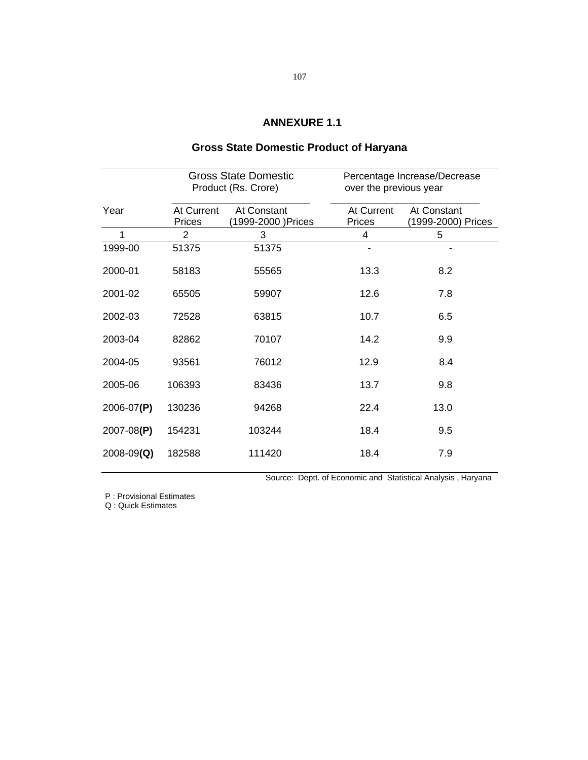## ANNEXURE 1.1

### Gross State Domestic Product of Haryana

| Year | Gross State Domestic Product (Rs. Crore) | | Percentage Increase/Decrease over the previous year | |
|---|---|---|---|---|
| | At Current Prices | At Constant (1999-2000 )Prices | At Current Prices | At Constant (1999-2000) Prices |
| 1 | 2 | 3 | 4 | 5 |
| 1999-00 | 51375 | 51375 | - | - |
| 2000-01 | 58183 | 55565 | 13.3 | 8.2 |
| 2001-02 | 65505 | 59907 | 12.6 | 7.8 |
| 2002-03 | 72528 | 63815 | 10.7 | 6.5 |
| 2003-04 | 82862 | 70107 | 14.2 | 9.9 |
| 2004-05 | 93561 | 76012 | 12.9 | 8.4 |
| 2005-06 | 106393 | 83436 | 13.7 | 9.8 |
| 2006-07**(P)** | 130236 | 94268 | 22.4 | 13.0 |
| 2007-08**(P)** | 154231 | 103244 | 18.4 | 9.5 |
| 2008-09**(Q)** | 182588 | 111420 | 18.4 | 7.9 |

Source: Deptt. of Economic and Statistical Analysis , Haryana

P : Provisional Estimates
Q : Quick Estimates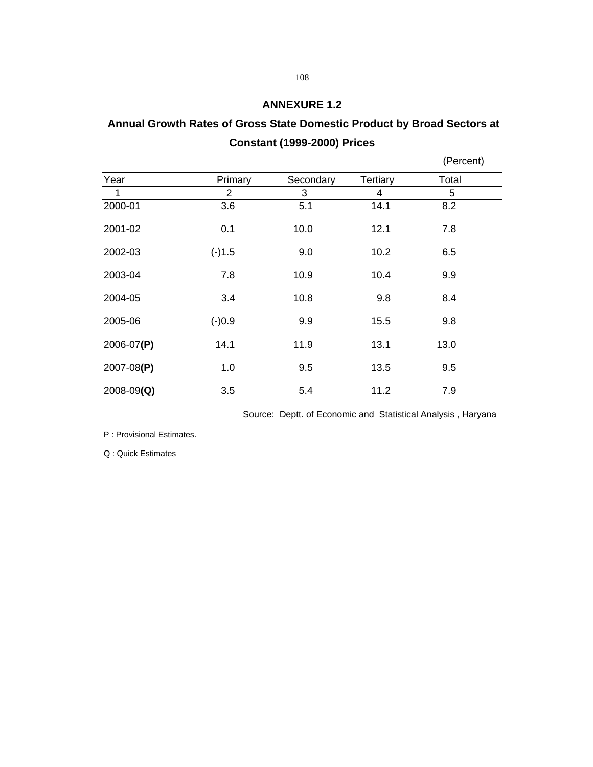## ANNEXURE 1.2

## Annual Growth Rates of Gross State Domestic Product by Broad Sectors at Constant (1999-2000) Prices

(Percent)

| Year | Primary | Secondary | Tertiary | Total |
|---|---|---|---|---|
| 1 | 2 | 3 | 4 | 5 |
| 2000-01 | 3.6 | 5.1 | 14.1 | 8.2 |
| 2001-02 | 0.1 | 10.0 | 12.1 | 7.8 |
| 2002-03 | (-)1.5 | 9.0 | 10.2 | 6.5 |
| 2003-04 | 7.8 | 10.9 | 10.4 | 9.9 |
| 2004-05 | 3.4 | 10.8 | 9.8 | 8.4 |
| 2005-06 | (-)0.9 | 9.9 | 15.5 | 9.8 |
| 2006-07**(P)** | 14.1 | 11.9 | 13.1 | 13.0 |
| 2007-08**(P)** | 1.0 | 9.5 | 13.5 | 9.5 |
| 2008-09**(Q)** | 3.5 | 5.4 | 11.2 | 7.9 |

Source: Deptt. of Economic and Statistical Analysis , Haryana

P : Provisional Estimates.

Q : Quick Estimates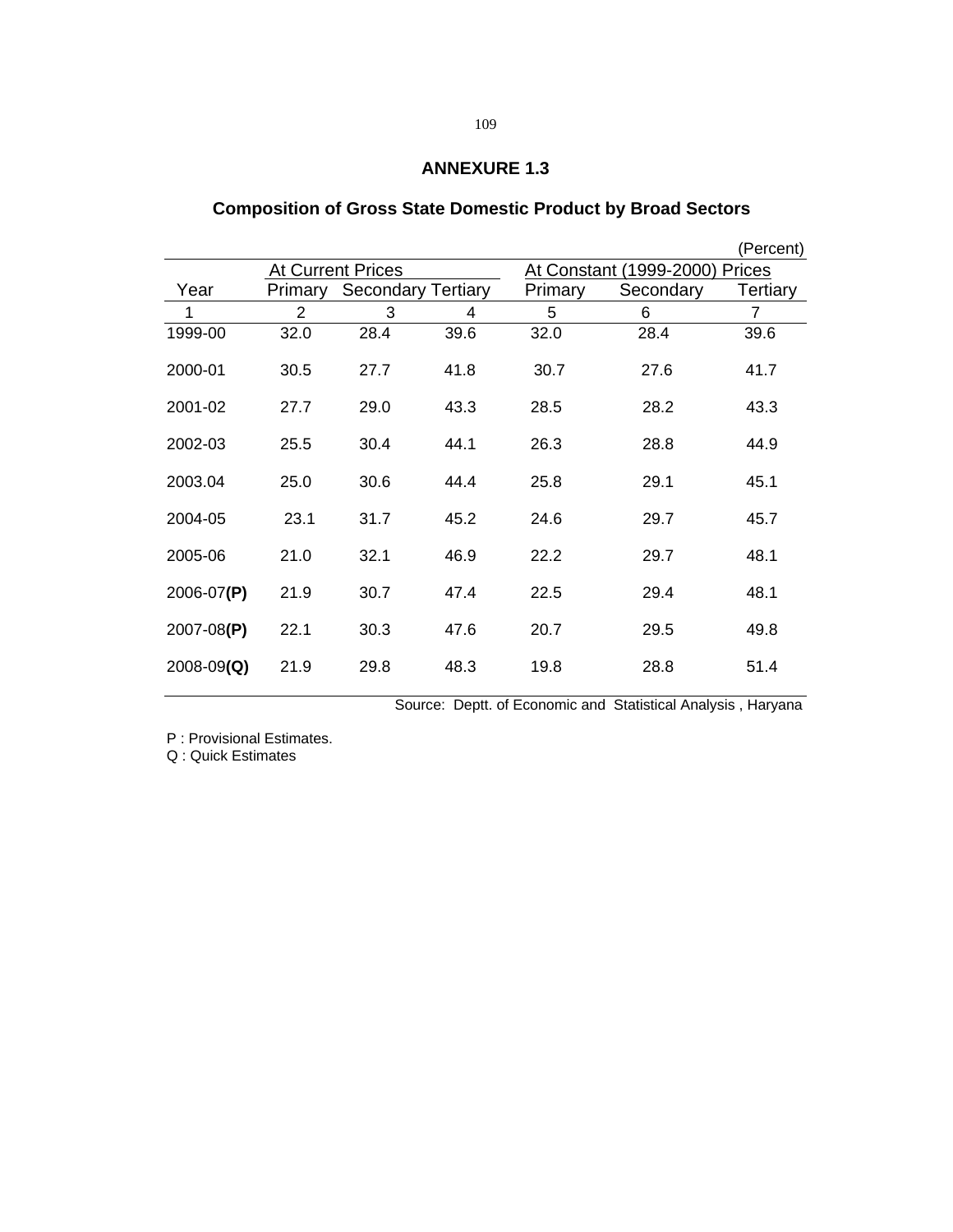## ANNEXURE 1.3

### Composition of Gross State Domestic Product by Broad Sectors

(Percent)

| Year | At Current Prices | | | At Constant (1999-2000) Prices | | |
|---|---|---|---|---|---|---|
| | Primary | Secondary | Tertiary | Primary | Secondary | Tertiary |
| 1 | 2 | 3 | 4 | 5 | 6 | 7 |
| 1999-00 | 32.0 | 28.4 | 39.6 | 32.0 | 28.4 | 39.6 |
| 2000-01 | 30.5 | 27.7 | 41.8 | 30.7 | 27.6 | 41.7 |
| 2001-02 | 27.7 | 29.0 | 43.3 | 28.5 | 28.2 | 43.3 |
| 2002-03 | 25.5 | 30.4 | 44.1 | 26.3 | 28.8 | 44.9 |
| 2003.04 | 25.0 | 30.6 | 44.4 | 25.8 | 29.1 | 45.1 |
| 2004-05 | 23.1 | 31.7 | 45.2 | 24.6 | 29.7 | 45.7 |
| 2005-06 | 21.0 | 32.1 | 46.9 | 22.2 | 29.7 | 48.1 |
| 2006-07**(P)** | 21.9 | 30.7 | 47.4 | 22.5 | 29.4 | 48.1 |
| 2007-08**(P)** | 22.1 | 30.3 | 47.6 | 20.7 | 29.5 | 49.8 |
| 2008-09**(Q)** | 21.9 | 29.8 | 48.3 | 19.8 | 28.8 | 51.4 |

Source: Deptt. of Economic and Statistical Analysis , Haryana

P : Provisional Estimates.
Q : Quick Estimates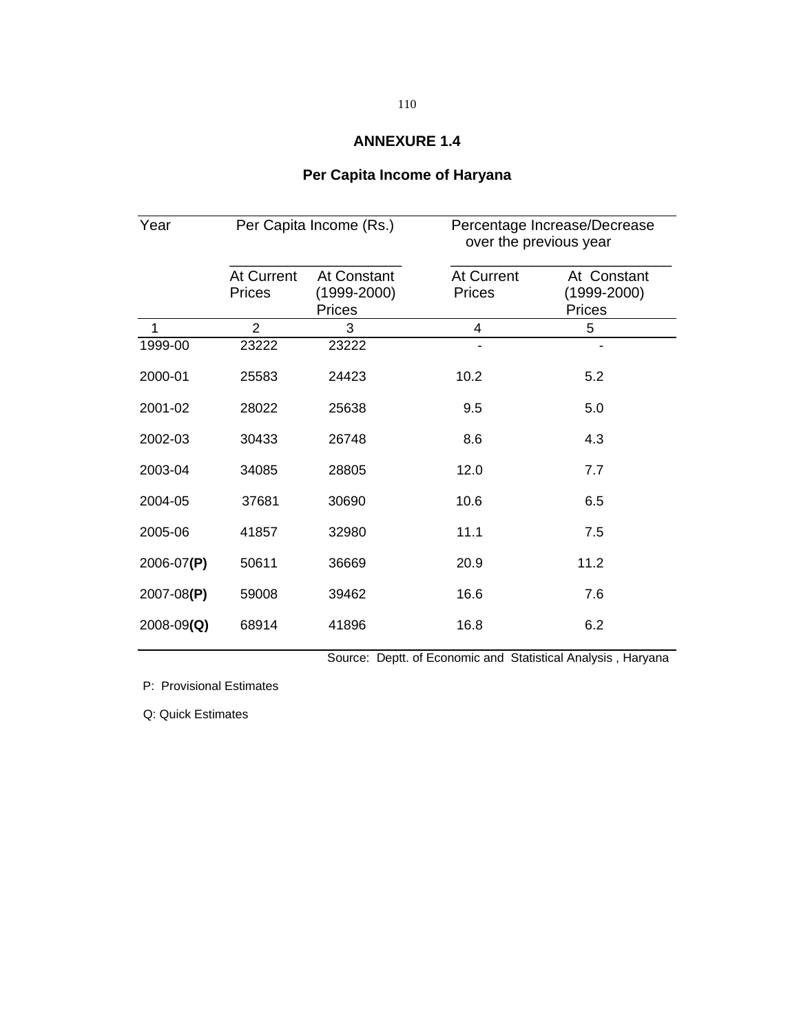# ANNEXURE 1.4

## Per Capita Income of Haryana

| Year | Per Capita Income (Rs.) | | Percentage Increase/Decrease over the previous year | |
|---|---|---|---|---|
| | At Current Prices | At Constant (1999-2000) Prices | At Current Prices | At Constant (1999-2000) Prices |
| 1 | 2 | 3 | 4 | 5 |
| 1999-00 | 23222 | 23222 | - | - |
| 2000-01 | 25583 | 24423 | 10.2 | 5.2 |
| 2001-02 | 28022 | 25638 | 9.5 | 5.0 |
| 2002-03 | 30433 | 26748 | 8.6 | 4.3 |
| 2003-04 | 34085 | 28805 | 12.0 | 7.7 |
| 2004-05 | 37681 | 30690 | 10.6 | 6.5 |
| 2005-06 | 41857 | 32980 | 11.1 | 7.5 |
| 2006-07**(P)** | 50611 | 36669 | 20.9 | 11.2 |
| 2007-08**(P)** | 59008 | 39462 | 16.6 | 7.6 |
| 2008-09**(Q)** | 68914 | 41896 | 16.8 | 6.2 |

Source: Deptt. of Economic and Statistical Analysis , Haryana

P: Provisional Estimates

Q: Quick Estimates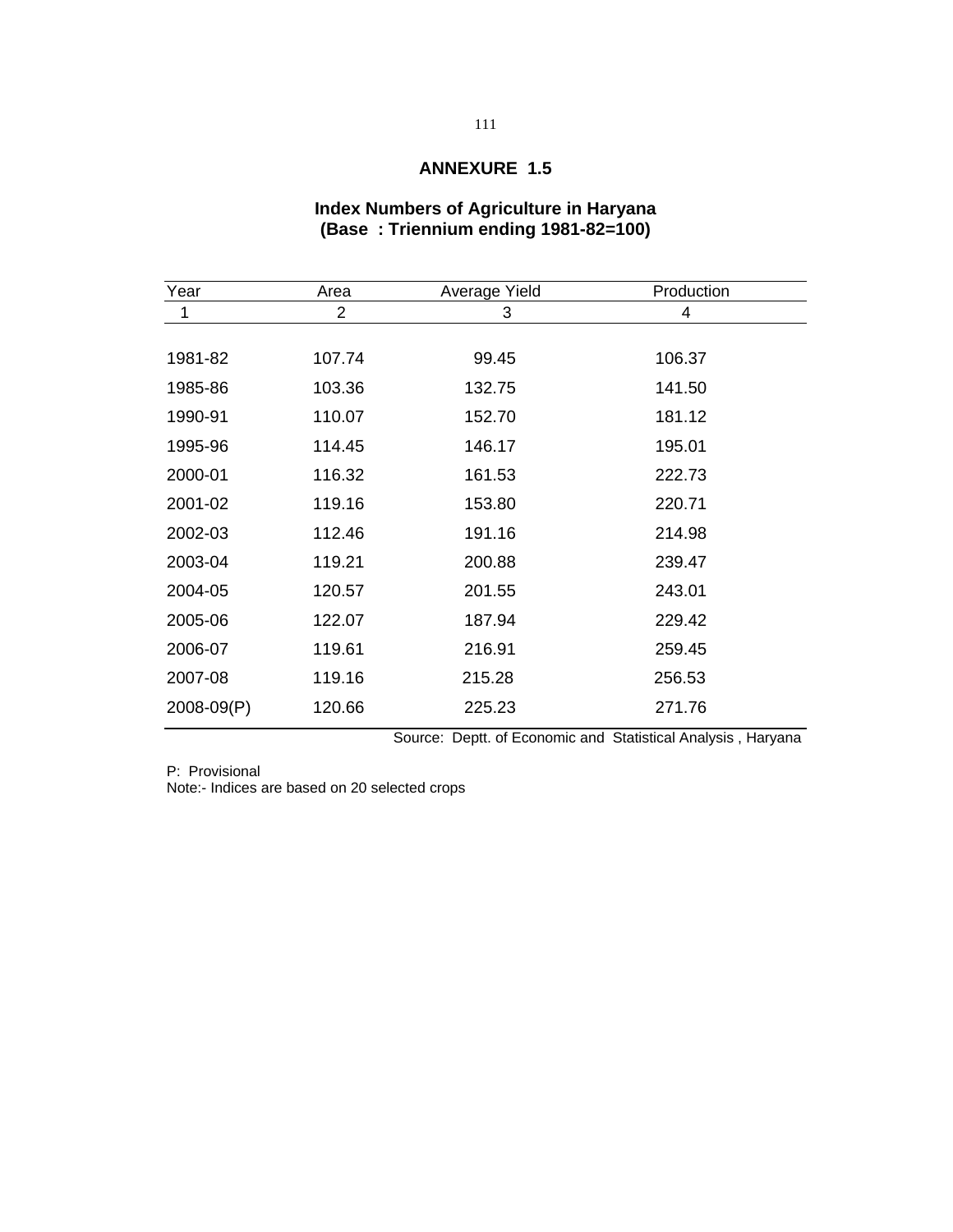## ANNEXURE 1.5

### Index Numbers of Agriculture in Haryana
### (Base : Triennium ending 1981-82=100)

| Year | Area | Average Yield | Production |
|---|---|---|---|
| 1 | 2 | 3 | 4 |
| 1981-82 | 107.74 | 99.45 | 106.37 |
| 1985-86 | 103.36 | 132.75 | 141.50 |
| 1990-91 | 110.07 | 152.70 | 181.12 |
| 1995-96 | 114.45 | 146.17 | 195.01 |
| 2000-01 | 116.32 | 161.53 | 222.73 |
| 2001-02 | 119.16 | 153.80 | 220.71 |
| 2002-03 | 112.46 | 191.16 | 214.98 |
| 2003-04 | 119.21 | 200.88 | 239.47 |
| 2004-05 | 120.57 | 201.55 | 243.01 |
| 2005-06 | 122.07 | 187.94 | 229.42 |
| 2006-07 | 119.61 | 216.91 | 259.45 |
| 2007-08 | 119.16 | 215.28 | 256.53 |
| 2008-09(P) | 120.66 | 225.23 | 271.76 |

Source: Deptt. of Economic and Statistical Analysis , Haryana

P: Provisional
Note:- Indices are based on 20 selected crops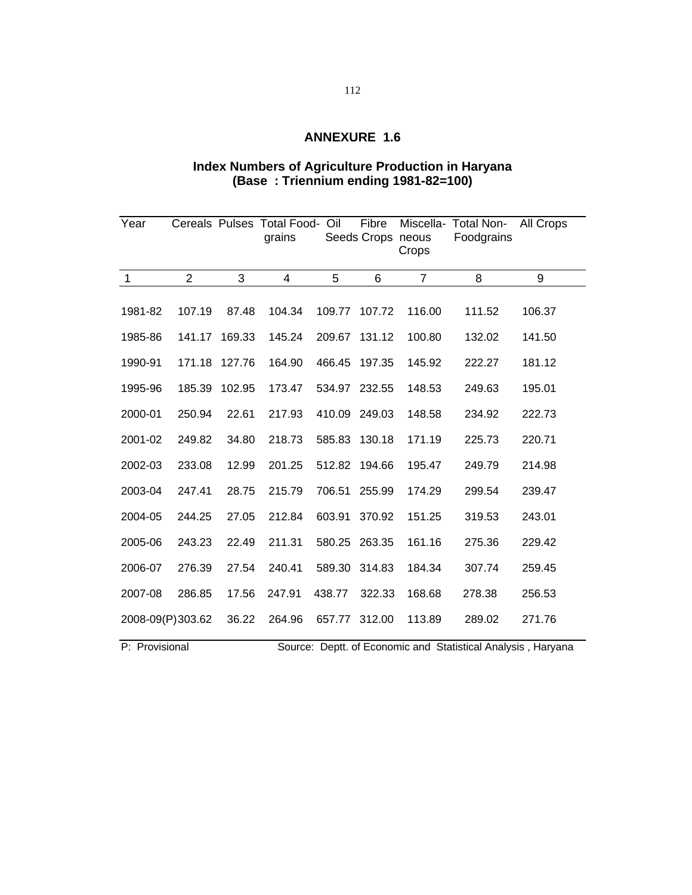## ANNEXURE 1.6

### Index Numbers of Agriculture Production in Haryana (Base : Triennium ending 1981-82=100)

| Year | Cereals | Pulses | Total Food-grains | Oil Seeds | Fibre Crops | Miscella-neous Crops | Total Non-Foodgrains | All Crops |
|---|---|---|---|---|---|---|---|---|
| 1 | 2 | 3 | 4 | 5 | 6 | 7 | 8 | 9 |
| 1981-82 | 107.19 | 87.48 | 104.34 | 109.77 | 107.72 | 116.00 | 111.52 | 106.37 |
| 1985-86 | 141.17 | 169.33 | 145.24 | 209.67 | 131.12 | 100.80 | 132.02 | 141.50 |
| 1990-91 | 171.18 | 127.76 | 164.90 | 466.45 | 197.35 | 145.92 | 222.27 | 181.12 |
| 1995-96 | 185.39 | 102.95 | 173.47 | 534.97 | 232.55 | 148.53 | 249.63 | 195.01 |
| 2000-01 | 250.94 | 22.61 | 217.93 | 410.09 | 249.03 | 148.58 | 234.92 | 222.73 |
| 2001-02 | 249.82 | 34.80 | 218.73 | 585.83 | 130.18 | 171.19 | 225.73 | 220.71 |
| 2002-03 | 233.08 | 12.99 | 201.25 | 512.82 | 194.66 | 195.47 | 249.79 | 214.98 |
| 2003-04 | 247.41 | 28.75 | 215.79 | 706.51 | 255.99 | 174.29 | 299.54 | 239.47 |
| 2004-05 | 244.25 | 27.05 | 212.84 | 603.91 | 370.92 | 151.25 | 319.53 | 243.01 |
| 2005-06 | 243.23 | 22.49 | 211.31 | 580.25 | 263.35 | 161.16 | 275.36 | 229.42 |
| 2006-07 | 276.39 | 27.54 | 240.41 | 589.30 | 314.83 | 184.34 | 307.74 | 259.45 |
| 2007-08 | 286.85 | 17.56 | 247.91 | 438.77 | 322.33 | 168.68 | 278.38 | 256.53 |
| 2008-09(P) | 303.62 | 36.22 | 264.96 | 657.77 | 312.00 | 113.89 | 289.02 | 271.76 |

P: Provisional

Source: Deptt. of Economic and Statistical Analysis , Haryana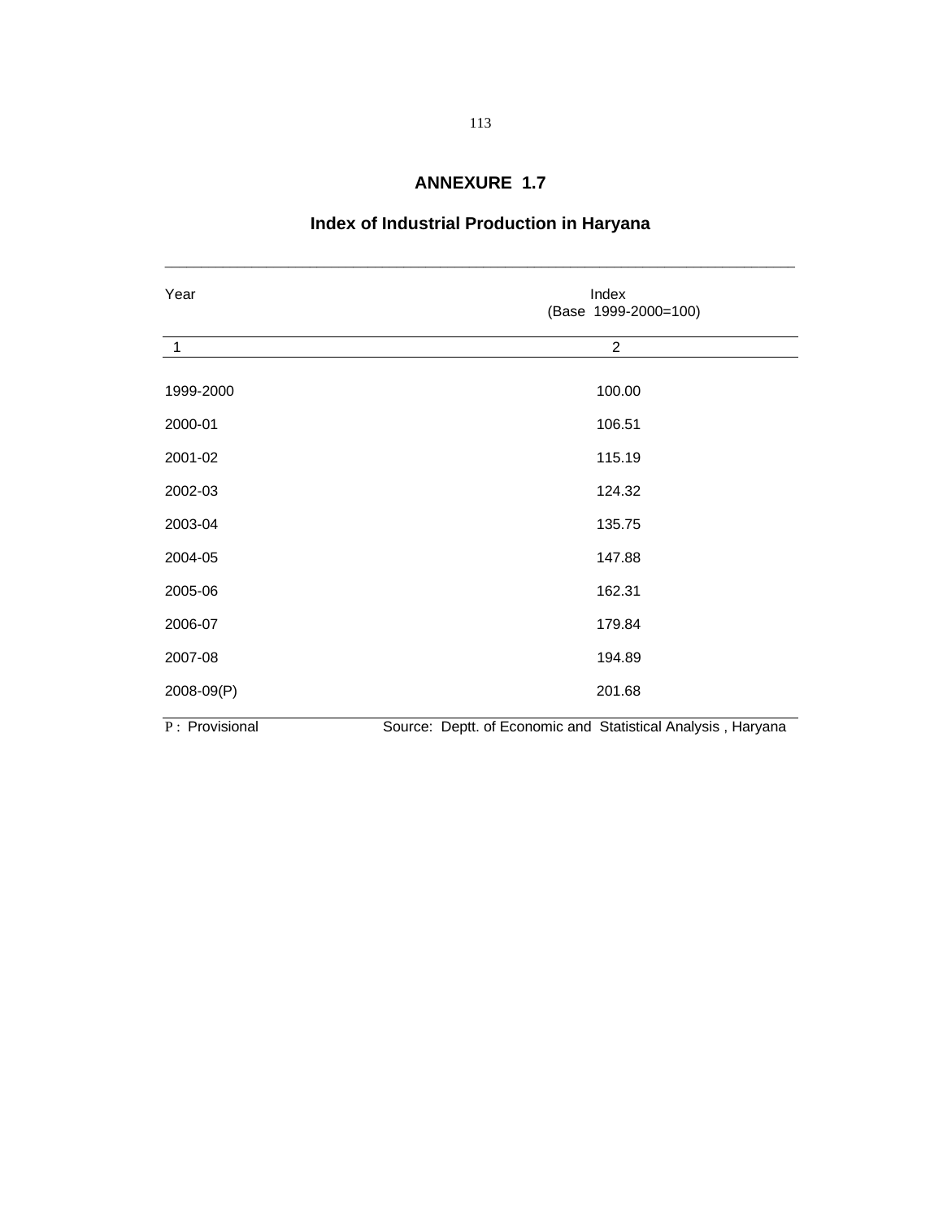# ANNEXURE 1.7

## Index of Industrial Production in Haryana

| Year | Index (Base 1999-2000=100) |
|---|---|
| 1 | 2 |
| 1999-2000 | 100.00 |
| 2000-01 | 106.51 |
| 2001-02 | 115.19 |
| 2002-03 | 124.32 |
| 2003-04 | 135.75 |
| 2004-05 | 147.88 |
| 2005-06 | 162.31 |
| 2006-07 | 179.84 |
| 2007-08 | 194.89 |
| 2008-09(P) | 201.68 |

P : Provisional

Source: Deptt. of Economic and Statistical Analysis , Haryana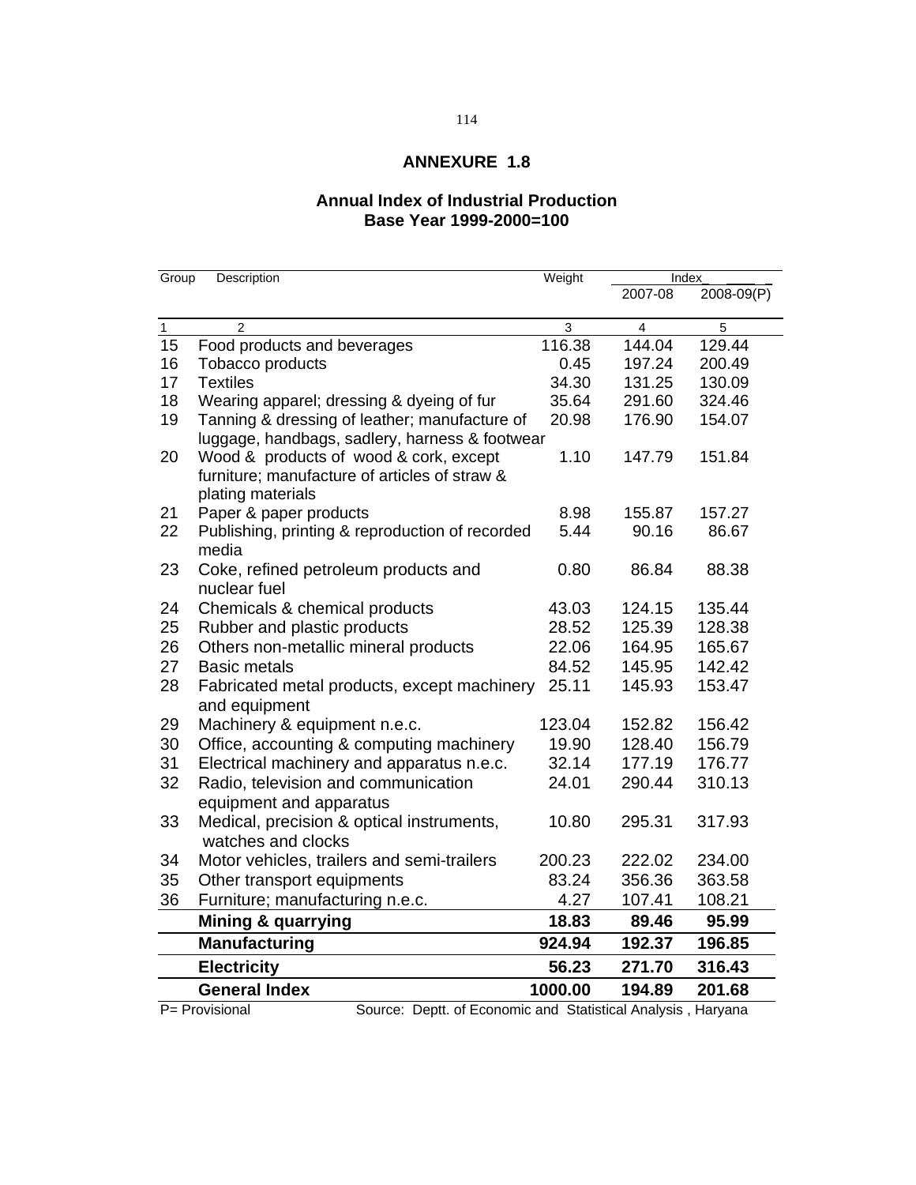# ANNEXURE 1.8

## Annual Index of Industrial Production
## Base Year 1999-2000=100

| Group | Description | Weight | Index | |
|---|---|---|---|---|
| | | | 2007-08 | 2008-09(P) |
| 1 | 2 | 3 | 4 | 5 |
| 15 | Food products and beverages | 116.38 | 144.04 | 129.44 |
| 16 | Tobacco products | 0.45 | 197.24 | 200.49 |
| 17 | Textiles | 34.30 | 131.25 | 130.09 |
| 18 | Wearing apparel; dressing & dyeing of fur | 35.64 | 291.60 | 324.46 |
| 19 | Tanning & dressing of leather; manufacture of luggage, handbags, sadlery, harness & footwear | 20.98 | 176.90 | 154.07 |
| 20 | Wood & products of wood & cork, except furniture; manufacture of articles of straw & plating materials | 1.10 | 147.79 | 151.84 |
| 21 | Paper & paper products | 8.98 | 155.87 | 157.27 |
| 22 | Publishing, printing & reproduction of recorded media | 5.44 | 90.16 | 86.67 |
| 23 | Coke, refined petroleum products and nuclear fuel | 0.80 | 86.84 | 88.38 |
| 24 | Chemicals & chemical products | 43.03 | 124.15 | 135.44 |
| 25 | Rubber and plastic products | 28.52 | 125.39 | 128.38 |
| 26 | Others non-metallic mineral products | 22.06 | 164.95 | 165.67 |
| 27 | Basic metals | 84.52 | 145.95 | 142.42 |
| 28 | Fabricated metal products, except machinery and equipment | 25.11 | 145.93 | 153.47 |
| 29 | Machinery & equipment n.e.c. | 123.04 | 152.82 | 156.42 |
| 30 | Office, accounting & computing machinery | 19.90 | 128.40 | 156.79 |
| 31 | Electrical machinery and apparatus n.e.c. | 32.14 | 177.19 | 176.77 |
| 32 | Radio, television and communication equipment and apparatus | 24.01 | 290.44 | 310.13 |
| 33 | Medical, precision & optical instruments, watches and clocks | 10.80 | 295.31 | 317.93 |
| 34 | Motor vehicles, trailers and semi-trailers | 200.23 | 222.02 | 234.00 |
| 35 | Other transport equipments | 83.24 | 356.36 | 363.58 |
| 36 | Furniture; manufacturing n.e.c. | 4.27 | 107.41 | 108.21 |
| | **Mining & quarrying** | **18.83** | **89.46** | **95.99** |
| | **Manufacturing** | **924.94** | **192.37** | **196.85** |
| | **Electricity** | **56.23** | **271.70** | **316.43** |
| | **General Index** | **1000.00** | **194.89** | **201.68** |

P= Provisional Source: Deptt. of Economic and Statistical Analysis , Haryana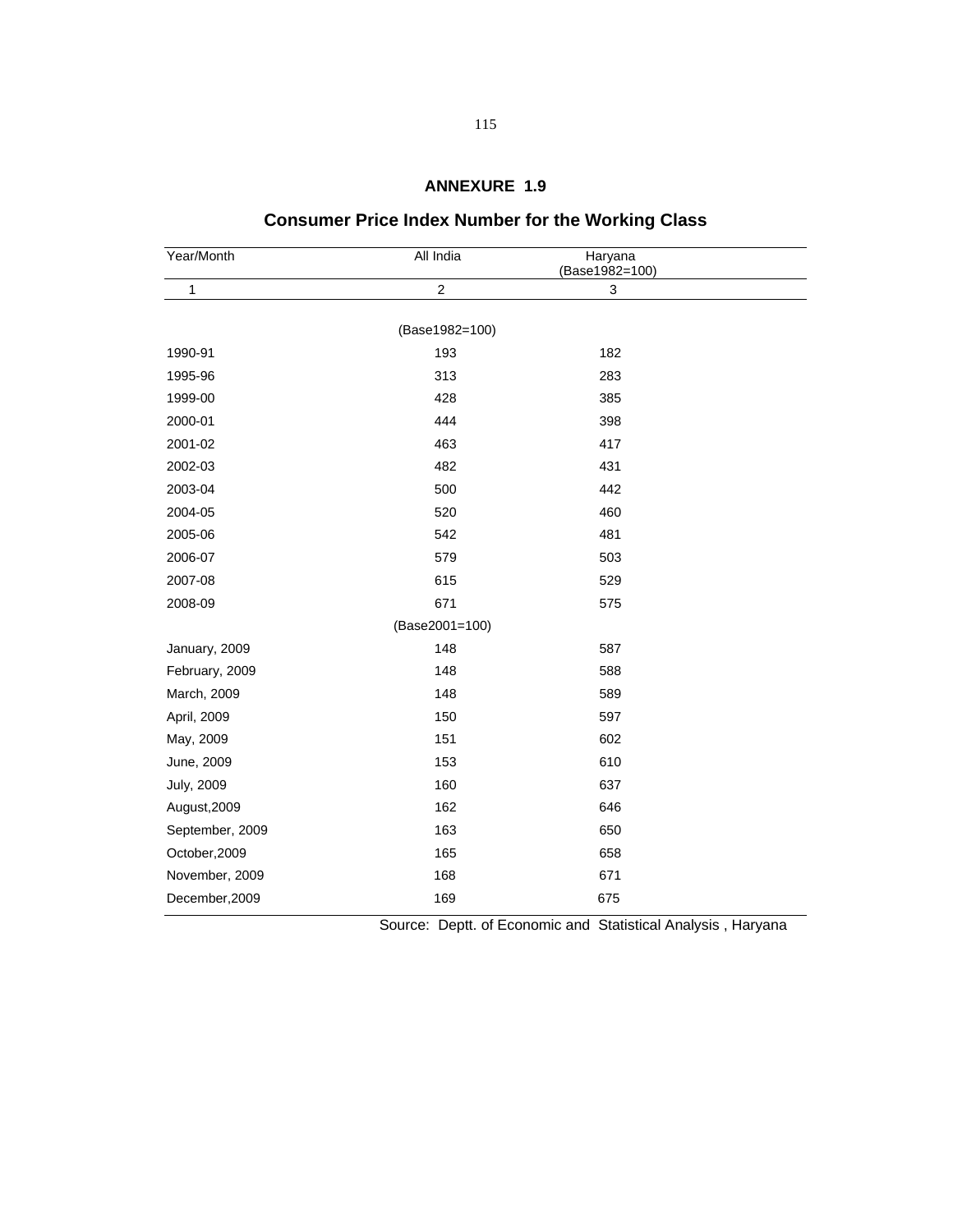**ANNEXURE 1.9**

## Consumer Price Index Number for the Working Class

| Year/Month | All India | Haryana (Base1982=100) |
|---|---|---|
| 1 | 2 | 3 |
| | (Base1982=100) | |
| 1990-91 | 193 | 182 |
| 1995-96 | 313 | 283 |
| 1999-00 | 428 | 385 |
| 2000-01 | 444 | 398 |
| 2001-02 | 463 | 417 |
| 2002-03 | 482 | 431 |
| 2003-04 | 500 | 442 |
| 2004-05 | 520 | 460 |
| 2005-06 | 542 | 481 |
| 2006-07 | 579 | 503 |
| 2007-08 | 615 | 529 |
| 2008-09 | 671 | 575 |
| | (Base2001=100) | |
| January, 2009 | 148 | 587 |
| February, 2009 | 148 | 588 |
| March, 2009 | 148 | 589 |
| April, 2009 | 150 | 597 |
| May, 2009 | 151 | 602 |
| June, 2009 | 153 | 610 |
| July, 2009 | 160 | 637 |
| August,2009 | 162 | 646 |
| September, 2009 | 163 | 650 |
| October,2009 | 165 | 658 |
| November, 2009 | 168 | 671 |
| December,2009 | 169 | 675 |

Source: Deptt. of Economic and Statistical Analysis , Haryana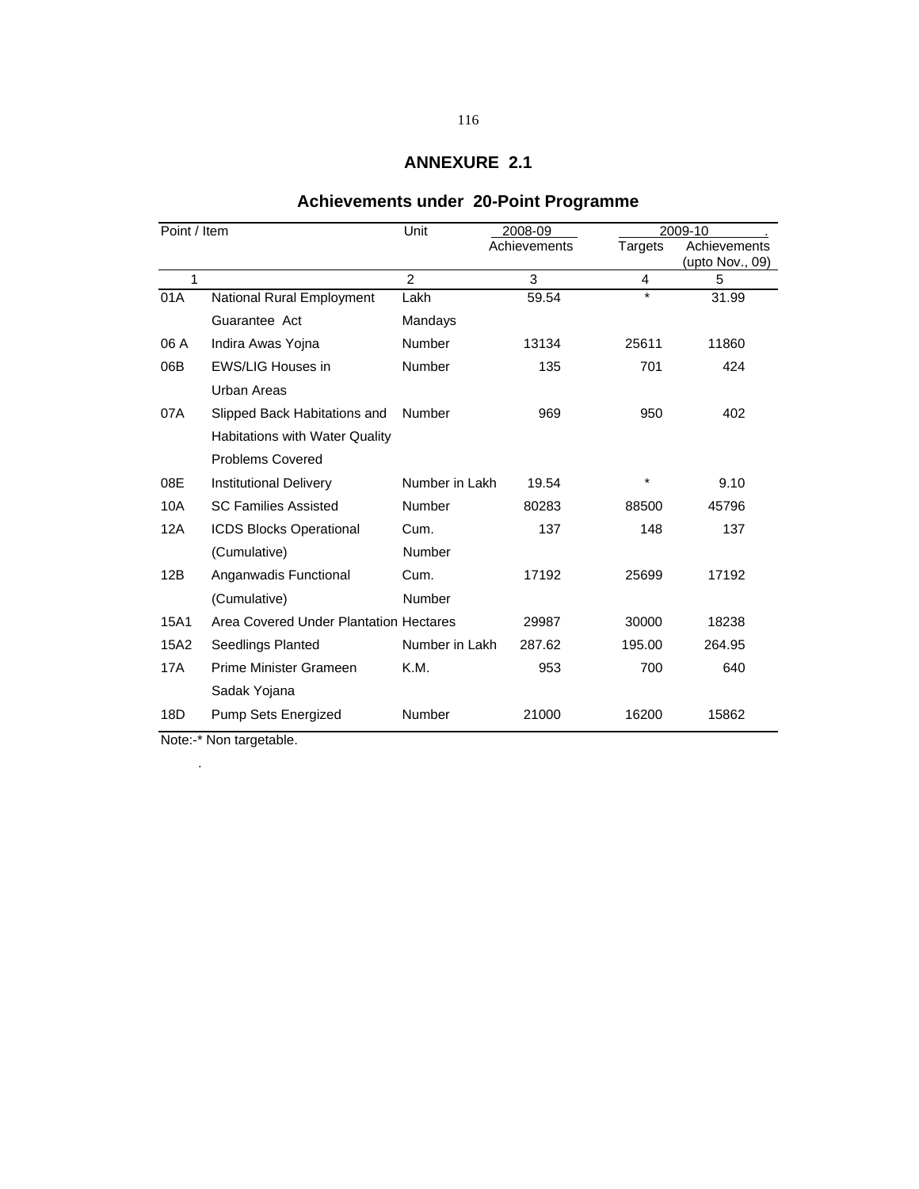# ANNEXURE 2.1

## Achievements under 20-Point Programme

| Point / Item | | Unit | 2008-09 | 2009-10 | |
|---|---|---|---|---|---|
| | | | Achievements | Targets | Achievements (upto Nov., 09) |
| 1 | | 2 | 3 | 4 | 5 |
| 01A | National Rural Employment Guarantee Act | Lakh Mandays | 59.54 | * | 31.99 |
| 06 A | Indira Awas Yojna | Number | 13134 | 25611 | 11860 |
| 06B | EWS/LIG Houses in Urban Areas | Number | 135 | 701 | 424 |
| 07A | Slipped Back Habitations and Habitations with Water Quality Problems Covered | Number | 969 | 950 | 402 |
| 08E | Institutional Delivery | Number in Lakh | 19.54 | * | 9.10 |
| 10A | SC Families Assisted | Number | 80283 | 88500 | 45796 |
| 12A | ICDS Blocks Operational (Cumulative) | Cum. Number | 137 | 148 | 137 |
| 12B | Anganwadis Functional (Cumulative) | Cum. Number | 17192 | 25699 | 17192 |
| 15A1 | Area Covered Under Plantation | Hectares | 29987 | 30000 | 18238 |
| 15A2 | Seedlings Planted | Number in Lakh | 287.62 | 195.00 | 264.95 |
| 17A | Prime Minister Grameen Sadak Yojana | K.M. | 953 | 700 | 640 |
| 18D | Pump Sets Energized | Number | 21000 | 16200 | 15862 |

Note:-* Non targetable.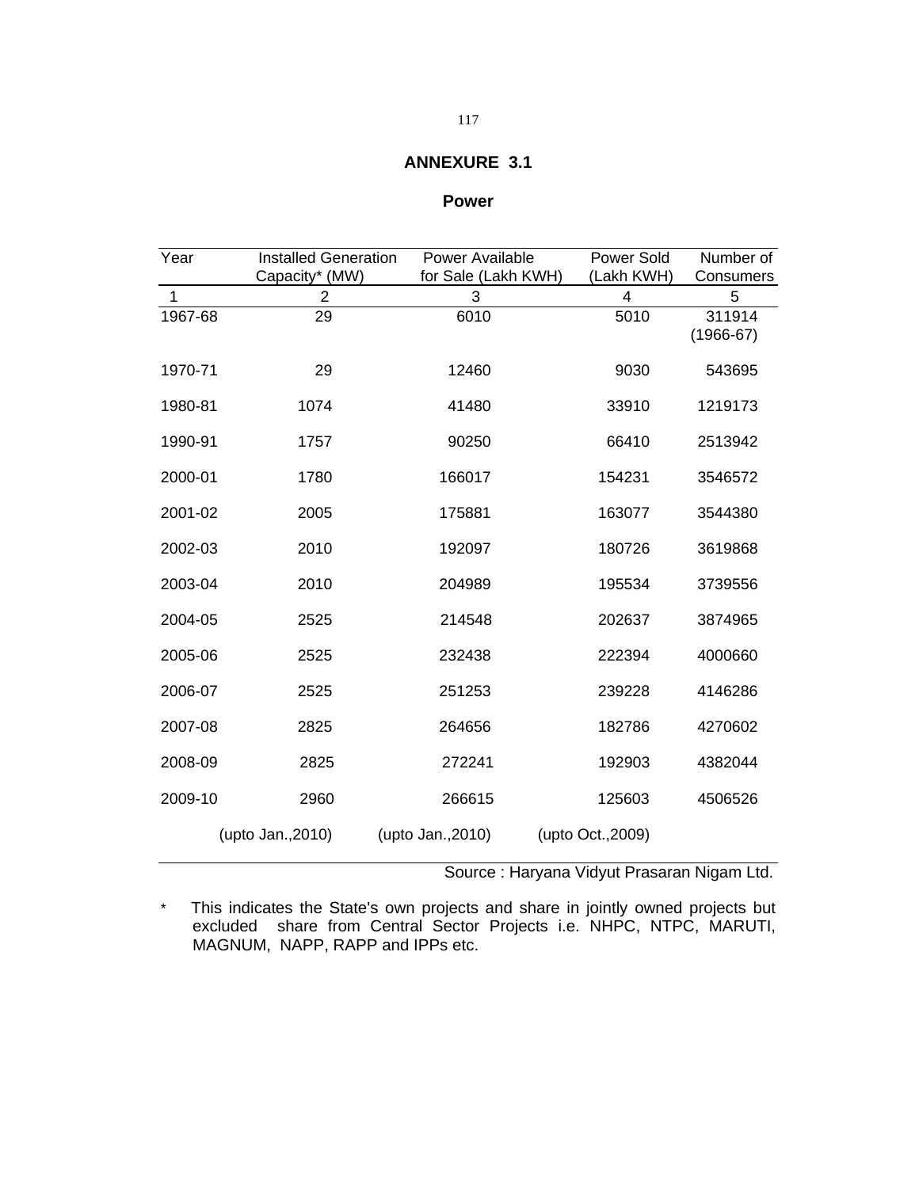# ANNEXURE 3.1

## Power

| Year | Installed Generation Capacity* (MW) | Power Available for Sale (Lakh KWH) | Power Sold (Lakh KWH) | Number of Consumers |
|---|---|---|---|---|
| 1 | 2 | 3 | 4 | 5 |
| 1967-68 | 29 | 6010 | 5010 | 311914 (1966-67) |
| 1970-71 | 29 | 12460 | 9030 | 543695 |
| 1980-81 | 1074 | 41480 | 33910 | 1219173 |
| 1990-91 | 1757 | 90250 | 66410 | 2513942 |
| 2000-01 | 1780 | 166017 | 154231 | 3546572 |
| 2001-02 | 2005 | 175881 | 163077 | 3544380 |
| 2002-03 | 2010 | 192097 | 180726 | 3619868 |
| 2003-04 | 2010 | 204989 | 195534 | 3739556 |
| 2004-05 | 2525 | 214548 | 202637 | 3874965 |
| 2005-06 | 2525 | 232438 | 222394 | 4000660 |
| 2006-07 | 2525 | 251253 | 239228 | 4146286 |
| 2007-08 | 2825 | 264656 | 182786 | 4270602 |
| 2008-09 | 2825 | 272241 | 192903 | 4382044 |
| 2009-10 | 2960 | 266615 | 125603 | 4506526 |
| | (upto Jan.,2010) | (upto Jan.,2010) | (upto Oct.,2009) | |

Source : Haryana Vidyut Prasaran Nigam Ltd.

\* This indicates the State's own projects and share in jointly owned projects but excluded share from Central Sector Projects i.e. NHPC, NTPC, MARUTI, MAGNUM, NAPP, RAPP and IPPs etc.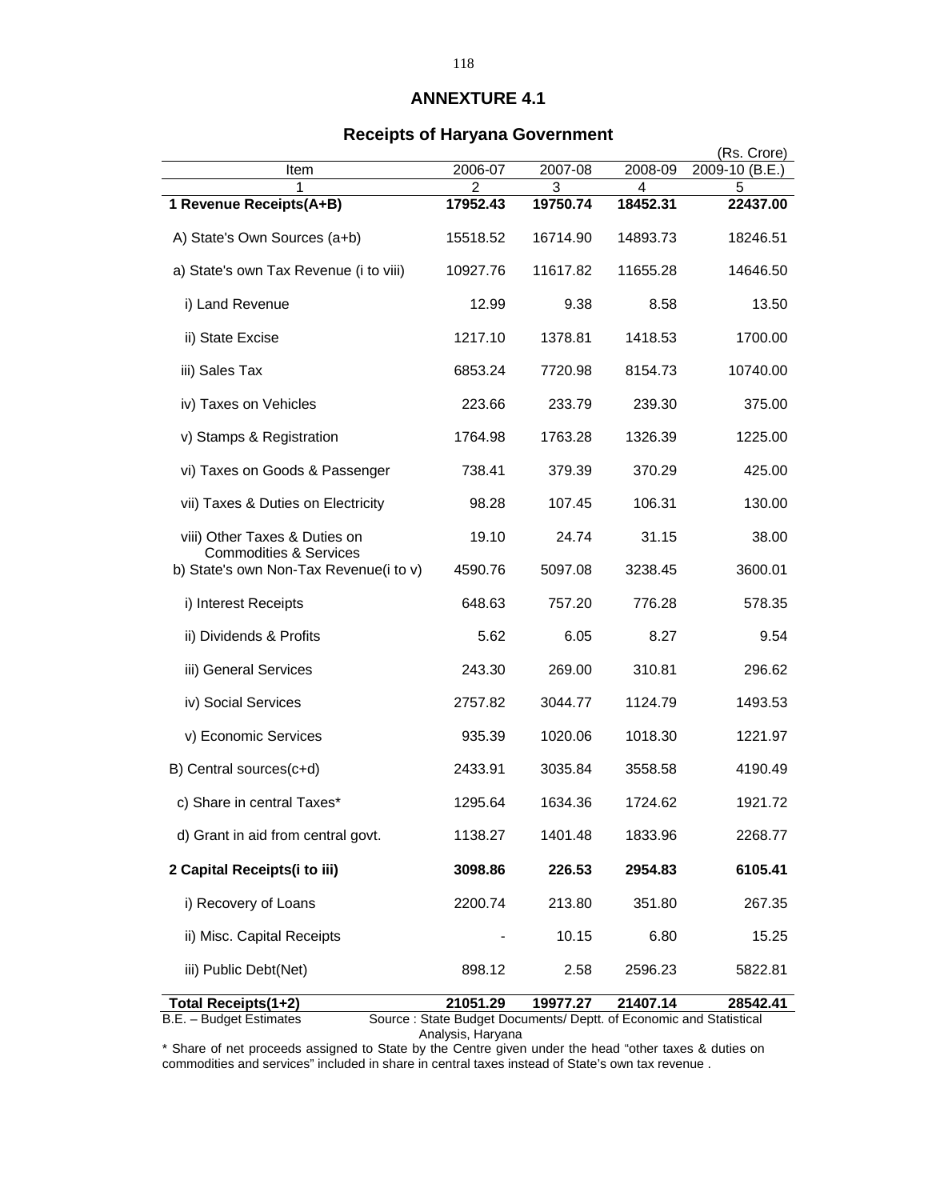## ANNEXTURE 4.1

### Receipts of Haryana Government

(Rs. Crore)

| Item | 2006-07 | 2007-08 | 2008-09 | 2009-10 (B.E.) |
|---|---|---|---|---|
| 1 | 2 | 3 | 4 | 5 |
| **1 Revenue Receipts(A+B)** | **17952.43** | **19750.74** | **18452.31** | **22437.00** |
| A) State's Own Sources (a+b) | 15518.52 | 16714.90 | 14893.73 | 18246.51 |
| a) State's own Tax Revenue (i to viii) | 10927.76 | 11617.82 | 11655.28 | 14646.50 |
| i) Land Revenue | 12.99 | 9.38 | 8.58 | 13.50 |
| ii) State Excise | 1217.10 | 1378.81 | 1418.53 | 1700.00 |
| iii) Sales Tax | 6853.24 | 7720.98 | 8154.73 | 10740.00 |
| iv) Taxes on Vehicles | 223.66 | 233.79 | 239.30 | 375.00 |
| v) Stamps & Registration | 1764.98 | 1763.28 | 1326.39 | 1225.00 |
| vi) Taxes on Goods & Passenger | 738.41 | 379.39 | 370.29 | 425.00 |
| vii) Taxes & Duties on Electricity | 98.28 | 107.45 | 106.31 | 130.00 |
| viii) Other Taxes & Duties on Commodities & Services | 19.10 | 24.74 | 31.15 | 38.00 |
| b) State's own Non-Tax Revenue(i to v) | 4590.76 | 5097.08 | 3238.45 | 3600.01 |
| i) Interest Receipts | 648.63 | 757.20 | 776.28 | 578.35 |
| ii) Dividends & Profits | 5.62 | 6.05 | 8.27 | 9.54 |
| iii) General Services | 243.30 | 269.00 | 310.81 | 296.62 |
| iv) Social Services | 2757.82 | 3044.77 | 1124.79 | 1493.53 |
| v) Economic Services | 935.39 | 1020.06 | 1018.30 | 1221.97 |
| B) Central sources(c+d) | 2433.91 | 3035.84 | 3558.58 | 4190.49 |
| c) Share in central Taxes* | 1295.64 | 1634.36 | 1724.62 | 1921.72 |
| d) Grant in aid from central govt. | 1138.27 | 1401.48 | 1833.96 | 2268.77 |
| **2 Capital Receipts(i to iii)** | **3098.86** | **226.53** | **2954.83** | **6105.41** |
| i) Recovery of Loans | 2200.74 | 213.80 | 351.80 | 267.35 |
| ii) Misc. Capital Receipts | - | 10.15 | 6.80 | 15.25 |
| iii) Public Debt(Net) | 898.12 | 2.58 | 2596.23 | 5822.81 |
| **Total Receipts(1+2)** | **21051.29** | **19977.27** | **21407.14** | **28542.41** |

B.E. – Budget Estimates

Source : State Budget Documents/ Deptt. of Economic and Statistical Analysis, Haryana

\* Share of net proceeds assigned to State by the Centre given under the head "other taxes & duties on commodities and services" included in share in central taxes instead of State's own tax revenue .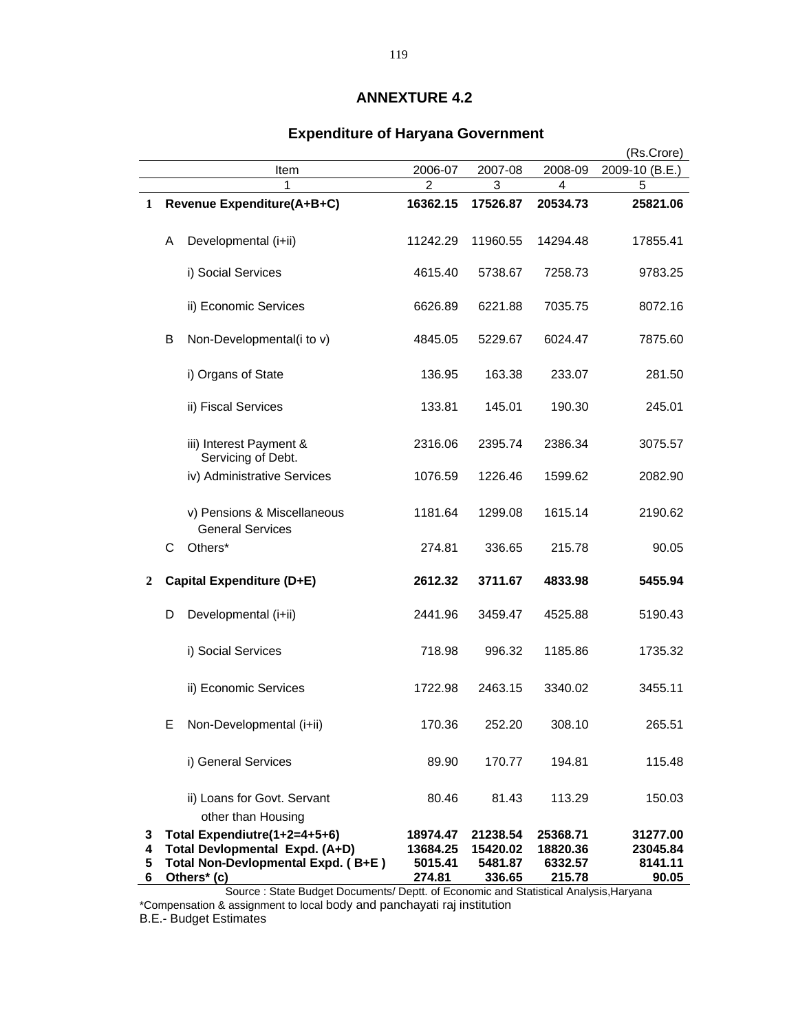## ANNEXTURE 4.2

## Expenditure of Haryana Government

(Rs.Crore)

| | | Item | 2006-07 | 2007-08 | 2008-09 | 2009-10 (B.E.) |
|---|---|---|---|---|---|---|
| | | 1 | 2 | 3 | 4 | 5 |
| **1** | | **Revenue Expenditure(A+B+C)** | **16362.15** | **17526.87** | **20534.73** | **25821.06** |
| | A | Developmental (i+ii) | 11242.29 | 11960.55 | 14294.48 | 17855.41 |
| | | i) Social Services | 4615.40 | 5738.67 | 7258.73 | 9783.25 |
| | | ii) Economic Services | 6626.89 | 6221.88 | 7035.75 | 8072.16 |
| | B | Non-Developmental(i to v) | 4845.05 | 5229.67 | 6024.47 | 7875.60 |
| | | i) Organs of State | 136.95 | 163.38 | 233.07 | 281.50 |
| | | ii) Fiscal Services | 133.81 | 145.01 | 190.30 | 245.01 |
| | | iii) Interest Payment & Servicing of Debt. | 2316.06 | 2395.74 | 2386.34 | 3075.57 |
| | | iv) Administrative Services | 1076.59 | 1226.46 | 1599.62 | 2082.90 |
| | | v) Pensions & Miscellaneous General Services | 1181.64 | 1299.08 | 1615.14 | 2190.62 |
| | C | Others* | 274.81 | 336.65 | 215.78 | 90.05 |
| **2** | | **Capital Expenditure (D+E)** | **2612.32** | **3711.67** | **4833.98** | **5455.94** |
| | D | Developmental (i+ii) | 2441.96 | 3459.47 | 4525.88 | 5190.43 |
| | | i) Social Services | 718.98 | 996.32 | 1185.86 | 1735.32 |
| | | ii) Economic Services | 1722.98 | 2463.15 | 3340.02 | 3455.11 |
| | E | Non-Developmental (i+ii) | 170.36 | 252.20 | 308.10 | 265.51 |
| | | i) General Services | 89.90 | 170.77 | 194.81 | 115.48 |
| | | ii) Loans for Govt. Servant other than Housing | 80.46 | 81.43 | 113.29 | 150.03 |
| **3** | | **Total Expendiutre(1+2=4+5+6)** | **18974.47** | **21238.54** | **25368.71** | **31277.00** |
| **4** | | **Total Devlopmental Expd. (A+D)** | **13684.25** | **15420.02** | **18820.36** | **23045.84** |
| **5** | | **Total Non-Devlopmental Expd. ( B+E )** | **5015.41** | **5481.87** | **6332.57** | **8141.11** |
| **6** | | **Others* (c)** | **274.81** | **336.65** | **215.78** | **90.05** |

Source : State Budget Documents/ Deptt. of Economic and Statistical Analysis,Haryana

*Compensation & assignment to local body and panchayati raj institution

B.E.- Budget Estimates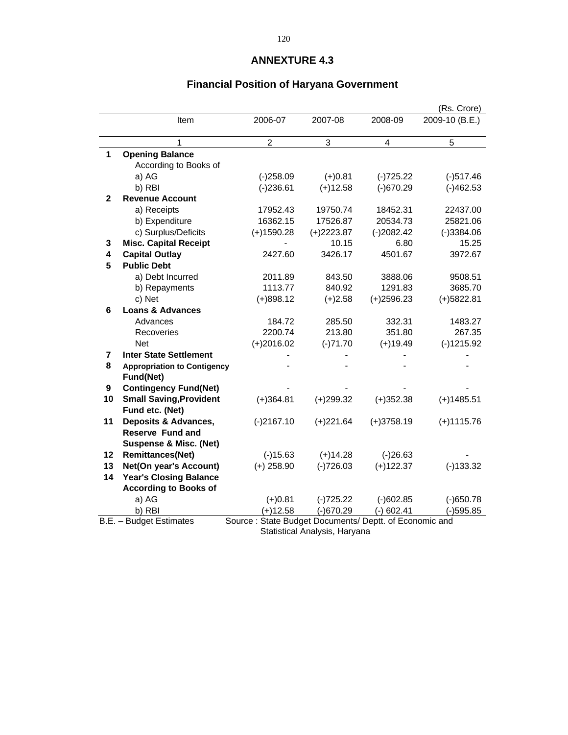## ANNEXTURE 4.3

## Financial Position of Haryana Government

(Rs. Crore)

| | Item | 2006-07 | 2007-08 | 2008-09 | 2009-10 (B.E.) |
|---|---|---|---|---|---|
| | 1 | 2 | 3 | 4 | 5 |
| **1** | **Opening Balance** | | | | |
| | According to Books of | | | | |
| | a) AG | (-)258.09 | (+)0.81 | (-)725.22 | (-)517.46 |
| | b) RBI | (-)236.61 | (+)12.58 | (-)670.29 | (-)462.53 |
| **2** | **Revenue Account** | | | | |
| | a) Receipts | 17952.43 | 19750.74 | 18452.31 | 22437.00 |
| | b) Expenditure | 16362.15 | 17526.87 | 20534.73 | 25821.06 |
| | c) Surplus/Deficits | (+)1590.28 | (+)2223.87 | (-)2082.42 | (-)3384.06 |
| **3** | **Misc. Capital Receipt** | - | 10.15 | 6.80 | 15.25 |
| **4** | **Capital Outlay** | 2427.60 | 3426.17 | 4501.67 | 3972.67 |
| **5** | **Public Debt** | | | | |
| | a) Debt Incurred | 2011.89 | 843.50 | 3888.06 | 9508.51 |
| | b) Repayments | 1113.77 | 840.92 | 1291.83 | 3685.70 |
| | c) Net | (+)898.12 | (+)2.58 | (+)2596.23 | (+)5822.81 |
| **6** | **Loans & Advances** | | | | |
| | Advances | 184.72 | 285.50 | 332.31 | 1483.27 |
| | Recoveries | 2200.74 | 213.80 | 351.80 | 267.35 |
| | Net | (+)2016.02 | (-)71.70 | (+)19.49 | (-)1215.92 |
| **7** | **Inter State Settlement** | - | - | - | - |
| **8** | **Appropriation to Contigency Fund(Net)** | - | - | - | - |
| **9** | **Contingency Fund(Net)** | - | - | - | - |
| **10** | **Small Saving,Provident Fund etc. (Net)** | (+)364.81 | (+)299.32 | (+)352.38 | (+)1485.51 |
| **11** | **Deposits & Advances, Reserve Fund and Suspense & Misc. (Net)** | (-)2167.10 | (+)221.64 | (+)3758.19 | (+)1115.76 |
| **12** | **Remittances(Net)** | (-)15.63 | (+)14.28 | (-)26.63 | - |
| **13** | **Net(On year's Account)** | (+) 258.90 | (-)726.03 | (+)122.37 | (-)133.32 |
| **14** | **Year's Closing Balance According to Books of** | | | | |
| | a) AG | (+)0.81 | (-)725.22 | (-)602.85 | (-)650.78 |
| | b) RBI | (+)12.58 | (-)670.29 | (-) 602.41 | (-)595.85 |

B.E. – Budget Estimates

Source : State Budget Documents/ Deptt. of Economic and Statistical Analysis, Haryana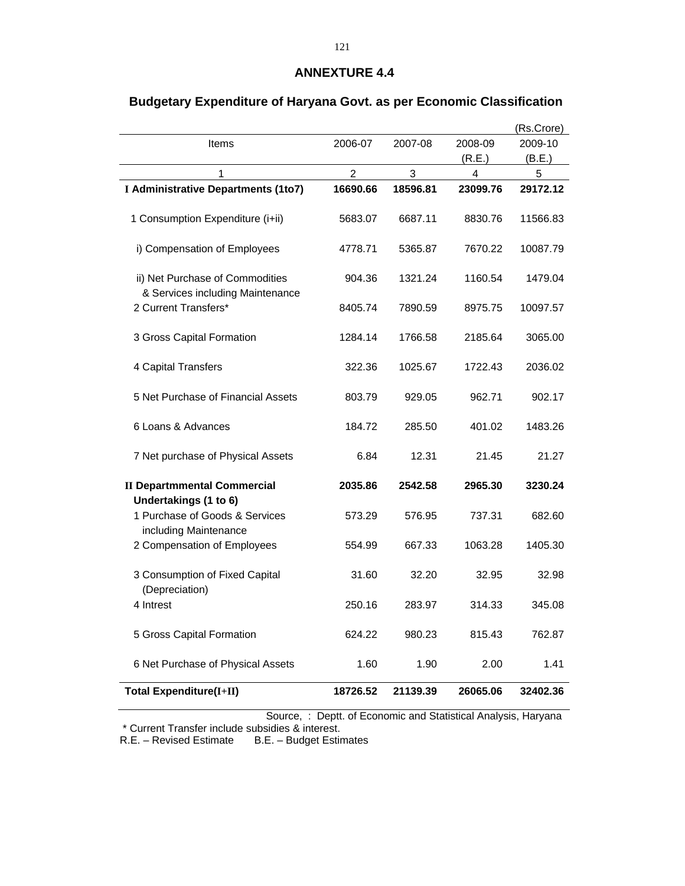# ANNEXTURE 4.4

## Budgetary Expenditure of Haryana Govt. as per Economic Classification

(Rs.Crore)

| Items | 2006-07 | 2007-08 | 2008-09 (R.E.) | 2009-10 (B.E.) |
|---|---|---|---|---|
| 1 | 2 | 3 | 4 | 5 |
| **I Administrative Departments (1to7)** | **16690.66** | **18596.81** | **23099.76** | **29172.12** |
| 1 Consumption Expenditure (i+ii) | 5683.07 | 6687.11 | 8830.76 | 11566.83 |
| i) Compensation of Employees | 4778.71 | 5365.87 | 7670.22 | 10087.79 |
| ii) Net Purchase of Commodities & Services including Maintenance | 904.36 | 1321.24 | 1160.54 | 1479.04 |
| 2 Current Transfers* | 8405.74 | 7890.59 | 8975.75 | 10097.57 |
| 3 Gross Capital Formation | 1284.14 | 1766.58 | 2185.64 | 3065.00 |
| 4 Capital Transfers | 322.36 | 1025.67 | 1722.43 | 2036.02 |
| 5 Net Purchase of Financial Assets | 803.79 | 929.05 | 962.71 | 902.17 |
| 6 Loans & Advances | 184.72 | 285.50 | 401.02 | 1483.26 |
| 7 Net purchase of Physical Assets | 6.84 | 12.31 | 21.45 | 21.27 |
| **II Departmmental Commercial Undertakings (1 to 6)** | **2035.86** | **2542.58** | **2965.30** | **3230.24** |
| 1 Purchase of Goods & Services including Maintenance | 573.29 | 576.95 | 737.31 | 682.60 |
| 2 Compensation of Employees | 554.99 | 667.33 | 1063.28 | 1405.30 |
| 3 Consumption of Fixed Capital (Depreciation) | 31.60 | 32.20 | 32.95 | 32.98 |
| 4 Intrest | 250.16 | 283.97 | 314.33 | 345.08 |
| 5 Gross Capital Formation | 624.22 | 980.23 | 815.43 | 762.87 |
| 6 Net Purchase of Physical Assets | 1.60 | 1.90 | 2.00 | 1.41 |
| **Total Expenditure(I+II)** | **18726.52** | **21139.39** | **26065.06** | **32402.36** |

Source, : Deptt. of Economic and Statistical Analysis, Haryana

\* Current Transfer include subsidies & interest.

R.E. – Revised Estimate B.E. – Budget Estimates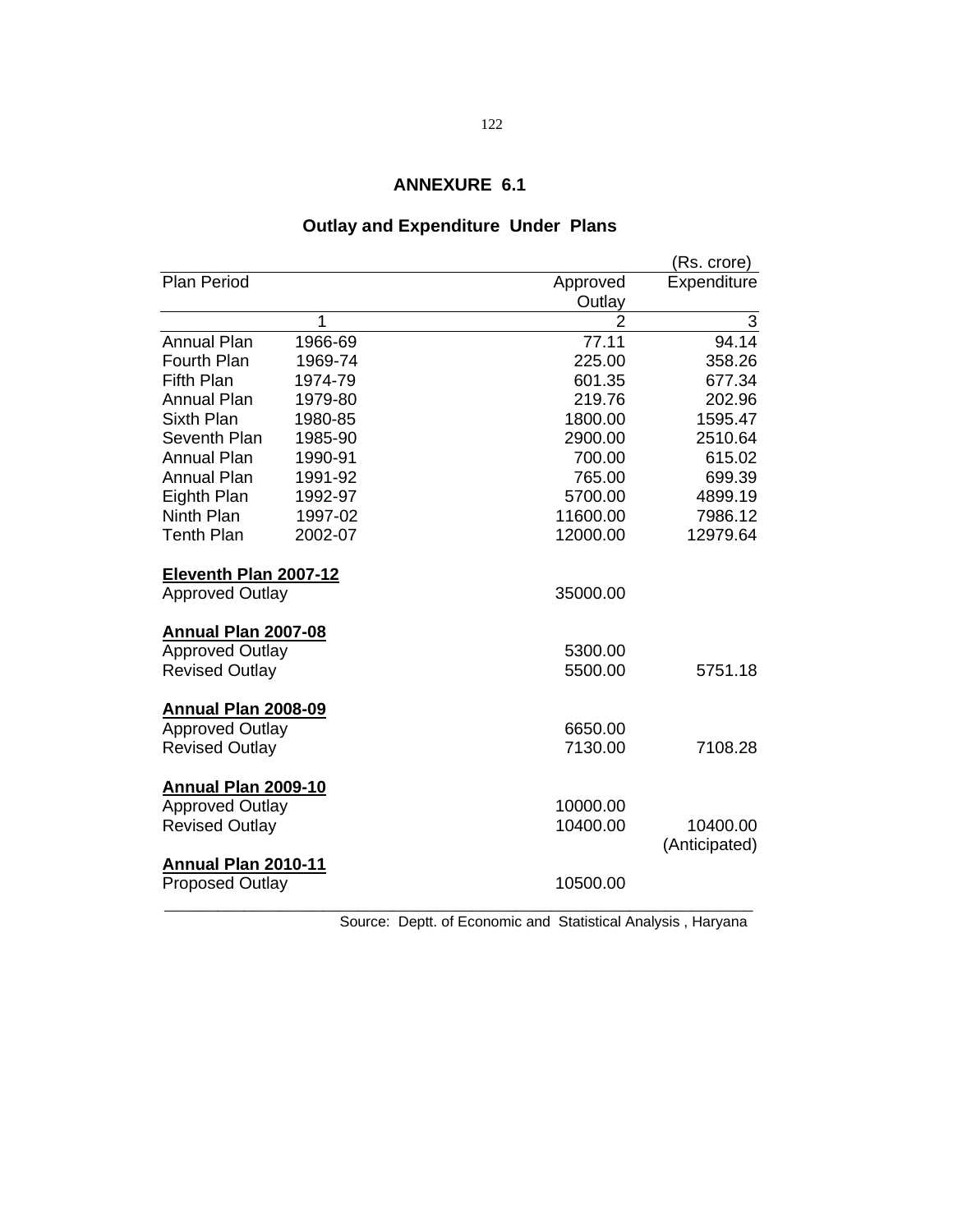## ANNEXURE 6.1

### Outlay and Expenditure Under Plans

(Rs. crore)

| Plan Period | | Approved Outlay | Expenditure |
|---|---|---|---|
| 1 | | 2 | 3 |
| Annual Plan | 1966-69 | 77.11 | 94.14 |
| Fourth Plan | 1969-74 | 225.00 | 358.26 |
| Fifth Plan | 1974-79 | 601.35 | 677.34 |
| Annual Plan | 1979-80 | 219.76 | 202.96 |
| Sixth Plan | 1980-85 | 1800.00 | 1595.47 |
| Seventh Plan | 1985-90 | 2900.00 | 2510.64 |
| Annual Plan | 1990-91 | 700.00 | 615.02 |
| Annual Plan | 1991-92 | 765.00 | 699.39 |
| Eighth Plan | 1992-97 | 5700.00 | 4899.19 |
| Ninth Plan | 1997-02 | 11600.00 | 7986.12 |
| Tenth Plan | 2002-07 | 12000.00 | 12979.64 |
| **Eleventh Plan 2007-12** | | | |
| Approved Outlay | | 35000.00 | |
| **Annual Plan 2007-08** | | | |
| Approved Outlay | | 5300.00 | |
| Revised Outlay | | 5500.00 | 5751.18 |
| **Annual Plan 2008-09** | | | |
| Approved Outlay | | 6650.00 | |
| Revised Outlay | | 7130.00 | 7108.28 |
| **Annual Plan 2009-10** | | | |
| Approved Outlay | | 10000.00 | |
| Revised Outlay | | 10400.00 | 10400.00 (Anticipated) |
| **Annual Plan 2010-11** | | | |
| Proposed Outlay | | 10500.00 | |

Source: Deptt. of Economic and Statistical Analysis , Haryana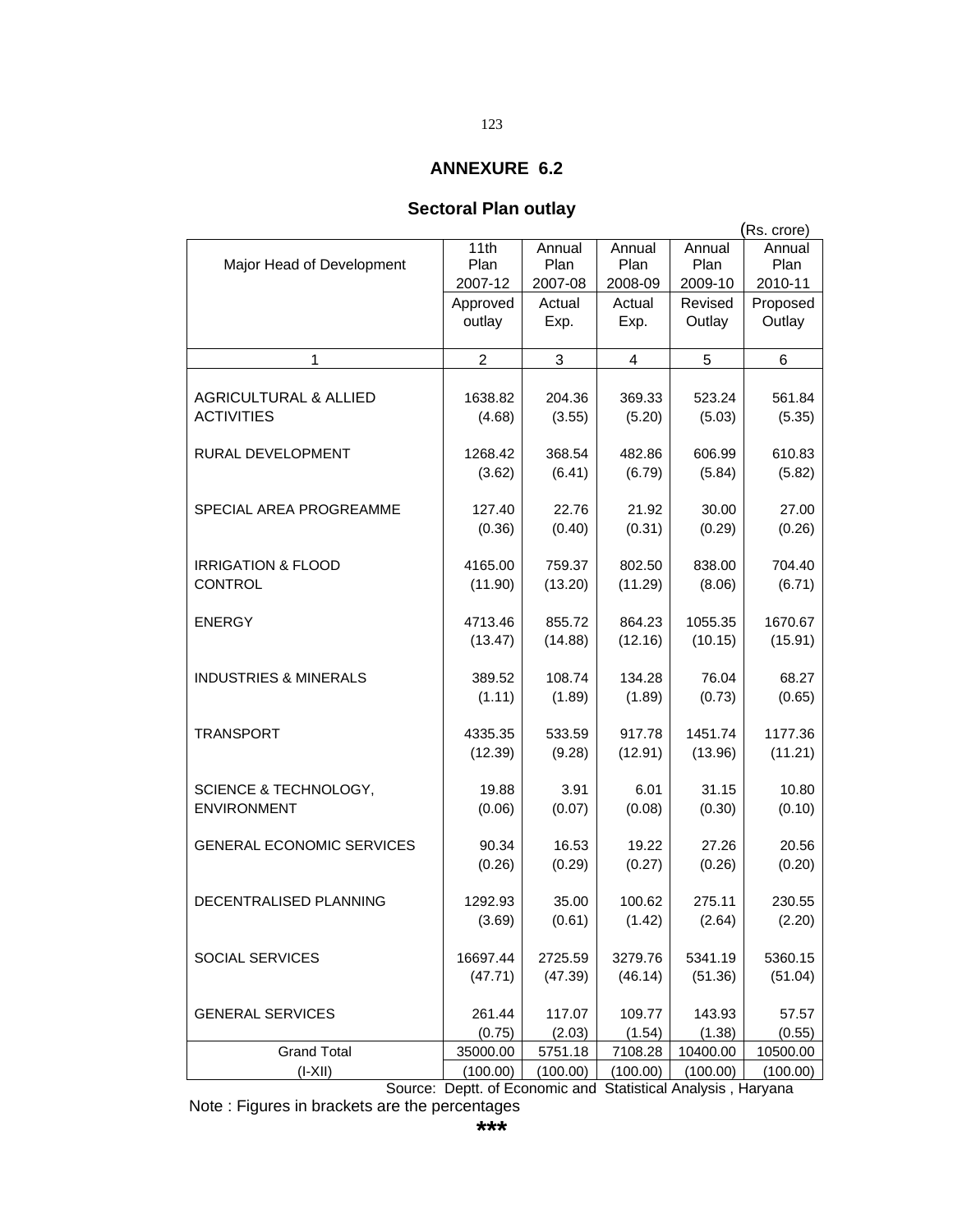## ANNEXURE 6.2

### Sectoral Plan outlay

(Rs. crore)

| Major Head of Development | 11th Plan 2007-12 Approved outlay | Annual Plan 2007-08 Actual Exp. | Annual Plan 2008-09 Actual Exp. | Annual Plan 2009-10 Revised Outlay | Annual Plan 2010-11 Proposed Outlay |
|---|---|---|---|---|---|
| 1 | 2 | 3 | 4 | 5 | 6 |
| AGRICULTURAL & ALLIED ACTIVITIES | 1638.82 (4.68) | 204.36 (3.55) | 369.33 (5.20) | 523.24 (5.03) | 561.84 (5.35) |
| RURAL DEVELOPMENT | 1268.42 (3.62) | 368.54 (6.41) | 482.86 (6.79) | 606.99 (5.84) | 610.83 (5.82) |
| SPECIAL AREA PROGREAMME | 127.40 (0.36) | 22.76 (0.40) | 21.92 (0.31) | 30.00 (0.29) | 27.00 (0.26) |
| IRRIGATION & FLOOD CONTROL | 4165.00 (11.90) | 759.37 (13.20) | 802.50 (11.29) | 838.00 (8.06) | 704.40 (6.71) |
| ENERGY | 4713.46 (13.47) | 855.72 (14.88) | 864.23 (12.16) | 1055.35 (10.15) | 1670.67 (15.91) |
| INDUSTRIES & MINERALS | 389.52 (1.11) | 108.74 (1.89) | 134.28 (1.89) | 76.04 (0.73) | 68.27 (0.65) |
| TRANSPORT | 4335.35 (12.39) | 533.59 (9.28) | 917.78 (12.91) | 1451.74 (13.96) | 1177.36 (11.21) |
| SCIENCE & TECHNOLOGY, ENVIRONMENT | 19.88 (0.06) | 3.91 (0.07) | 6.01 (0.08) | 31.15 (0.30) | 10.80 (0.10) |
| GENERAL ECONOMIC SERVICES | 90.34 (0.26) | 16.53 (0.29) | 19.22 (0.27) | 27.26 (0.26) | 20.56 (0.20) |
| DECENTRALISED PLANNING | 1292.93 (3.69) | 35.00 (0.61) | 100.62 (1.42) | 275.11 (2.64) | 230.55 (2.20) |
| SOCIAL SERVICES | 16697.44 (47.71) | 2725.59 (47.39) | 3279.76 (46.14) | 5341.19 (51.36) | 5360.15 (51.04) |
| GENERAL SERVICES | 261.44 (0.75) | 117.07 (2.03) | 109.77 (1.54) | 143.93 (1.38) | 57.57 (0.55) |
| Grand Total (I-XII) | 35000.00 (100.00) | 5751.18 (100.00) | 7108.28 (100.00) | 10400.00 (100.00) | 10500.00 (100.00) |

Source: Deptt. of Economic and Statistical Analysis , Haryana

Note : Figures in brackets are the percentages

***